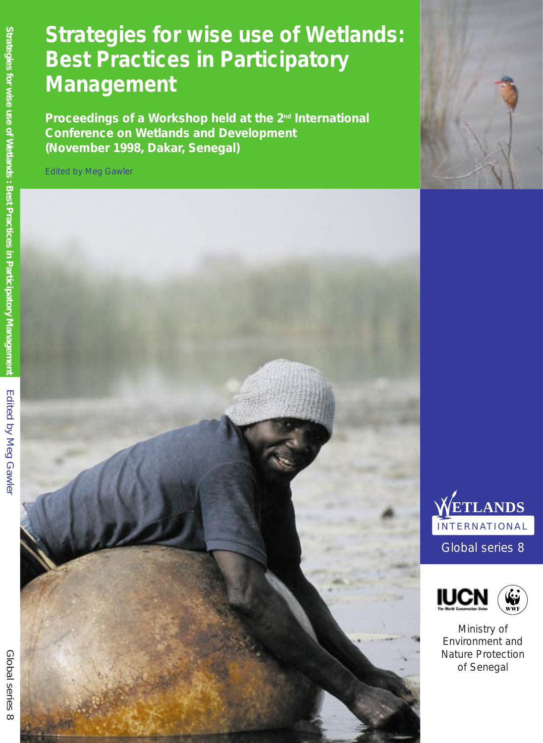# Strategies for wise use of Wetlands: Best Practices in Participatory Management

**Proceedings of a Workshop held at the 2nd International Conference on Wetlands and Development (November 1998, Dakar, Senegal)**

Edited by Meg Gawler

WETLANDS INTERNATIONAL

Global series 8

IUCN The World Conservation Union

WWF

Ministry of Environment and Nature Protection of Senegal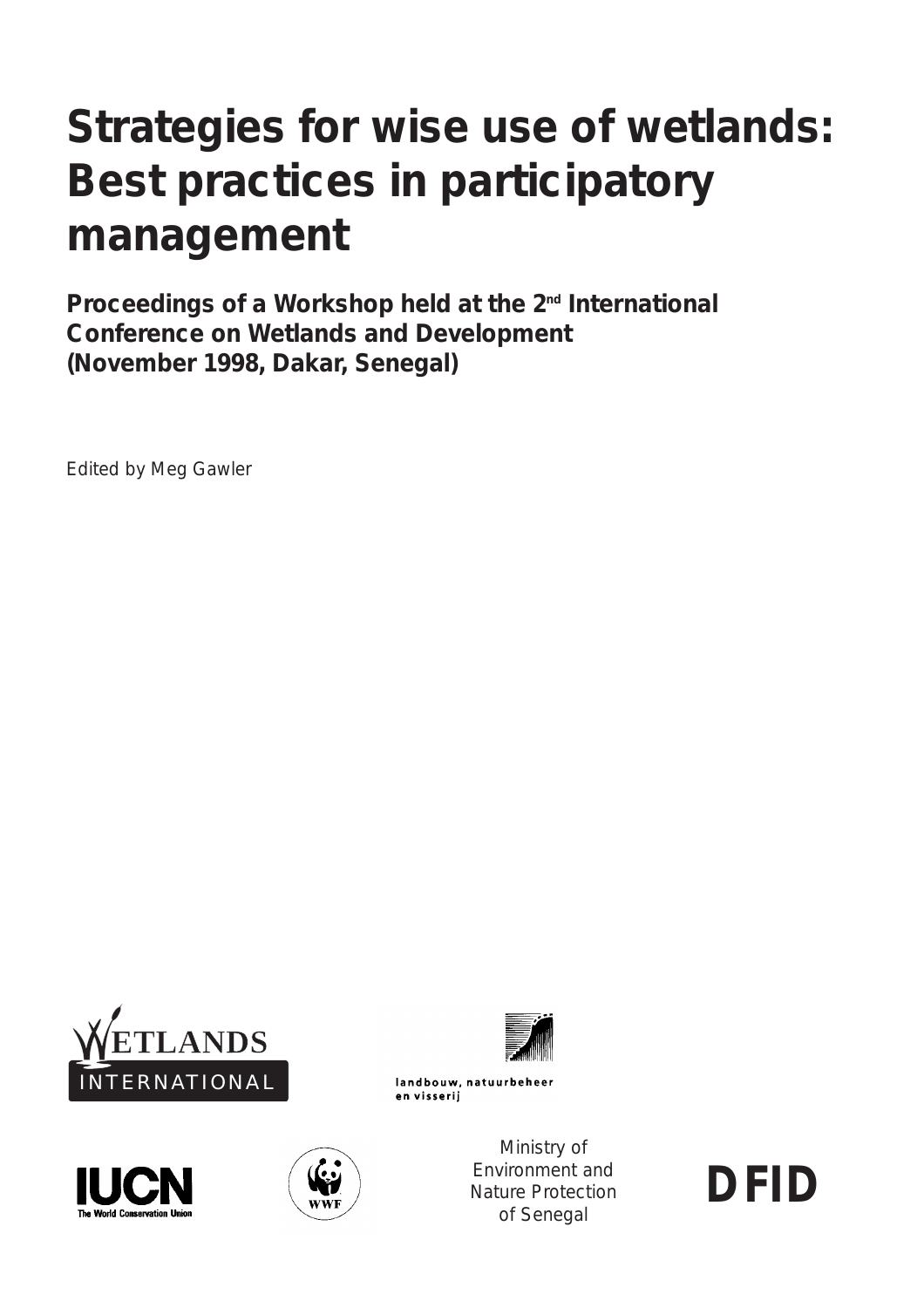# Strategies for wise use of wetlands: Best practices in participatory management

**Proceedings of a Workshop held at the 2nd International Conference on Wetlands and Development (November 1998, Dakar, Senegal)**

Edited by Meg Gawler

WETLANDS INTERNATIONAL

landbouw, natuurbeheer en visserij

IUCN The World Conservation Union

WWF

Ministry of Environment and Nature Protection of Senegal

DFID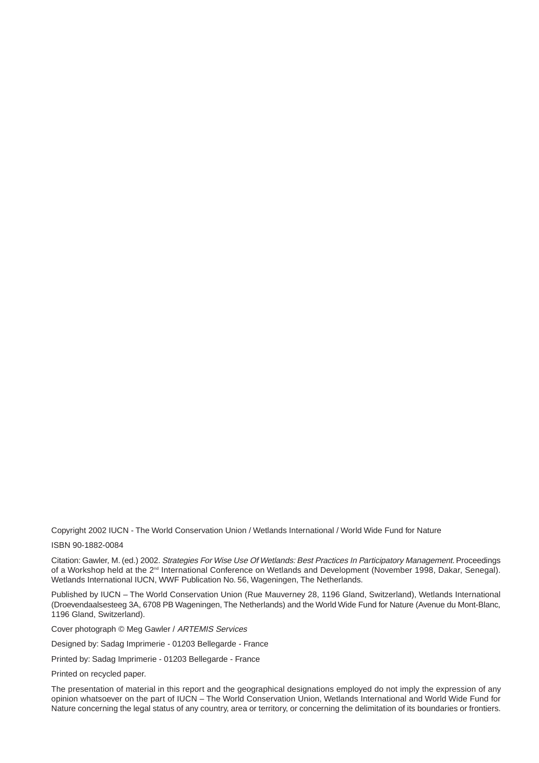Copyright 2002 IUCN - The World Conservation Union / Wetlands International / World Wide Fund for Nature

ISBN 90-1882-0084

Citation: Gawler, M. (ed.) 2002. *Strategies For Wise Use Of Wetlands: Best Practices In Participatory Management.* Proceedings of a Workshop held at the 2nd International Conference on Wetlands and Development (November 1998, Dakar, Senegal). Wetlands International IUCN, WWF Publication No. 56, Wageningen, The Netherlands.

Published by IUCN – The World Conservation Union (Rue Mauverney 28, 1196 Gland, Switzerland), Wetlands International (Droevendaalsesteeg 3A, 6708 PB Wageningen, The Netherlands) and the World Wide Fund for Nature (Avenue du Mont-Blanc, 1196 Gland, Switzerland).

Cover photograph © Meg Gawler / *ARTEMIS Services*

Designed by: Sadag Imprimerie - 01203 Bellegarde - France

Printed by: Sadag Imprimerie - 01203 Bellegarde - France

Printed on recycled paper.

The presentation of material in this report and the geographical designations employed do not imply the expression of any opinion whatsoever on the part of IUCN – The World Conservation Union, Wetlands International and World Wide Fund for Nature concerning the legal status of any country, area or territory, or concerning the delimitation of its boundaries or frontiers.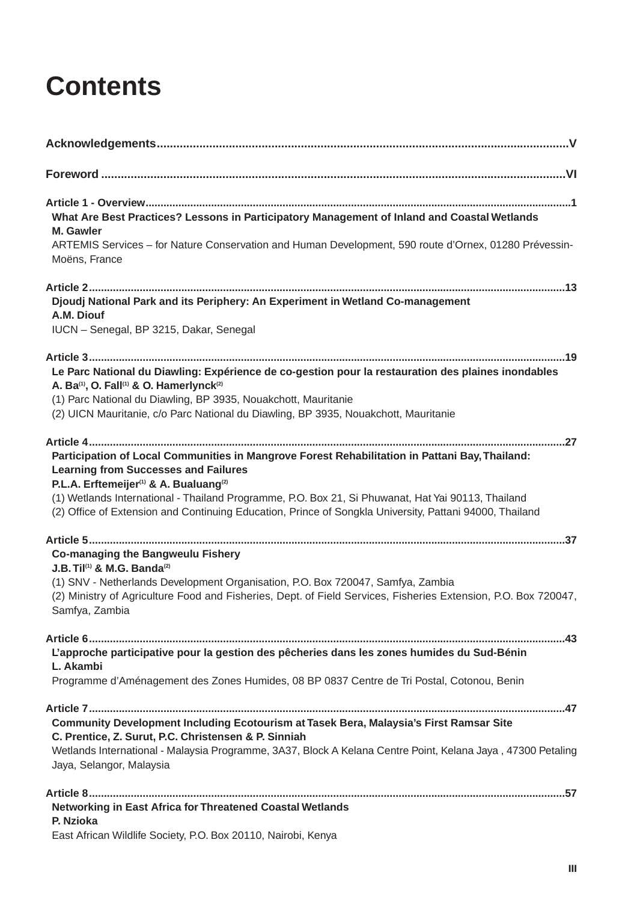# Contents

**Acknowledgements.............................................................................................................................V**

**Foreword ............................................................................................................................................VI**

**Article 1 - Overview............................................................................................................................1**

**What Are Best Practices? Lessons in Participatory Management of Inland and Coastal Wetlands**
**M. Gawler**
ARTEMIS Services – for Nature Conservation and Human Development, 590 route d'Ornex, 01280 Prévessin-Moëns, France

**Article 2...............................................................................................................................................13**

**Djoudj National Park and its Periphery: An Experiment in Wetland Co-management**
**A.M. Diouf**
IUCN – Senegal, BP 3215, Dakar, Senegal

**Article 3...............................................................................................................................................19**

**Le Parc National du Diawling: Expérience de co-gestion pour la restauration des plaines inondables**
**A. Ba[1], O. Fall[1] & O. Hamerlynck[2]**
(1) Parc National du Diawling, BP 3935, Nouakchott, Mauritanie
(2) UICN Mauritanie, c/o Parc National du Diawling, BP 3935, Nouakchott, Mauritanie

**Article 4...............................................................................................................................................27**

**Participation of Local Communities in Mangrove Forest Rehabilitation in Pattani Bay, Thailand: Learning from Successes and Failures**
**P.L.A. Erftemeijer[1] & A. Bualuang[2]**
(1) Wetlands International - Thailand Programme, P.O. Box 21, Si Phuwanat, Hat Yai 90113, Thailand
(2) Office of Extension and Continuing Education, Prince of Songkla University, Pattani 94000, Thailand

**Article 5...............................................................................................................................................37**

**Co-managing the Bangweulu Fishery**
**J.B. Til[1] & M.G. Banda[2]**
(1) SNV - Netherlands Development Organisation, P.O. Box 720047, Samfya, Zambia
(2) Ministry of Agriculture Food and Fisheries, Dept. of Field Services, Fisheries Extension, P.O. Box 720047, Samfya, Zambia

**Article 6...............................................................................................................................................43**

**L'approche participative pour la gestion des pêcheries dans les zones humides du Sud-Bénin**
**L. Akambi**
Programme d'Aménagement des Zones Humides, 08 BP 0837 Centre de Tri Postal, Cotonou, Benin

**Article 7...............................................................................................................................................47**

**Community Development Including Ecotourism at Tasek Bera, Malaysia's First Ramsar Site**
**C. Prentice, Z. Surut, P.C. Christensen & P. Sinniah**
Wetlands International - Malaysia Programme, 3A37, Block A Kelana Centre Point, Kelana Jaya , 47300 Petaling Jaya, Selangor, Malaysia

**Article 8...............................................................................................................................................57**

**Networking in East Africa for Threatened Coastal Wetlands**
**P. Nzioka**
East African Wildlife Society, P.O. Box 20110, Nairobi, Kenya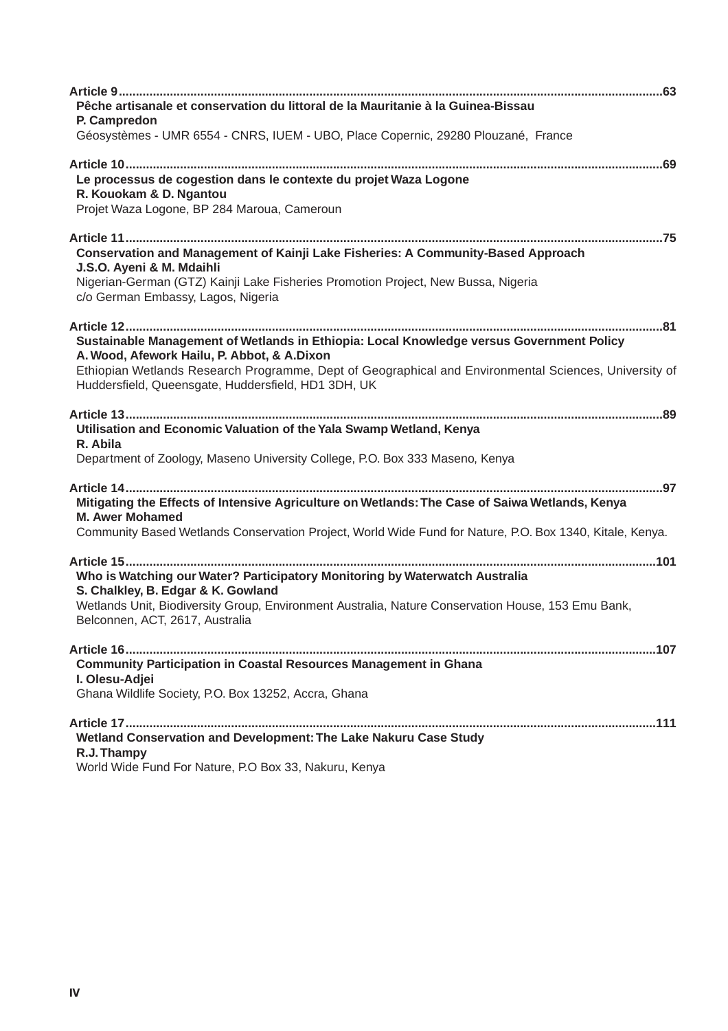**Article 9**.............................................................................................................................................................63

**Pêche artisanale et conservation du littoral de la Mauritanie à la Guinea-Bissau**
**P. Campredon**
Géosystèmes - UMR 6554 - CNRS, IUEM - UBO, Place Copernic, 29280 Plouzané, France

**Article 10**...........................................................................................................................................................69

**Le processus de cogestion dans le contexte du projet Waza Logone**
**R. Kouokam & D. Ngantou**
Projet Waza Logone, BP 284 Maroua, Cameroun

**Article 11**...........................................................................................................................................................75

**Conservation and Management of Kainji Lake Fisheries: A Community-Based Approach**
**J.S.O. Ayeni & M. Mdaihli**
Nigerian-German (GTZ) Kainji Lake Fisheries Promotion Project, New Bussa, Nigeria
c/o German Embassy, Lagos, Nigeria

**Article 12**...........................................................................................................................................................81

**Sustainable Management of Wetlands in Ethiopia: Local Knowledge versus Government Policy**
**A. Wood, Afework Hailu, P. Abbot, & A.Dixon**
Ethiopian Wetlands Research Programme, Dept of Geographical and Environmental Sciences, University of Huddersfield, Queensgate, Huddersfield, HD1 3DH, UK

**Article 13**...........................................................................................................................................................89

**Utilisation and Economic Valuation of the Yala Swamp Wetland, Kenya**
**R. Abila**
Department of Zoology, Maseno University College, P.O. Box 333 Maseno, Kenya

**Article 14**...........................................................................................................................................................97

**Mitigating the Effects of Intensive Agriculture on Wetlands: The Case of Saiwa Wetlands, Kenya**
**M. Awer Mohamed**
Community Based Wetlands Conservation Project, World Wide Fund for Nature, P.O. Box 1340, Kitale, Kenya.

**Article 15**.........................................................................................................................................................101

**Who is Watching our Water? Participatory Monitoring by Waterwatch Australia**
**S. Chalkley, B. Edgar & K. Gowland**
Wetlands Unit, Biodiversity Group, Environment Australia, Nature Conservation House, 153 Emu Bank, Belconnen, ACT, 2617, Australia

**Article 16**.........................................................................................................................................................107

**Community Participation in Coastal Resources Management in Ghana**
**I. Olesu-Adjei**
Ghana Wildlife Society, P.O. Box 13252, Accra, Ghana

**Article 17**.........................................................................................................................................................111

**Wetland Conservation and Development: The Lake Nakuru Case Study**
**R.J. Thampy**
World Wide Fund For Nature, P.O Box 33, Nakuru, Kenya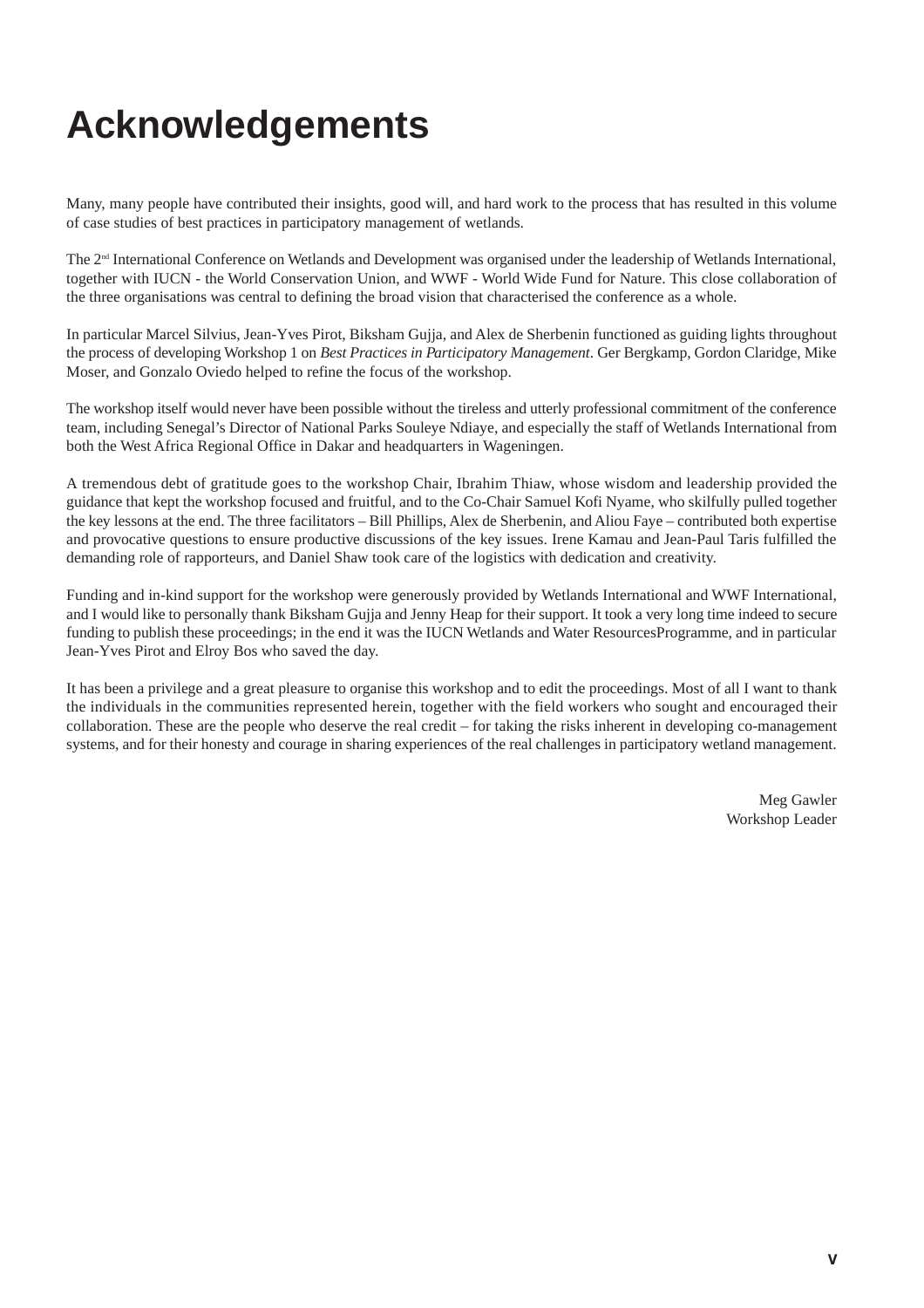# Acknowledgements

Many, many people have contributed their insights, good will, and hard work to the process that has resulted in this volume of case studies of best practices in participatory management of wetlands.

The 2nd International Conference on Wetlands and Development was organised under the leadership of Wetlands International, together with IUCN - the World Conservation Union, and WWF - World Wide Fund for Nature. This close collaboration of the three organisations was central to defining the broad vision that characterised the conference as a whole.

In particular Marcel Silvius, Jean-Yves Pirot, Biksham Gujja, and Alex de Sherbenin functioned as guiding lights throughout the process of developing Workshop 1 on *Best Practices in Participatory Management*. Ger Bergkamp, Gordon Claridge, Mike Moser, and Gonzalo Oviedo helped to refine the focus of the workshop.

The workshop itself would never have been possible without the tireless and utterly professional commitment of the conference team, including Senegal's Director of National Parks Souleye Ndiaye, and especially the staff of Wetlands International from both the West Africa Regional Office in Dakar and headquarters in Wageningen.

A tremendous debt of gratitude goes to the workshop Chair, Ibrahim Thiaw, whose wisdom and leadership provided the guidance that kept the workshop focused and fruitful, and to the Co-Chair Samuel Kofi Nyame, who skilfully pulled together the key lessons at the end. The three facilitators – Bill Phillips, Alex de Sherbenin, and Aliou Faye – contributed both expertise and provocative questions to ensure productive discussions of the key issues. Irene Kamau and Jean-Paul Taris fulfilled the demanding role of rapporteurs, and Daniel Shaw took care of the logistics with dedication and creativity.

Funding and in-kind support for the workshop were generously provided by Wetlands International and WWF International, and I would like to personally thank Biksham Gujja and Jenny Heap for their support. It took a very long time indeed to secure funding to publish these proceedings; in the end it was the IUCN Wetlands and Water ResourcesProgramme, and in particular Jean-Yves Pirot and Elroy Bos who saved the day.

It has been a privilege and a great pleasure to organise this workshop and to edit the proceedings. Most of all I want to thank the individuals in the communities represented herein, together with the field workers who sought and encouraged their collaboration. These are the people who deserve the real credit – for taking the risks inherent in developing co-management systems, and for their honesty and courage in sharing experiences of the real challenges in participatory wetland management.

Meg Gawler
Workshop Leader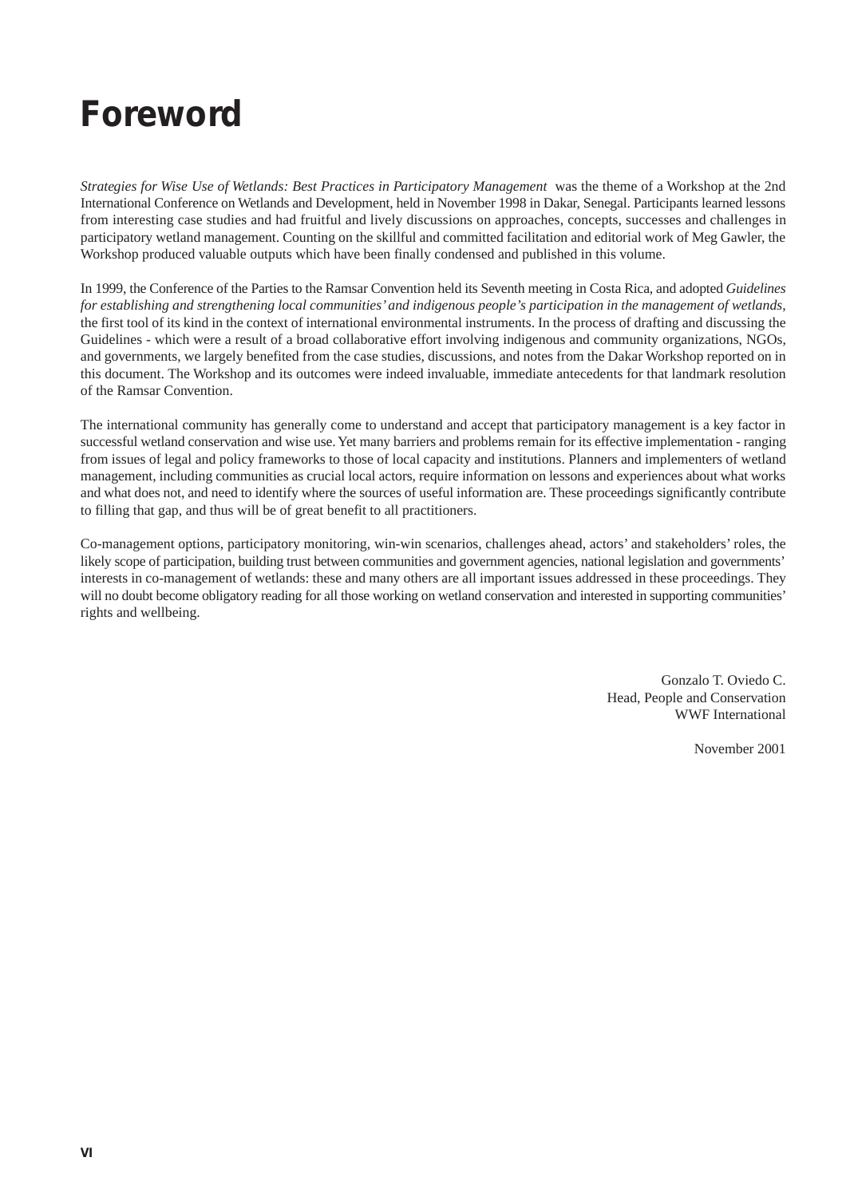# Foreword

*Strategies for Wise Use of Wetlands: Best Practices in Participatory Management* was the theme of a Workshop at the 2nd International Conference on Wetlands and Development, held in November 1998 in Dakar, Senegal. Participants learned lessons from interesting case studies and had fruitful and lively discussions on approaches, concepts, successes and challenges in participatory wetland management. Counting on the skillful and committed facilitation and editorial work of Meg Gawler, the Workshop produced valuable outputs which have been finally condensed and published in this volume.

In 1999, the Conference of the Parties to the Ramsar Convention held its Seventh meeting in Costa Rica, and adopted *Guidelines for establishing and strengthening local communities' and indigenous people's participation in the management of wetlands*, the first tool of its kind in the context of international environmental instruments. In the process of drafting and discussing the Guidelines - which were a result of a broad collaborative effort involving indigenous and community organizations, NGOs, and governments, we largely benefited from the case studies, discussions, and notes from the Dakar Workshop reported on in this document. The Workshop and its outcomes were indeed invaluable, immediate antecedents for that landmark resolution of the Ramsar Convention.

The international community has generally come to understand and accept that participatory management is a key factor in successful wetland conservation and wise use. Yet many barriers and problems remain for its effective implementation - ranging from issues of legal and policy frameworks to those of local capacity and institutions. Planners and implementers of wetland management, including communities as crucial local actors, require information on lessons and experiences about what works and what does not, and need to identify where the sources of useful information are. These proceedings significantly contribute to filling that gap, and thus will be of great benefit to all practitioners.

Co-management options, participatory monitoring, win-win scenarios, challenges ahead, actors' and stakeholders' roles, the likely scope of participation, building trust between communities and government agencies, national legislation and governments' interests in co-management of wetlands: these and many others are all important issues addressed in these proceedings. They will no doubt become obligatory reading for all those working on wetland conservation and interested in supporting communities' rights and wellbeing.

Gonzalo T. Oviedo C.
Head, People and Conservation
WWF International

November 2001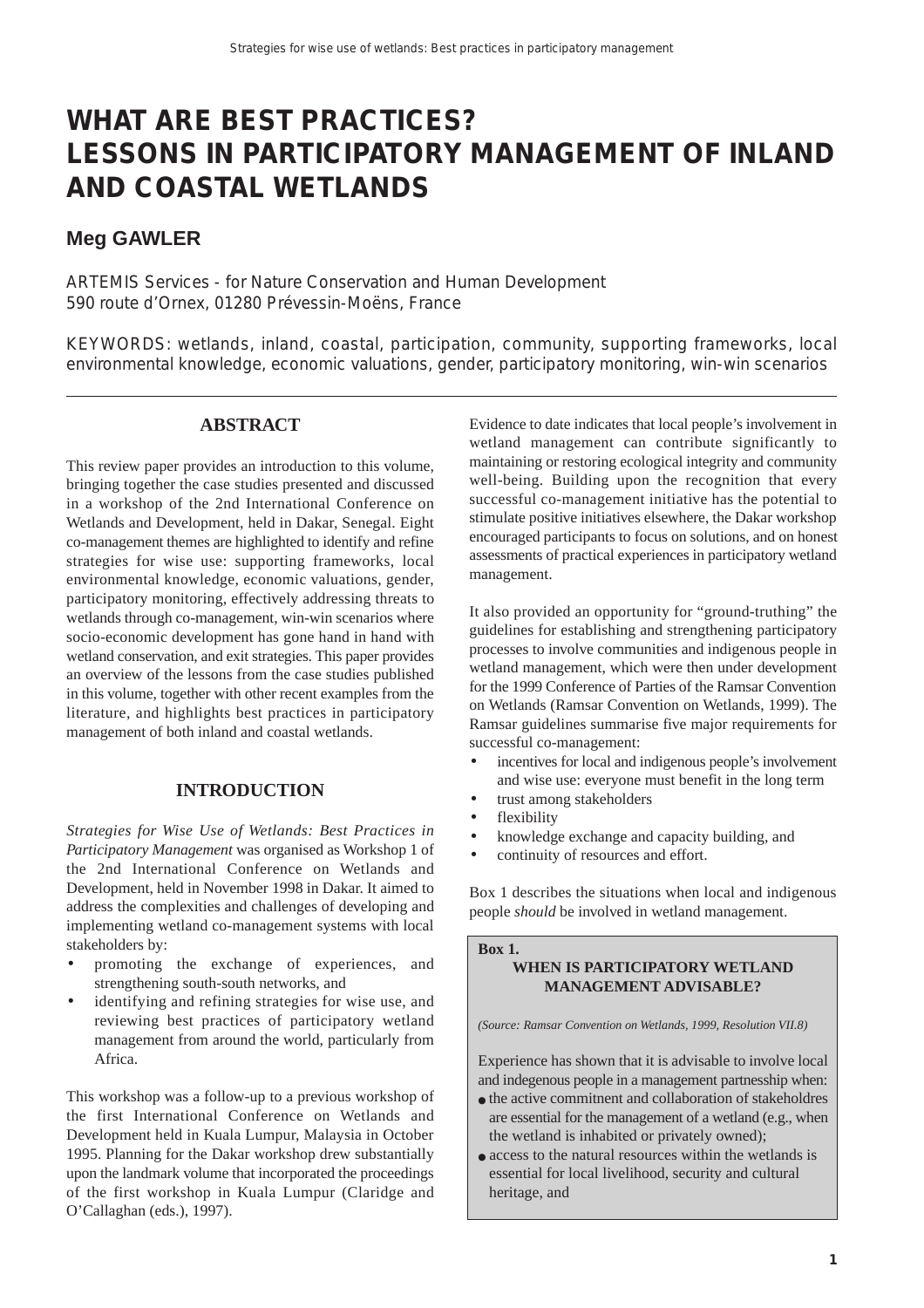# WHAT ARE BEST PRACTICES? LESSONS IN PARTICIPATORY MANAGEMENT OF INLAND AND COASTAL WETLANDS

## Meg GAWLER

ARTEMIS Services - for Nature Conservation and Human Development
590 route d'Ornex, 01280 Prévessin-Moëns, France

KEYWORDS: wetlands, inland, coastal, participation, community, supporting frameworks, local environmental knowledge, economic valuations, gender, participatory monitoring, win-win scenarios

---

### ABSTRACT

This review paper provides an introduction to this volume, bringing together the case studies presented and discussed in a workshop of the 2nd International Conference on Wetlands and Development, held in Dakar, Senegal. Eight co-management themes are highlighted to identify and refine strategies for wise use: supporting frameworks, local environmental knowledge, economic valuations, gender, participatory monitoring, effectively addressing threats to wetlands through co-management, win-win scenarios where socio-economic development has gone hand in hand with wetland conservation, and exit strategies. This paper provides an overview of the lessons from the case studies published in this volume, together with other recent examples from the literature, and highlights best practices in participatory management of both inland and coastal wetlands.

### INTRODUCTION

*Strategies for Wise Use of Wetlands: Best Practices in Participatory Management* was organised as Workshop 1 of the 2nd International Conference on Wetlands and Development, held in November 1998 in Dakar. It aimed to address the complexities and challenges of developing and implementing wetland co-management systems with local stakeholders by:

- promoting the exchange of experiences, and strengthening south-south networks, and
- identifying and refining strategies for wise use, and reviewing best practices of participatory wetland management from around the world, particularly from Africa.

This workshop was a follow-up to a previous workshop of the first International Conference on Wetlands and Development held in Kuala Lumpur, Malaysia in October 1995. Planning for the Dakar workshop drew substantially upon the landmark volume that incorporated the proceedings of the first workshop in Kuala Lumpur (Claridge and O'Callaghan (eds.), 1997).

Evidence to date indicates that local people's involvement in wetland management can contribute significantly to maintaining or restoring ecological integrity and community well-being. Building upon the recognition that every successful co-management initiative has the potential to stimulate positive initiatives elsewhere, the Dakar workshop encouraged participants to focus on solutions, and on honest assessments of practical experiences in participatory wetland management.

It also provided an opportunity for "ground-truthing" the guidelines for establishing and strengthening participatory processes to involve communities and indigenous people in wetland management, which were then under development for the 1999 Conference of Parties of the Ramsar Convention on Wetlands (Ramsar Convention on Wetlands, 1999). The Ramsar guidelines summarise five major requirements for successful co-management:

- incentives for local and indigenous people's involvement and wise use: everyone must benefit in the long term
- trust among stakeholders
- flexibility
- knowledge exchange and capacity building, and
- continuity of resources and effort.

Box 1 describes the situations when local and indigenous people *should* be involved in wetland management.

> **Box 1.**
> **WHEN IS PARTICIPATORY WETLAND MANAGEMENT ADVISABLE?**
>
> *(Source: Ramsar Convention on Wetlands, 1999, Resolution VII.8)*
>
> Experience has shown that it is advisable to involve local and indegenous people in a management partnesship when:
>
> - the active commitnent and collaboration of stakeholdres are essential for the management of a wetland (e.g., when the wetland is inhabited or privately owned);
> - access to the natural resources within the wetlands is essential for local livelihood, security and cultural heritage, and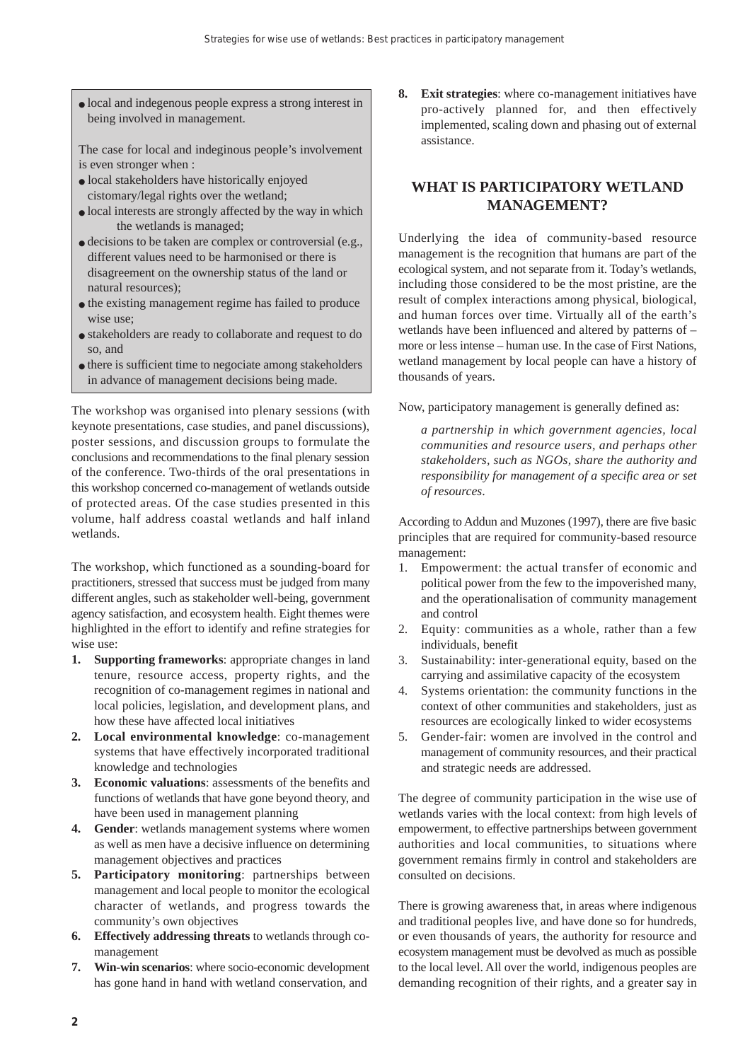- local and indegenous people express a strong interest in being involved in management.

The case for local and indeginous people's involvement is even stronger when :

- local stakeholders have historically enjoyed cistomary/legal rights over the wetland;
- local interests are strongly affected by the way in which the wetlands is managed;
- decisions to be taken are complex or controversial (e.g., different values need to be harmonised or there is disagreement on the ownership status of the land or natural resources);
- the existing management regime has failed to produce wise use;
- stakeholders are ready to collaborate and request to do so, and
- there is sufficient time to negociate among stakeholders in advance of management decisions being made.

The workshop was organised into plenary sessions (with keynote presentations, case studies, and panel discussions), poster sessions, and discussion groups to formulate the conclusions and recommendations to the final plenary session of the conference. Two-thirds of the oral presentations in this workshop concerned co-management of wetlands outside of protected areas. Of the case studies presented in this volume, half address coastal wetlands and half inland wetlands.

The workshop, which functioned as a sounding-board for practitioners, stressed that success must be judged from many different angles, such as stakeholder well-being, government agency satisfaction, and ecosystem health. Eight themes were highlighted in the effort to identify and refine strategies for wise use:

1. **Supporting frameworks**: appropriate changes in land tenure, resource access, property rights, and the recognition of co-management regimes in national and local policies, legislation, and development plans, and how these have affected local initiatives
2. **Local environmental knowledge**: co-management systems that have effectively incorporated traditional knowledge and technologies
3. **Economic valuations**: assessments of the benefits and functions of wetlands that have gone beyond theory, and have been used in management planning
4. **Gender**: wetlands management systems where women as well as men have a decisive influence on determining management objectives and practices
5. **Participatory monitoring**: partnerships between management and local people to monitor the ecological character of wetlands, and progress towards the community's own objectives
6. **Effectively addressing threats** to wetlands through co-management
7. **Win-win scenarios**: where socio-economic development has gone hand in hand with wetland conservation, and
8. **Exit strategies**: where co-management initiatives have pro-actively planned for, and then effectively implemented, scaling down and phasing out of external assistance.

## WHAT IS PARTICIPATORY WETLAND MANAGEMENT?

Underlying the idea of community-based resource management is the recognition that humans are part of the ecological system, and not separate from it. Today's wetlands, including those considered to be the most pristine, are the result of complex interactions among physical, biological, and human forces over time. Virtually all of the earth's wetlands have been influenced and altered by patterns of – more or less intense – human use. In the case of First Nations, wetland management by local people can have a history of thousands of years.

Now, participatory management is generally defined as:

> *a partnership in which government agencies, local communities and resource users, and perhaps other stakeholders, such as NGOs, share the authority and responsibility for management of a specific area or set of resources.*

According to Addun and Muzones (1997), there are five basic principles that are required for community-based resource management:

1. Empowerment: the actual transfer of economic and political power from the few to the impoverished many, and the operationalisation of community management and control
2. Equity: communities as a whole, rather than a few individuals, benefit
3. Sustainability: inter-generational equity, based on the carrying and assimilative capacity of the ecosystem
4. Systems orientation: the community functions in the context of other communities and stakeholders, just as resources are ecologically linked to wider ecosystems
5. Gender-fair: women are involved in the control and management of community resources, and their practical and strategic needs are addressed.

The degree of community participation in the wise use of wetlands varies with the local context: from high levels of empowerment, to effective partnerships between government authorities and local communities, to situations where government remains firmly in control and stakeholders are consulted on decisions.

There is growing awareness that, in areas where indigenous and traditional peoples live, and have done so for hundreds, or even thousands of years, the authority for resource and ecosystem management must be devolved as much as possible to the local level. All over the world, indigenous peoples are demanding recognition of their rights, and a greater say in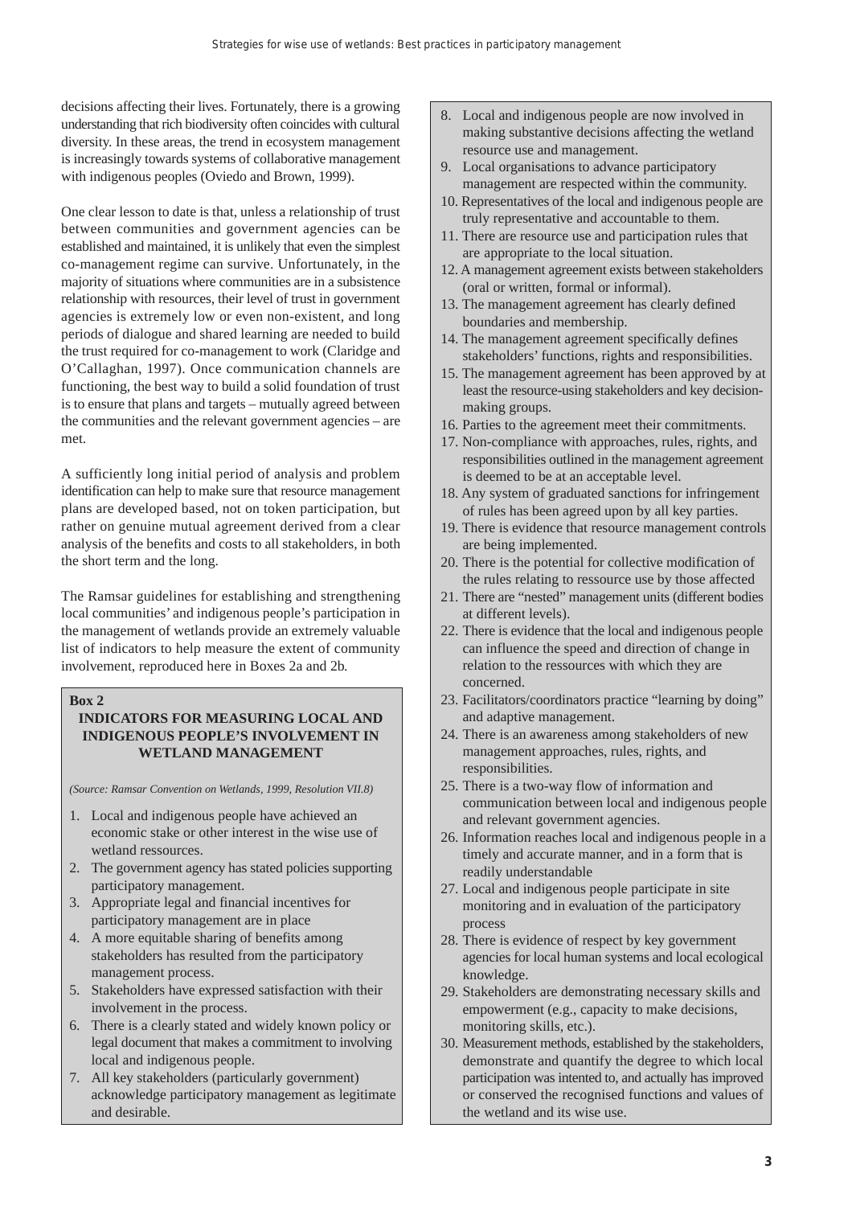decisions affecting their lives. Fortunately, there is a growing understanding that rich biodiversity often coincides with cultural diversity. In these areas, the trend in ecosystem management is increasingly towards systems of collaborative management with indigenous peoples (Oviedo and Brown, 1999).

One clear lesson to date is that, unless a relationship of trust between communities and government agencies can be established and maintained, it is unlikely that even the simplest co-management regime can survive. Unfortunately, in the majority of situations where communities are in a subsistence relationship with resources, their level of trust in government agencies is extremely low or even non-existent, and long periods of dialogue and shared learning are needed to build the trust required for co-management to work (Claridge and O'Callaghan, 1997). Once communication channels are functioning, the best way to build a solid foundation of trust is to ensure that plans and targets – mutually agreed between the communities and the relevant government agencies – are met.

A sufficiently long initial period of analysis and problem identification can help to make sure that resource management plans are developed based, not on token participation, but rather on genuine mutual agreement derived from a clear analysis of the benefits and costs to all stakeholders, in both the short term and the long.

The Ramsar guidelines for establishing and strengthening local communities' and indigenous people's participation in the management of wetlands provide an extremely valuable list of indicators to help measure the extent of community involvement, reproduced here in Boxes 2a and 2b.

**Box 2**

**INDICATORS FOR MEASURING LOCAL AND INDIGENOUS PEOPLE'S INVOLVEMENT IN WETLAND MANAGEMENT**

*(Source: Ramsar Convention on Wetlands, 1999, Resolution VII.8)*

1. Local and indigenous people have achieved an economic stake or other interest in the wise use of wetland ressources.
2. The government agency has stated policies supporting participatory management.
3. Appropriate legal and financial incentives for participatory management are in place
4. A more equitable sharing of benefits among stakeholders has resulted from the participatory management process.
5. Stakeholders have expressed satisfaction with their involvement in the process.
6. There is a clearly stated and widely known policy or legal document that makes a commitment to involving local and indigenous people.
7. All key stakeholders (particularly government) acknowledge participatory management as legitimate and desirable.
8. Local and indigenous people are now involved in making substantive decisions affecting the wetland resource use and management.
9. Local organisations to advance participatory management are respected within the community.
10. Representatives of the local and indigenous people are truly representative and accountable to them.
11. There are resource use and participation rules that are appropriate to the local situation.
12. A management agreement exists between stakeholders (oral or written, formal or informal).
13. The management agreement has clearly defined boundaries and membership.
14. The management agreement specifically defines stakeholders' functions, rights and responsibilities.
15. The management agreement has been approved by at least the resource-using stakeholders and key decision-making groups.
16. Parties to the agreement meet their commitments.
17. Non-compliance with approaches, rules, rights, and responsibilities outlined in the management agreement is deemed to be at an acceptable level.
18. Any system of graduated sanctions for infringement of rules has been agreed upon by all key parties.
19. There is evidence that resource management controls are being implemented.
20. There is the potential for collective modification of the rules relating to ressource use by those affected
21. There are "nested" management units (different bodies at different levels).
22. There is evidence that the local and indigenous people can influence the speed and direction of change in relation to the ressources with which they are concerned.
23. Facilitators/coordinators practice "learning by doing" and adaptive management.
24. There is an awareness among stakeholders of new management approaches, rules, rights, and responsibilities.
25. There is a two-way flow of information and communication between local and indigenous people and relevant government agencies.
26. Information reaches local and indigenous people in a timely and accurate manner, and in a form that is readily understandable
27. Local and indigenous people participate in site monitoring and in evaluation of the participatory process
28. There is evidence of respect by key government agencies for local human systems and local ecological knowledge.
29. Stakeholders are demonstrating necessary skills and empowerment (e.g., capacity to make decisions, monitoring skills, etc.).
30. Measurement methods, established by the stakeholders, demonstrate and quantify the degree to which local participation was intented to, and actually has improved or conserved the recognised functions and values of the wetland and its wise use.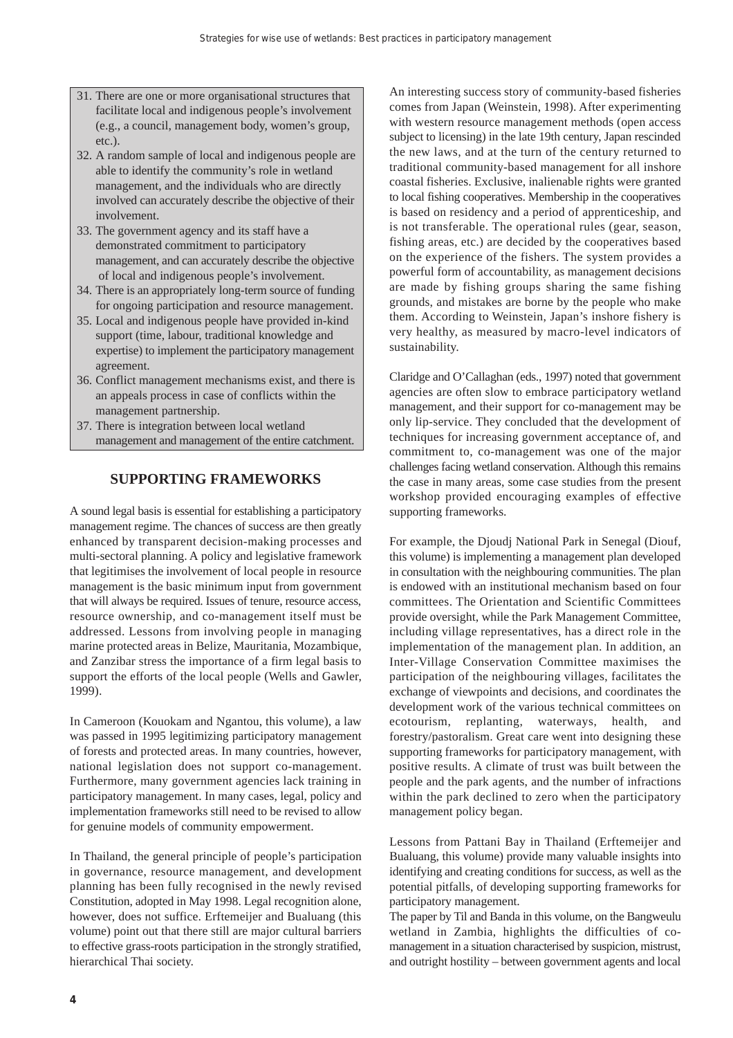31. There are one or more organisational structures that facilitate local and indigenous people's involvement (e.g., a council, management body, women's group, etc.).
32. A random sample of local and indigenous people are able to identify the community's role in wetland management, and the individuals who are directly involved can accurately describe the objective of their involvement.
33. The government agency and its staff have a demonstrated commitment to participatory management, and can accurately describe the objective of local and indigenous people's involvement.
34. There is an appropriately long-term source of funding for ongoing participation and resource management.
35. Local and indigenous people have provided in-kind support (time, labour, traditional knowledge and expertise) to implement the participatory management agreement.
36. Conflict management mechanisms exist, and there is an appeals process in case of conflicts within the management partnership.
37. There is integration between local wetland management and management of the entire catchment.

## SUPPORTING FRAMEWORKS

A sound legal basis is essential for establishing a participatory management regime. The chances of success are then greatly enhanced by transparent decision-making processes and multi-sectoral planning. A policy and legislative framework that legitimises the involvement of local people in resource management is the basic minimum input from government that will always be required. Issues of tenure, resource access, resource ownership, and co-management itself must be addressed. Lessons from involving people in managing marine protected areas in Belize, Mauritania, Mozambique, and Zanzibar stress the importance of a firm legal basis to support the efforts of the local people (Wells and Gawler, 1999).

In Cameroon (Kouokam and Ngantou, this volume), a law was passed in 1995 legitimizing participatory management of forests and protected areas. In many countries, however, national legislation does not support co-management. Furthermore, many government agencies lack training in participatory management. In many cases, legal, policy and implementation frameworks still need to be revised to allow for genuine models of community empowerment.

In Thailand, the general principle of people's participation in governance, resource management, and development planning has been fully recognised in the newly revised Constitution, adopted in May 1998. Legal recognition alone, however, does not suffice. Erftemeijer and Bualuang (this volume) point out that there still are major cultural barriers to effective grass-roots participation in the strongly stratified, hierarchical Thai society.

An interesting success story of community-based fisheries comes from Japan (Weinstein, 1998). After experimenting with western resource management methods (open access subject to licensing) in the late 19th century, Japan rescinded the new laws, and at the turn of the century returned to traditional community-based management for all inshore coastal fisheries. Exclusive, inalienable rights were granted to local fishing cooperatives. Membership in the cooperatives is based on residency and a period of apprenticeship, and is not transferable. The operational rules (gear, season, fishing areas, etc.) are decided by the cooperatives based on the experience of the fishers. The system provides a powerful form of accountability, as management decisions are made by fishing groups sharing the same fishing grounds, and mistakes are borne by the people who make them. According to Weinstein, Japan's inshore fishery is very healthy, as measured by macro-level indicators of sustainability.

Claridge and O'Callaghan (eds., 1997) noted that government agencies are often slow to embrace participatory wetland management, and their support for co-management may be only lip-service. They concluded that the development of techniques for increasing government acceptance of, and commitment to, co-management was one of the major challenges facing wetland conservation. Although this remains the case in many areas, some case studies from the present workshop provided encouraging examples of effective supporting frameworks.

For example, the Djoudj National Park in Senegal (Diouf, this volume) is implementing a management plan developed in consultation with the neighbouring communities. The plan is endowed with an institutional mechanism based on four committees. The Orientation and Scientific Committees provide oversight, while the Park Management Committee, including village representatives, has a direct role in the implementation of the management plan. In addition, an Inter-Village Conservation Committee maximises the participation of the neighbouring villages, facilitates the exchange of viewpoints and decisions, and coordinates the development work of the various technical committees on ecotourism, replanting, waterways, health, and forestry/pastoralism. Great care went into designing these supporting frameworks for participatory management, with positive results. A climate of trust was built between the people and the park agents, and the number of infractions within the park declined to zero when the participatory management policy began.

Lessons from Pattani Bay in Thailand (Erftemeijer and Bualuang, this volume) provide many valuable insights into identifying and creating conditions for success, as well as the potential pitfalls, of developing supporting frameworks for participatory management.

The paper by Til and Banda in this volume, on the Bangweulu wetland in Zambia, highlights the difficulties of co-management in a situation characterised by suspicion, mistrust, and outright hostility – between government agents and local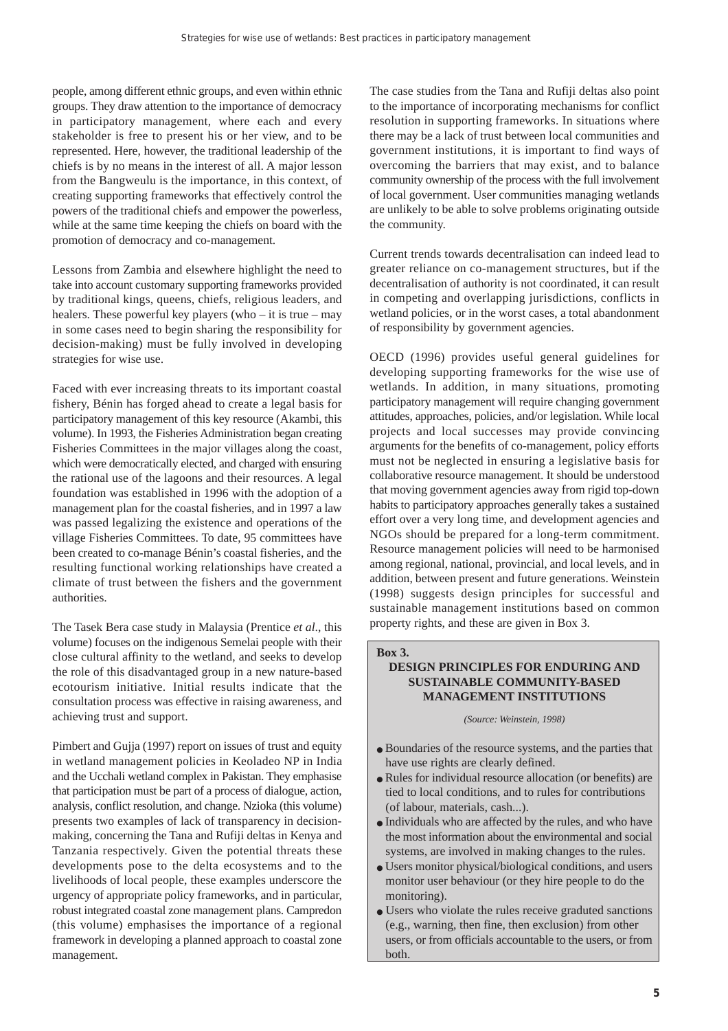people, among different ethnic groups, and even within ethnic groups. They draw attention to the importance of democracy in participatory management, where each and every stakeholder is free to present his or her view, and to be represented. Here, however, the traditional leadership of the chiefs is by no means in the interest of all. A major lesson from the Bangweulu is the importance, in this context, of creating supporting frameworks that effectively control the powers of the traditional chiefs and empower the powerless, while at the same time keeping the chiefs on board with the promotion of democracy and co-management.

Lessons from Zambia and elsewhere highlight the need to take into account customary supporting frameworks provided by traditional kings, queens, chiefs, religious leaders, and healers. These powerful key players (who – it is true – may in some cases need to begin sharing the responsibility for decision-making) must be fully involved in developing strategies for wise use.

Faced with ever increasing threats to its important coastal fishery, Bénin has forged ahead to create a legal basis for participatory management of this key resource (Akambi, this volume). In 1993, the Fisheries Administration began creating Fisheries Committees in the major villages along the coast, which were democratically elected, and charged with ensuring the rational use of the lagoons and their resources. A legal foundation was established in 1996 with the adoption of a management plan for the coastal fisheries, and in 1997 a law was passed legalizing the existence and operations of the village Fisheries Committees. To date, 95 committees have been created to co-manage Bénin's coastal fisheries, and the resulting functional working relationships have created a climate of trust between the fishers and the government authorities.

The Tasek Bera case study in Malaysia (Prentice *et al*., this volume) focuses on the indigenous Semelai people with their close cultural affinity to the wetland, and seeks to develop the role of this disadvantaged group in a new nature-based ecotourism initiative. Initial results indicate that the consultation process was effective in raising awareness, and achieving trust and support.

Pimbert and Gujja (1997) report on issues of trust and equity in wetland management policies in Keoladeo NP in India and the Ucchali wetland complex in Pakistan. They emphasise that participation must be part of a process of dialogue, action, analysis, conflict resolution, and change. Nzioka (this volume) presents two examples of lack of transparency in decision-making, concerning the Tana and Rufiji deltas in Kenya and Tanzania respectively. Given the potential threats these developments pose to the delta ecosystems and to the livelihoods of local people, these examples underscore the urgency of appropriate policy frameworks, and in particular, robust integrated coastal zone management plans. Campredon (this volume) emphasises the importance of a regional framework in developing a planned approach to coastal zone management.

The case studies from the Tana and Rufiji deltas also point to the importance of incorporating mechanisms for conflict resolution in supporting frameworks. In situations where there may be a lack of trust between local communities and government institutions, it is important to find ways of overcoming the barriers that may exist, and to balance community ownership of the process with the full involvement of local government. User communities managing wetlands are unlikely to be able to solve problems originating outside the community.

Current trends towards decentralisation can indeed lead to greater reliance on co-management structures, but if the decentralisation of authority is not coordinated, it can result in competing and overlapping jurisdictions, conflicts in wetland policies, or in the worst cases, a total abandonment of responsibility by government agencies.

OECD (1996) provides useful general guidelines for developing supporting frameworks for the wise use of wetlands. In addition, in many situations, promoting participatory management will require changing government attitudes, approaches, policies, and/or legislation. While local projects and local successes may provide convincing arguments for the benefits of co-management, policy efforts must not be neglected in ensuring a legislative basis for collaborative resource management. It should be understood that moving government agencies away from rigid top-down habits to participatory approaches generally takes a sustained effort over a very long time, and development agencies and NGOs should be prepared for a long-term commitment. Resource management policies will need to be harmonised among regional, national, provincial, and local levels, and in addition, between present and future generations. Weinstein (1998) suggests design principles for successful and sustainable management institutions based on common property rights, and these are given in Box 3.

**Box 3.**

**DESIGN PRINCIPLES FOR ENDURING AND SUSTAINABLE COMMUNITY-BASED MANAGEMENT INSTITUTIONS**

*(Source: Weinstein, 1998)*

- Boundaries of the resource systems, and the parties that have use rights are clearly defined.
- Rules for individual resource allocation (or benefits) are tied to local conditions, and to rules for contributions (of labour, materials, cash...).
- Individuals who are affected by the rules, and who have the most information about the environmental and social systems, are involved in making changes to the rules.
- Users monitor physical/biological conditions, and users monitor user behaviour (or they hire people to do the monitoring).
- Users who violate the rules receive graduated sanctions (e.g., warning, then fine, then exclusion) from other users, or from officials accountable to the users, or from both.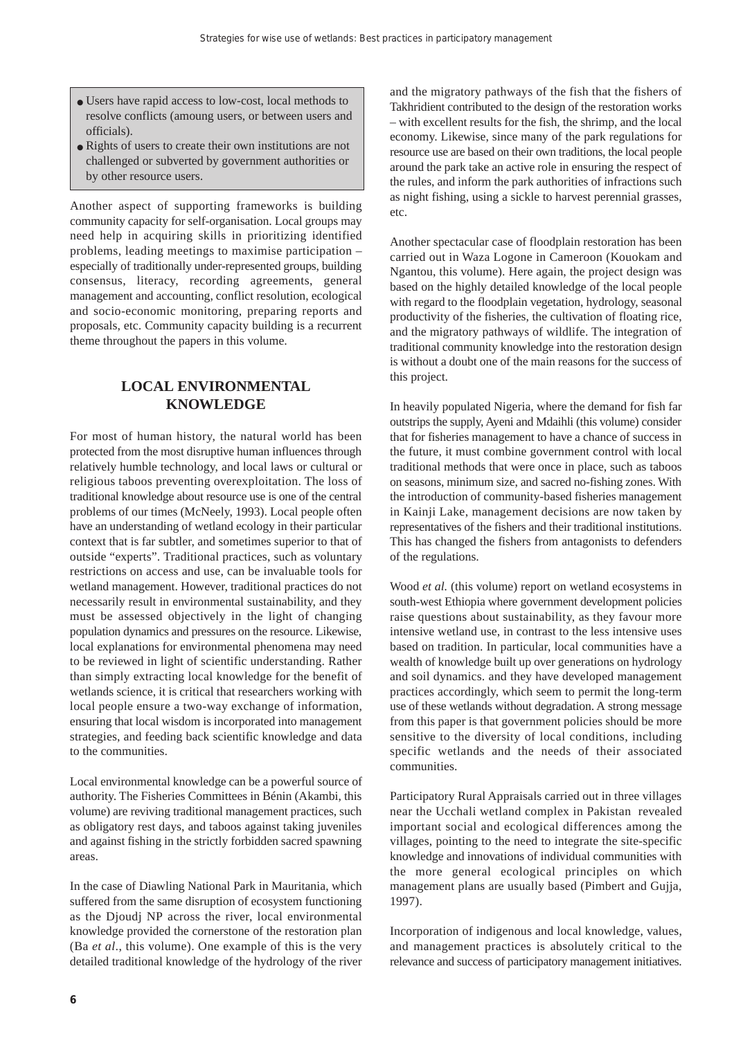- Users have rapid access to low-cost, local methods to resolve conflicts (amoung users, or between users and officials).
- Rights of users to create their own institutions are not challenged or subverted by government authorities or by other resource users.

Another aspect of supporting frameworks is building community capacity for self-organisation. Local groups may need help in acquiring skills in prioritizing identified problems, leading meetings to maximise participation – especially of traditionally under-represented groups, building consensus, literacy, recording agreements, general management and accounting, conflict resolution, ecological and socio-economic monitoring, preparing reports and proposals, etc. Community capacity building is a recurrent theme throughout the papers in this volume.

## LOCAL ENVIRONMENTAL KNOWLEDGE

For most of human history, the natural world has been protected from the most disruptive human influences through relatively humble technology, and local laws or cultural or religious taboos preventing overexploitation. The loss of traditional knowledge about resource use is one of the central problems of our times (McNeely, 1993). Local people often have an understanding of wetland ecology in their particular context that is far subtler, and sometimes superior to that of outside "experts". Traditional practices, such as voluntary restrictions on access and use, can be invaluable tools for wetland management. However, traditional practices do not necessarily result in environmental sustainability, and they must be assessed objectively in the light of changing population dynamics and pressures on the resource. Likewise, local explanations for environmental phenomena may need to be reviewed in light of scientific understanding. Rather than simply extracting local knowledge for the benefit of wetlands science, it is critical that researchers working with local people ensure a two-way exchange of information, ensuring that local wisdom is incorporated into management strategies, and feeding back scientific knowledge and data to the communities.

Local environmental knowledge can be a powerful source of authority. The Fisheries Committees in Bénin (Akambi, this volume) are reviving traditional management practices, such as obligatory rest days, and taboos against taking juveniles and against fishing in the strictly forbidden sacred spawning areas.

In the case of Diawling National Park in Mauritania, which suffered from the same disruption of ecosystem functioning as the Djoudj NP across the river, local environmental knowledge provided the cornerstone of the restoration plan (Ba *et al*., this volume). One example of this is the very detailed traditional knowledge of the hydrology of the river and the migratory pathways of the fish that the fishers of Takhridient contributed to the design of the restoration works – with excellent results for the fish, the shrimp, and the local economy. Likewise, since many of the park regulations for resource use are based on their own traditions, the local people around the park take an active role in ensuring the respect of the rules, and inform the park authorities of infractions such as night fishing, using a sickle to harvest perennial grasses, etc.

Another spectacular case of floodplain restoration has been carried out in Waza Logone in Cameroon (Kouokam and Ngantou, this volume). Here again, the project design was based on the highly detailed knowledge of the local people with regard to the floodplain vegetation, hydrology, seasonal productivity of the fisheries, the cultivation of floating rice, and the migratory pathways of wildlife. The integration of traditional community knowledge into the restoration design is without a doubt one of the main reasons for the success of this project.

In heavily populated Nigeria, where the demand for fish far outstrips the supply, Ayeni and Mdaihli (this volume) consider that for fisheries management to have a chance of success in the future, it must combine government control with local traditional methods that were once in place, such as taboos on seasons, minimum size, and sacred no-fishing zones. With the introduction of community-based fisheries management in Kainji Lake, management decisions are now taken by representatives of the fishers and their traditional institutions. This has changed the fishers from antagonists to defenders of the regulations.

Wood *et al.* (this volume) report on wetland ecosystems in south-west Ethiopia where government development policies raise questions about sustainability, as they favour more intensive wetland use, in contrast to the less intensive uses based on tradition. In particular, local communities have a wealth of knowledge built up over generations on hydrology and soil dynamics. and they have developed management practices accordingly, which seem to permit the long-term use of these wetlands without degradation. A strong message from this paper is that government policies should be more sensitive to the diversity of local conditions, including specific wetlands and the needs of their associated communities.

Participatory Rural Appraisals carried out in three villages near the Ucchali wetland complex in Pakistan revealed important social and ecological differences among the villages, pointing to the need to integrate the site-specific knowledge and innovations of individual communities with the more general ecological principles on which management plans are usually based (Pimbert and Gujja, 1997).

Incorporation of indigenous and local knowledge, values, and management practices is absolutely critical to the relevance and success of participatory management initiatives.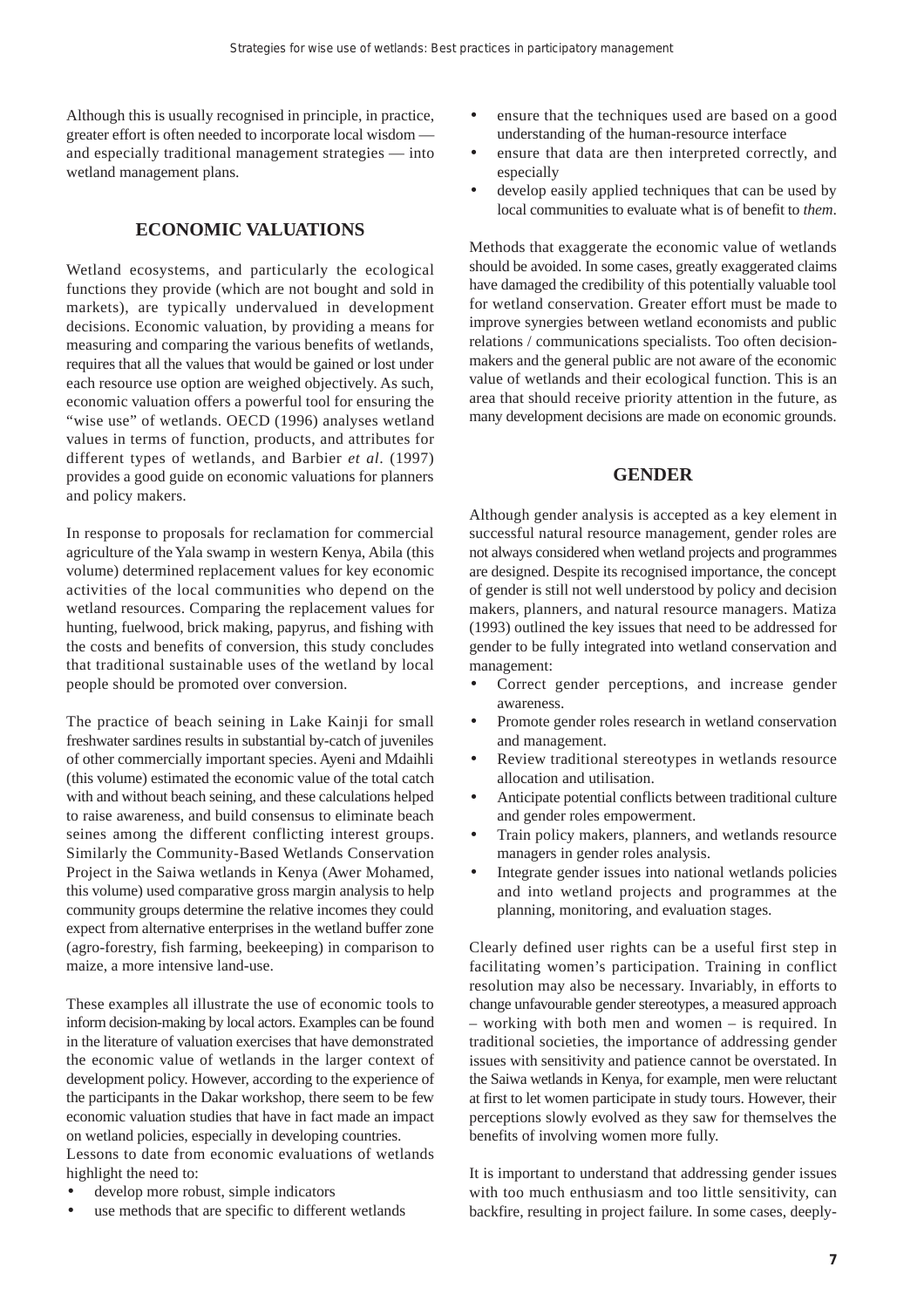Although this is usually recognised in principle, in practice, greater effort is often needed to incorporate local wisdom — and especially traditional management strategies — into wetland management plans.

## ECONOMIC VALUATIONS

Wetland ecosystems, and particularly the ecological functions they provide (which are not bought and sold in markets), are typically undervalued in development decisions. Economic valuation, by providing a means for measuring and comparing the various benefits of wetlands, requires that all the values that would be gained or lost under each resource use option are weighed objectively. As such, economic valuation offers a powerful tool for ensuring the "wise use" of wetlands. OECD (1996) analyses wetland values in terms of function, products, and attributes for different types of wetlands, and Barbier *et al*. (1997) provides a good guide on economic valuations for planners and policy makers.

In response to proposals for reclamation for commercial agriculture of the Yala swamp in western Kenya, Abila (this volume) determined replacement values for key economic activities of the local communities who depend on the wetland resources. Comparing the replacement values for hunting, fuelwood, brick making, papyrus, and fishing with the costs and benefits of conversion, this study concludes that traditional sustainable uses of the wetland by local people should be promoted over conversion.

The practice of beach seining in Lake Kainji for small freshwater sardines results in substantial by-catch of juveniles of other commercially important species. Ayeni and Mdaihli (this volume) estimated the economic value of the total catch with and without beach seining, and these calculations helped to raise awareness, and build consensus to eliminate beach seines among the different conflicting interest groups. Similarly the Community-Based Wetlands Conservation Project in the Saiwa wetlands in Kenya (Awer Mohamed, this volume) used comparative gross margin analysis to help community groups determine the relative incomes they could expect from alternative enterprises in the wetland buffer zone (agro-forestry, fish farming, beekeeping) in comparison to maize, a more intensive land-use.

These examples all illustrate the use of economic tools to inform decision-making by local actors. Examples can be found in the literature of valuation exercises that have demonstrated the economic value of wetlands in the larger context of development policy. However, according to the experience of the participants in the Dakar workshop, there seem to be few economic valuation studies that have in fact made an impact on wetland policies, especially in developing countries.

Lessons to date from economic evaluations of wetlands highlight the need to:

- develop more robust, simple indicators
- use methods that are specific to different wetlands
- ensure that the techniques used are based on a good understanding of the human-resource interface
- ensure that data are then interpreted correctly, and especially
- develop easily applied techniques that can be used by local communities to evaluate what is of benefit to *them*.

Methods that exaggerate the economic value of wetlands should be avoided. In some cases, greatly exaggerated claims have damaged the credibility of this potentially valuable tool for wetland conservation. Greater effort must be made to improve synergies between wetland economists and public relations / communications specialists. Too often decision-makers and the general public are not aware of the economic value of wetlands and their ecological function. This is an area that should receive priority attention in the future, as many development decisions are made on economic grounds.

## GENDER

Although gender analysis is accepted as a key element in successful natural resource management, gender roles are not always considered when wetland projects and programmes are designed. Despite its recognised importance, the concept of gender is still not well understood by policy and decision makers, planners, and natural resource managers. Matiza (1993) outlined the key issues that need to be addressed for gender to be fully integrated into wetland conservation and management:

- Correct gender perceptions, and increase gender awareness.
- Promote gender roles research in wetland conservation and management.
- Review traditional stereotypes in wetlands resource allocation and utilisation.
- Anticipate potential conflicts between traditional culture and gender roles empowerment.
- Train policy makers, planners, and wetlands resource managers in gender roles analysis.
- Integrate gender issues into national wetlands policies and into wetland projects and programmes at the planning, monitoring, and evaluation stages.

Clearly defined user rights can be a useful first step in facilitating women's participation. Training in conflict resolution may also be necessary. Invariably, in efforts to change unfavourable gender stereotypes, a measured approach – working with both men and women – is required. In traditional societies, the importance of addressing gender issues with sensitivity and patience cannot be overstated. In the Saiwa wetlands in Kenya, for example, men were reluctant at first to let women participate in study tours. However, their perceptions slowly evolved as they saw for themselves the benefits of involving women more fully.

It is important to understand that addressing gender issues with too much enthusiasm and too little sensitivity, can backfire, resulting in project failure. In some cases, deeply-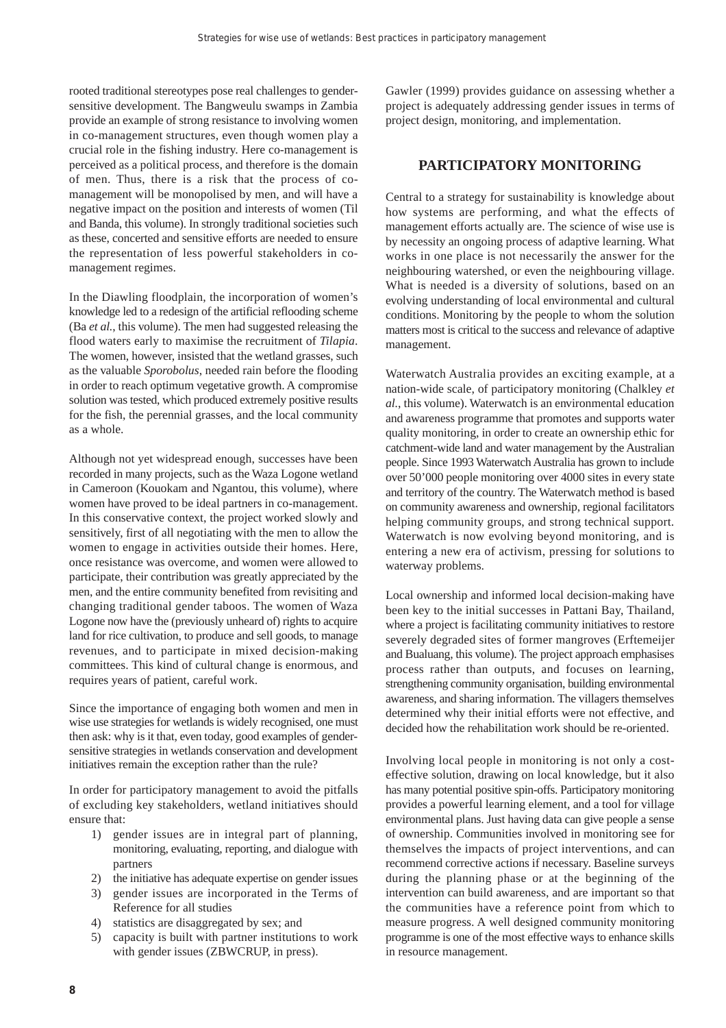rooted traditional stereotypes pose real challenges to gender-sensitive development. The Bangweulu swamps in Zambia provide an example of strong resistance to involving women in co-management structures, even though women play a crucial role in the fishing industry. Here co-management is perceived as a political process, and therefore is the domain of men. Thus, there is a risk that the process of co-management will be monopolised by men, and will have a negative impact on the position and interests of women (Til and Banda, this volume). In strongly traditional societies such as these, concerted and sensitive efforts are needed to ensure the representation of less powerful stakeholders in co-management regimes.

In the Diawling floodplain, the incorporation of women's knowledge led to a redesign of the artificial reflooding scheme (Ba *et al.*, this volume). The men had suggested releasing the flood waters early to maximise the recruitment of *Tilapia*. The women, however, insisted that the wetland grasses, such as the valuable *Sporobolus*, needed rain before the flooding in order to reach optimum vegetative growth. A compromise solution was tested, which produced extremely positive results for the fish, the perennial grasses, and the local community as a whole.

Although not yet widespread enough, successes have been recorded in many projects, such as the Waza Logone wetland in Cameroon (Kouokam and Ngantou, this volume), where women have proved to be ideal partners in co-management. In this conservative context, the project worked slowly and sensitively, first of all negotiating with the men to allow the women to engage in activities outside their homes. Here, once resistance was overcome, and women were allowed to participate, their contribution was greatly appreciated by the men, and the entire community benefited from revisiting and changing traditional gender taboos. The women of Waza Logone now have the (previously unheard of) rights to acquire land for rice cultivation, to produce and sell goods, to manage revenues, and to participate in mixed decision-making committees. This kind of cultural change is enormous, and requires years of patient, careful work.

Since the importance of engaging both women and men in wise use strategies for wetlands is widely recognised, one must then ask: why is it that, even today, good examples of gender-sensitive strategies in wetlands conservation and development initiatives remain the exception rather than the rule?

In order for participatory management to avoid the pitfalls of excluding key stakeholders, wetland initiatives should ensure that:

1) gender issues are in integral part of planning, monitoring, evaluating, reporting, and dialogue with partners
2) the initiative has adequate expertise on gender issues
3) gender issues are incorporated in the Terms of Reference for all studies
4) statistics are disaggregated by sex; and
5) capacity is built with partner institutions to work with gender issues (ZBWCRUP, in press).

Gawler (1999) provides guidance on assessing whether a project is adequately addressing gender issues in terms of project design, monitoring, and implementation.

## PARTICIPATORY MONITORING

Central to a strategy for sustainability is knowledge about how systems are performing, and what the effects of management efforts actually are. The science of wise use is by necessity an ongoing process of adaptive learning. What works in one place is not necessarily the answer for the neighbouring watershed, or even the neighbouring village. What is needed is a diversity of solutions, based on an evolving understanding of local environmental and cultural conditions. Monitoring by the people to whom the solution matters most is critical to the success and relevance of adaptive management.

Waterwatch Australia provides an exciting example, at a nation-wide scale, of participatory monitoring (Chalkley *et al.*, this volume). Waterwatch is an environmental education and awareness programme that promotes and supports water quality monitoring, in order to create an ownership ethic for catchment-wide land and water management by the Australian people. Since 1993 Waterwatch Australia has grown to include over 50'000 people monitoring over 4000 sites in every state and territory of the country. The Waterwatch method is based on community awareness and ownership, regional facilitators helping community groups, and strong technical support. Waterwatch is now evolving beyond monitoring, and is entering a new era of activism, pressing for solutions to waterway problems.

Local ownership and informed local decision-making have been key to the initial successes in Pattani Bay, Thailand, where a project is facilitating community initiatives to restore severely degraded sites of former mangroves (Erftemeijer and Bualuang, this volume). The project approach emphasises process rather than outputs, and focuses on learning, strengthening community organisation, building environmental awareness, and sharing information. The villagers themselves determined why their initial efforts were not effective, and decided how the rehabilitation work should be re-oriented.

Involving local people in monitoring is not only a cost-effective solution, drawing on local knowledge, but it also has many potential positive spin-offs. Participatory monitoring provides a powerful learning element, and a tool for village environmental plans. Just having data can give people a sense of ownership. Communities involved in monitoring see for themselves the impacts of project interventions, and can recommend corrective actions if necessary. Baseline surveys during the planning phase or at the beginning of the intervention can build awareness, and are important so that the communities have a reference point from which to measure progress. A well designed community monitoring programme is one of the most effective ways to enhance skills in resource management.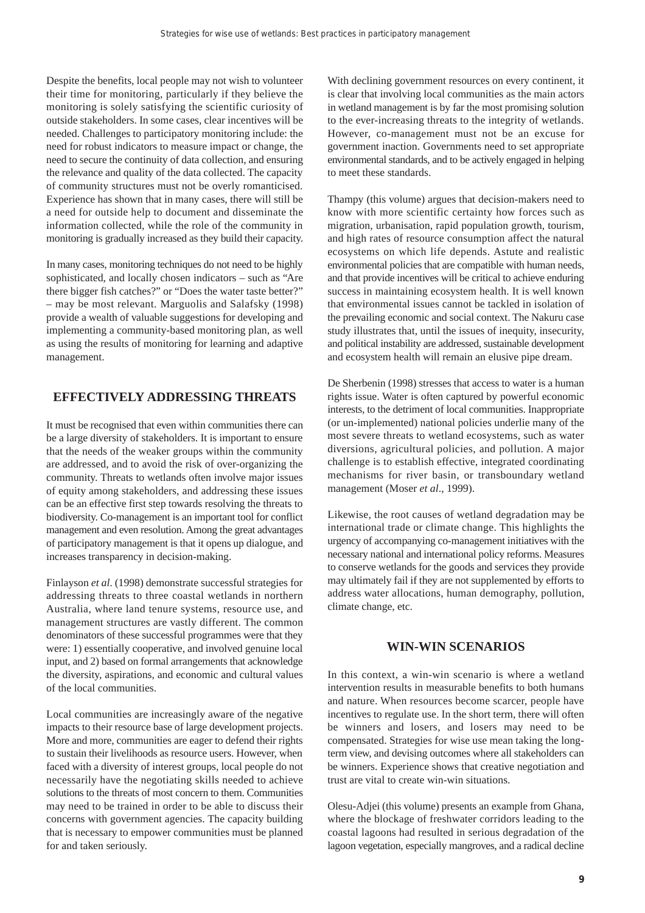Despite the benefits, local people may not wish to volunteer their time for monitoring, particularly if they believe the monitoring is solely satisfying the scientific curiosity of outside stakeholders. In some cases, clear incentives will be needed. Challenges to participatory monitoring include: the need for robust indicators to measure impact or change, the need to secure the continuity of data collection, and ensuring the relevance and quality of the data collected. The capacity of community structures must not be overly romanticised. Experience has shown that in many cases, there will still be a need for outside help to document and disseminate the information collected, while the role of the community in monitoring is gradually increased as they build their capacity.

In many cases, monitoring techniques do not need to be highly sophisticated, and locally chosen indicators – such as "Are there bigger fish catches?" or "Does the water taste better?" – may be most relevant. Marguolis and Salafsky (1998) provide a wealth of valuable suggestions for developing and implementing a community-based monitoring plan, as well as using the results of monitoring for learning and adaptive management.

## EFFECTIVELY ADDRESSING THREATS

It must be recognised that even within communities there can be a large diversity of stakeholders. It is important to ensure that the needs of the weaker groups within the community are addressed, and to avoid the risk of over-organizing the community. Threats to wetlands often involve major issues of equity among stakeholders, and addressing these issues can be an effective first step towards resolving the threats to biodiversity. Co-management is an important tool for conflict management and even resolution. Among the great advantages of participatory management is that it opens up dialogue, and increases transparency in decision-making.

Finlayson *et al.* (1998) demonstrate successful strategies for addressing threats to three coastal wetlands in northern Australia, where land tenure systems, resource use, and management structures are vastly different. The common denominators of these successful programmes were that they were: 1) essentially cooperative, and involved genuine local input, and 2) based on formal arrangements that acknowledge the diversity, aspirations, and economic and cultural values of the local communities.

Local communities are increasingly aware of the negative impacts to their resource base of large development projects. More and more, communities are eager to defend their rights to sustain their livelihoods as resource users. However, when faced with a diversity of interest groups, local people do not necessarily have the negotiating skills needed to achieve solutions to the threats of most concern to them. Communities may need to be trained in order to be able to discuss their concerns with government agencies. The capacity building that is necessary to empower communities must be planned for and taken seriously.

With declining government resources on every continent, it is clear that involving local communities as the main actors in wetland management is by far the most promising solution to the ever-increasing threats to the integrity of wetlands. However, co-management must not be an excuse for government inaction. Governments need to set appropriate environmental standards, and to be actively engaged in helping to meet these standards.

Thampy (this volume) argues that decision-makers need to know with more scientific certainty how forces such as migration, urbanisation, rapid population growth, tourism, and high rates of resource consumption affect the natural ecosystems on which life depends. Astute and realistic environmental policies that are compatible with human needs, and that provide incentives will be critical to achieve enduring success in maintaining ecosystem health. It is well known that environmental issues cannot be tackled in isolation of the prevailing economic and social context. The Nakuru case study illustrates that, until the issues of inequity, insecurity, and political instability are addressed, sustainable development and ecosystem health will remain an elusive pipe dream.

De Sherbenin (1998) stresses that access to water is a human rights issue. Water is often captured by powerful economic interests, to the detriment of local communities. Inappropriate (or un-implemented) national policies underlie many of the most severe threats to wetland ecosystems, such as water diversions, agricultural policies, and pollution. A major challenge is to establish effective, integrated coordinating mechanisms for river basin, or transboundary wetland management (Moser *et al*., 1999).

Likewise, the root causes of wetland degradation may be international trade or climate change. This highlights the urgency of accompanying co-management initiatives with the necessary national and international policy reforms. Measures to conserve wetlands for the goods and services they provide may ultimately fail if they are not supplemented by efforts to address water allocations, human demography, pollution, climate change, etc.

## WIN-WIN SCENARIOS

In this context, a win-win scenario is where a wetland intervention results in measurable benefits to both humans and nature. When resources become scarcer, people have incentives to regulate use. In the short term, there will often be winners and losers, and losers may need to be compensated. Strategies for wise use mean taking the long-term view, and devising outcomes where all stakeholders can be winners. Experience shows that creative negotiation and trust are vital to create win-win situations.

Olesu-Adjei (this volume) presents an example from Ghana, where the blockage of freshwater corridors leading to the coastal lagoons had resulted in serious degradation of the lagoon vegetation, especially mangroves, and a radical decline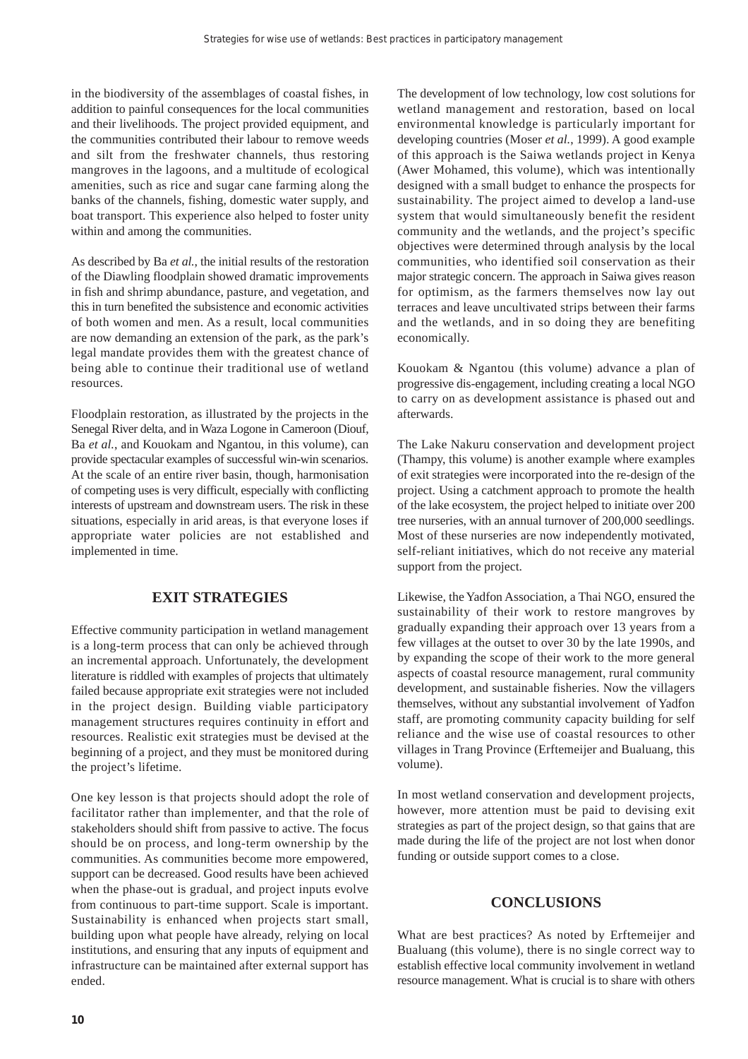in the biodiversity of the assemblages of coastal fishes, in addition to painful consequences for the local communities and their livelihoods. The project provided equipment, and the communities contributed their labour to remove weeds and silt from the freshwater channels, thus restoring mangroves in the lagoons, and a multitude of ecological amenities, such as rice and sugar cane farming along the banks of the channels, fishing, domestic water supply, and boat transport. This experience also helped to foster unity within and among the communities.

As described by Ba *et al.*, the initial results of the restoration of the Diawling floodplain showed dramatic improvements in fish and shrimp abundance, pasture, and vegetation, and this in turn benefited the subsistence and economic activities of both women and men. As a result, local communities are now demanding an extension of the park, as the park's legal mandate provides them with the greatest chance of being able to continue their traditional use of wetland resources.

Floodplain restoration, as illustrated by the projects in the Senegal River delta, and in Waza Logone in Cameroon (Diouf, Ba *et al.*, and Kouokam and Ngantou, in this volume), can provide spectacular examples of successful win-win scenarios. At the scale of an entire river basin, though, harmonisation of competing uses is very difficult, especially with conflicting interests of upstream and downstream users. The risk in these situations, especially in arid areas, is that everyone loses if appropriate water policies are not established and implemented in time.

## EXIT STRATEGIES

Effective community participation in wetland management is a long-term process that can only be achieved through an incremental approach. Unfortunately, the development literature is riddled with examples of projects that ultimately failed because appropriate exit strategies were not included in the project design. Building viable participatory management structures requires continuity in effort and resources. Realistic exit strategies must be devised at the beginning of a project, and they must be monitored during the project's lifetime.

One key lesson is that projects should adopt the role of facilitator rather than implementer, and that the role of stakeholders should shift from passive to active. The focus should be on process, and long-term ownership by the communities. As communities become more empowered, support can be decreased. Good results have been achieved when the phase-out is gradual, and project inputs evolve from continuous to part-time support. Scale is important. Sustainability is enhanced when projects start small, building upon what people have already, relying on local institutions, and ensuring that any inputs of equipment and infrastructure can be maintained after external support has ended.

The development of low technology, low cost solutions for wetland management and restoration, based on local environmental knowledge is particularly important for developing countries (Moser *et al.*, 1999). A good example of this approach is the Saiwa wetlands project in Kenya (Awer Mohamed, this volume), which was intentionally designed with a small budget to enhance the prospects for sustainability. The project aimed to develop a land-use system that would simultaneously benefit the resident community and the wetlands, and the project's specific objectives were determined through analysis by the local communities, who identified soil conservation as their major strategic concern. The approach in Saiwa gives reason for optimism, as the farmers themselves now lay out terraces and leave uncultivated strips between their farms and the wetlands, and in so doing they are benefiting economically.

Kouokam & Ngantou (this volume) advance a plan of progressive dis-engagement, including creating a local NGO to carry on as development assistance is phased out and afterwards.

The Lake Nakuru conservation and development project (Thampy, this volume) is another example where examples of exit strategies were incorporated into the re-design of the project. Using a catchment approach to promote the health of the lake ecosystem, the project helped to initiate over 200 tree nurseries, with an annual turnover of 200,000 seedlings. Most of these nurseries are now independently motivated, self-reliant initiatives, which do not receive any material support from the project.

Likewise, the Yadfon Association, a Thai NGO, ensured the sustainability of their work to restore mangroves by gradually expanding their approach over 13 years from a few villages at the outset to over 30 by the late 1990s, and by expanding the scope of their work to the more general aspects of coastal resource management, rural community development, and sustainable fisheries. Now the villagers themselves, without any substantial involvement of Yadfon staff, are promoting community capacity building for self reliance and the wise use of coastal resources to other villages in Trang Province (Erftemeijer and Bualuang, this volume).

In most wetland conservation and development projects, however, more attention must be paid to devising exit strategies as part of the project design, so that gains that are made during the life of the project are not lost when donor funding or outside support comes to a close.

## CONCLUSIONS

What are best practices? As noted by Erftemeijer and Bualuang (this volume), there is no single correct way to establish effective local community involvement in wetland resource management. What is crucial is to share with others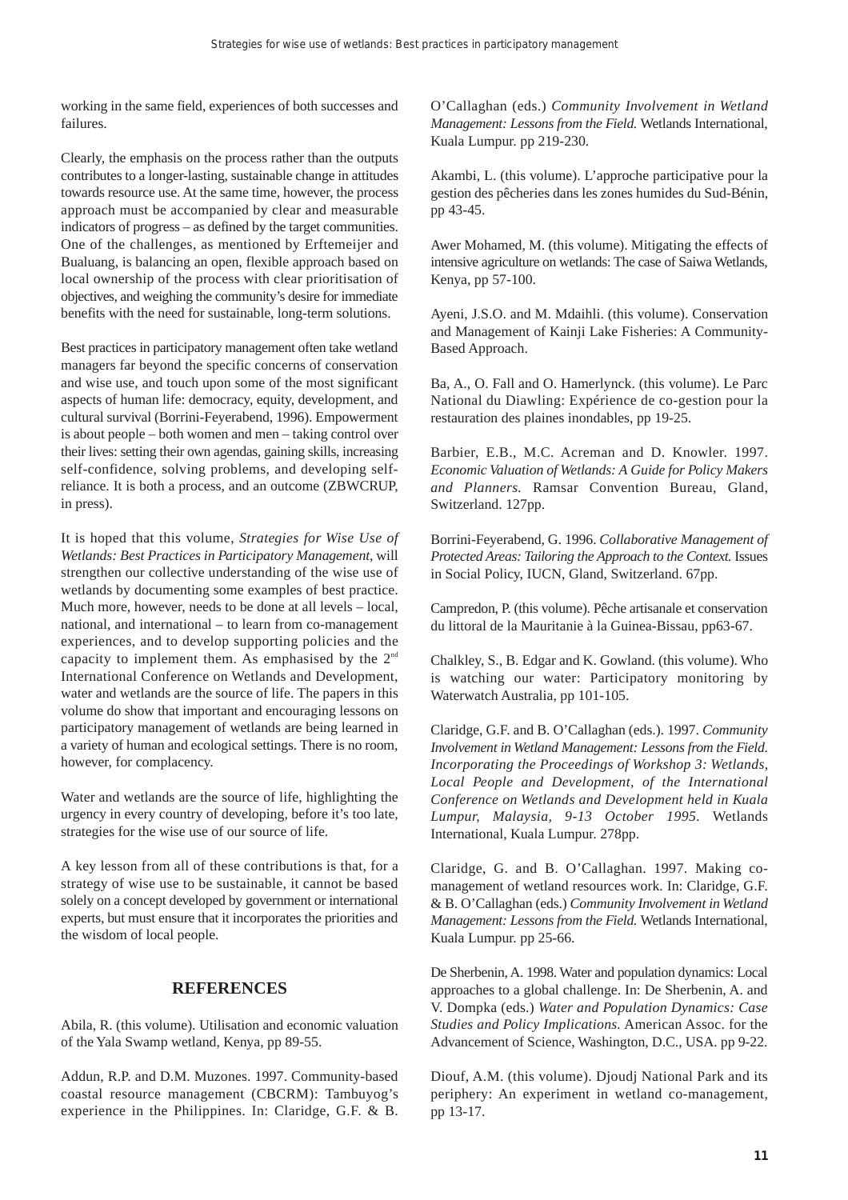working in the same field, experiences of both successes and failures.

Clearly, the emphasis on the process rather than the outputs contributes to a longer-lasting, sustainable change in attitudes towards resource use. At the same time, however, the process approach must be accompanied by clear and measurable indicators of progress – as defined by the target communities. One of the challenges, as mentioned by Erftemeijer and Bualuang, is balancing an open, flexible approach based on local ownership of the process with clear prioritisation of objectives, and weighing the community's desire for immediate benefits with the need for sustainable, long-term solutions.

Best practices in participatory management often take wetland managers far beyond the specific concerns of conservation and wise use, and touch upon some of the most significant aspects of human life: democracy, equity, development, and cultural survival (Borrini-Feyerabend, 1996). Empowerment is about people – both women and men – taking control over their lives: setting their own agendas, gaining skills, increasing self-confidence, solving problems, and developing self-reliance. It is both a process, and an outcome (ZBWCRUP, in press).

It is hoped that this volume, *Strategies for Wise Use of Wetlands: Best Practices in Participatory Management*, will strengthen our collective understanding of the wise use of wetlands by documenting some examples of best practice. Much more, however, needs to be done at all levels – local, national, and international – to learn from co-management experiences, and to develop supporting policies and the capacity to implement them. As emphasised by the 2nd International Conference on Wetlands and Development, water and wetlands are the source of life. The papers in this volume do show that important and encouraging lessons on participatory management of wetlands are being learned in a variety of human and ecological settings. There is no room, however, for complacency.

Water and wetlands are the source of life, highlighting the urgency in every country of developing, before it's too late, strategies for the wise use of our source of life.

A key lesson from all of these contributions is that, for a strategy of wise use to be sustainable, it cannot be based solely on a concept developed by government or international experts, but must ensure that it incorporates the priorities and the wisdom of local people.

## REFERENCES

Abila, R. (this volume). Utilisation and economic valuation of the Yala Swamp wetland, Kenya, pp 89-55.

Addun, R.P. and D.M. Muzones. 1997. Community-based coastal resource management (CBCRM): Tambuyog's experience in the Philippines. In: Claridge, G.F. & B. O'Callaghan (eds.) *Community Involvement in Wetland Management: Lessons from the Field.* Wetlands International, Kuala Lumpur. pp 219-230.

Akambi, L. (this volume). L'approche participative pour la gestion des pêcheries dans les zones humides du Sud-Bénin, pp 43-45.

Awer Mohamed, M. (this volume). Mitigating the effects of intensive agriculture on wetlands: The case of Saiwa Wetlands, Kenya, pp 57-100.

Ayeni, J.S.O. and M. Mdaihli. (this volume). Conservation and Management of Kainji Lake Fisheries: A Community-Based Approach.

Ba, A., O. Fall and O. Hamerlynck. (this volume). Le Parc National du Diawling: Expérience de co-gestion pour la restauration des plaines inondables, pp 19-25.

Barbier, E.B., M.C. Acreman and D. Knowler. 1997. *Economic Valuation of Wetlands: A Guide for Policy Makers and Planners.* Ramsar Convention Bureau, Gland, Switzerland. 127pp.

Borrini-Feyerabend, G. 1996. *Collaborative Management of Protected Areas: Tailoring the Approach to the Context.* Issues in Social Policy, IUCN, Gland, Switzerland. 67pp.

Campredon, P. (this volume). Pêche artisanale et conservation du littoral de la Mauritanie à la Guinea-Bissau, pp63-67.

Chalkley, S., B. Edgar and K. Gowland. (this volume). Who is watching our water: Participatory monitoring by Waterwatch Australia, pp 101-105.

Claridge, G.F. and B. O'Callaghan (eds.). 1997. *Community Involvement in Wetland Management: Lessons from the Field. Incorporating the Proceedings of Workshop 3: Wetlands, Local People and Development, of the International Conference on Wetlands and Development held in Kuala Lumpur, Malaysia, 9-13 October 1995.* Wetlands International, Kuala Lumpur. 278pp.

Claridge, G. and B. O'Callaghan. 1997. Making co-management of wetland resources work. In: Claridge, G.F. & B. O'Callaghan (eds.) *Community Involvement in Wetland Management: Lessons from the Field.* Wetlands International, Kuala Lumpur. pp 25-66.

De Sherbenin, A. 1998. Water and population dynamics: Local approaches to a global challenge. In: De Sherbenin, A. and V. Dompka (eds.) *Water and Population Dynamics: Case Studies and Policy Implications.* American Assoc. for the Advancement of Science, Washington, D.C., USA. pp 9-22.

Diouf, A.M. (this volume). Djoudj National Park and its periphery: An experiment in wetland co-management, pp 13-17.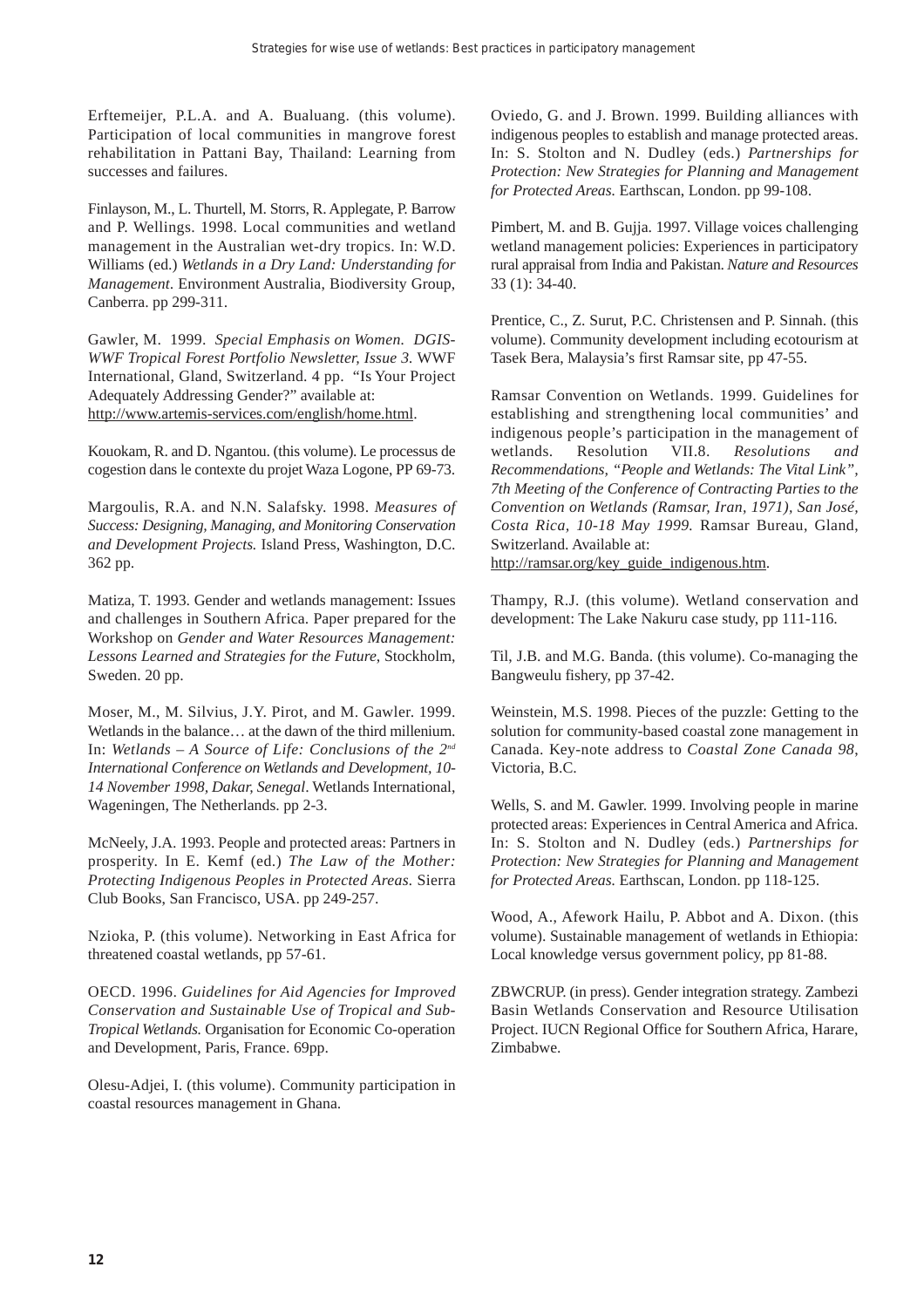Erftemeijer, P.L.A. and A. Bualuang. (this volume). Participation of local communities in mangrove forest rehabilitation in Pattani Bay, Thailand: Learning from successes and failures.

Finlayson, M., L. Thurtell, M. Storrs, R. Applegate, P. Barrow and P. Wellings. 1998. Local communities and wetland management in the Australian wet-dry tropics. In: W.D. Williams (ed.) *Wetlands in a Dry Land: Understanding for Management*. Environment Australia, Biodiversity Group, Canberra. pp 299-311.

Gawler, M. 1999. *Special Emphasis on Women. DGIS-WWF Tropical Forest Portfolio Newsletter, Issue 3.* WWF International, Gland, Switzerland. 4 pp. "Is Your Project Adequately Addressing Gender?" available at: http://www.artemis-services.com/english/home.html.

Kouokam, R. and D. Ngantou. (this volume). Le processus de cogestion dans le contexte du projet Waza Logone, PP 69-73.

Margoulis, R.A. and N.N. Salafsky. 1998. *Measures of Success: Designing, Managing, and Monitoring Conservation and Development Projects.* Island Press, Washington, D.C. 362 pp.

Matiza, T. 1993. Gender and wetlands management: Issues and challenges in Southern Africa. Paper prepared for the Workshop on *Gender and Water Resources Management: Lessons Learned and Strategies for the Future*, Stockholm, Sweden. 20 pp.

Moser, M., M. Silvius, J.Y. Pirot, and M. Gawler. 1999. Wetlands in the balance… at the dawn of the third millenium. In: *Wetlands – A Source of Life: Conclusions of the 2nd International Conference on Wetlands and Development, 10-14 November 1998, Dakar, Senegal*. Wetlands International, Wageningen, The Netherlands. pp 2-3.

McNeely, J.A. 1993. People and protected areas: Partners in prosperity. In E. Kemf (ed.) *The Law of the Mother: Protecting Indigenous Peoples in Protected Areas.* Sierra Club Books, San Francisco, USA. pp 249-257.

Nzioka, P. (this volume). Networking in East Africa for threatened coastal wetlands, pp 57-61.

OECD. 1996. *Guidelines for Aid Agencies for Improved Conservation and Sustainable Use of Tropical and Sub-Tropical Wetlands.* Organisation for Economic Co-operation and Development, Paris, France. 69pp.

Olesu-Adjei, I. (this volume). Community participation in coastal resources management in Ghana.

Oviedo, G. and J. Brown. 1999. Building alliances with indigenous peoples to establish and manage protected areas. In: S. Stolton and N. Dudley (eds.) *Partnerships for Protection: New Strategies for Planning and Management for Protected Areas.* Earthscan, London. pp 99-108.

Pimbert, M. and B. Gujja. 1997. Village voices challenging wetland management policies: Experiences in participatory rural appraisal from India and Pakistan. *Nature and Resources* 33 (1): 34-40.

Prentice, C., Z. Surut, P.C. Christensen and P. Sinnah. (this volume). Community development including ecotourism at Tasek Bera, Malaysia's first Ramsar site, pp 47-55.

Ramsar Convention on Wetlands. 1999. Guidelines for establishing and strengthening local communities' and indigenous people's participation in the management of wetlands. Resolution VII.8. *Resolutions and Recommendations, "People and Wetlands: The Vital Link", 7th Meeting of the Conference of Contracting Parties to the Convention on Wetlands (Ramsar, Iran, 1971), San José, Costa Rica, 10-18 May 1999.* Ramsar Bureau, Gland, Switzerland. Available at: http://ramsar.org/key_guide_indigenous.htm.

Thampy, R.J. (this volume). Wetland conservation and development: The Lake Nakuru case study, pp 111-116.

Til, J.B. and M.G. Banda. (this volume). Co-managing the Bangweulu fishery, pp 37-42.

Weinstein, M.S. 1998. Pieces of the puzzle: Getting to the solution for community-based coastal zone management in Canada. Key-note address to *Coastal Zone Canada 98*, Victoria, B.C.

Wells, S. and M. Gawler. 1999. Involving people in marine protected areas: Experiences in Central America and Africa. In: S. Stolton and N. Dudley (eds.) *Partnerships for Protection: New Strategies for Planning and Management for Protected Areas.* Earthscan, London. pp 118-125.

Wood, A., Afework Hailu, P. Abbot and A. Dixon. (this volume). Sustainable management of wetlands in Ethiopia: Local knowledge versus government policy, pp 81-88.

ZBWCRUP. (in press). Gender integration strategy. Zambezi Basin Wetlands Conservation and Resource Utilisation Project. IUCN Regional Office for Southern Africa, Harare, Zimbabwe.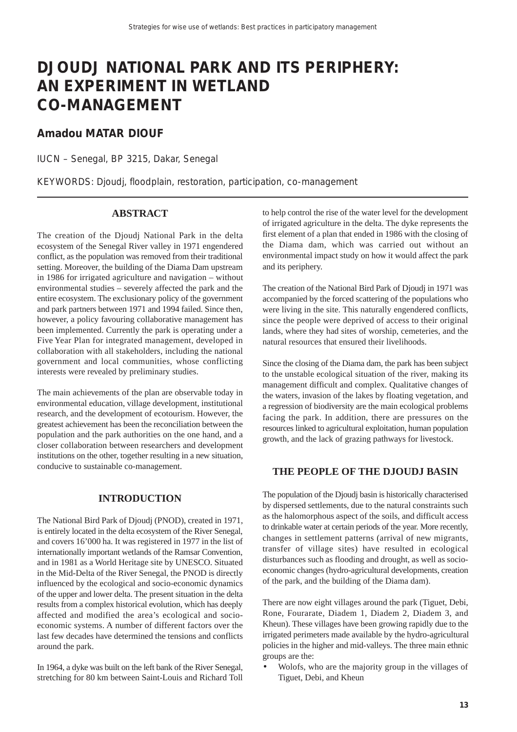# DJOUDJ NATIONAL PARK AND ITS PERIPHERY: AN EXPERIMENT IN WETLAND CO-MANAGEMENT

## Amadou MATAR DIOUF

IUCN – Senegal, BP 3215, Dakar, Senegal

KEYWORDS: Djoudj, floodplain, restoration, participation, co-management

### ABSTRACT

The creation of the Djoudj National Park in the delta ecosystem of the Senegal River valley in 1971 engendered conflict, as the population was removed from their traditional setting. Moreover, the building of the Diama Dam upstream in 1986 for irrigated agriculture and navigation – without environmental studies – severely affected the park and the entire ecosystem. The exclusionary policy of the government and park partners between 1971 and 1994 failed. Since then, however, a policy favouring collaborative management has been implemented. Currently the park is operating under a Five Year Plan for integrated management, developed in collaboration with all stakeholders, including the national government and local communities, whose conflicting interests were revealed by preliminary studies.

The main achievements of the plan are observable today in environmental education, village development, institutional research, and the development of ecotourism. However, the greatest achievement has been the reconciliation between the population and the park authorities on the one hand, and a closer collaboration between researchers and development institutions on the other, together resulting in a new situation, conducive to sustainable co-management.

### INTRODUCTION

The National Bird Park of Djoudj (PNOD), created in 1971, is entirely located in the delta ecosystem of the River Senegal, and covers 16’000 ha. It was registered in 1977 in the list of internationally important wetlands of the Ramsar Convention, and in 1981 as a World Heritage site by UNESCO. Situated in the Mid-Delta of the River Senegal, the PNOD is directly influenced by the ecological and socio-economic dynamics of the upper and lower delta. The present situation in the delta results from a complex historical evolution, which has deeply affected and modified the area’s ecological and socio-economic systems. A number of different factors over the last few decades have determined the tensions and conflicts around the park.

In 1964, a dyke was built on the left bank of the River Senegal, stretching for 80 km between Saint-Louis and Richard Toll to help control the rise of the water level for the development of irrigated agriculture in the delta. The dyke represents the first element of a plan that ended in 1986 with the closing of the Diama dam, which was carried out without an environmental impact study on how it would affect the park and its periphery.

The creation of the National Bird Park of Djoudj in 1971 was accompanied by the forced scattering of the populations who were living in the site. This naturally engendered conflicts, since the people were deprived of access to their original lands, where they had sites of worship, cemeteries, and the natural resources that ensured their livelihoods.

Since the closing of the Diama dam, the park has been subject to the unstable ecological situation of the river, making its management difficult and complex. Qualitative changes of the waters, invasion of the lakes by floating vegetation, and a regression of biodiversity are the main ecological problems facing the park. In addition, there are pressures on the resources linked to agricultural exploitation, human population growth, and the lack of grazing pathways for livestock.

### THE PEOPLE OF THE DJOUDJ BASIN

The population of the Djoudj basin is historically characterised by dispersed settlements, due to the natural constraints such as the halomorphous aspect of the soils, and difficult access to drinkable water at certain periods of the year. More recently, changes in settlement patterns (arrival of new migrants, transfer of village sites) have resulted in ecological disturbances such as flooding and drought, as well as socio-economic changes (hydro-agricultural developments, creation of the park, and the building of the Diama dam).

There are now eight villages around the park (Tiguet, Debi, Rone, Fourarate, Diadem 1, Diadem 2, Diadem 3, and Kheun). These villages have been growing rapidly due to the irrigated perimeters made available by the hydro-agricultural policies in the higher and mid-valleys. The three main ethnic groups are the:

- Wolofs, who are the majority group in the villages of Tiguet, Debi, and Kheun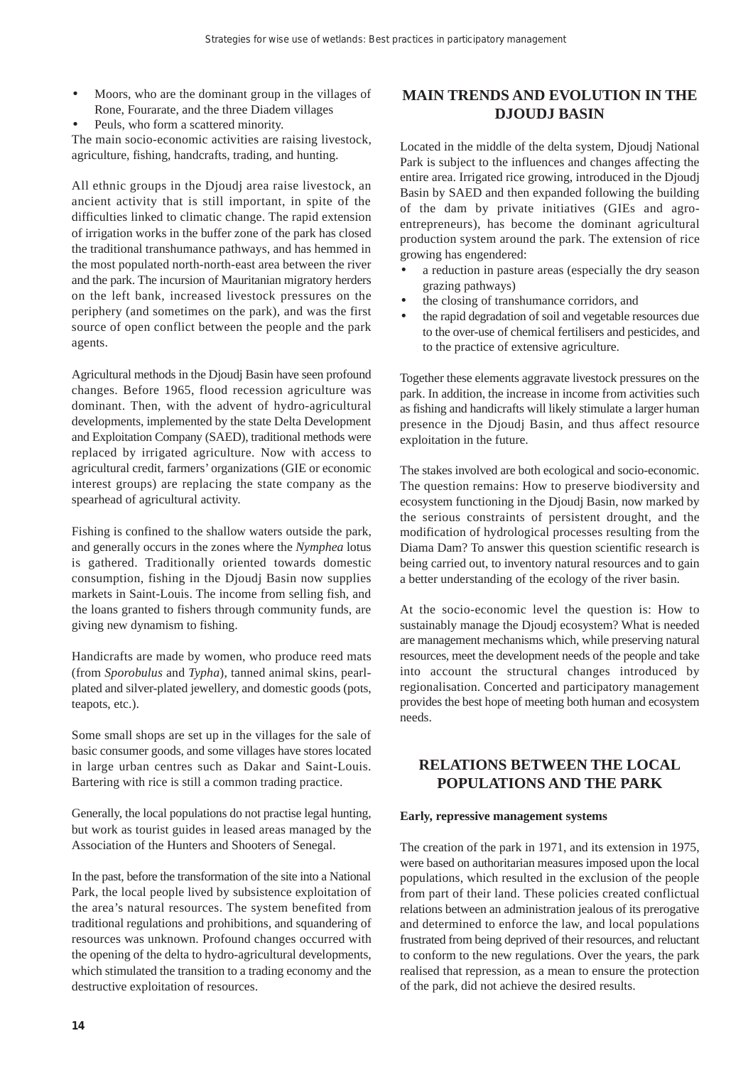- Moors, who are the dominant group in the villages of Rone, Fourarate, and the three Diadem villages
- Peuls, who form a scattered minority.

The main socio-economic activities are raising livestock, agriculture, fishing, handcrafts, trading, and hunting.

All ethnic groups in the Djoudj area raise livestock, an ancient activity that is still important, in spite of the difficulties linked to climatic change. The rapid extension of irrigation works in the buffer zone of the park has closed the traditional transhumance pathways, and has hemmed in the most populated north-north-east area between the river and the park. The incursion of Mauritanian migratory herders on the left bank, increased livestock pressures on the periphery (and sometimes on the park), and was the first source of open conflict between the people and the park agents.

Agricultural methods in the Djoudj Basin have seen profound changes. Before 1965, flood recession agriculture was dominant. Then, with the advent of hydro-agricultural developments, implemented by the state Delta Development and Exploitation Company (SAED), traditional methods were replaced by irrigated agriculture. Now with access to agricultural credit, farmers' organizations (GIE or economic interest groups) are replacing the state company as the spearhead of agricultural activity.

Fishing is confined to the shallow waters outside the park, and generally occurs in the zones where the *Nymphea* lotus is gathered. Traditionally oriented towards domestic consumption, fishing in the Djoudj Basin now supplies markets in Saint-Louis. The income from selling fish, and the loans granted to fishers through community funds, are giving new dynamism to fishing.

Handicrafts are made by women, who produce reed mats (from *Sporobulus* and *Typha*), tanned animal skins, pearl-plated and silver-plated jewellery, and domestic goods (pots, teapots, etc.).

Some small shops are set up in the villages for the sale of basic consumer goods, and some villages have stores located in large urban centres such as Dakar and Saint-Louis. Bartering with rice is still a common trading practice.

Generally, the local populations do not practise legal hunting, but work as tourist guides in leased areas managed by the Association of the Hunters and Shooters of Senegal.

In the past, before the transformation of the site into a National Park, the local people lived by subsistence exploitation of the area's natural resources. The system benefited from traditional regulations and prohibitions, and squandering of resources was unknown. Profound changes occurred with the opening of the delta to hydro-agricultural developments, which stimulated the transition to a trading economy and the destructive exploitation of resources.

## MAIN TRENDS AND EVOLUTION IN THE DJOUDJ BASIN

Located in the middle of the delta system, Djoudj National Park is subject to the influences and changes affecting the entire area. Irrigated rice growing, introduced in the Djoudj Basin by SAED and then expanded following the building of the dam by private initiatives (GIEs and agro-entrepreneurs), has become the dominant agricultural production system around the park. The extension of rice growing has engendered:

- a reduction in pasture areas (especially the dry season grazing pathways)
- the closing of transhumance corridors, and
- the rapid degradation of soil and vegetable resources due to the over-use of chemical fertilisers and pesticides, and to the practice of extensive agriculture.

Together these elements aggravate livestock pressures on the park. In addition, the increase in income from activities such as fishing and handicrafts will likely stimulate a larger human presence in the Djoudj Basin, and thus affect resource exploitation in the future.

The stakes involved are both ecological and socio-economic. The question remains: How to preserve biodiversity and ecosystem functioning in the Djoudj Basin, now marked by the serious constraints of persistent drought, and the modification of hydrological processes resulting from the Diama Dam? To answer this question scientific research is being carried out, to inventory natural resources and to gain a better understanding of the ecology of the river basin.

At the socio-economic level the question is: How to sustainably manage the Djoudj ecosystem? What is needed are management mechanisms which, while preserving natural resources, meet the development needs of the people and take into account the structural changes introduced by regionalisation. Concerted and participatory management provides the best hope of meeting both human and ecosystem needs.

## RELATIONS BETWEEN THE LOCAL POPULATIONS AND THE PARK

### Early, repressive management systems

The creation of the park in 1971, and its extension in 1975, were based on authoritarian measures imposed upon the local populations, which resulted in the exclusion of the people from part of their land. These policies created conflictual relations between an administration jealous of its prerogative and determined to enforce the law, and local populations frustrated from being deprived of their resources, and reluctant to conform to the new regulations. Over the years, the park realised that repression, as a mean to ensure the protection of the park, did not achieve the desired results.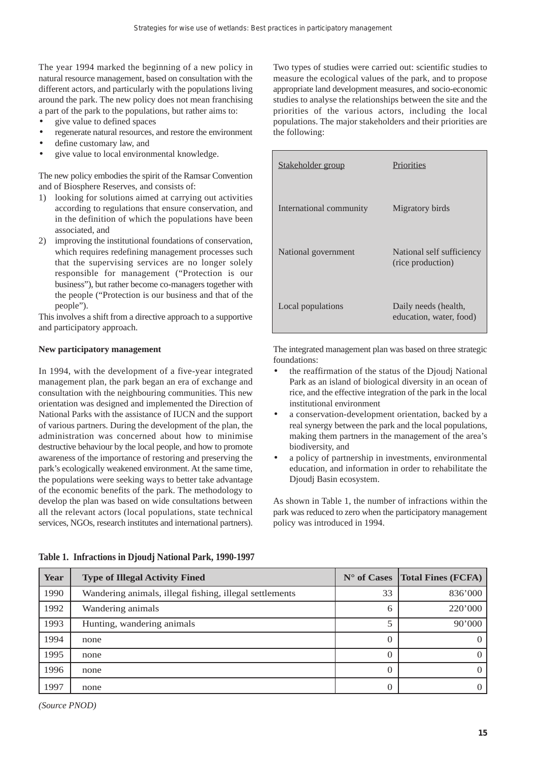The year 1994 marked the beginning of a new policy in natural resource management, based on consultation with the different actors, and particularly with the populations living around the park. The new policy does not mean franchising a part of the park to the populations, but rather aims to:

- give value to defined spaces
- regenerate natural resources, and restore the environment
- define customary law, and
- give value to local environmental knowledge.

The new policy embodies the spirit of the Ramsar Convention and of Biosphere Reserves, and consists of:

1) looking for solutions aimed at carrying out activities according to regulations that ensure conservation, and in the definition of which the populations have been associated, and
2) improving the institutional foundations of conservation, which requires redefining management processes such that the supervising services are no longer solely responsible for management ("Protection is our business"), but rather become co-managers together with the people ("Protection is our business and that of the people").

This involves a shift from a directive approach to a supportive and participatory approach.

**New participatory management**

In 1994, with the development of a five-year integrated management plan, the park began an era of exchange and consultation with the neighbouring communities. This new orientation was designed and implemented the Direction of National Parks with the assistance of IUCN and the support of various partners. During the development of the plan, the administration was concerned about how to minimise destructive behaviour by the local people, and how to promote awareness of the importance of restoring and preserving the park's ecologically weakened environment. At the same time, the populations were seeking ways to better take advantage of the economic benefits of the park. The methodology to develop the plan was based on wide consultations between all the relevant actors (local populations, state technical services, NGOs, research institutes and international partners).

Two types of studies were carried out: scientific studies to measure the ecological values of the park, and to propose appropriate land development measures, and socio-economic studies to analyse the relationships between the site and the priorities of the various actors, including the local populations. The major stakeholders and their priorities are the following:

| Stakeholder group | Priorities |
|---|---|
| International community | Migratory birds |
| National government | National self sufficiency (rice production) |
| Local populations | Daily needs (health, education, water, food) |

The integrated management plan was based on three strategic foundations:

- the reaffirmation of the status of the Djoudj National Park as an island of biological diversity in an ocean of rice, and the effective integration of the park in the local institutional environment
- a conservation-development orientation, backed by a real synergy between the park and the local populations, making them partners in the management of the area's biodiversity, and
- a policy of partnership in investments, environmental education, and information in order to rehabilitate the Djoudj Basin ecosystem.

As shown in Table 1, the number of infractions within the park was reduced to zero when the participatory management policy was introduced in 1994.

**Table 1. Infractions in Djoudj National Park, 1990-1997**

| Year | Type of Illegal Activity Fined | N° of Cases | Total Fines (FCFA) |
|---|---|---|---|
| 1990 | Wandering animals, illegal fishing, illegal settlements | 33 | 836'000 |
| 1992 | Wandering animals | 6 | 220'000 |
| 1993 | Hunting, wandering animals | 5 | 90'000 |
| 1994 | none | 0 | 0 |
| 1995 | none | 0 | 0 |
| 1996 | none | 0 | 0 |
| 1997 | none | 0 | 0 |

*(Source PNOD)*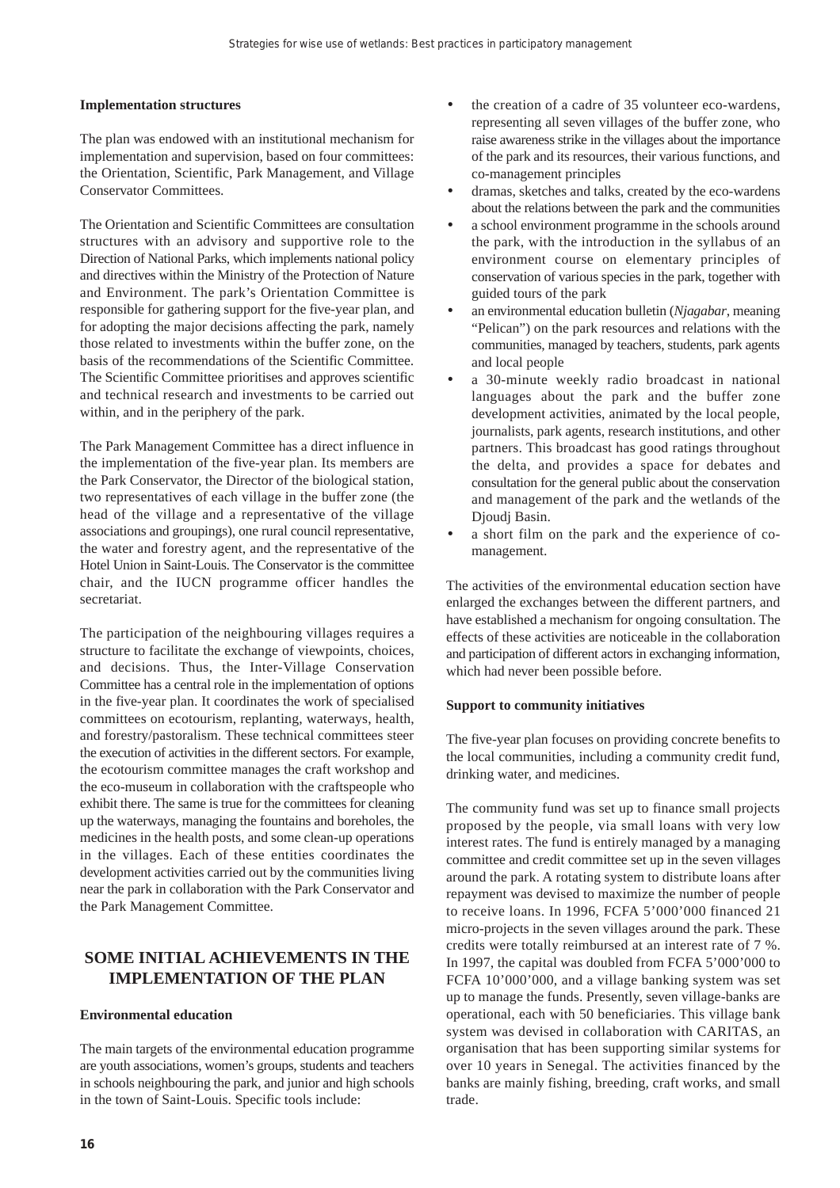### Implementation structures

The plan was endowed with an institutional mechanism for implementation and supervision, based on four committees: the Orientation, Scientific, Park Management, and Village Conservator Committees.

The Orientation and Scientific Committees are consultation structures with an advisory and supportive role to the Direction of National Parks, which implements national policy and directives within the Ministry of the Protection of Nature and Environment. The park's Orientation Committee is responsible for gathering support for the five-year plan, and for adopting the major decisions affecting the park, namely those related to investments within the buffer zone, on the basis of the recommendations of the Scientific Committee. The Scientific Committee prioritises and approves scientific and technical research and investments to be carried out within, and in the periphery of the park.

The Park Management Committee has a direct influence in the implementation of the five-year plan. Its members are the Park Conservator, the Director of the biological station, two representatives of each village in the buffer zone (the head of the village and a representative of the village associations and groupings), one rural council representative, the water and forestry agent, and the representative of the Hotel Union in Saint-Louis. The Conservator is the committee chair, and the IUCN programme officer handles the secretariat.

The participation of the neighbouring villages requires a structure to facilitate the exchange of viewpoints, choices, and decisions. Thus, the Inter-Village Conservation Committee has a central role in the implementation of options in the five-year plan. It coordinates the work of specialised committees on ecotourism, replanting, waterways, health, and forestry/pastoralism. These technical committees steer the execution of activities in the different sectors. For example, the ecotourism committee manages the craft workshop and the eco-museum in collaboration with the craftspeople who exhibit there. The same is true for the committees for cleaning up the waterways, managing the fountains and boreholes, the medicines in the health posts, and some clean-up operations in the villages. Each of these entities coordinates the development activities carried out by the communities living near the park in collaboration with the Park Conservator and the Park Management Committee.

## SOME INITIAL ACHIEVEMENTS IN THE IMPLEMENTATION OF THE PLAN

### Environmental education

The main targets of the environmental education programme are youth associations, women's groups, students and teachers in schools neighbouring the park, and junior and high schools in the town of Saint-Louis. Specific tools include:

- the creation of a cadre of 35 volunteer eco-wardens, representing all seven villages of the buffer zone, who raise awareness strike in the villages about the importance of the park and its resources, their various functions, and co-management principles
- dramas, sketches and talks, created by the eco-wardens about the relations between the park and the communities
- a school environment programme in the schools around the park, with the introduction in the syllabus of an environment course on elementary principles of conservation of various species in the park, together with guided tours of the park
- an environmental education bulletin (*Njagabar*, meaning "Pelican") on the park resources and relations with the communities, managed by teachers, students, park agents and local people
- a 30-minute weekly radio broadcast in national languages about the park and the buffer zone development activities, animated by the local people, journalists, park agents, research institutions, and other partners. This broadcast has good ratings throughout the delta, and provides a space for debates and consultation for the general public about the conservation and management of the park and the wetlands of the Djoudj Basin.
- a short film on the park and the experience of co-management.

The activities of the environmental education section have enlarged the exchanges between the different partners, and have established a mechanism for ongoing consultation. The effects of these activities are noticeable in the collaboration and participation of different actors in exchanging information, which had never been possible before.

### Support to community initiatives

The five-year plan focuses on providing concrete benefits to the local communities, including a community credit fund, drinking water, and medicines.

The community fund was set up to finance small projects proposed by the people, via small loans with very low interest rates. The fund is entirely managed by a managing committee and credit committee set up in the seven villages around the park. A rotating system to distribute loans after repayment was devised to maximize the number of people to receive loans. In 1996, FCFA 5'000'000 financed 21 micro-projects in the seven villages around the park. These credits were totally reimbursed at an interest rate of 7 %. In 1997, the capital was doubled from FCFA 5'000'000 to FCFA 10'000'000, and a village banking system was set up to manage the funds. Presently, seven village-banks are operational, each with 50 beneficiaries. This village bank system was devised in collaboration with CARITAS, an organisation that has been supporting similar systems for over 10 years in Senegal. The activities financed by the banks are mainly fishing, breeding, craft works, and small trade.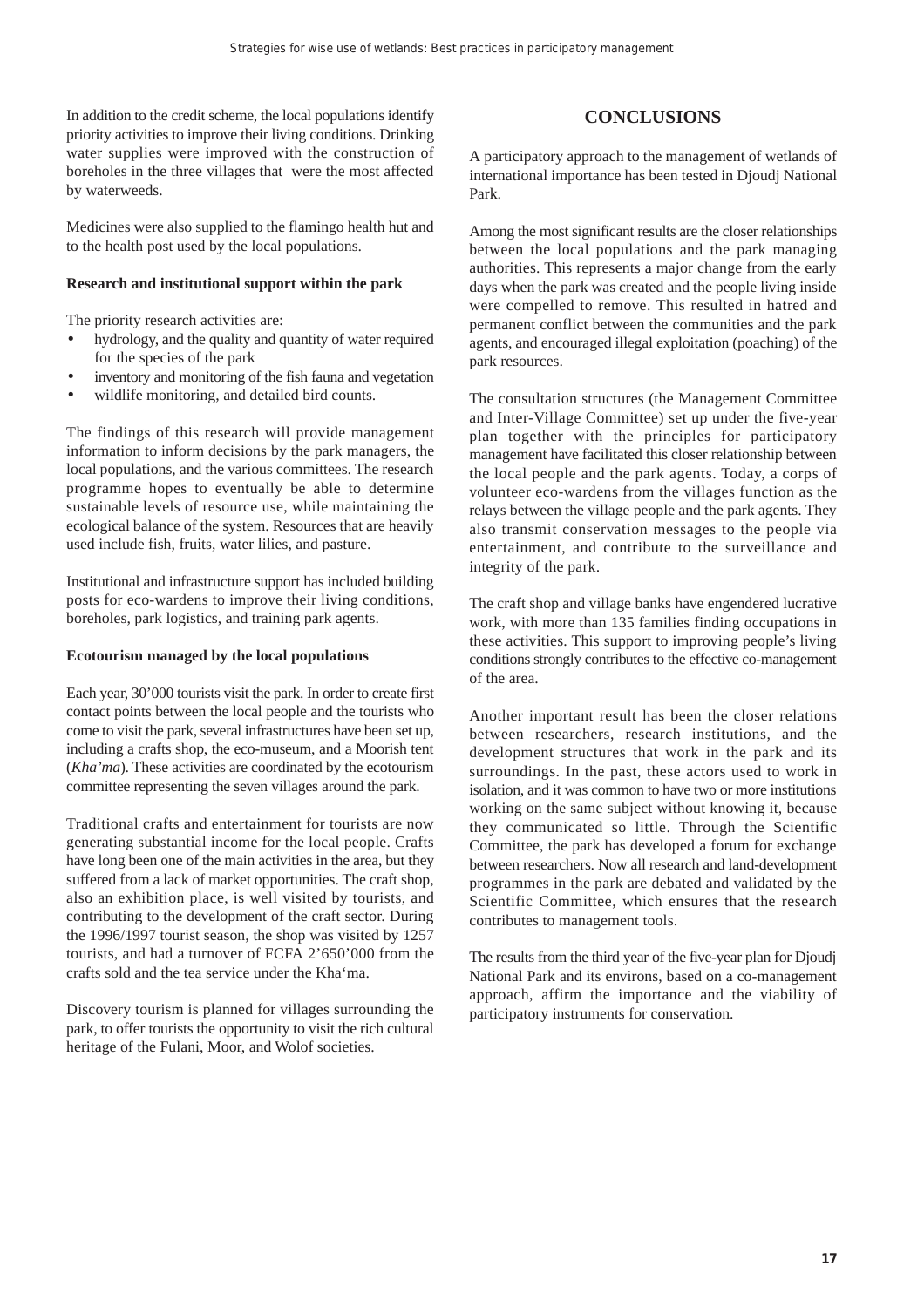In addition to the credit scheme, the local populations identify priority activities to improve their living conditions. Drinking water supplies were improved with the construction of boreholes in the three villages that were the most affected by waterweeds.

Medicines were also supplied to the flamingo health hut and to the health post used by the local populations.

**Research and institutional support within the park**

The priority research activities are:

- hydrology, and the quality and quantity of water required for the species of the park
- inventory and monitoring of the fish fauna and vegetation
- wildlife monitoring, and detailed bird counts.

The findings of this research will provide management information to inform decisions by the park managers, the local populations, and the various committees. The research programme hopes to eventually be able to determine sustainable levels of resource use, while maintaining the ecological balance of the system. Resources that are heavily used include fish, fruits, water lilies, and pasture.

Institutional and infrastructure support has included building posts for eco-wardens to improve their living conditions, boreholes, park logistics, and training park agents.

**Ecotourism managed by the local populations**

Each year, 30'000 tourists visit the park. In order to create first contact points between the local people and the tourists who come to visit the park, several infrastructures have been set up, including a crafts shop, the eco-museum, and a Moorish tent (*Kha'ma*). These activities are coordinated by the ecotourism committee representing the seven villages around the park.

Traditional crafts and entertainment for tourists are now generating substantial income for the local people. Crafts have long been one of the main activities in the area, but they suffered from a lack of market opportunities. The craft shop, also an exhibition place, is well visited by tourists, and contributing to the development of the craft sector. During the 1996/1997 tourist season, the shop was visited by 1257 tourists, and had a turnover of FCFA 2'650'000 from the crafts sold and the tea service under the Kha'ma.

Discovery tourism is planned for villages surrounding the park, to offer tourists the opportunity to visit the rich cultural heritage of the Fulani, Moor, and Wolof societies.

## CONCLUSIONS

A participatory approach to the management of wetlands of international importance has been tested in Djoudj National Park.

Among the most significant results are the closer relationships between the local populations and the park managing authorities. This represents a major change from the early days when the park was created and the people living inside were compelled to remove. This resulted in hatred and permanent conflict between the communities and the park agents, and encouraged illegal exploitation (poaching) of the park resources.

The consultation structures (the Management Committee and Inter-Village Committee) set up under the five-year plan together with the principles for participatory management have facilitated this closer relationship between the local people and the park agents. Today, a corps of volunteer eco-wardens from the villages function as the relays between the village people and the park agents. They also transmit conservation messages to the people via entertainment, and contribute to the surveillance and integrity of the park.

The craft shop and village banks have engendered lucrative work, with more than 135 families finding occupations in these activities. This support to improving people's living conditions strongly contributes to the effective co-management of the area.

Another important result has been the closer relations between researchers, research institutions, and the development structures that work in the park and its surroundings. In the past, these actors used to work in isolation, and it was common to have two or more institutions working on the same subject without knowing it, because they communicated so little. Through the Scientific Committee, the park has developed a forum for exchange between researchers. Now all research and land-development programmes in the park are debated and validated by the Scientific Committee, which ensures that the research contributes to management tools.

The results from the third year of the five-year plan for Djoudj National Park and its environs, based on a co-management approach, affirm the importance and the viability of participatory instruments for conservation.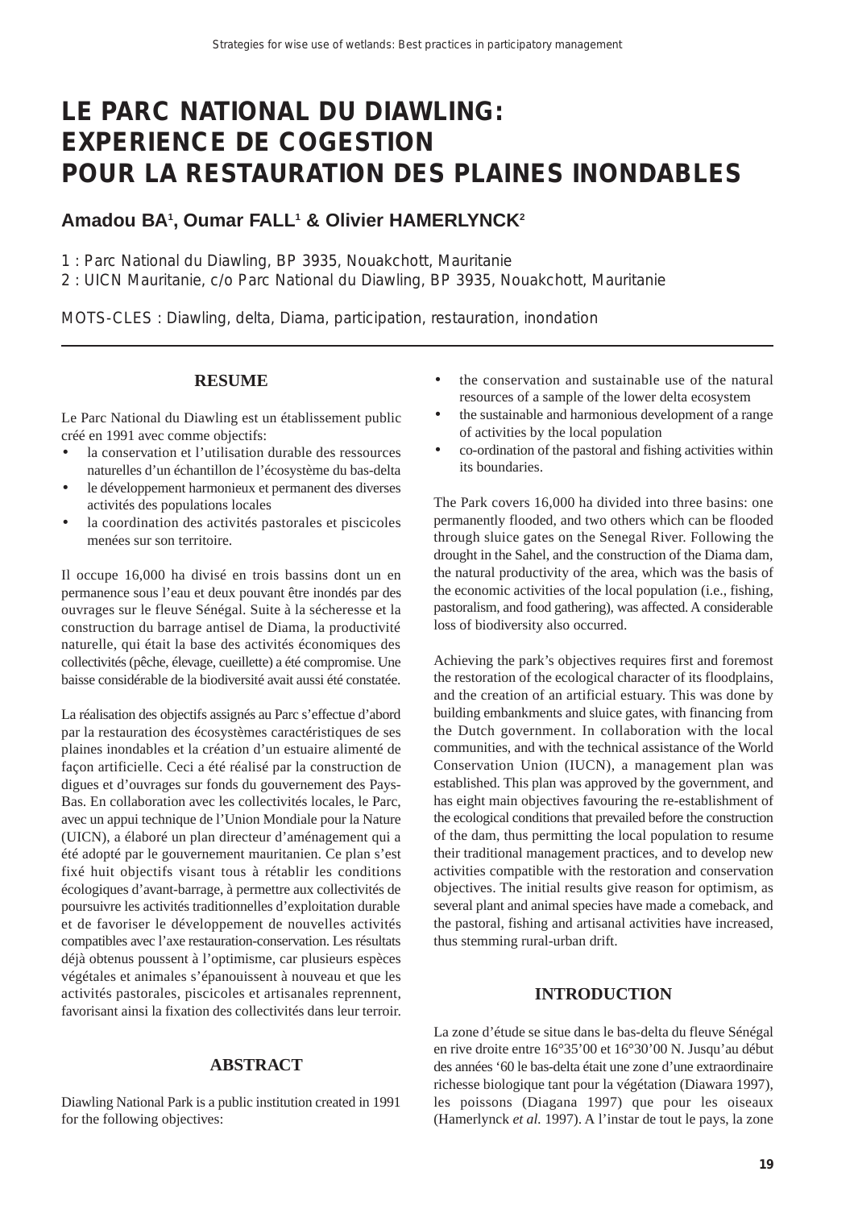# LE PARC NATIONAL DU DIAWLING: EXPERIENCE DE COGESTION POUR LA RESTAURATION DES PLAINES INONDABLES

**Amadou BA[1], Oumar FALL[1] & Olivier HAMERLYNCK[2]**

1 : Parc National du Diawling, BP 3935, Nouakchott, Mauritanie
2 : UICN Mauritanie, c/o Parc National du Diawling, BP 3935, Nouakchott, Mauritanie

MOTS-CLES : Diawling, delta, Diama, participation, restauration, inondation

## RESUME

Le Parc National du Diawling est un établissement public créé en 1991 avec comme objectifs:

- la conservation et l'utilisation durable des ressources naturelles d'un échantillon de l'écosystème du bas-delta
- le développement harmonieux et permanent des diverses activités des populations locales
- la coordination des activités pastorales et piscicoles menées sur son territoire.

Il occupe 16,000 ha divisé en trois bassins dont un en permanence sous l'eau et deux pouvant être inondés par des ouvrages sur le fleuve Sénégal. Suite à la sécheresse et la construction du barrage antisel de Diama, la productivité naturelle, qui était la base des activités économiques des collectivités (pêche, élevage, cueillette) a été compromise. Une baisse considérable de la biodiversité avait aussi été constatée.

La réalisation des objectifs assignés au Parc s'effectue d'abord par la restauration des écosystèmes caractéristiques de ses plaines inondables et la création d'un estuaire alimenté de façon artificielle. Ceci a été réalisé par la construction de digues et d'ouvrages sur fonds du gouvernement des Pays-Bas. En collaboration avec les collectivités locales, le Parc, avec un appui technique de l'Union Mondiale pour la Nature (UICN), a élaboré un plan directeur d'aménagement qui a été adopté par le gouvernement mauritanien. Ce plan s'est fixé huit objectifs visant tous à rétablir les conditions écologiques d'avant-barrage, à permettre aux collectivités de poursuivre les activités traditionnelles d'exploitation durable et de favoriser le développement de nouvelles activités compatibles avec l'axe restauration-conservation. Les résultats déjà obtenus poussent à l'optimisme, car plusieurs espèces végétales et animales s'épanouissent à nouveau et que les activités pastorales, piscicoles et artisanales reprennent, favorisant ainsi la fixation des collectivités dans leur terroir.

## ABSTRACT

Diawling National Park is a public institution created in 1991 for the following objectives:

- the conservation and sustainable use of the natural resources of a sample of the lower delta ecosystem
- the sustainable and harmonious development of a range of activities by the local population
- co-ordination of the pastoral and fishing activities within its boundaries.

The Park covers 16,000 ha divided into three basins: one permanently flooded, and two others which can be flooded through sluice gates on the Senegal River. Following the drought in the Sahel, and the construction of the Diama dam, the natural productivity of the area, which was the basis of the economic activities of the local population (i.e., fishing, pastoralism, and food gathering), was affected. A considerable loss of biodiversity also occurred.

Achieving the park's objectives requires first and foremost the restoration of the ecological character of its floodplains, and the creation of an artificial estuary. This was done by building embankments and sluice gates, with financing from the Dutch government. In collaboration with the local communities, and with the technical assistance of the World Conservation Union (IUCN), a management plan was established. This plan was approved by the government, and has eight main objectives favouring the re-establishment of the ecological conditions that prevailed before the construction of the dam, thus permitting the local population to resume their traditional management practices, and to develop new activities compatible with the restoration and conservation objectives. The initial results give reason for optimism, as several plant and animal species have made a comeback, and the pastoral, fishing and artisanal activities have increased, thus stemming rural-urban drift.

## INTRODUCTION

La zone d'étude se situe dans le bas-delta du fleuve Sénégal en rive droite entre 16°35'00 et 16°30'00 N. Jusqu'au début des années '60 le bas-delta était une zone d'une extraordinaire richesse biologique tant pour la végétation (Diawara 1997), les poissons (Diagana 1997) que pour les oiseaux (Hamerlynck *et al.* 1997). A l'instar de tout le pays, la zone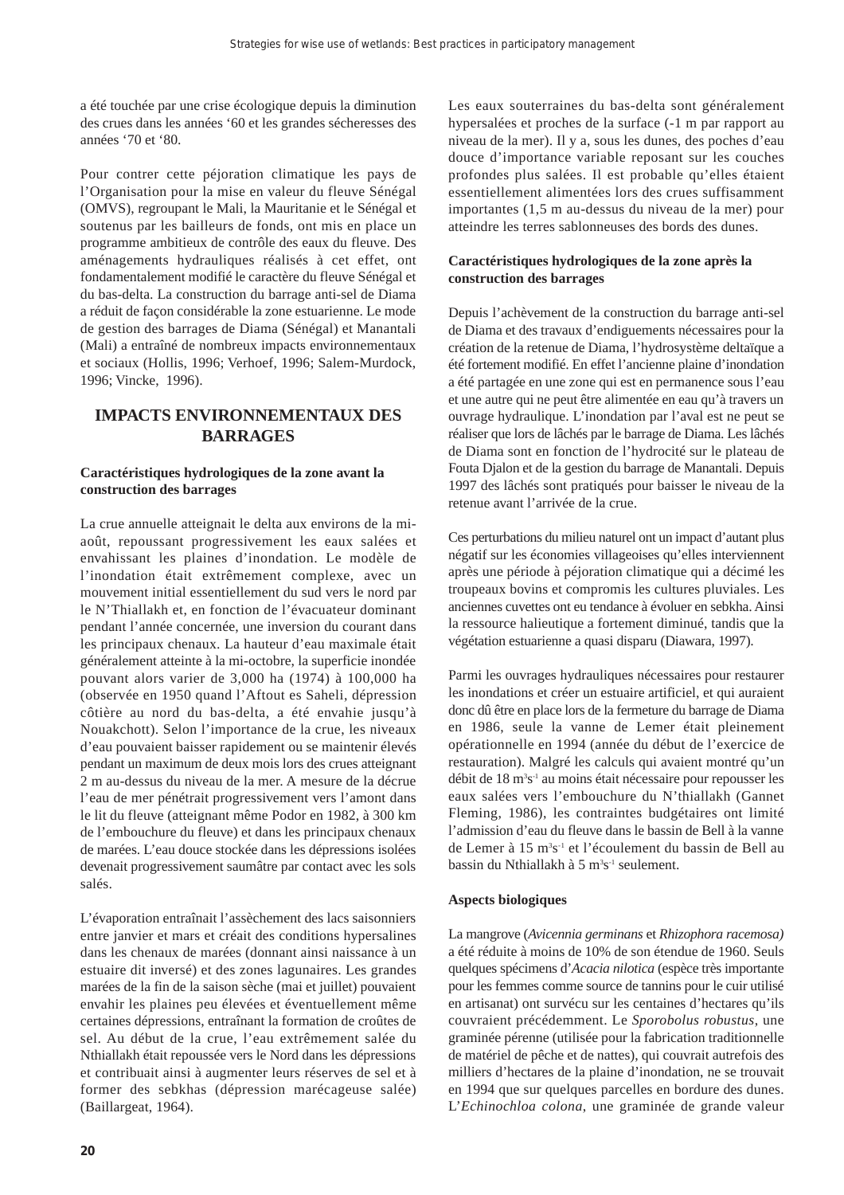a été touchée par une crise écologique depuis la diminution des crues dans les années '60 et les grandes sécheresses des années '70 et '80.

Pour contrer cette péjoration climatique les pays de l'Organisation pour la mise en valeur du fleuve Sénégal (OMVS), regroupant le Mali, la Mauritanie et le Sénégal et soutenus par les bailleurs de fonds, ont mis en place un programme ambitieux de contrôle des eaux du fleuve. Des aménagements hydrauliques réalisés à cet effet, ont fondamentalement modifié le caractère du fleuve Sénégal et du bas-delta. La construction du barrage anti-sel de Diama a réduit de façon considérable la zone estuarienne. Le mode de gestion des barrages de Diama (Sénégal) et Manantali (Mali) a entraîné de nombreux impacts environnementaux et sociaux (Hollis, 1996; Verhoef, 1996; Salem-Murdock, 1996; Vincke, 1996).

## IMPACTS ENVIRONNEMENTAUX DES BARRAGES

### Caractéristiques hydrologiques de la zone avant la construction des barrages

La crue annuelle atteignait le delta aux environs de la mi-août, repoussant progressivement les eaux salées et envahissant les plaines d'inondation. Le modèle de l'inondation était extrêmement complexe, avec un mouvement initial essentiellement du sud vers le nord par le N'Thiallakh et, en fonction de l'évacuateur dominant pendant l'année concernée, une inversion du courant dans les principaux chenaux. La hauteur d'eau maximale était généralement atteinte à la mi-octobre, la superficie inondée pouvant alors varier de 3,000 ha (1974) à 100,000 ha (observée en 1950 quand l'Aftout es Saheli, dépression côtière au nord du bas-delta, a été envahie jusqu'à Nouakchott). Selon l'importance de la crue, les niveaux d'eau pouvaient baisser rapidement ou se maintenir élevés pendant un maximum de deux mois lors des crues atteignant 2 m au-dessus du niveau de la mer. A mesure de la décrue l'eau de mer pénétrait progressivement vers l'amont dans le lit du fleuve (atteignant même Podor en 1982, à 300 km de l'embouchure du fleuve) et dans les principaux chenaux de marées. L'eau douce stockée dans les dépressions isolées devenait progressivement saumâtre par contact avec les sols salés.

L'évaporation entraînait l'assèchement des lacs saisonniers entre janvier et mars et créait des conditions hypersalines dans les chenaux de marées (donnant ainsi naissance à un estuaire dit inversé) et des zones lagunaires. Les grandes marées de la fin de la saison sèche (mai et juillet) pouvaient envahir les plaines peu élevées et éventuellement même certaines dépressions, entraînant la formation de croûtes de sel. Au début de la crue, l'eau extrêmement salée du Nthiallakh était repoussée vers le Nord dans les dépressions et contribuait ainsi à augmenter leurs réserves de sel et à former des sebkhas (dépression marécageuse salée) (Baillargeat, 1964).

Les eaux souterraines du bas-delta sont généralement hypersalées et proches de la surface (-1 m par rapport au niveau de la mer). Il y a, sous les dunes, des poches d'eau douce d'importance variable reposant sur les couches profondes plus salées. Il est probable qu'elles étaient essentiellement alimentées lors des crues suffisamment importantes (1,5 m au-dessus du niveau de la mer) pour atteindre les terres sablonneuses des bords des dunes.

### Caractéristiques hydrologiques de la zone après la construction des barrages

Depuis l'achèvement de la construction du barrage anti-sel de Diama et des travaux d'endiguements nécessaires pour la création de la retenue de Diama, l'hydrosystème deltaïque a été fortement modifié. En effet l'ancienne plaine d'inondation a été partagée en une zone qui est en permanence sous l'eau et une autre qui ne peut être alimentée en eau qu'à travers un ouvrage hydraulique. L'inondation par l'aval est ne peut se réaliser que lors de lâchés par le barrage de Diama. Les lâchés de Diama sont en fonction de l'hydrocité sur le plateau de Fouta Djalon et de la gestion du barrage de Manantali. Depuis 1997 des lâchés sont pratiqués pour baisser le niveau de la retenue avant l'arrivée de la crue.

Ces perturbations du milieu naturel ont un impact d'autant plus négatif sur les économies villageoises qu'elles interviennent après une période à péjoration climatique qui a décimé les troupeaux bovins et compromis les cultures pluviales. Les anciennes cuvettes ont eu tendance à évoluer en sebkha. Ainsi la ressource halieutique a fortement diminué, tandis que la végétation estuarienne a quasi disparu (Diawara, 1997).

Parmi les ouvrages hydrauliques nécessaires pour restaurer les inondations et créer un estuaire artificiel, et qui auraient donc dû être en place lors de la fermeture du barrage de Diama en 1986, seule la vanne de Lemer était pleinement opérationnelle en 1994 (année du début de l'exercice de restauration). Malgré les calculs qui avaient montré qu'un débit de 18 $m^3s^{-1}$ au moins était nécessaire pour repousser les eaux salées vers l'embouchure du N'thiallakh (Gannet Fleming, 1986), les contraintes budgétaires ont limité l'admission d'eau du fleuve dans le bassin de Bell à la vanne de Lemer à 15 $m^3s^{-1}$ et l'écoulement du bassin de Bell au bassin du Nthiallakh à 5 $m^3s^{-1}$ seulement.

### Aspects biologiques

La mangrove (*Avicennia germinans* et *Rhizophora racemosa)* a été réduite à moins de 10% de son étendue de 1960. Seuls quelques spécimens d'*Acacia nilotica* (espèce très importante pour les femmes comme source de tannins pour le cuir utilisé en artisanat) ont survécu sur les centaines d'hectares qu'ils couvraient précédemment. Le *Sporobolus robustus*, une graminée pérenne (utilisée pour la fabrication traditionnelle de matériel de pêche et de nattes), qui couvrait autrefois des milliers d'hectares de la plaine d'inondation, ne se trouvait en 1994 que sur quelques parcelles en bordure des dunes. L'*Echinochloa colona*, une graminée de grande valeur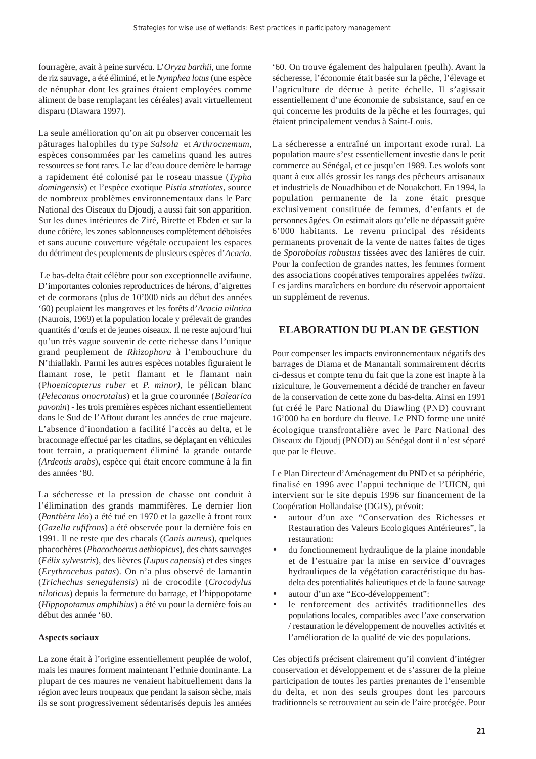fourragère, avait à peine survécu. L'*Oryza barthii,* une forme de riz sauvage, a été éliminé, et le *Nymphea lotus* (une espèce de nénuphar dont les graines étaient employées comme aliment de base remplaçant les céréales) avait virtuellement disparu (Diawara 1997).

La seule amélioration qu'on ait pu observer concernait les pâturages halophiles du type *Salsola* et *Arthrocnemum,* espèces consommées par les camelins quand les autres ressources se font rares. Le lac d'eau douce derrière le barrage a rapidement été colonisé par le roseau massue (*Typha domingensis*) et l'espèce exotique *Pistia stratiotes*, source de nombreux problèmes environnementaux dans le Parc National des Oiseaux du Djoudj, a aussi fait son apparition. Sur les dunes intérieures de Ziré, Birette et Ebden et sur la dune côtière, les zones sablonneuses complètement déboisées et sans aucune couverture végétale occupaient les espaces du détriment des peuplements de plusieurs espèces d'*Acacia.*

Le bas-delta était célèbre pour son exceptionnelle avifaune. D'importantes colonies reproductrices de hérons, d'aigrettes et de cormorans (plus de 10'000 nids au début des années '60) peuplaient les mangroves et les forêts d'*Acacia nilotica* (Naurois, 1969) et la population locale y prélevait de grandes quantités d'œufs et de jeunes oiseaux. Il ne reste aujourd'hui qu'un très vague souvenir de cette richesse dans l'unique grand peuplement de *Rhizophora* à l'embouchure du N'thiallakh. Parmi les autres espèces notables figuraient le flamant rose, le petit flamant et le flamant nain (P*hoenicopterus ruber* et *P. minor),* le pélican blanc (*Pelecanus onocrotalus*) et la grue couronnée (*Balearica pavonin*) - les trois premières espèces nichant essentiellement dans le Sud de l'Aftout durant les années de crue majeure. L'absence d'inondation a facilité l'accès au delta, et le braconnage effectué par les citadins, se déplaçant en véhicules tout terrain, a pratiquement éliminé la grande outarde (*Ardeotis arabs*), espèce qui était encore commune à la fin des années '80.

La sécheresse et la pression de chasse ont conduit à l'élimination des grands mammifères. Le dernier lion (*Panthèra léo*) a été tué en 1970 et la gazelle à front roux (*Gazella rufifrons*) a été observée pour la dernière fois en 1991. Il ne reste que des chacals (*Canis aureus*), quelques phacochères (*Phacochoerus aethiopicus*), des chats sauvages (*Félix sylvestris*), des lièvres (*Lupus capensis*) et des singes (*Erythrocebus patas*). On n'a plus observé de lamantin (*Trichechus senegalensis*) ni de crocodile (*Crocodylus niloticus*) depuis la fermeture du barrage, et l'hippopotame (*Hippopotamus amphibius*) a été vu pour la dernière fois au début des année '60.

**Aspects sociaux**

La zone était à l'origine essentiellement peuplée de wolof, mais les maures forment maintenant l'ethnie dominante. La plupart de ces maures ne venaient habituellement dans la région avec leurs troupeaux que pendant la saison sèche, mais ils se sont progressivement sédentarisés depuis les années '60. On trouve également des halpularen (peulh). Avant la sécheresse, l'économie était basée sur la pêche, l'élevage et l'agriculture de décrue à petite échelle. Il s'agissait essentiellement d'une économie de subsistance, sauf en ce qui concerne les produits de la pêche et les fourrages, qui étaient principalement vendus à Saint-Louis.

La sécheresse a entraîné un important exode rural. La population maure s'est essentiellement investie dans le petit commerce au Sénégal, et ce jusqu'en 1989. Les wolofs sont quant à eux allés grossir les rangs des pêcheurs artisanaux et industriels de Nouadhibou et de Nouakchott. En 1994, la population permanente de la zone était presque exclusivement constituée de femmes, d'enfants et de personnes âgées. On estimait alors qu'elle ne dépassait guère 6'000 habitants. Le revenu principal des résidents permanents provenait de la vente de nattes faites de tiges de *Sporobolus robustus* tissées avec des lanières de cuir. Pour la confection de grandes nattes, les femmes forment des associations coopératives temporaires appelées *twiiza*. Les jardins maraîchers en bordure du réservoir apportaient un supplément de revenus.

## ELABORATION DU PLAN DE GESTION

Pour compenser les impacts environnementaux négatifs des barrages de Diama et de Manantali sommairement décrits ci-dessus et compte tenu du fait que la zone est inapte à la riziculture, le Gouvernement a décidé de trancher en faveur de la conservation de cette zone du bas-delta. Ainsi en 1991 fut créé le Parc National du Diawling (PND) couvrant 16'000 ha en bordure du fleuve. Le PND forme une unité écologique transfrontalière avec le Parc National des Oiseaux du Djoudj (PNOD) au Sénégal dont il n'est séparé que par le fleuve.

Le Plan Directeur d'Aménagement du PND et sa périphérie, finalisé en 1996 avec l'appui technique de l'UICN, qui intervient sur le site depuis 1996 sur financement de la Coopération Hollandaise (DGIS), prévoit:

- autour d'un axe "Conservation des Richesses et Restauration des Valeurs Ecologiques Antérieures", la restauration:
- du fonctionnement hydraulique de la plaine inondable et de l'estuaire par la mise en service d'ouvrages hydrauliques de la végétation caractéristique du bas-delta des potentialités halieutiques et de la faune sauvage
- autour d'un axe "Eco-développement":
- le renforcement des activités traditionnelles des populations locales, compatibles avec l'axe conservation / restauration le développement de nouvelles activités et l'amélioration de la qualité de vie des populations.

Ces objectifs précisent clairement qu'il convient d'intégrer conservation et développement et de s'assurer de la pleine participation de toutes les parties prenantes de l'ensemble du delta, et non des seuls groupes dont les parcours traditionnels se retrouvaient au sein de l'aire protégée. Pour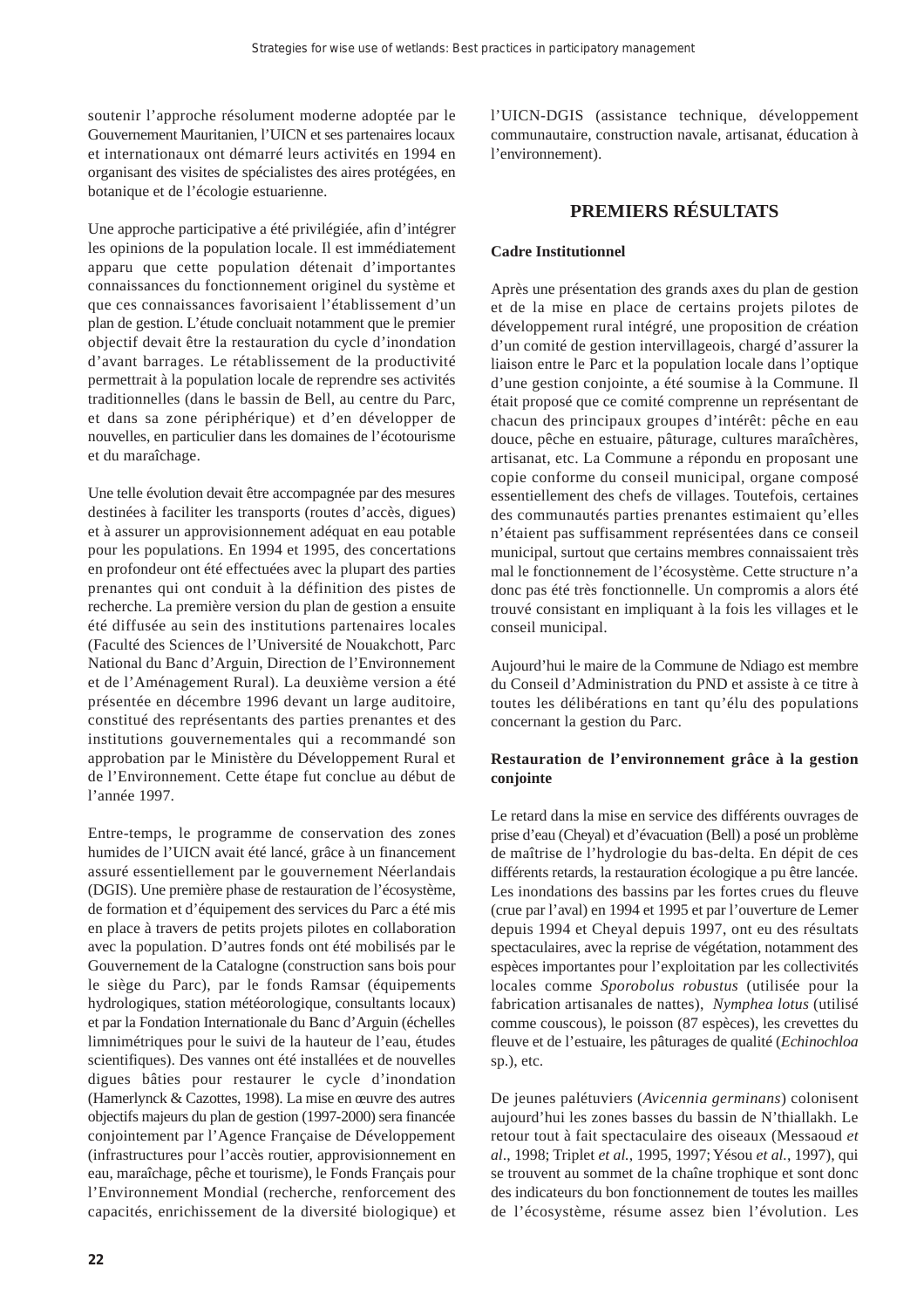soutenir l'approche résolument moderne adoptée par le Gouvernement Mauritanien, l'UICN et ses partenaires locaux et internationaux ont démarré leurs activités en 1994 en organisant des visites de spécialistes des aires protégées, en botanique et de l'écologie estuarienne.

Une approche participative a été privilégiée, afin d'intégrer les opinions de la population locale. Il est immédiatement apparu que cette population détenait d'importantes connaissances du fonctionnement originel du système et que ces connaissances favorisaient l'établissement d'un plan de gestion. L'étude concluait notamment que le premier objectif devait être la restauration du cycle d'inondation d'avant barrages. Le rétablissement de la productivité permettrait à la population locale de reprendre ses activités traditionnelles (dans le bassin de Bell, au centre du Parc, et dans sa zone périphérique) et d'en développer de nouvelles, en particulier dans les domaines de l'écotourisme et du maraîchage.

Une telle évolution devait être accompagnée par des mesures destinées à faciliter les transports (routes d'accès, digues) et à assurer un approvisionnement adéquat en eau potable pour les populations. En 1994 et 1995, des concertations en profondeur ont été effectuées avec la plupart des parties prenantes qui ont conduit à la définition des pistes de recherche. La première version du plan de gestion a ensuite été diffusée au sein des institutions partenaires locales (Faculté des Sciences de l'Université de Nouakchott, Parc National du Banc d'Arguin, Direction de l'Environnement et de l'Aménagement Rural). La deuxième version a été présentée en décembre 1996 devant un large auditoire, constitué des représentants des parties prenantes et des institutions gouvernementales qui a recommandé son approbation par le Ministère du Développement Rural et de l'Environnement. Cette étape fut conclue au début de l'année 1997.

Entre-temps, le programme de conservation des zones humides de l'UICN avait été lancé, grâce à un financement assuré essentiellement par le gouvernement Néerlandais (DGIS). Une première phase de restauration de l'écosystème, de formation et d'équipement des services du Parc a été mis en place à travers de petits projets pilotes en collaboration avec la population. D'autres fonds ont été mobilisés par le Gouvernement de la Catalogne (construction sans bois pour le siège du Parc), par le fonds Ramsar (équipements hydrologiques, station météorologique, consultants locaux) et par la Fondation Internationale du Banc d'Arguin (échelles limnimétriques pour le suivi de la hauteur de l'eau, études scientifiques). Des vannes ont été installées et de nouvelles digues bâties pour restaurer le cycle d'inondation (Hamerlynck & Cazottes, 1998). La mise en œuvre des autres objectifs majeurs du plan de gestion (1997-2000) sera financée conjointement par l'Agence Française de Développement (infrastructures pour l'accès routier, approvisionnement en eau, maraîchage, pêche et tourisme), le Fonds Français pour l'Environnement Mondial (recherche, renforcement des capacités, enrichissement de la diversité biologique) et l'UICN-DGIS (assistance technique, développement communautaire, construction navale, artisanat, éducation à l'environnement).

## PREMIERS RÉSULTATS

### Cadre Institutionnel

Après une présentation des grands axes du plan de gestion et de la mise en place de certains projets pilotes de développement rural intégré, une proposition de création d'un comité de gestion intervillageois, chargé d'assurer la liaison entre le Parc et la population locale dans l'optique d'une gestion conjointe, a été soumise à la Commune. Il était proposé que ce comité comprenne un représentant de chacun des principaux groupes d'intérêt: pêche en eau douce, pêche en estuaire, pâturage, cultures maraîchères, artisanat, etc. La Commune a répondu en proposant une copie conforme du conseil municipal, organe composé essentiellement des chefs de villages. Toutefois, certaines des communautés parties prenantes estimaient qu'elles n'étaient pas suffisamment représentées dans ce conseil municipal, surtout que certains membres connaissaient très mal le fonctionnement de l'écosystème. Cette structure n'a donc pas été très fonctionnelle. Un compromis a alors été trouvé consistant en impliquant à la fois les villages et le conseil municipal.

Aujourd'hui le maire de la Commune de Ndiago est membre du Conseil d'Administration du PND et assiste à ce titre à toutes les délibérations en tant qu'élu des populations concernant la gestion du Parc.

### Restauration de l'environnement grâce à la gestion conjointe

Le retard dans la mise en service des différents ouvrages de prise d'eau (Cheyal) et d'évacuation (Bell) a posé un problème de maîtrise de l'hydrologie du bas-delta. En dépit de ces différents retards, la restauration écologique a pu être lancée. Les inondations des bassins par les fortes crues du fleuve (crue par l'aval) en 1994 et 1995 et par l'ouverture de Lemer depuis 1994 et Cheyal depuis 1997, ont eu des résultats spectaculaires, avec la reprise de végétation, notamment des espèces importantes pour l'exploitation par les collectivités locales comme *Sporobolus robustus* (utilisée pour la fabrication artisanales de nattes), *Nymphea lotus* (utilisé comme couscous), le poisson (87 espèces), les crevettes du fleuve et de l'estuaire, les pâturages de qualité (*Echinochloa* sp.), etc.

De jeunes palétuviers (*Avicennia germinans*) colonisent aujourd'hui les zones basses du bassin de N'thiallakh. Le retour tout à fait spectaculaire des oiseaux (Messaoud *et al*., 1998; Triplet *et al.*, 1995, 1997; Yésou *et al.*, 1997), qui se trouvent au sommet de la chaîne trophique et sont donc des indicateurs du bon fonctionnement de toutes les mailles de l'écosystème, résume assez bien l'évolution. Les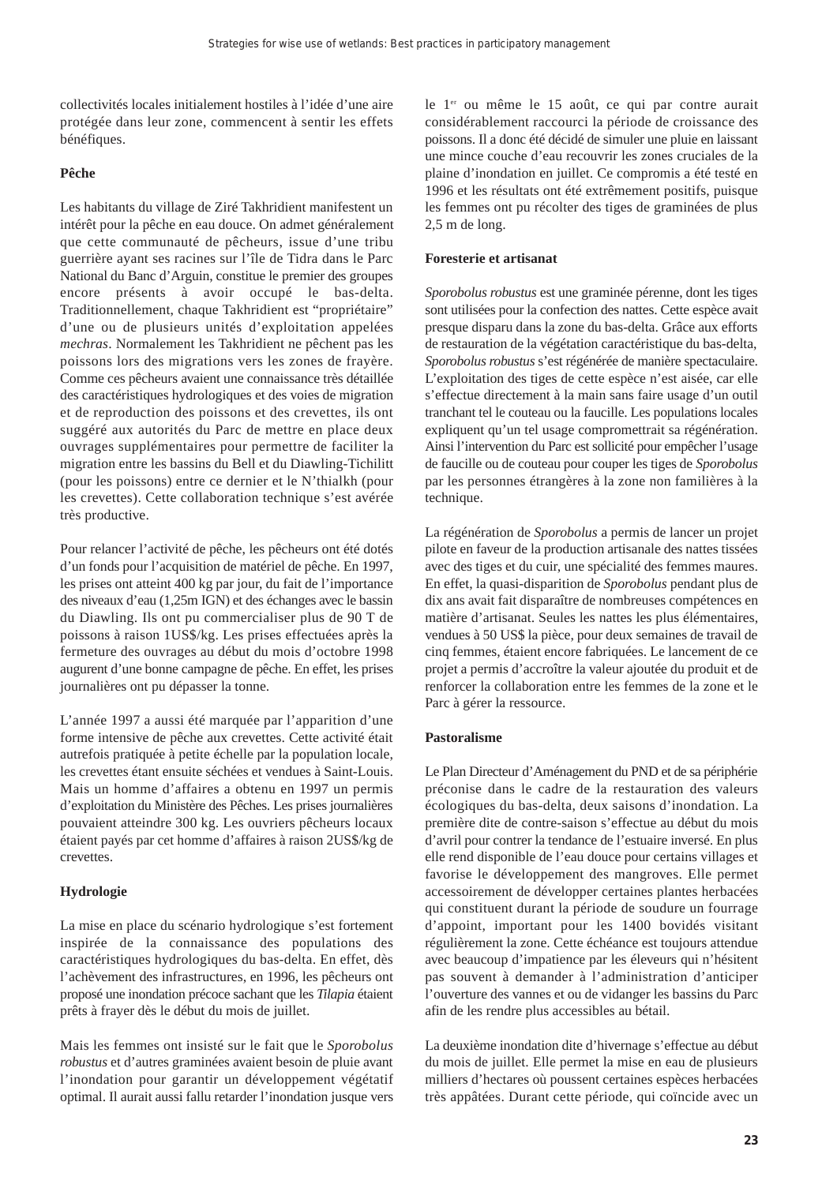collectivités locales initialement hostiles à l'idée d'une aire protégée dans leur zone, commencent à sentir les effets bénéfiques.

**Pêche**

Les habitants du village de Ziré Takhridient manifestent un intérêt pour la pêche en eau douce. On admet généralement que cette communauté de pêcheurs, issue d'une tribu guerrière ayant ses racines sur l'île de Tidra dans le Parc National du Banc d'Arguin, constitue le premier des groupes encore présents à avoir occupé le bas-delta. Traditionnellement, chaque Takhridient est "propriétaire" d'une ou de plusieurs unités d'exploitation appelées *mechras*. Normalement les Takhridient ne pêchent pas les poissons lors des migrations vers les zones de frayère. Comme ces pêcheurs avaient une connaissance très détaillée des caractéristiques hydrologiques et des voies de migration et de reproduction des poissons et des crevettes, ils ont suggéré aux autorités du Parc de mettre en place deux ouvrages supplémentaires pour permettre de faciliter la migration entre les bassins du Bell et du Diawling-Tichilitt (pour les poissons) entre ce dernier et le N'thialkh (pour les crevettes). Cette collaboration technique s'est avérée très productive.

Pour relancer l'activité de pêche, les pêcheurs ont été dotés d'un fonds pour l'acquisition de matériel de pêche. En 1997, les prises ont atteint 400 kg par jour, du fait de l'importance des niveaux d'eau (1,25m IGN) et des échanges avec le bassin du Diawling. Ils ont pu commercialiser plus de 90 T de poissons à raison 1US$/kg. Les prises effectuées après la fermeture des ouvrages au début du mois d'octobre 1998 augurent d'une bonne campagne de pêche. En effet, les prises journalières ont pu dépasser la tonne.

L'année 1997 a aussi été marquée par l'apparition d'une forme intensive de pêche aux crevettes. Cette activité était autrefois pratiquée à petite échelle par la population locale, les crevettes étant ensuite séchées et vendues à Saint-Louis. Mais un homme d'affaires a obtenu en 1997 un permis d'exploitation du Ministère des Pêches. Les prises journalières pouvaient atteindre 300 kg. Les ouvriers pêcheurs locaux étaient payés par cet homme d'affaires à raison 2US$/kg de crevettes.

**Hydrologie**

La mise en place du scénario hydrologique s'est fortement inspirée de la connaissance des populations des caractéristiques hydrologiques du bas-delta. En effet, dès l'achèvement des infrastructures, en 1996, les pêcheurs ont proposé une inondation précoce sachant que les *Tilapia* étaient prêts à frayer dès le début du mois de juillet.

Mais les femmes ont insisté sur le fait que le *Sporobolus robustus* et d'autres graminées avaient besoin de pluie avant l'inondation pour garantir un développement végétatif optimal. Il aurait aussi fallu retarder l'inondation jusque vers le 1er ou même le 15 août, ce qui par contre aurait considérablement raccourci la période de croissance des poissons. Il a donc été décidé de simuler une pluie en laissant une mince couche d'eau recouvrir les zones cruciales de la plaine d'inondation en juillet. Ce compromis a été testé en 1996 et les résultats ont été extrêmement positifs, puisque les femmes ont pu récolter des tiges de graminées de plus 2,5 m de long.

**Foresterie et artisanat**

*Sporobolus robustus* est une graminée pérenne, dont les tiges sont utilisées pour la confection des nattes. Cette espèce avait presque disparu dans la zone du bas-delta. Grâce aux efforts de restauration de la végétation caractéristique du bas-delta, *Sporobolus robustus* s'est régénérée de manière spectaculaire. L'exploitation des tiges de cette espèce n'est aisée, car elle s'effectue directement à la main sans faire usage d'un outil tranchant tel le couteau ou la faucille. Les populations locales expliquent qu'un tel usage compromettrait sa régénération. Ainsi l'intervention du Parc est sollicité pour empêcher l'usage de faucille ou de couteau pour couper les tiges de *Sporobolus* par les personnes étrangères à la zone non familières à la technique.

La régénération de *Sporobolus* a permis de lancer un projet pilote en faveur de la production artisanale des nattes tissées avec des tiges et du cuir, une spécialité des femmes maures. En effet, la quasi-disparition de *Sporobolus* pendant plus de dix ans avait fait disparaître de nombreuses compétences en matière d'artisanat. Seules les nattes les plus élémentaires, vendues à 50 US$ la pièce, pour deux semaines de travail de cinq femmes, étaient encore fabriquées. Le lancement de ce projet a permis d'accroître la valeur ajoutée du produit et de renforcer la collaboration entre les femmes de la zone et le Parc à gérer la ressource.

**Pastoralisme**

Le Plan Directeur d'Aménagement du PND et de sa périphérie préconise dans le cadre de la restauration des valeurs écologiques du bas-delta, deux saisons d'inondation. La première dite de contre-saison s'effectue au début du mois d'avril pour contrer la tendance de l'estuaire inversé. En plus elle rend disponible de l'eau douce pour certains villages et favorise le développement des mangroves. Elle permet accessoirement de développer certaines plantes herbacées qui constituent durant la période de soudure un fourrage d'appoint, important pour les 1400 bovidés visitant régulièrement la zone. Cette échéance est toujours attendue avec beaucoup d'impatience par les éleveurs qui n'hésitent pas souvent à demander à l'administration d'anticiper l'ouverture des vannes et ou de vidanger les bassins du Parc afin de les rendre plus accessibles au bétail.

La deuxième inondation dite d'hivernage s'effectue au début du mois de juillet. Elle permet la mise en eau de plusieurs milliers d'hectares où poussent certaines espèces herbacées très appâtées. Durant cette période, qui coïncide avec un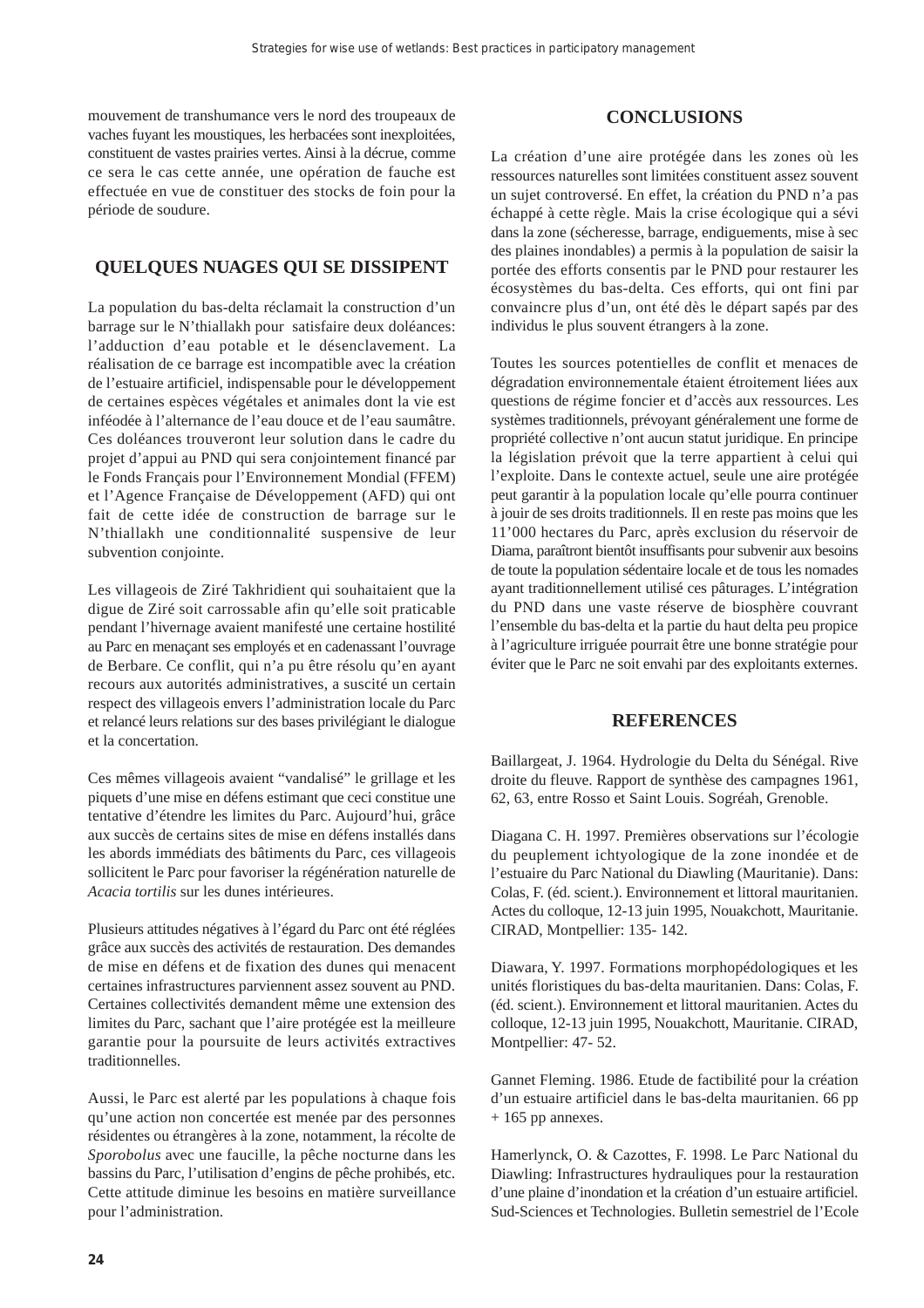mouvement de transhumance vers le nord des troupeaux de vaches fuyant les moustiques, les herbacées sont inexploitées, constituent de vastes prairies vertes. Ainsi à la décrue, comme ce sera le cas cette année, une opération de fauche est effectuée en vue de constituer des stocks de foin pour la période de soudure.

## QUELQUES NUAGES QUI SE DISSIPENT

La population du bas-delta réclamait la construction d'un barrage sur le N'thiallakh pour satisfaire deux doléances: l'adduction d'eau potable et le désenclavement. La réalisation de ce barrage est incompatible avec la création de l'estuaire artificiel, indispensable pour le développement de certaines espèces végétales et animales dont la vie est inféodée à l'alternance de l'eau douce et de l'eau saumâtre. Ces doléances trouveront leur solution dans le cadre du projet d'appui au PND qui sera conjointement financé par le Fonds Français pour l'Environnement Mondial (FFEM) et l'Agence Française de Développement (AFD) qui ont fait de cette idée de construction de barrage sur le N'thiallakh une conditionnalité suspensive de leur subvention conjointe.

Les villageois de Ziré Takhridient qui souhaitaient que la digue de Ziré soit carrossable afin qu'elle soit praticable pendant l'hivernage avaient manifesté une certaine hostilité au Parc en menaçant ses employés et en cadenassant l'ouvrage de Berbare. Ce conflit, qui n'a pu être résolu qu'en ayant recours aux autorités administratives, a suscité un certain respect des villageois envers l'administration locale du Parc et relancé leurs relations sur des bases privilégiant le dialogue et la concertation.

Ces mêmes villageois avaient "vandalisé" le grillage et les piquets d'une mise en défens estimant que ceci constitue une tentative d'étendre les limites du Parc. Aujourd'hui, grâce aux succès de certains sites de mise en défens installés dans les abords immédiats des bâtiments du Parc, ces villageois sollicitent le Parc pour favoriser la régénération naturelle de *Acacia tortilis* sur les dunes intérieures.

Plusieurs attitudes négatives à l'égard du Parc ont été réglées grâce aux succès des activités de restauration. Des demandes de mise en défens et de fixation des dunes qui menacent certaines infrastructures parviennent assez souvent au PND. Certaines collectivités demandent même une extension des limites du Parc, sachant que l'aire protégée est la meilleure garantie pour la poursuite de leurs activités extractives traditionnelles.

Aussi, le Parc est alerté par les populations à chaque fois qu'une action non concertée est menée par des personnes résidentes ou étrangères à la zone, notamment, la récolte de *Sporobolus* avec une faucille, la pêche nocturne dans les bassins du Parc, l'utilisation d'engins de pêche prohibés, etc. Cette attitude diminue les besoins en matière surveillance pour l'administration.

## CONCLUSIONS

La création d'une aire protégée dans les zones où les ressources naturelles sont limitées constituent assez souvent un sujet controversé. En effet, la création du PND n'a pas échappé à cette règle. Mais la crise écologique qui a sévi dans la zone (sécheresse, barrage, endiguements, mise à sec des plaines inondables) a permis à la population de saisir la portée des efforts consentis par le PND pour restaurer les écosystèmes du bas-delta. Ces efforts, qui ont fini par convaincre plus d'un, ont été dès le départ sapés par des individus le plus souvent étrangers à la zone.

Toutes les sources potentielles de conflit et menaces de dégradation environnementale étaient étroitement liées aux questions de régime foncier et d'accès aux ressources. Les systèmes traditionnels, prévoyant généralement une forme de propriété collective n'ont aucun statut juridique. En principe la législation prévoit que la terre appartient à celui qui l'exploite. Dans le contexte actuel, seule une aire protégée peut garantir à la population locale qu'elle pourra continuer à jouir de ses droits traditionnels. Il en reste pas moins que les 11'000 hectares du Parc, après exclusion du réservoir de Diama, paraîtront bientôt insuffisants pour subvenir aux besoins de toute la population sédentaire locale et de tous les nomades ayant traditionnellement utilisé ces pâturages. L'intégration du PND dans une vaste réserve de biosphère couvrant l'ensemble du bas-delta et la partie du haut delta peu propice à l'agriculture irriguée pourrait être une bonne stratégie pour éviter que le Parc ne soit envahi par des exploitants externes.

## REFERENCES

Baillargeat, J. 1964. Hydrologie du Delta du Sénégal. Rive droite du fleuve. Rapport de synthèse des campagnes 1961, 62, 63, entre Rosso et Saint Louis. Sogréah, Grenoble.

Diagana C. H. 1997. Premières observations sur l'écologie du peuplement ichtyologique de la zone inondée et de l'estuaire du Parc National du Diawling (Mauritanie). Dans: Colas, F. (éd. scient.). Environnement et littoral mauritanien. Actes du colloque, 12-13 juin 1995, Nouakchott, Mauritanie. CIRAD, Montpellier: 135- 142.

Diawara, Y. 1997. Formations morphopédologiques et les unités floristiques du bas-delta mauritanien. Dans: Colas, F. (éd. scient.). Environnement et littoral mauritanien. Actes du colloque, 12-13 juin 1995, Nouakchott, Mauritanie. CIRAD, Montpellier: 47- 52.

Gannet Fleming. 1986. Etude de factibilité pour la création d'un estuaire artificiel dans le bas-delta mauritanien. 66 pp + 165 pp annexes.

Hamerlynck, O. & Cazottes, F. 1998. Le Parc National du Diawling: Infrastructures hydrauliques pour la restauration d'une plaine d'inondation et la création d'un estuaire artificiel. Sud-Sciences et Technologies. Bulletin semestriel de l'Ecole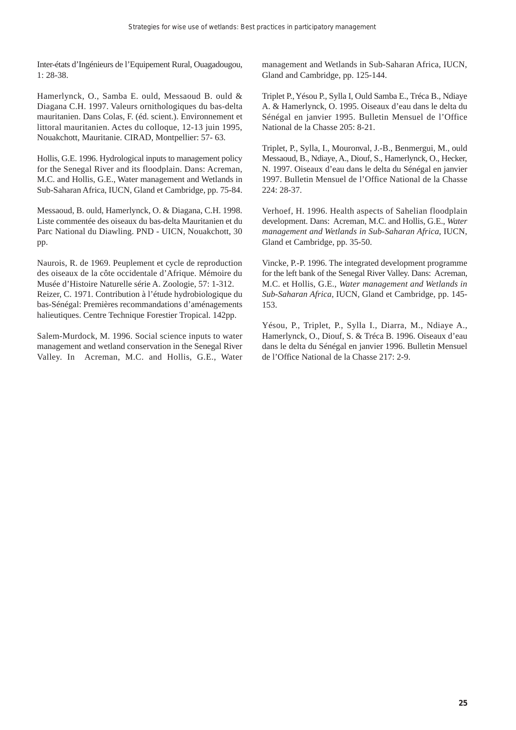Inter-états d'Ingénieurs de l'Equipement Rural, Ouagadougou, 1: 28-38.

Hamerlynck, O., Samba E. ould, Messaoud B. ould & Diagana C.H. 1997. Valeurs ornithologiques du bas-delta mauritanien. Dans Colas, F. (éd. scient.). Environnement et littoral mauritanien. Actes du colloque, 12-13 juin 1995, Nouakchott, Mauritanie. CIRAD, Montpellier: 57- 63.

Hollis, G.E. 1996. Hydrological inputs to management policy for the Senegal River and its floodplain. Dans: Acreman, M.C. and Hollis, G.E., Water management and Wetlands in Sub-Saharan Africa, IUCN, Gland et Cambridge, pp. 75-84.

Messaoud, B. ould, Hamerlynck, O. & Diagana, C.H. 1998. Liste commentée des oiseaux du bas-delta Mauritanien et du Parc National du Diawling. PND - UICN, Nouakchott, 30 pp.

Naurois, R. de 1969. Peuplement et cycle de reproduction des oiseaux de la côte occidentale d'Afrique. Mémoire du Musée d'Histoire Naturelle série A. Zoologie, 57: 1-312.
Reizer, C. 1971. Contribution à l'étude hydrobiologique du bas-Sénégal: Premières recommandations d'aménagements halieutiques. Centre Technique Forestier Tropical. 142pp.

Salem-Murdock, M. 1996. Social science inputs to water management and wetland conservation in the Senegal River Valley. In Acreman, M.C. and Hollis, G.E., Water management and Wetlands in Sub-Saharan Africa, IUCN, Gland and Cambridge, pp. 125-144.

Triplet P., Yésou P., Sylla I, Ould Samba E., Tréca B., Ndiaye A. & Hamerlynck, O. 1995. Oiseaux d'eau dans le delta du Sénégal en janvier 1995. Bulletin Mensuel de l'Office National de la Chasse 205: 8-21.

Triplet, P., Sylla, I., Mouronval, J.-B., Benmergui, M., ould Messaoud, B., Ndiaye, A., Diouf, S., Hamerlynck, O., Hecker, N. 1997. Oiseaux d'eau dans le delta du Sénégal en janvier 1997. Bulletin Mensuel de l'Office National de la Chasse 224: 28-37.

Verhoef, H. 1996. Health aspects of Sahelian floodplain development. Dans: Acreman, M.C. and Hollis, G.E., *Water management and Wetlands in Sub-Saharan Africa*, IUCN, Gland et Cambridge, pp. 35-50.

Vincke, P.-P. 1996. The integrated development programme for the left bank of the Senegal River Valley. Dans: Acreman, M.C. et Hollis, G.E., *Water management and Wetlands in Sub-Saharan Africa*, IUCN, Gland et Cambridge, pp. 145-153.

Yésou, P., Triplet, P., Sylla I., Diarra, M., Ndiaye A., Hamerlynck, O., Diouf, S. & Tréca B. 1996. Oiseaux d'eau dans le delta du Sénégal en janvier 1996. Bulletin Mensuel de l'Office National de la Chasse 217: 2-9.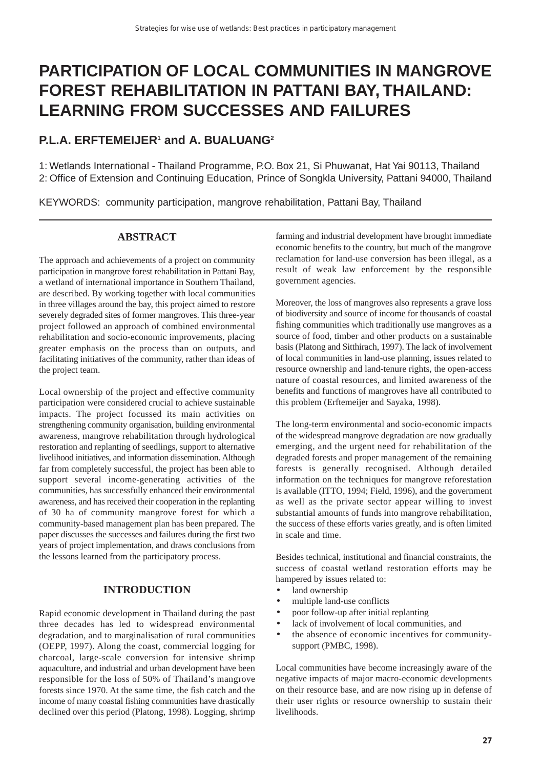# PARTICIPATION OF LOCAL COMMUNITIES IN MANGROVE FOREST REHABILITATION IN PATTANI BAY, THAILAND: LEARNING FROM SUCCESSES AND FAILURES

## P.L.A. ERFTEMEIJER[1] and A. BUALUANG[2]

1: Wetlands International - Thailand Programme, P.O. Box 21, Si Phuwanat, Hat Yai 90113, Thailand
2: Office of Extension and Continuing Education, Prince of Songkla University, Pattani 94000, Thailand

KEYWORDS: community participation, mangrove rehabilitation, Pattani Bay, Thailand

---

### ABSTRACT

The approach and achievements of a project on community participation in mangrove forest rehabilitation in Pattani Bay, a wetland of international importance in Southern Thailand, are described. By working together with local communities in three villages around the bay, this project aimed to restore severely degraded sites of former mangroves. This three-year project followed an approach of combined environmental rehabilitation and socio-economic improvements, placing greater emphasis on the process than on outputs, and facilitating initiatives of the community, rather than ideas of the project team.

Local ownership of the project and effective community participation were considered crucial to achieve sustainable impacts. The project focussed its main activities on strengthening community organisation, building environmental awareness, mangrove rehabilitation through hydrological restoration and replanting of seedlings, support to alternative livelihood initiatives, and information dissemination. Although far from completely successful, the project has been able to support several income-generating activities of the communities, has successfully enhanced their environmental awareness, and has received their cooperation in the replanting of 30 ha of community mangrove forest for which a community-based management plan has been prepared. The paper discusses the successes and failures during the first two years of project implementation, and draws conclusions from the lessons learned from the participatory process.

### INTRODUCTION

Rapid economic development in Thailand during the past three decades has led to widespread environmental degradation, and to marginalisation of rural communities (OEPP, 1997). Along the coast, commercial logging for charcoal, large-scale conversion for intensive shrimp aquaculture, and industrial and urban development have been responsible for the loss of 50% of Thailand's mangrove forests since 1970. At the same time, the fish catch and the income of many coastal fishing communities have drastically declined over this period (Platong, 1998). Logging, shrimp farming and industrial development have brought immediate economic benefits to the country, but much of the mangrove reclamation for land-use conversion has been illegal, as a result of weak law enforcement by the responsible government agencies.

Moreover, the loss of mangroves also represents a grave loss of biodiversity and source of income for thousands of coastal fishing communities which traditionally use mangroves as a source of food, timber and other products on a sustainable basis (Platong and Sitthirach, 1997). The lack of involvement of local communities in land-use planning, issues related to resource ownership and land-tenure rights, the open-access nature of coastal resources, and limited awareness of the benefits and functions of mangroves have all contributed to this problem (Erftemeijer and Sayaka, 1998).

The long-term environmental and socio-economic impacts of the widespread mangrove degradation are now gradually emerging, and the urgent need for rehabilitation of the degraded forests and proper management of the remaining forests is generally recognised. Although detailed information on the techniques for mangrove reforestation is available (ITTO, 1994; Field, 1996), and the government as well as the private sector appear willing to invest substantial amounts of funds into mangrove rehabilitation, the success of these efforts varies greatly, and is often limited in scale and time.

Besides technical, institutional and financial constraints, the success of coastal wetland restoration efforts may be hampered by issues related to:

- land ownership
- multiple land-use conflicts
- poor follow-up after initial replanting
- lack of involvement of local communities, and
- the absence of economic incentives for community-support (PMBC, 1998).

Local communities have become increasingly aware of the negative impacts of major macro-economic developments on their resource base, and are now rising up in defense of their user rights or resource ownership to sustain their livelihoods.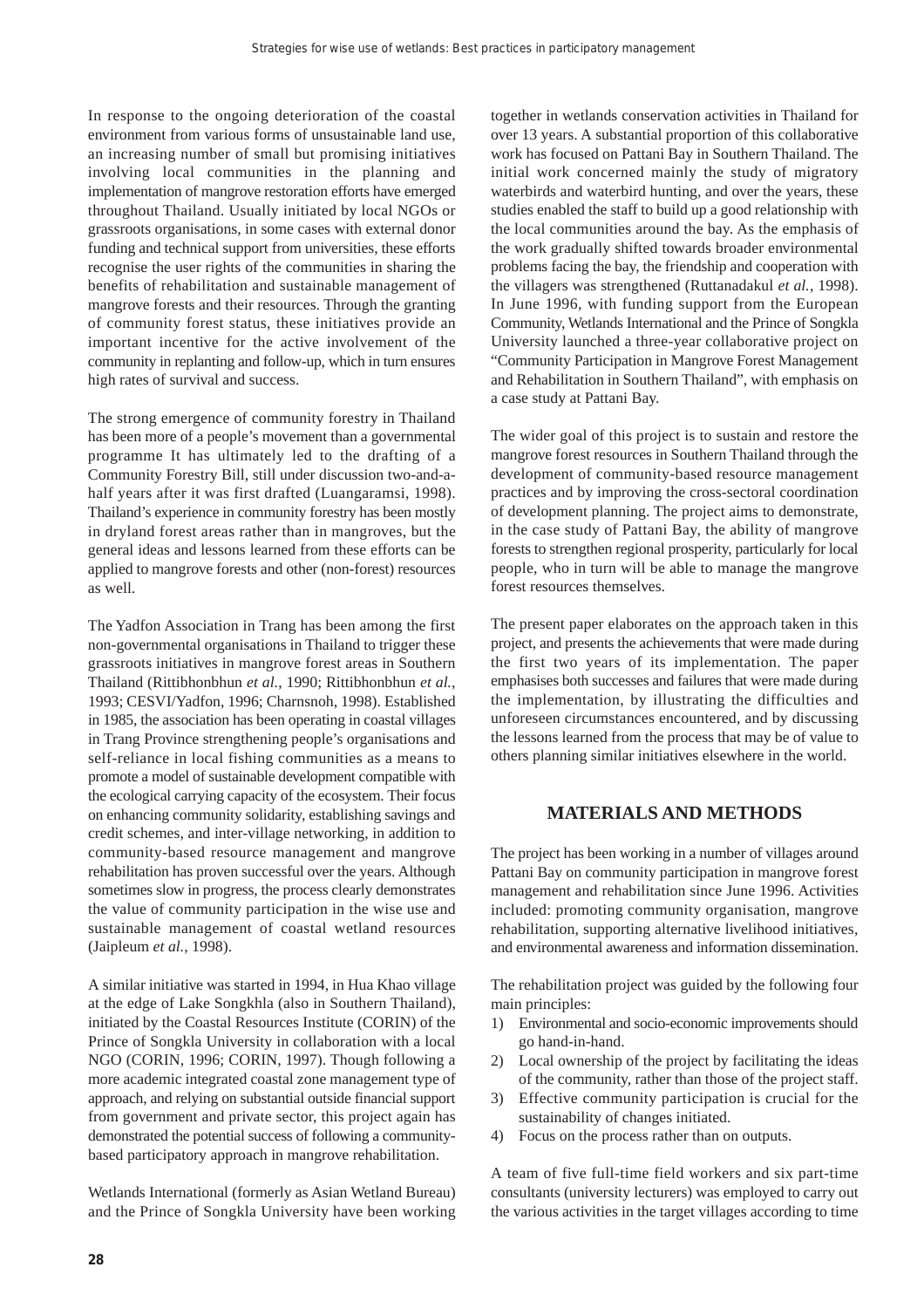In response to the ongoing deterioration of the coastal environment from various forms of unsustainable land use, an increasing number of small but promising initiatives involving local communities in the planning and implementation of mangrove restoration efforts have emerged throughout Thailand. Usually initiated by local NGOs or grassroots organisations, in some cases with external donor funding and technical support from universities, these efforts recognise the user rights of the communities in sharing the benefits of rehabilitation and sustainable management of mangrove forests and their resources. Through the granting of community forest status, these initiatives provide an important incentive for the active involvement of the community in replanting and follow-up, which in turn ensures high rates of survival and success.

The strong emergence of community forestry in Thailand has been more of a people's movement than a governmental programme It has ultimately led to the drafting of a Community Forestry Bill, still under discussion two-and-a-half years after it was first drafted (Luangaramsi, 1998). Thailand's experience in community forestry has been mostly in dryland forest areas rather than in mangroves, but the general ideas and lessons learned from these efforts can be applied to mangrove forests and other (non-forest) resources as well.

The Yadfon Association in Trang has been among the first non-governmental organisations in Thailand to trigger these grassroots initiatives in mangrove forest areas in Southern Thailand (Rittibhonbhun *et al.*, 1990; Rittibhonbhun *et al.*, 1993; CESVI/Yadfon, 1996; Charnsnoh, 1998). Established in 1985, the association has been operating in coastal villages in Trang Province strengthening people's organisations and self-reliance in local fishing communities as a means to promote a model of sustainable development compatible with the ecological carrying capacity of the ecosystem. Their focus on enhancing community solidarity, establishing savings and credit schemes, and inter-village networking, in addition to community-based resource management and mangrove rehabilitation has proven successful over the years. Although sometimes slow in progress, the process clearly demonstrates the value of community participation in the wise use and sustainable management of coastal wetland resources (Jaipleum *et al.*, 1998).

A similar initiative was started in 1994, in Hua Khao village at the edge of Lake Songkhla (also in Southern Thailand), initiated by the Coastal Resources Institute (CORIN) of the Prince of Songkla University in collaboration with a local NGO (CORIN, 1996; CORIN, 1997). Though following a more academic integrated coastal zone management type of approach, and relying on substantial outside financial support from government and private sector, this project again has demonstrated the potential success of following a community-based participatory approach in mangrove rehabilitation.

Wetlands International (formerly as Asian Wetland Bureau) and the Prince of Songkla University have been working together in wetlands conservation activities in Thailand for over 13 years. A substantial proportion of this collaborative work has focused on Pattani Bay in Southern Thailand. The initial work concerned mainly the study of migratory waterbirds and waterbird hunting, and over the years, these studies enabled the staff to build up a good relationship with the local communities around the bay. As the emphasis of the work gradually shifted towards broader environmental problems facing the bay, the friendship and cooperation with the villagers was strengthened (Ruttanadakul *et al.*, 1998). In June 1996, with funding support from the European Community, Wetlands International and the Prince of Songkla University launched a three-year collaborative project on "Community Participation in Mangrove Forest Management and Rehabilitation in Southern Thailand", with emphasis on a case study at Pattani Bay.

The wider goal of this project is to sustain and restore the mangrove forest resources in Southern Thailand through the development of community-based resource management practices and by improving the cross-sectoral coordination of development planning. The project aims to demonstrate, in the case study of Pattani Bay, the ability of mangrove forests to strengthen regional prosperity, particularly for local people, who in turn will be able to manage the mangrove forest resources themselves.

The present paper elaborates on the approach taken in this project, and presents the achievements that were made during the first two years of its implementation. The paper emphasises both successes and failures that were made during the implementation, by illustrating the difficulties and unforeseen circumstances encountered, and by discussing the lessons learned from the process that may be of value to others planning similar initiatives elsewhere in the world.

## MATERIALS AND METHODS

The project has been working in a number of villages around Pattani Bay on community participation in mangrove forest management and rehabilitation since June 1996. Activities included: promoting community organisation, mangrove rehabilitation, supporting alternative livelihood initiatives, and environmental awareness and information dissemination.

The rehabilitation project was guided by the following four main principles:

1) Environmental and socio-economic improvements should go hand-in-hand.
2) Local ownership of the project by facilitating the ideas of the community, rather than those of the project staff.
3) Effective community participation is crucial for the sustainability of changes initiated.
4) Focus on the process rather than on outputs.

A team of five full-time field workers and six part-time consultants (university lecturers) was employed to carry out the various activities in the target villages according to time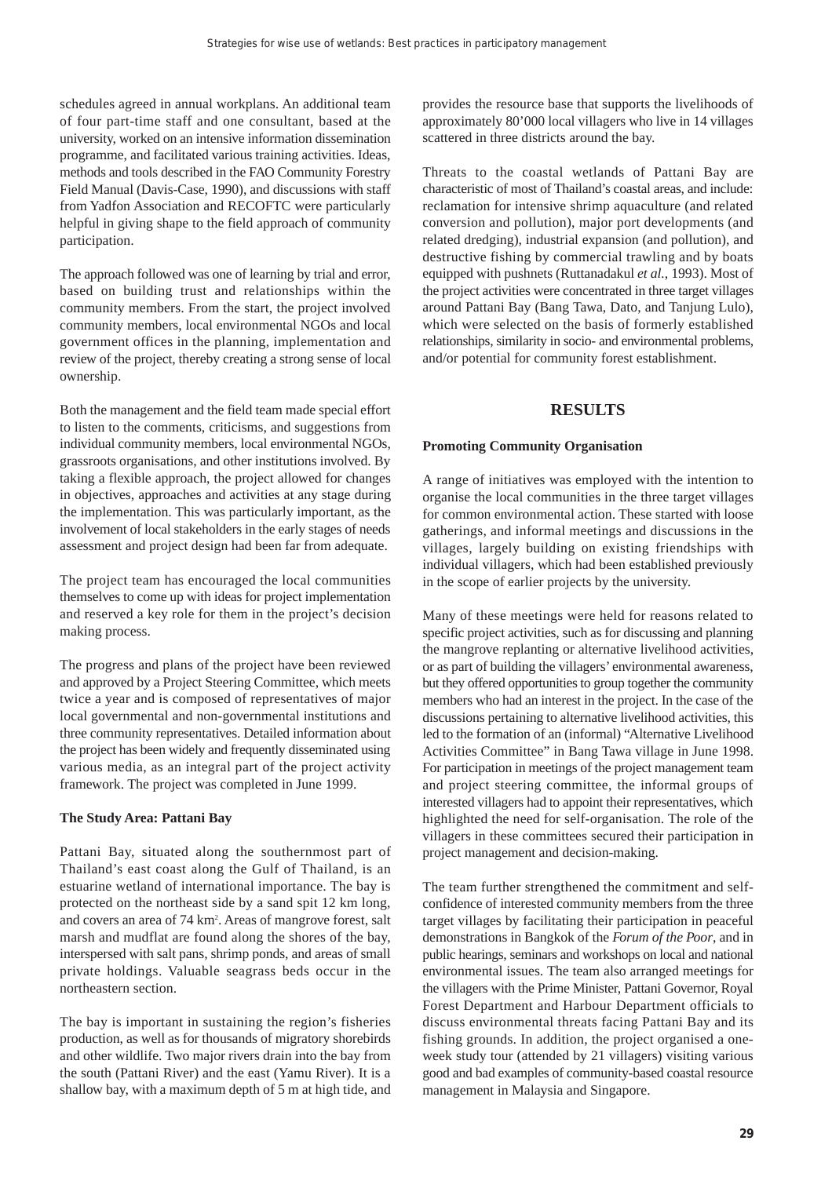schedules agreed in annual workplans. An additional team of four part-time staff and one consultant, based at the university, worked on an intensive information dissemination programme, and facilitated various training activities. Ideas, methods and tools described in the FAO Community Forestry Field Manual (Davis-Case, 1990), and discussions with staff from Yadfon Association and RECOFTC were particularly helpful in giving shape to the field approach of community participation.

The approach followed was one of learning by trial and error, based on building trust and relationships within the community members. From the start, the project involved community members, local environmental NGOs and local government offices in the planning, implementation and review of the project, thereby creating a strong sense of local ownership.

Both the management and the field team made special effort to listen to the comments, criticisms, and suggestions from individual community members, local environmental NGOs, grassroots organisations, and other institutions involved. By taking a flexible approach, the project allowed for changes in objectives, approaches and activities at any stage during the implementation. This was particularly important, as the involvement of local stakeholders in the early stages of needs assessment and project design had been far from adequate.

The project team has encouraged the local communities themselves to come up with ideas for project implementation and reserved a key role for them in the project's decision making process.

The progress and plans of the project have been reviewed and approved by a Project Steering Committee, which meets twice a year and is composed of representatives of major local governmental and non-governmental institutions and three community representatives. Detailed information about the project has been widely and frequently disseminated using various media, as an integral part of the project activity framework. The project was completed in June 1999.

**The Study Area: Pattani Bay**

Pattani Bay, situated along the southernmost part of Thailand's east coast along the Gulf of Thailand, is an estuarine wetland of international importance. The bay is protected on the northeast side by a sand spit 12 km long, and covers an area of 74 km$^2$. Areas of mangrove forest, salt marsh and mudflat are found along the shores of the bay, interspersed with salt pans, shrimp ponds, and areas of small private holdings. Valuable seagrass beds occur in the northeastern section.

The bay is important in sustaining the region's fisheries production, as well as for thousands of migratory shorebirds and other wildlife. Two major rivers drain into the bay from the south (Pattani River) and the east (Yamu River). It is a shallow bay, with a maximum depth of 5 m at high tide, and provides the resource base that supports the livelihoods of approximately 80'000 local villagers who live in 14 villages scattered in three districts around the bay.

Threats to the coastal wetlands of Pattani Bay are characteristic of most of Thailand's coastal areas, and include: reclamation for intensive shrimp aquaculture (and related conversion and pollution), major port developments (and related dredging), industrial expansion (and pollution), and destructive fishing by commercial trawling and by boats equipped with pushnets (Ruttanadakul *et al.*, 1993). Most of the project activities were concentrated in three target villages around Pattani Bay (Bang Tawa, Dato, and Tanjung Lulo), which were selected on the basis of formerly established relationships, similarity in socio- and environmental problems, and/or potential for community forest establishment.

## RESULTS

**Promoting Community Organisation**

A range of initiatives was employed with the intention to organise the local communities in the three target villages for common environmental action. These started with loose gatherings, and informal meetings and discussions in the villages, largely building on existing friendships with individual villagers, which had been established previously in the scope of earlier projects by the university.

Many of these meetings were held for reasons related to specific project activities, such as for discussing and planning the mangrove replanting or alternative livelihood activities, or as part of building the villagers' environmental awareness, but they offered opportunities to group together the community members who had an interest in the project. In the case of the discussions pertaining to alternative livelihood activities, this led to the formation of an (informal) "Alternative Livelihood Activities Committee" in Bang Tawa village in June 1998. For participation in meetings of the project management team and project steering committee, the informal groups of interested villagers had to appoint their representatives, which highlighted the need for self-organisation. The role of the villagers in these committees secured their participation in project management and decision-making.

The team further strengthened the commitment and self-confidence of interested community members from the three target villages by facilitating their participation in peaceful demonstrations in Bangkok of the *Forum of the Poor*, and in public hearings, seminars and workshops on local and national environmental issues. The team also arranged meetings for the villagers with the Prime Minister, Pattani Governor, Royal Forest Department and Harbour Department officials to discuss environmental threats facing Pattani Bay and its fishing grounds. In addition, the project organised a one-week study tour (attended by 21 villagers) visiting various good and bad examples of community-based coastal resource management in Malaysia and Singapore.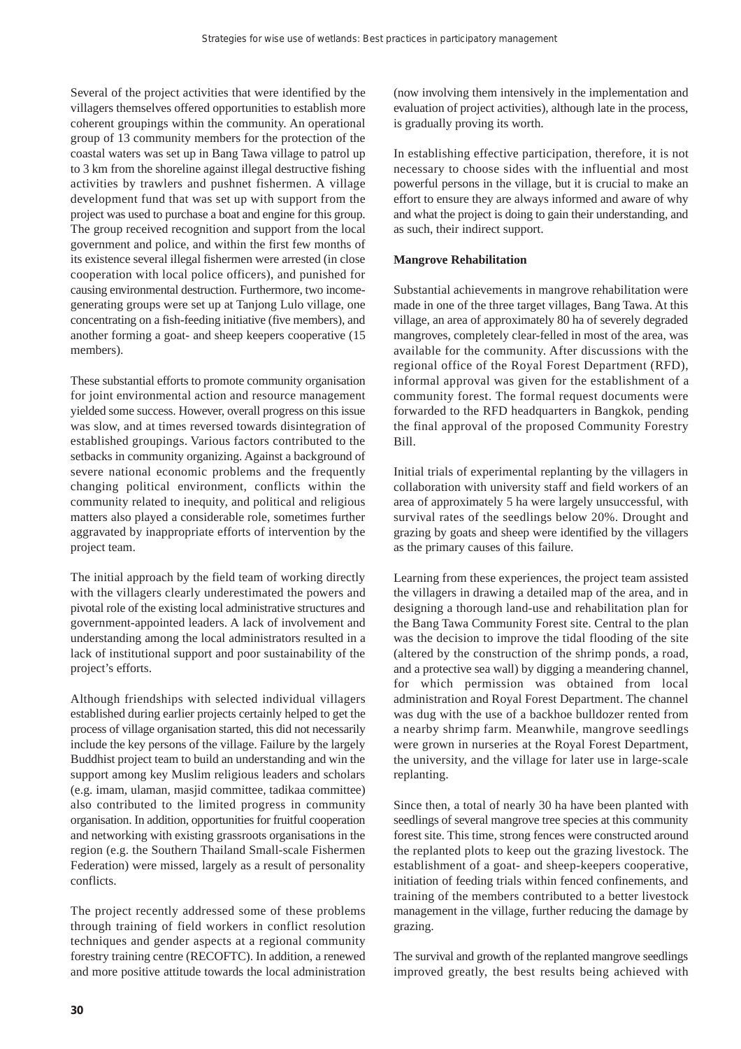Several of the project activities that were identified by the villagers themselves offered opportunities to establish more coherent groupings within the community. An operational group of 13 community members for the protection of the coastal waters was set up in Bang Tawa village to patrol up to 3 km from the shoreline against illegal destructive fishing activities by trawlers and pushnet fishermen. A village development fund that was set up with support from the project was used to purchase a boat and engine for this group. The group received recognition and support from the local government and police, and within the first few months of its existence several illegal fishermen were arrested (in close cooperation with local police officers), and punished for causing environmental destruction. Furthermore, two income-generating groups were set up at Tanjong Lulo village, one concentrating on a fish-feeding initiative (five members), and another forming a goat- and sheep keepers cooperative (15 members).

These substantial efforts to promote community organisation for joint environmental action and resource management yielded some success. However, overall progress on this issue was slow, and at times reversed towards disintegration of established groupings. Various factors contributed to the setbacks in community organizing. Against a background of severe national economic problems and the frequently changing political environment, conflicts within the community related to inequity, and political and religious matters also played a considerable role, sometimes further aggravated by inappropriate efforts of intervention by the project team.

The initial approach by the field team of working directly with the villagers clearly underestimated the powers and pivotal role of the existing local administrative structures and government-appointed leaders. A lack of involvement and understanding among the local administrators resulted in a lack of institutional support and poor sustainability of the project's efforts.

Although friendships with selected individual villagers established during earlier projects certainly helped to get the process of village organisation started, this did not necessarily include the key persons of the village. Failure by the largely Buddhist project team to build an understanding and win the support among key Muslim religious leaders and scholars (e.g. imam, ulaman, masjid committee, tadikaa committee) also contributed to the limited progress in community organisation. In addition, opportunities for fruitful cooperation and networking with existing grassroots organisations in the region (e.g. the Southern Thailand Small-scale Fishermen Federation) were missed, largely as a result of personality conflicts.

The project recently addressed some of these problems through training of field workers in conflict resolution techniques and gender aspects at a regional community forestry training centre (RECOFTC). In addition, a renewed and more positive attitude towards the local administration (now involving them intensively in the implementation and evaluation of project activities), although late in the process, is gradually proving its worth.

In establishing effective participation, therefore, it is not necessary to choose sides with the influential and most powerful persons in the village, but it is crucial to make an effort to ensure they are always informed and aware of why and what the project is doing to gain their understanding, and as such, their indirect support.

**Mangrove Rehabilitation**

Substantial achievements in mangrove rehabilitation were made in one of the three target villages, Bang Tawa. At this village, an area of approximately 80 ha of severely degraded mangroves, completely clear-felled in most of the area, was available for the community. After discussions with the regional office of the Royal Forest Department (RFD), informal approval was given for the establishment of a community forest. The formal request documents were forwarded to the RFD headquarters in Bangkok, pending the final approval of the proposed Community Forestry Bill.

Initial trials of experimental replanting by the villagers in collaboration with university staff and field workers of an area of approximately 5 ha were largely unsuccessful, with survival rates of the seedlings below 20%. Drought and grazing by goats and sheep were identified by the villagers as the primary causes of this failure.

Learning from these experiences, the project team assisted the villagers in drawing a detailed map of the area, and in designing a thorough land-use and rehabilitation plan for the Bang Tawa Community Forest site. Central to the plan was the decision to improve the tidal flooding of the site (altered by the construction of the shrimp ponds, a road, and a protective sea wall) by digging a meandering channel, for which permission was obtained from local administration and Royal Forest Department. The channel was dug with the use of a backhoe bulldozer rented from a nearby shrimp farm. Meanwhile, mangrove seedlings were grown in nurseries at the Royal Forest Department, the university, and the village for later use in large-scale replanting.

Since then, a total of nearly 30 ha have been planted with seedlings of several mangrove tree species at this community forest site. This time, strong fences were constructed around the replanted plots to keep out the grazing livestock. The establishment of a goat- and sheep-keepers cooperative, initiation of feeding trials within fenced confinements, and training of the members contributed to a better livestock management in the village, further reducing the damage by grazing.

The survival and growth of the replanted mangrove seedlings improved greatly, the best results being achieved with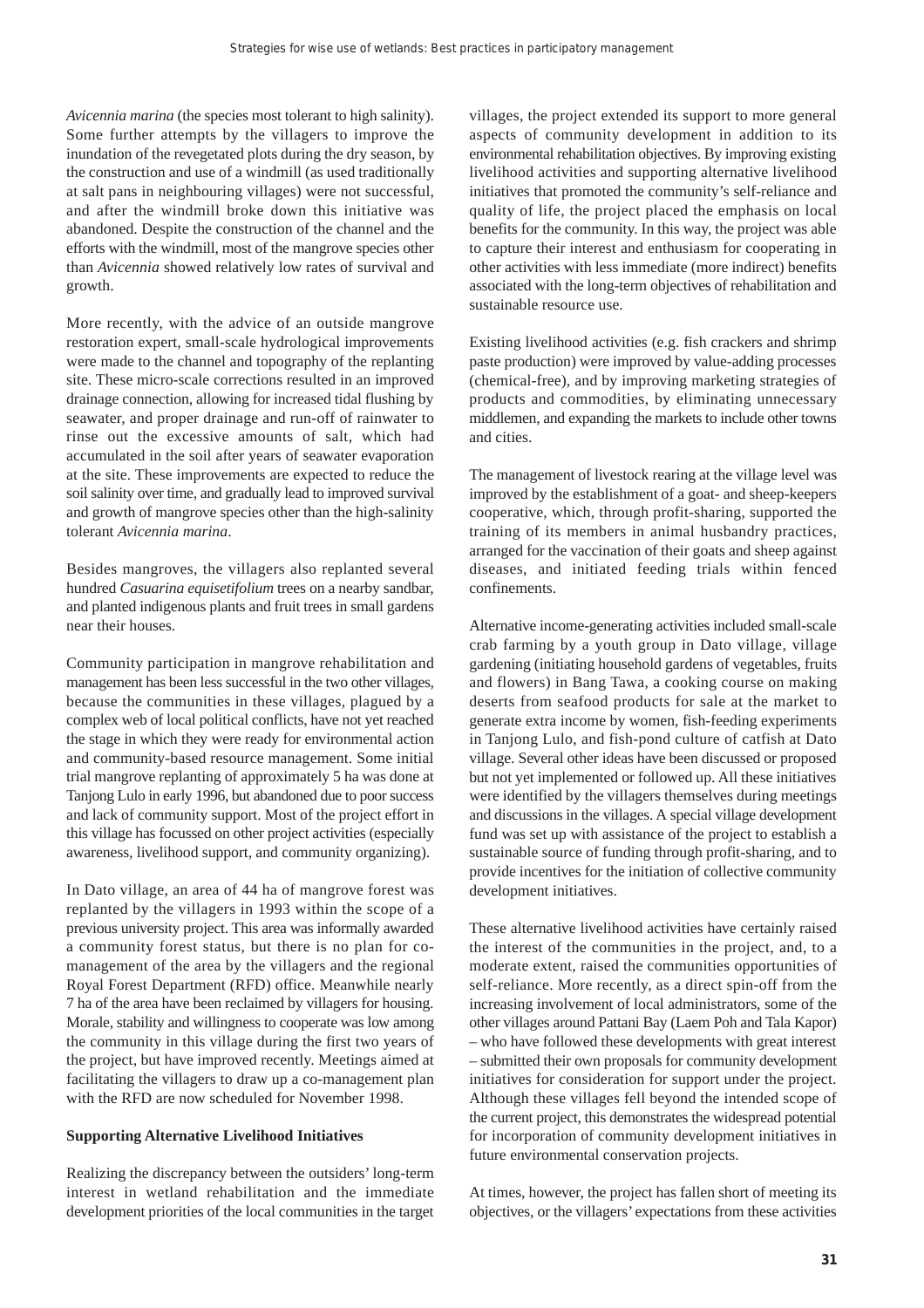*Avicennia marina* (the species most tolerant to high salinity). Some further attempts by the villagers to improve the inundation of the revegetated plots during the dry season, by the construction and use of a windmill (as used traditionally at salt pans in neighbouring villages) were not successful, and after the windmill broke down this initiative was abandoned. Despite the construction of the channel and the efforts with the windmill, most of the mangrove species other than *Avicennia* showed relatively low rates of survival and growth.

More recently, with the advice of an outside mangrove restoration expert, small-scale hydrological improvements were made to the channel and topography of the replanting site. These micro-scale corrections resulted in an improved drainage connection, allowing for increased tidal flushing by seawater, and proper drainage and run-off of rainwater to rinse out the excessive amounts of salt, which had accumulated in the soil after years of seawater evaporation at the site. These improvements are expected to reduce the soil salinity over time, and gradually lead to improved survival and growth of mangrove species other than the high-salinity tolerant *Avicennia marina*.

Besides mangroves, the villagers also replanted several hundred *Casuarina equisetifolium* trees on a nearby sandbar, and planted indigenous plants and fruit trees in small gardens near their houses.

Community participation in mangrove rehabilitation and management has been less successful in the two other villages, because the communities in these villages, plagued by a complex web of local political conflicts, have not yet reached the stage in which they were ready for environmental action and community-based resource management. Some initial trial mangrove replanting of approximately 5 ha was done at Tanjong Lulo in early 1996, but abandoned due to poor success and lack of community support. Most of the project effort in this village has focussed on other project activities (especially awareness, livelihood support, and community organizing).

In Dato village, an area of 44 ha of mangrove forest was replanted by the villagers in 1993 within the scope of a previous university project. This area was informally awarded a community forest status, but there is no plan for co-management of the area by the villagers and the regional Royal Forest Department (RFD) office. Meanwhile nearly 7 ha of the area have been reclaimed by villagers for housing. Morale, stability and willingness to cooperate was low among the community in this village during the first two years of the project, but have improved recently. Meetings aimed at facilitating the villagers to draw up a co-management plan with the RFD are now scheduled for November 1998.

**Supporting Alternative Livelihood Initiatives**

Realizing the discrepancy between the outsiders' long-term interest in wetland rehabilitation and the immediate development priorities of the local communities in the target villages, the project extended its support to more general aspects of community development in addition to its environmental rehabilitation objectives. By improving existing livelihood activities and supporting alternative livelihood initiatives that promoted the community's self-reliance and quality of life, the project placed the emphasis on local benefits for the community. In this way, the project was able to capture their interest and enthusiasm for cooperating in other activities with less immediate (more indirect) benefits associated with the long-term objectives of rehabilitation and sustainable resource use.

Existing livelihood activities (e.g. fish crackers and shrimp paste production) were improved by value-adding processes (chemical-free), and by improving marketing strategies of products and commodities, by eliminating unnecessary middlemen, and expanding the markets to include other towns and cities.

The management of livestock rearing at the village level was improved by the establishment of a goat- and sheep-keepers cooperative, which, through profit-sharing, supported the training of its members in animal husbandry practices, arranged for the vaccination of their goats and sheep against diseases, and initiated feeding trials within fenced confinements.

Alternative income-generating activities included small-scale crab farming by a youth group in Dato village, village gardening (initiating household gardens of vegetables, fruits and flowers) in Bang Tawa, a cooking course on making deserts from seafood products for sale at the market to generate extra income by women, fish-feeding experiments in Tanjong Lulo, and fish-pond culture of catfish at Dato village. Several other ideas have been discussed or proposed but not yet implemented or followed up. All these initiatives were identified by the villagers themselves during meetings and discussions in the villages. A special village development fund was set up with assistance of the project to establish a sustainable source of funding through profit-sharing, and to provide incentives for the initiation of collective community development initiatives.

These alternative livelihood activities have certainly raised the interest of the communities in the project, and, to a moderate extent, raised the communities opportunities of self-reliance. More recently, as a direct spin-off from the increasing involvement of local administrators, some of the other villages around Pattani Bay (Laem Poh and Tala Kapor) – who have followed these developments with great interest – submitted their own proposals for community development initiatives for consideration for support under the project. Although these villages fell beyond the intended scope of the current project, this demonstrates the widespread potential for incorporation of community development initiatives in future environmental conservation projects.

At times, however, the project has fallen short of meeting its objectives, or the villagers' expectations from these activities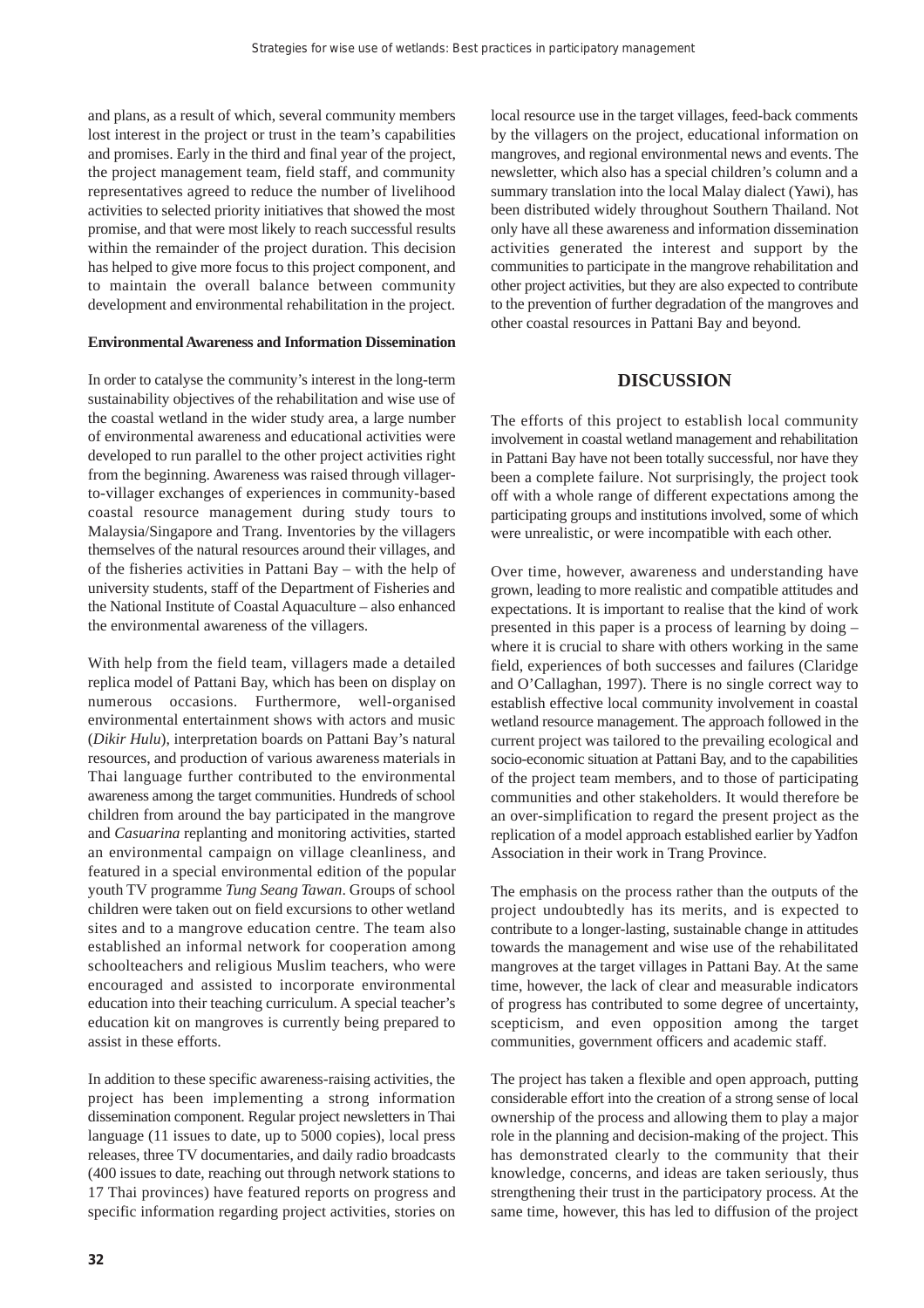and plans, as a result of which, several community members lost interest in the project or trust in the team's capabilities and promises. Early in the third and final year of the project, the project management team, field staff, and community representatives agreed to reduce the number of livelihood activities to selected priority initiatives that showed the most promise, and that were most likely to reach successful results within the remainder of the project duration. This decision has helped to give more focus to this project component, and to maintain the overall balance between community development and environmental rehabilitation in the project.

**Environmental Awareness and Information Dissemination**

In order to catalyse the community's interest in the long-term sustainability objectives of the rehabilitation and wise use of the coastal wetland in the wider study area, a large number of environmental awareness and educational activities were developed to run parallel to the other project activities right from the beginning. Awareness was raised through villager-to-villager exchanges of experiences in community-based coastal resource management during study tours to Malaysia/Singapore and Trang. Inventories by the villagers themselves of the natural resources around their villages, and of the fisheries activities in Pattani Bay – with the help of university students, staff of the Department of Fisheries and the National Institute of Coastal Aquaculture – also enhanced the environmental awareness of the villagers.

With help from the field team, villagers made a detailed replica model of Pattani Bay, which has been on display on numerous occasions. Furthermore, well-organised environmental entertainment shows with actors and music (*Dikir Hulu*), interpretation boards on Pattani Bay's natural resources, and production of various awareness materials in Thai language further contributed to the environmental awareness among the target communities. Hundreds of school children from around the bay participated in the mangrove and *Casuarina* replanting and monitoring activities, started an environmental campaign on village cleanliness, and featured in a special environmental edition of the popular youth TV programme *Tung Seang Tawan*. Groups of school children were taken out on field excursions to other wetland sites and to a mangrove education centre. The team also established an informal network for cooperation among schoolteachers and religious Muslim teachers, who were encouraged and assisted to incorporate environmental education into their teaching curriculum. A special teacher's education kit on mangroves is currently being prepared to assist in these efforts.

In addition to these specific awareness-raising activities, the project has been implementing a strong information dissemination component. Regular project newsletters in Thai language (11 issues to date, up to 5000 copies), local press releases, three TV documentaries, and daily radio broadcasts (400 issues to date, reaching out through network stations to 17 Thai provinces) have featured reports on progress and specific information regarding project activities, stories on local resource use in the target villages, feed-back comments by the villagers on the project, educational information on mangroves, and regional environmental news and events. The newsletter, which also has a special children's column and a summary translation into the local Malay dialect (Yawi), has been distributed widely throughout Southern Thailand. Not only have all these awareness and information dissemination activities generated the interest and support by the communities to participate in the mangrove rehabilitation and other project activities, but they are also expected to contribute to the prevention of further degradation of the mangroves and other coastal resources in Pattani Bay and beyond.

## DISCUSSION

The efforts of this project to establish local community involvement in coastal wetland management and rehabilitation in Pattani Bay have not been totally successful, nor have they been a complete failure. Not surprisingly, the project took off with a whole range of different expectations among the participating groups and institutions involved, some of which were unrealistic, or were incompatible with each other.

Over time, however, awareness and understanding have grown, leading to more realistic and compatible attitudes and expectations. It is important to realise that the kind of work presented in this paper is a process of learning by doing – where it is crucial to share with others working in the same field, experiences of both successes and failures (Claridge and O'Callaghan, 1997). There is no single correct way to establish effective local community involvement in coastal wetland resource management. The approach followed in the current project was tailored to the prevailing ecological and socio-economic situation at Pattani Bay, and to the capabilities of the project team members, and to those of participating communities and other stakeholders. It would therefore be an over-simplification to regard the present project as the replication of a model approach established earlier by Yadfon Association in their work in Trang Province.

The emphasis on the process rather than the outputs of the project undoubtedly has its merits, and is expected to contribute to a longer-lasting, sustainable change in attitudes towards the management and wise use of the rehabilitated mangroves at the target villages in Pattani Bay. At the same time, however, the lack of clear and measurable indicators of progress has contributed to some degree of uncertainty, scepticism, and even opposition among the target communities, government officers and academic staff.

The project has taken a flexible and open approach, putting considerable effort into the creation of a strong sense of local ownership of the process and allowing them to play a major role in the planning and decision-making of the project. This has demonstrated clearly to the community that their knowledge, concerns, and ideas are taken seriously, thus strengthening their trust in the participatory process. At the same time, however, this has led to diffusion of the project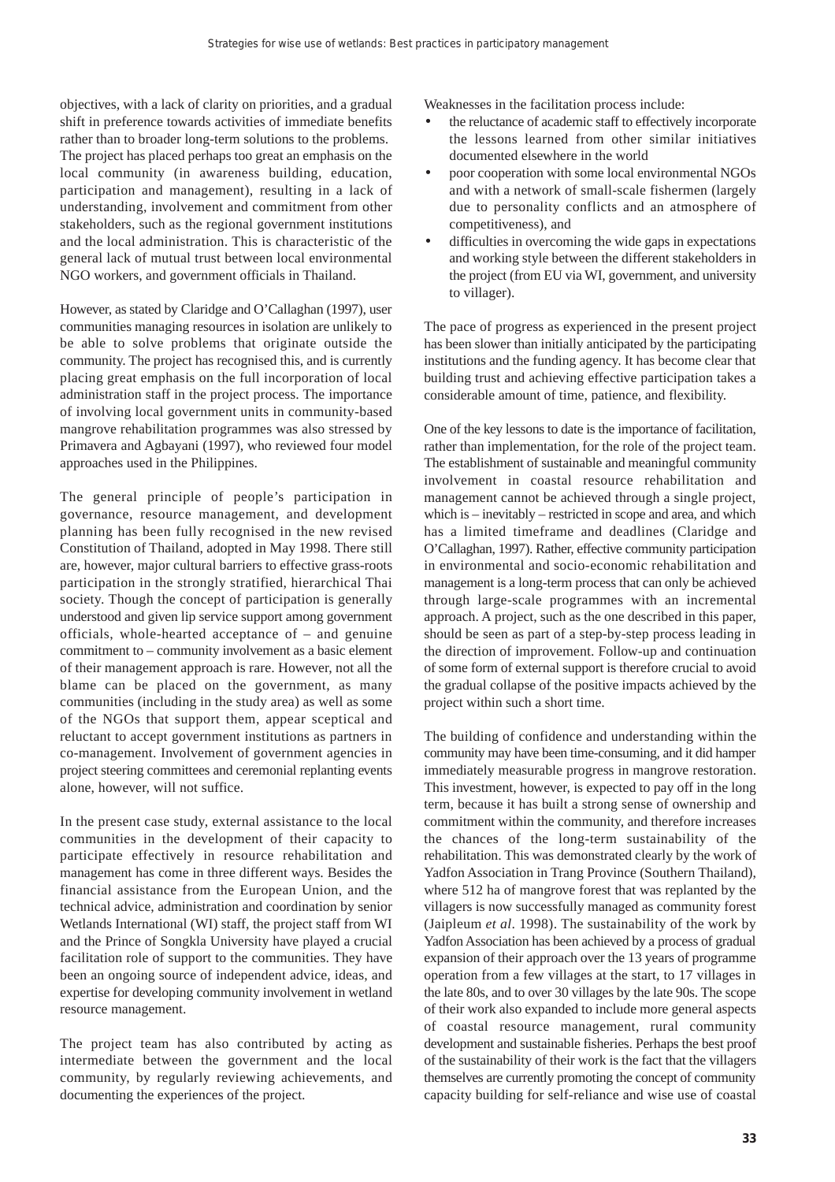objectives, with a lack of clarity on priorities, and a gradual shift in preference towards activities of immediate benefits rather than to broader long-term solutions to the problems. The project has placed perhaps too great an emphasis on the local community (in awareness building, education, participation and management), resulting in a lack of understanding, involvement and commitment from other stakeholders, such as the regional government institutions and the local administration. This is characteristic of the general lack of mutual trust between local environmental NGO workers, and government officials in Thailand.

However, as stated by Claridge and O'Callaghan (1997), user communities managing resources in isolation are unlikely to be able to solve problems that originate outside the community. The project has recognised this, and is currently placing great emphasis on the full incorporation of local administration staff in the project process. The importance of involving local government units in community-based mangrove rehabilitation programmes was also stressed by Primavera and Agbayani (1997), who reviewed four model approaches used in the Philippines.

The general principle of people's participation in governance, resource management, and development planning has been fully recognised in the new revised Constitution of Thailand, adopted in May 1998. There still are, however, major cultural barriers to effective grass-roots participation in the strongly stratified, hierarchical Thai society. Though the concept of participation is generally understood and given lip service support among government officials, whole-hearted acceptance of – and genuine commitment to – community involvement as a basic element of their management approach is rare. However, not all the blame can be placed on the government, as many communities (including in the study area) as well as some of the NGOs that support them, appear sceptical and reluctant to accept government institutions as partners in co-management. Involvement of government agencies in project steering committees and ceremonial replanting events alone, however, will not suffice.

In the present case study, external assistance to the local communities in the development of their capacity to participate effectively in resource rehabilitation and management has come in three different ways. Besides the financial assistance from the European Union, and the technical advice, administration and coordination by senior Wetlands International (WI) staff, the project staff from WI and the Prince of Songkla University have played a crucial facilitation role of support to the communities. They have been an ongoing source of independent advice, ideas, and expertise for developing community involvement in wetland resource management.

The project team has also contributed by acting as intermediate between the government and the local community, by regularly reviewing achievements, and documenting the experiences of the project.

Weaknesses in the facilitation process include:

- the reluctance of academic staff to effectively incorporate the lessons learned from other similar initiatives documented elsewhere in the world
- poor cooperation with some local environmental NGOs and with a network of small-scale fishermen (largely due to personality conflicts and an atmosphere of competitiveness), and
- difficulties in overcoming the wide gaps in expectations and working style between the different stakeholders in the project (from EU via WI, government, and university to villager).

The pace of progress as experienced in the present project has been slower than initially anticipated by the participating institutions and the funding agency. It has become clear that building trust and achieving effective participation takes a considerable amount of time, patience, and flexibility.

One of the key lessons to date is the importance of facilitation, rather than implementation, for the role of the project team. The establishment of sustainable and meaningful community involvement in coastal resource rehabilitation and management cannot be achieved through a single project, which is – inevitably – restricted in scope and area, and which has a limited timeframe and deadlines (Claridge and O'Callaghan, 1997). Rather, effective community participation in environmental and socio-economic rehabilitation and management is a long-term process that can only be achieved through large-scale programmes with an incremental approach. A project, such as the one described in this paper, should be seen as part of a step-by-step process leading in the direction of improvement. Follow-up and continuation of some form of external support is therefore crucial to avoid the gradual collapse of the positive impacts achieved by the project within such a short time.

The building of confidence and understanding within the community may have been time-consuming, and it did hamper immediately measurable progress in mangrove restoration. This investment, however, is expected to pay off in the long term, because it has built a strong sense of ownership and commitment within the community, and therefore increases the chances of the long-term sustainability of the rehabilitation. This was demonstrated clearly by the work of Yadfon Association in Trang Province (Southern Thailand), where 512 ha of mangrove forest that was replanted by the villagers is now successfully managed as community forest (Jaipleum *et al*. 1998). The sustainability of the work by Yadfon Association has been achieved by a process of gradual expansion of their approach over the 13 years of programme operation from a few villages at the start, to 17 villages in the late 80s, and to over 30 villages by the late 90s. The scope of their work also expanded to include more general aspects of coastal resource management, rural community development and sustainable fisheries. Perhaps the best proof of the sustainability of their work is the fact that the villagers themselves are currently promoting the concept of community capacity building for self-reliance and wise use of coastal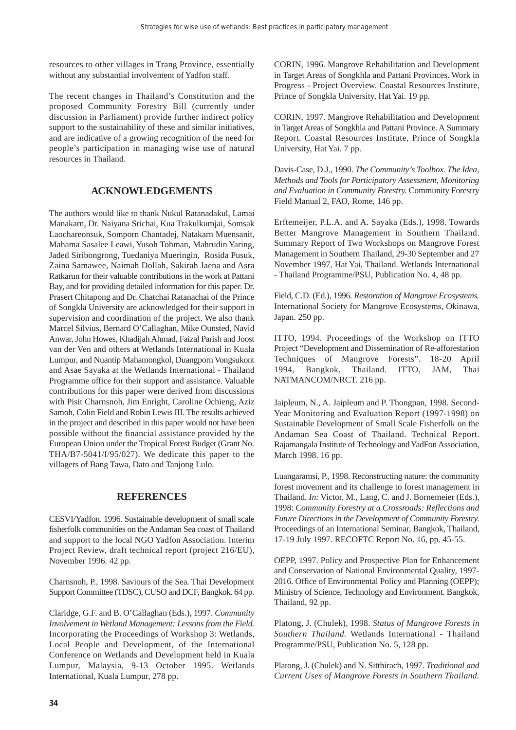resources to other villages in Trang Province, essentially without any substantial involvement of Yadfon staff.

The recent changes in Thailand's Constitution and the proposed Community Forestry Bill (currently under discussion in Parliament) provide further indirect policy support to the sustainability of these and similar initiatives, and are indicative of a growing recognition of the need for people's participation in managing wise use of natural resources in Thailand.

## ACKNOWLEDGEMENTS

The authors would like to thank Nukul Ratanadakul, Lamai Manakarn, Dr. Naiyana Srichai, Kua Trakulkumjai, Somsak Laochareonsuk, Somporn Chantadej, Natakarn Muensanit, Mahama Sasalee Leawi, Yusoh Tohman, Mahrudin Yaring, Jaded Siribongrong, Tuedaniya Mueringin, Rosida Pusuk, Zaina Samawee, Naimah Dollah, Sakirah Jaena and Asra Ratkarun for their valuable contributions in the work at Pattani Bay, and for providing detailed information for this paper. Dr. Prasert Chitapong and Dr. Chatchai Ratanachai of the Prince of Songkla University are acknowledged for their support in supervision and coordination of the project. We also thank Marcel Silvius, Bernard O'Callaghan, Mike Ounsted, Navid Anwar, John Howes, Khadijah Ahmad, Faizal Parish and Joost van der Ven and others at Wetlands International in Kuala Lumpur, and Nuantip Mahamongkol, Duangporn Vongsukont and Asae Sayaka at the Wetlands International - Thailand Programme office for their support and assistance. Valuable contributions for this paper were derived from discussions with Pisit Charnsnoh, Jim Enright, Caroline Ochieng, Aziz Samoh, Colin Field and Robin Lewis III. The results achieved in the project and described in this paper would not have been possible without the financial assistance provided by the European Union under the Tropical Forest Budget (Grant No. THA/B7-5041/I/95/027). We dedicate this paper to the villagers of Bang Tawa, Dato and Tanjong Lulo.

## REFERENCES

CESVI/Yadfon. 1996. Sustainable development of small scale fisherfolk communities on the Andaman Sea coast of Thailand and support to the local NGO Yadfon Association. Interim Project Review, draft technical report (project 216/EU), November 1996. 42 pp.

Charnsnoh, P., 1998. Saviours of the Sea. Thai Development Support Committee (TDSC), CUSO and DCF, Bangkok. 64 pp.

Claridge, G.F. and B. O'Callaghan (Eds.), 1997. *Community Involvement in Wetland Management: Lessons from the Field.* Incorporating the Proceedings of Workshop 3: Wetlands, Local People and Development, of the International Conference on Wetlands and Development held in Kuala Lumpur, Malaysia, 9-13 October 1995. Wetlands International, Kuala Lumpur, 278 pp.

CORIN, 1996. Mangrove Rehabilitation and Development in Target Areas of Songkhla and Pattani Provinces. Work in Progress - Project Overview. Coastal Resources Institute, Prince of Songkla University, Hat Yai. 19 pp.

CORIN, 1997. Mangrove Rehabilitation and Development in Target Areas of Songkhla and Pattani Province. A Summary Report. Coastal Resources Institute, Prince of Songkla University, Hat Yai. 7 pp.

Davis-Case, D.J., 1990. *The Community's Toolbox. The Idea, Methods and Tools for Participatory Assessment, Monitoring and Evaluation in Community Forestry.* Community Forestry Field Manual 2, FAO, Rome, 146 pp.

Erftemeijer, P.L.A. and A. Sayaka (Eds.), 1998. Towards Better Mangrove Management in Southern Thailand. Summary Report of Two Workshops on Mangrove Forest Management in Southern Thailand, 29-30 September and 27 November 1997, Hat Yai, Thailand. Wetlands International - Thailand Programme/PSU, Publication No. 4, 48 pp.

Field, C.D. (Ed.), 1996. *Restoration of Mangrove Ecosystems.* International Society for Mangrove Ecosystems, Okinawa, Japan. 250 pp.

ITTO, 1994. Proceedings of the Workshop on ITTO Project "Development and Dissemination of Re-afforestation Techniques of Mangrove Forests". 18-20 April 1994, Bangkok, Thailand. ITTO, JAM, Thai NATMANCOM/NRCT. 216 pp.

Jaipleum, N., A. Jaipleum and P. Thongpan, 1998. Second-Year Monitoring and Evaluation Report (1997-1998) on Sustainable Development of Small Scale Fisherfolk on the Andaman Sea Coast of Thailand. Technical Report. Rajamangala Institute of Technology and YadFon Association, March 1998. 16 pp.

Luangaramsi, P., 1998. Reconstructing nature: the community forest movement and its challenge to forest management in Thailand. *In:* Victor, M., Lang, C. and J. Bornemeier (Eds.), 1998: *Community Forestry at a Crossroads: Reflections and Future Directions in the Development of Community Forestry.* Proceedings of an International Seminar, Bangkok, Thailand, 17-19 July 1997. RECOFTC Report No. 16, pp. 45-55.

OEPP, 1997. Policy and Prospective Plan for Enhancement and Conservation of National Environmental Quality, 1997-2016. Office of Environmental Policy and Planning (OEPP); Ministry of Science, Technology and Environment. Bangkok, Thailand, 92 pp.

Platong, J. (Chulek), 1998. *Status of Mangrove Forests in Southern Thailand.* Wetlands International - Thailand Programme/PSU, Publication No. 5, 128 pp.

Platong, J. (Chulek) and N. Sitthirach, 1997. *Traditional and Current Uses of Mangrove Forests in Southern Thailand.*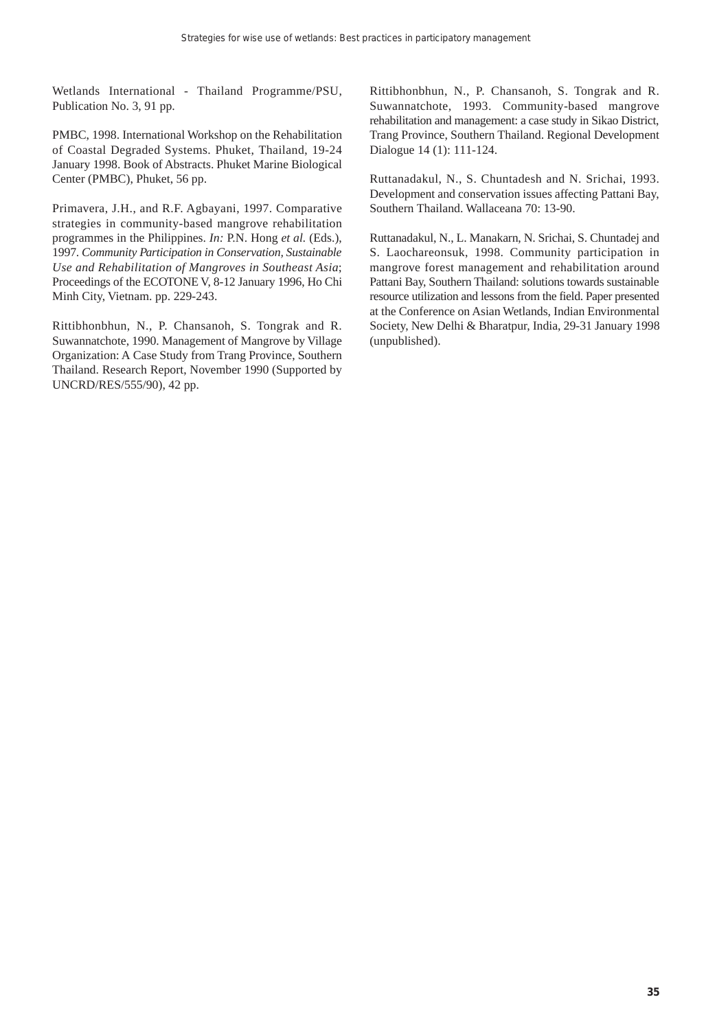Wetlands International - Thailand Programme/PSU, Publication No. 3, 91 pp.

PMBC, 1998. International Workshop on the Rehabilitation of Coastal Degraded Systems. Phuket, Thailand, 19-24 January 1998. Book of Abstracts. Phuket Marine Biological Center (PMBC), Phuket, 56 pp.

Primavera, J.H., and R.F. Agbayani, 1997. Comparative strategies in community-based mangrove rehabilitation programmes in the Philippines. *In:* P.N. Hong *et al.* (Eds.), 1997. *Community Participation in Conservation, Sustainable Use and Rehabilitation of Mangroves in Southeast Asia*; Proceedings of the ECOTONE V, 8-12 January 1996, Ho Chi Minh City, Vietnam. pp. 229-243.

Rittibhonbhun, N., P. Chansanoh, S. Tongrak and R. Suwannatchote, 1990. Management of Mangrove by Village Organization: A Case Study from Trang Province, Southern Thailand. Research Report, November 1990 (Supported by UNCRD/RES/555/90), 42 pp.

Rittibhonbhun, N., P. Chansanoh, S. Tongrak and R. Suwannatchote, 1993. Community-based mangrove rehabilitation and management: a case study in Sikao District, Trang Province, Southern Thailand. Regional Development Dialogue 14 (1): 111-124.

Ruttanadakul, N., S. Chuntadesh and N. Srichai, 1993. Development and conservation issues affecting Pattani Bay, Southern Thailand. Wallaceana 70: 13-90.

Ruttanadakul, N., L. Manakarn, N. Srichai, S. Chuntadej and S. Laochareonsuk, 1998. Community participation in mangrove forest management and rehabilitation around Pattani Bay, Southern Thailand: solutions towards sustainable resource utilization and lessons from the field. Paper presented at the Conference on Asian Wetlands, Indian Environmental Society, New Delhi & Bharatpur, India, 29-31 January 1998 (unpublished).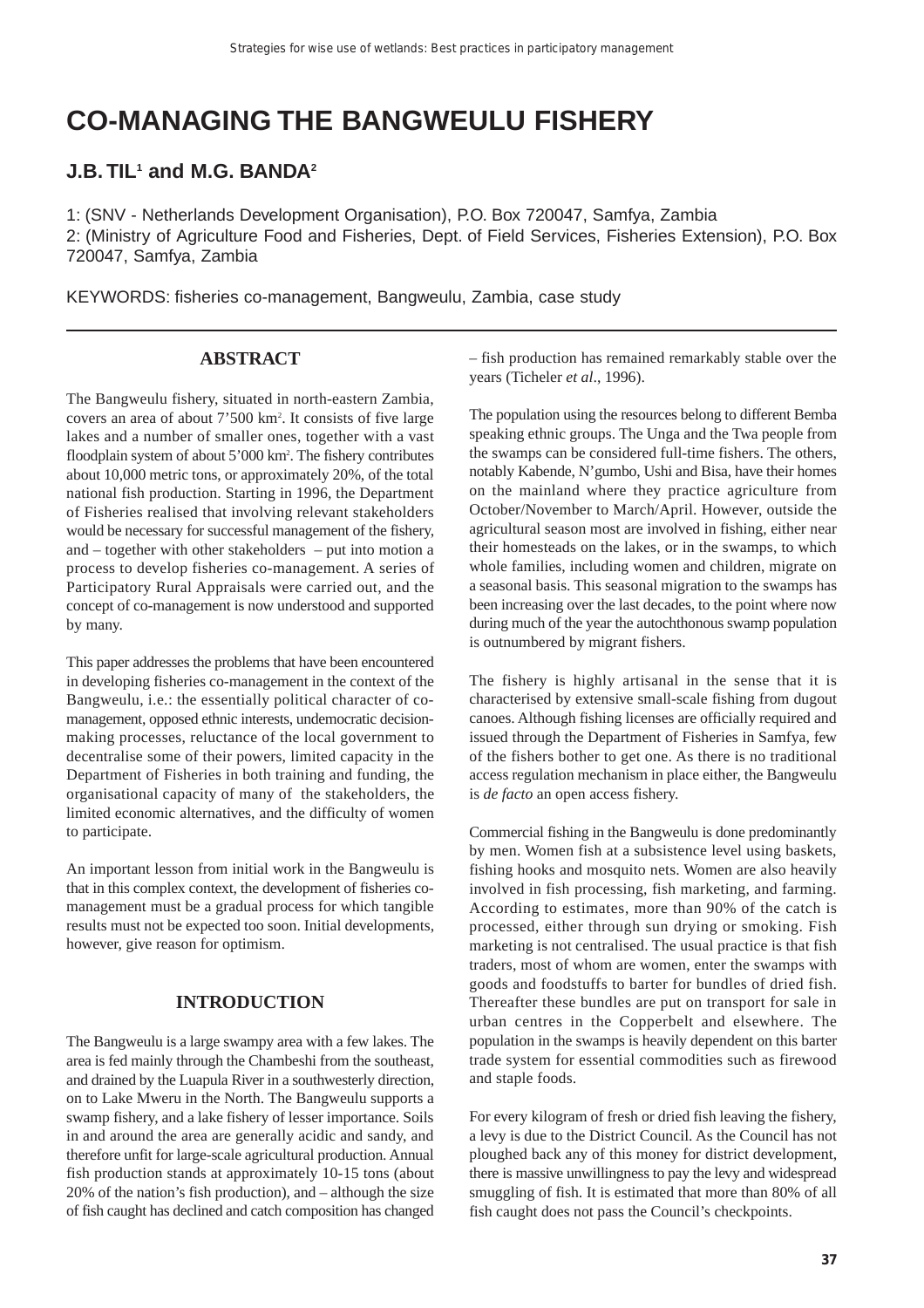# CO-MANAGING THE BANGWEULU FISHERY

## J.B. TIL[1] and M.G. BANDA[2]

1: (SNV - Netherlands Development Organisation), P.O. Box 720047, Samfya, Zambia
2: (Ministry of Agriculture Food and Fisheries, Dept. of Field Services, Fisheries Extension), P.O. Box 720047, Samfya, Zambia

KEYWORDS: fisheries co-management, Bangweulu, Zambia, case study

---

### ABSTRACT

The Bangweulu fishery, situated in north-eastern Zambia, covers an area of about 7'500 km$^2$. It consists of five large lakes and a number of smaller ones, together with a vast floodplain system of about 5'000 km$^2$. The fishery contributes about 10,000 metric tons, or approximately 20%, of the total national fish production. Starting in 1996, the Department of Fisheries realised that involving relevant stakeholders would be necessary for successful management of the fishery, and – together with other stakeholders – put into motion a process to develop fisheries co-management. A series of Participatory Rural Appraisals were carried out, and the concept of co-management is now understood and supported by many.

This paper addresses the problems that have been encountered in developing fisheries co-management in the context of the Bangweulu, i.e.: the essentially political character of co-management, opposed ethnic interests, undemocratic decision-making processes, reluctance of the local government to decentralise some of their powers, limited capacity in the Department of Fisheries in both training and funding, the organisational capacity of many of the stakeholders, the limited economic alternatives, and the difficulty of women to participate.

An important lesson from initial work in the Bangweulu is that in this complex context, the development of fisheries co-management must be a gradual process for which tangible results must not be expected too soon. Initial developments, however, give reason for optimism.

### INTRODUCTION

The Bangweulu is a large swampy area with a few lakes. The area is fed mainly through the Chambeshi from the southeast, and drained by the Luapula River in a southwesterly direction, on to Lake Mweru in the North. The Bangweulu supports a swamp fishery, and a lake fishery of lesser importance. Soils in and around the area are generally acidic and sandy, and therefore unfit for large-scale agricultural production. Annual fish production stands at approximately 10-15 tons (about 20% of the nation's fish production), and – although the size of fish caught has declined and catch composition has changed – fish production has remained remarkably stable over the years (Ticheler *et al*., 1996).

The population using the resources belong to different Bemba speaking ethnic groups. The Unga and the Twa people from the swamps can be considered full-time fishers. The others, notably Kabende, N'gumbo, Ushi and Bisa, have their homes on the mainland where they practice agriculture from October/November to March/April. However, outside the agricultural season most are involved in fishing, either near their homesteads on the lakes, or in the swamps, to which whole families, including women and children, migrate on a seasonal basis. This seasonal migration to the swamps has been increasing over the last decades, to the point where now during much of the year the autochthonous swamp population is outnumbered by migrant fishers.

The fishery is highly artisanal in the sense that it is characterised by extensive small-scale fishing from dugout canoes. Although fishing licenses are officially required and issued through the Department of Fisheries in Samfya, few of the fishers bother to get one. As there is no traditional access regulation mechanism in place either, the Bangweulu is *de facto* an open access fishery.

Commercial fishing in the Bangweulu is done predominantly by men. Women fish at a subsistence level using baskets, fishing hooks and mosquito nets. Women are also heavily involved in fish processing, fish marketing, and farming. According to estimates, more than 90% of the catch is processed, either through sun drying or smoking. Fish marketing is not centralised. The usual practice is that fish traders, most of whom are women, enter the swamps with goods and foodstuffs to barter for bundles of dried fish. Thereafter these bundles are put on transport for sale in urban centres in the Copperbelt and elsewhere. The population in the swamps is heavily dependent on this barter trade system for essential commodities such as firewood and staple foods.

For every kilogram of fresh or dried fish leaving the fishery, a levy is due to the District Council. As the Council has not ploughed back any of this money for district development, there is massive unwillingness to pay the levy and widespread smuggling of fish. It is estimated that more than 80% of all fish caught does not pass the Council's checkpoints.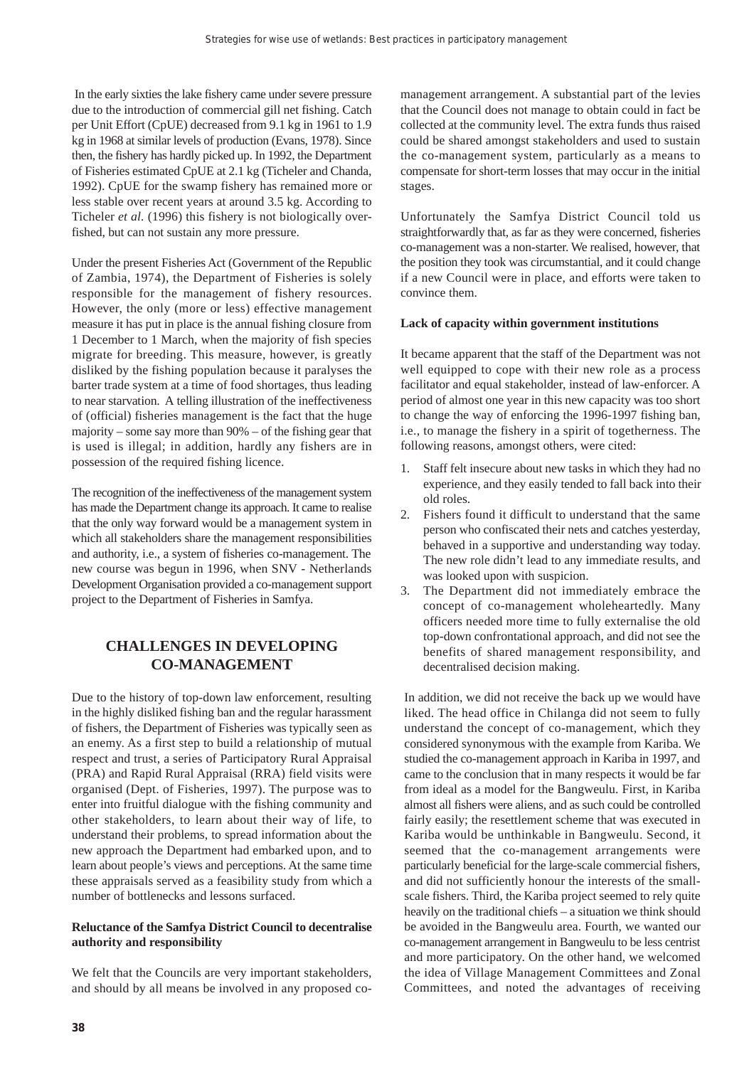In the early sixties the lake fishery came under severe pressure due to the introduction of commercial gill net fishing. Catch per Unit Effort (CpUE) decreased from 9.1 kg in 1961 to 1.9 kg in 1968 at similar levels of production (Evans, 1978). Since then, the fishery has hardly picked up. In 1992, the Department of Fisheries estimated CpUE at 2.1 kg (Ticheler and Chanda, 1992). CpUE for the swamp fishery has remained more or less stable over recent years at around 3.5 kg. According to Ticheler *et al.* (1996) this fishery is not biologically overfished, but can not sustain any more pressure.

Under the present Fisheries Act (Government of the Republic of Zambia, 1974), the Department of Fisheries is solely responsible for the management of fishery resources. However, the only (more or less) effective management measure it has put in place is the annual fishing closure from 1 December to 1 March, when the majority of fish species migrate for breeding. This measure, however, is greatly disliked by the fishing population because it paralyses the barter trade system at a time of food shortages, thus leading to near starvation. A telling illustration of the ineffectiveness of (official) fisheries management is the fact that the huge majority – some say more than 90% – of the fishing gear that is used is illegal; in addition, hardly any fishers are in possession of the required fishing licence.

The recognition of the ineffectiveness of the management system has made the Department change its approach. It came to realise that the only way forward would be a management system in which all stakeholders share the management responsibilities and authority, i.e., a system of fisheries co-management. The new course was begun in 1996, when SNV - Netherlands Development Organisation provided a co-management support project to the Department of Fisheries in Samfya.

## CHALLENGES IN DEVELOPING CO-MANAGEMENT

Due to the history of top-down law enforcement, resulting in the highly disliked fishing ban and the regular harassment of fishers, the Department of Fisheries was typically seen as an enemy. As a first step to build a relationship of mutual respect and trust, a series of Participatory Rural Appraisal (PRA) and Rapid Rural Appraisal (RRA) field visits were organised (Dept. of Fisheries, 1997). The purpose was to enter into fruitful dialogue with the fishing community and other stakeholders, to learn about their way of life, to understand their problems, to spread information about the new approach the Department had embarked upon, and to learn about people's views and perceptions. At the same time these appraisals served as a feasibility study from which a number of bottlenecks and lessons surfaced.

**Reluctance of the Samfya District Council to decentralise authority and responsibility**

We felt that the Councils are very important stakeholders, and should by all means be involved in any proposed co-management arrangement. A substantial part of the levies that the Council does not manage to obtain could in fact be collected at the community level. The extra funds thus raised could be shared amongst stakeholders and used to sustain the co-management system, particularly as a means to compensate for short-term losses that may occur in the initial stages.

Unfortunately the Samfya District Council told us straightforwardly that, as far as they were concerned, fisheries co-management was a non-starter. We realised, however, that the position they took was circumstantial, and it could change if a new Council were in place, and efforts were taken to convince them.

**Lack of capacity within government institutions**

It became apparent that the staff of the Department was not well equipped to cope with their new role as a process facilitator and equal stakeholder, instead of law-enforcer. A period of almost one year in this new capacity was too short to change the way of enforcing the 1996-1997 fishing ban, i.e., to manage the fishery in a spirit of togetherness. The following reasons, amongst others, were cited:

1. Staff felt insecure about new tasks in which they had no experience, and they easily tended to fall back into their old roles.
2. Fishers found it difficult to understand that the same person who confiscated their nets and catches yesterday, behaved in a supportive and understanding way today. The new role didn't lead to any immediate results, and was looked upon with suspicion.
3. The Department did not immediately embrace the concept of co-management wholeheartedly. Many officers needed more time to fully externalise the old top-down confrontational approach, and did not see the benefits of shared management responsibility, and decentralised decision making.

In addition, we did not receive the back up we would have liked. The head office in Chilanga did not seem to fully understand the concept of co-management, which they considered synonymous with the example from Kariba. We studied the co-management approach in Kariba in 1997, and came to the conclusion that in many respects it would be far from ideal as a model for the Bangweulu. First, in Kariba almost all fishers were aliens, and as such could be controlled fairly easily; the resettlement scheme that was executed in Kariba would be unthinkable in Bangweulu. Second, it seemed that the co-management arrangements were particularly beneficial for the large-scale commercial fishers, and did not sufficiently honour the interests of the small-scale fishers. Third, the Kariba project seemed to rely quite heavily on the traditional chiefs – a situation we think should be avoided in the Bangweulu area. Fourth, we wanted our co-management arrangement in Bangweulu to be less centrist and more participatory. On the other hand, we welcomed the idea of Village Management Committees and Zonal Committees, and noted the advantages of receiving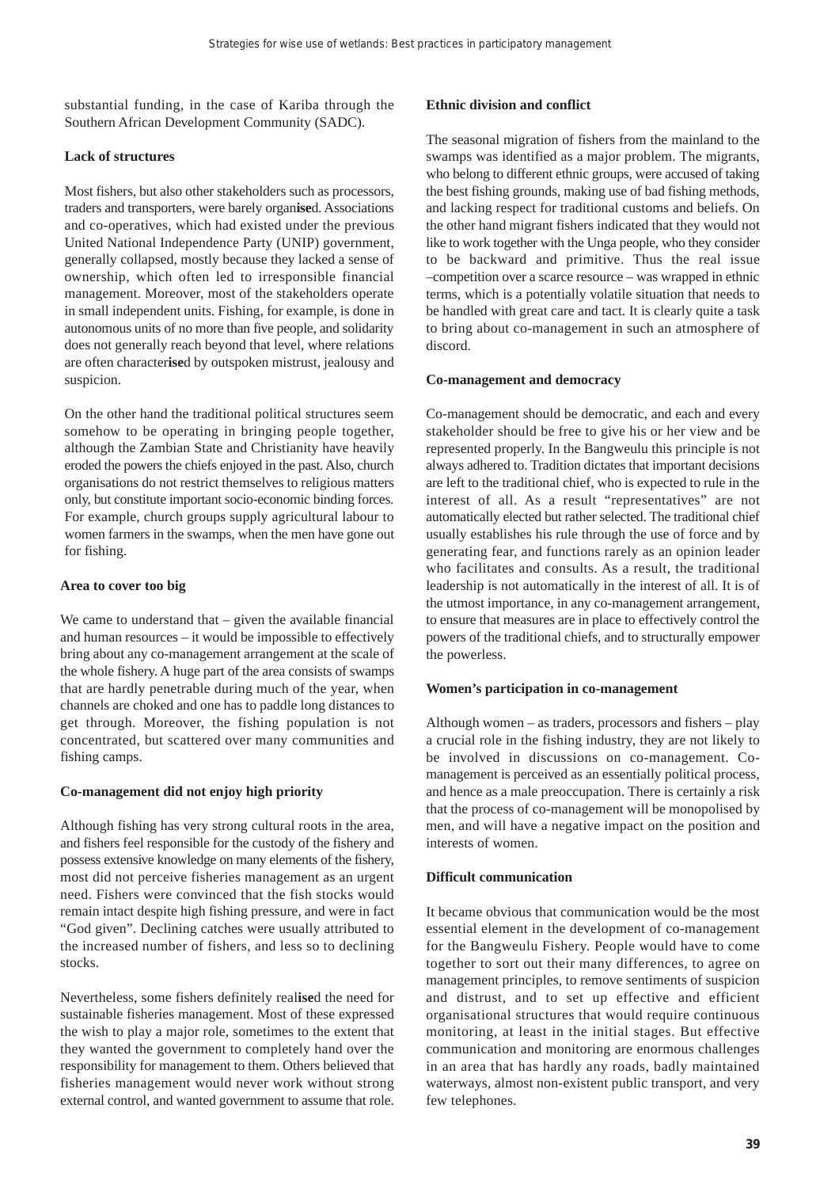substantial funding, in the case of Kariba through the Southern African Development Community (SADC).

**Lack of structures**

Most fishers, but also other stakeholders such as processors, traders and transporters, were barely organised. Associations and co-operatives, which had existed under the previous United National Independence Party (UNIP) government, generally collapsed, mostly because they lacked a sense of ownership, which often led to irresponsible financial management. Moreover, most of the stakeholders operate in small independent units. Fishing, for example, is done in autonomous units of no more than five people, and solidarity does not generally reach beyond that level, where relations are often characterised by outspoken mistrust, jealousy and suspicion.

On the other hand the traditional political structures seem somehow to be operating in bringing people together, although the Zambian State and Christianity have heavily eroded the powers the chiefs enjoyed in the past. Also, church organisations do not restrict themselves to religious matters only, but constitute important socio-economic binding forces. For example, church groups supply agricultural labour to women farmers in the swamps, when the men have gone out for fishing.

**Area to cover too big**

We came to understand that – given the available financial and human resources – it would be impossible to effectively bring about any co-management arrangement at the scale of the whole fishery. A huge part of the area consists of swamps that are hardly penetrable during much of the year, when channels are choked and one has to paddle long distances to get through. Moreover, the fishing population is not concentrated, but scattered over many communities and fishing camps.

**Co-management did not enjoy high priority**

Although fishing has very strong cultural roots in the area, and fishers feel responsible for the custody of the fishery and possess extensive knowledge on many elements of the fishery, most did not perceive fisheries management as an urgent need. Fishers were convinced that the fish stocks would remain intact despite high fishing pressure, and were in fact "God given". Declining catches were usually attributed to the increased number of fishers, and less so to declining stocks.

Nevertheless, some fishers definitely realised the need for sustainable fisheries management. Most of these expressed the wish to play a major role, sometimes to the extent that they wanted the government to completely hand over the responsibility for management to them. Others believed that fisheries management would never work without strong external control, and wanted government to assume that role.

**Ethnic division and conflict**

The seasonal migration of fishers from the mainland to the swamps was identified as a major problem. The migrants, who belong to different ethnic groups, were accused of taking the best fishing grounds, making use of bad fishing methods, and lacking respect for traditional customs and beliefs. On the other hand migrant fishers indicated that they would not like to work together with the Unga people, who they consider to be backward and primitive. Thus the real issue –competition over a scarce resource – was wrapped in ethnic terms, which is a potentially volatile situation that needs to be handled with great care and tact. It is clearly quite a task to bring about co-management in such an atmosphere of discord.

**Co-management and democracy**

Co-management should be democratic, and each and every stakeholder should be free to give his or her view and be represented properly. In the Bangweulu this principle is not always adhered to. Tradition dictates that important decisions are left to the traditional chief, who is expected to rule in the interest of all. As a result "representatives" are not automatically elected but rather selected. The traditional chief usually establishes his rule through the use of force and by generating fear, and functions rarely as an opinion leader who facilitates and consults. As a result, the traditional leadership is not automatically in the interest of all. It is of the utmost importance, in any co-management arrangement, to ensure that measures are in place to effectively control the powers of the traditional chiefs, and to structurally empower the powerless.

**Women's participation in co-management**

Although women – as traders, processors and fishers – play a crucial role in the fishing industry, they are not likely to be involved in discussions on co-management. Co-management is perceived as an essentially political process, and hence as a male preoccupation. There is certainly a risk that the process of co-management will be monopolised by men, and will have a negative impact on the position and interests of women.

**Difficult communication**

It became obvious that communication would be the most essential element in the development of co-management for the Bangweulu Fishery. People would have to come together to sort out their many differences, to agree on management principles, to remove sentiments of suspicion and distrust, and to set up effective and efficient organisational structures that would require continuous monitoring, at least in the initial stages. But effective communication and monitoring are enormous challenges in an area that has hardly any roads, badly maintained waterways, almost non-existent public transport, and very few telephones.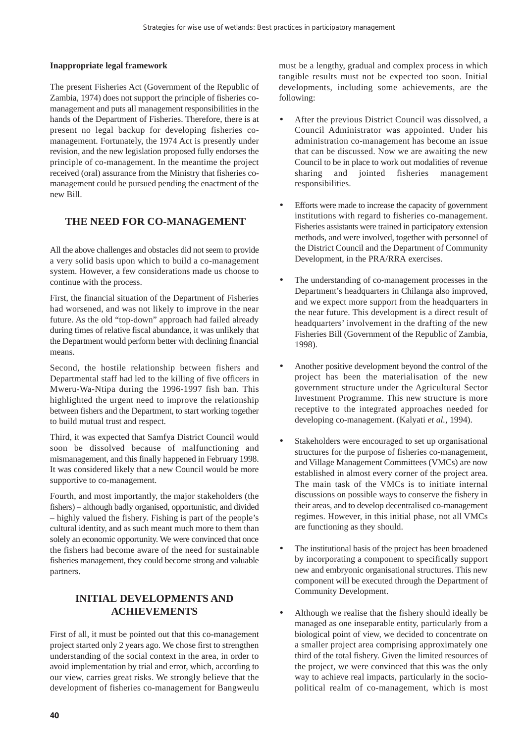**Inappropriate legal framework**

The present Fisheries Act (Government of the Republic of Zambia, 1974) does not support the principle of fisheries co-management and puts all management responsibilities in the hands of the Department of Fisheries. Therefore, there is at present no legal backup for developing fisheries co-management. Fortunately, the 1974 Act is presently under revision, and the new legislation proposed fully endorses the principle of co-management. In the meantime the project received (oral) assurance from the Ministry that fisheries co-management could be pursued pending the enactment of the new Bill.

## THE NEED FOR CO-MANAGEMENT

All the above challenges and obstacles did not seem to provide a very solid basis upon which to build a co-management system. However, a few considerations made us choose to continue with the process.

First, the financial situation of the Department of Fisheries had worsened, and was not likely to improve in the near future. As the old "top-down" approach had failed already during times of relative fiscal abundance, it was unlikely that the Department would perform better with declining financial means.

Second, the hostile relationship between fishers and Departmental staff had led to the killing of five officers in Mweru-Wa-Ntipa during the 1996-1997 fish ban. This highlighted the urgent need to improve the relationship between fishers and the Department, to start working together to build mutual trust and respect.

Third, it was expected that Samfya District Council would soon be dissolved because of malfunctioning and mismanagement, and this finally happened in February 1998. It was considered likely that a new Council would be more supportive to co-management.

Fourth, and most importantly, the major stakeholders (the fishers) – although badly organised, opportunistic, and divided – highly valued the fishery. Fishing is part of the people's cultural identity, and as such meant much more to them than solely an economic opportunity. We were convinced that once the fishers had become aware of the need for sustainable fisheries management, they could become strong and valuable partners.

## INITIAL DEVELOPMENTS AND ACHIEVEMENTS

First of all, it must be pointed out that this co-management project started only 2 years ago. We chose first to strengthen understanding of the social context in the area, in order to avoid implementation by trial and error, which, according to our view, carries great risks. We strongly believe that the development of fisheries co-management for Bangweulu must be a lengthy, gradual and complex process in which tangible results must not be expected too soon. Initial developments, including some achievements, are the following:

- After the previous District Council was dissolved, a Council Administrator was appointed. Under his administration co-management has become an issue that can be discussed. Now we are awaiting the new Council to be in place to work out modalities of revenue sharing and jointed fisheries management responsibilities.
- Efforts were made to increase the capacity of government institutions with regard to fisheries co-management. Fisheries assistants were trained in participatory extension methods, and were involved, together with personnel of the District Council and the Department of Community Development, in the PRA/RRA exercises.
- The understanding of co-management processes in the Department's headquarters in Chilanga also improved, and we expect more support from the headquarters in the near future. This development is a direct result of headquarters' involvement in the drafting of the new Fisheries Bill (Government of the Republic of Zambia, 1998).
- Another positive development beyond the control of the project has been the materialisation of the new government structure under the Agricultural Sector Investment Programme. This new structure is more receptive to the integrated approaches needed for developing co-management. (Kalyati *et al.*, 1994).
- Stakeholders were encouraged to set up organisational structures for the purpose of fisheries co-management, and Village Management Committees (VMCs) are now established in almost every corner of the project area. The main task of the VMCs is to initiate internal discussions on possible ways to conserve the fishery in their areas, and to develop decentralised co-management regimes. However, in this initial phase, not all VMCs are functioning as they should.
- The institutional basis of the project has been broadened by incorporating a component to specifically support new and embryonic organisational structures. This new component will be executed through the Department of Community Development.
- Although we realise that the fishery should ideally be managed as one inseparable entity, particularly from a biological point of view, we decided to concentrate on a smaller project area comprising approximately one third of the total fishery. Given the limited resources of the project, we were convinced that this was the only way to achieve real impacts, particularly in the socio-political realm of co-management, which is most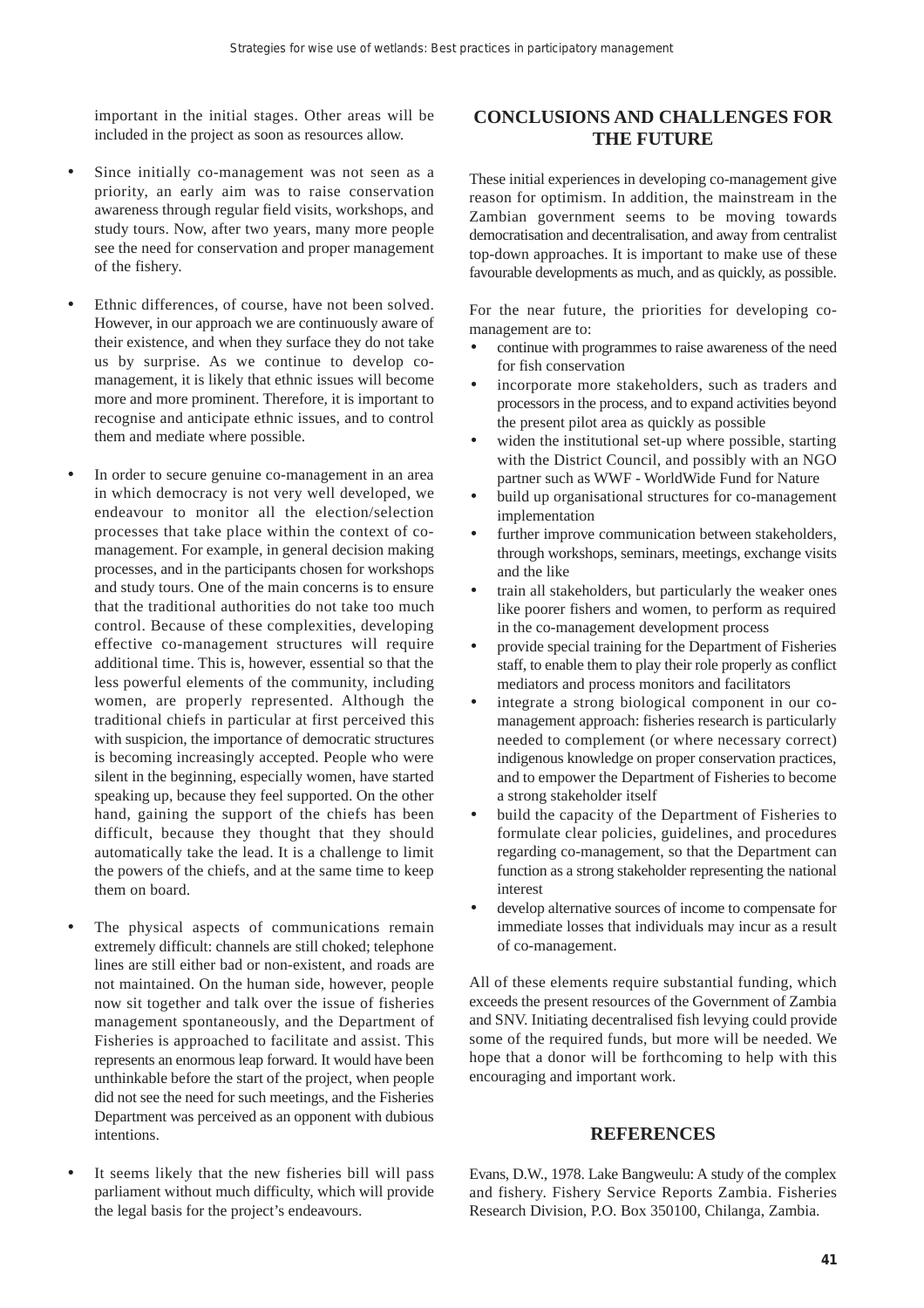important in the initial stages. Other areas will be included in the project as soon as resources allow.

- Since initially co-management was not seen as a priority, an early aim was to raise conservation awareness through regular field visits, workshops, and study tours. Now, after two years, many more people see the need for conservation and proper management of the fishery.
- Ethnic differences, of course, have not been solved. However, in our approach we are continuously aware of their existence, and when they surface they do not take us by surprise. As we continue to develop co-management, it is likely that ethnic issues will become more and more prominent. Therefore, it is important to recognise and anticipate ethnic issues, and to control them and mediate where possible.
- In order to secure genuine co-management in an area in which democracy is not very well developed, we endeavour to monitor all the election/selection processes that take place within the context of co-management. For example, in general decision making processes, and in the participants chosen for workshops and study tours. One of the main concerns is to ensure that the traditional authorities do not take too much control. Because of these complexities, developing effective co-management structures will require additional time. This is, however, essential so that the less powerful elements of the community, including women, are properly represented. Although the traditional chiefs in particular at first perceived this with suspicion, the importance of democratic structures is becoming increasingly accepted. People who were silent in the beginning, especially women, have started speaking up, because they feel supported. On the other hand, gaining the support of the chiefs has been difficult, because they thought that they should automatically take the lead. It is a challenge to limit the powers of the chiefs, and at the same time to keep them on board.
- The physical aspects of communications remain extremely difficult: channels are still choked; telephone lines are still either bad or non-existent, and roads are not maintained. On the human side, however, people now sit together and talk over the issue of fisheries management spontaneously, and the Department of Fisheries is approached to facilitate and assist. This represents an enormous leap forward. It would have been unthinkable before the start of the project, when people did not see the need for such meetings, and the Fisheries Department was perceived as an opponent with dubious intentions.
- It seems likely that the new fisheries bill will pass parliament without much difficulty, which will provide the legal basis for the project's endeavours.

## CONCLUSIONS AND CHALLENGES FOR THE FUTURE

These initial experiences in developing co-management give reason for optimism. In addition, the mainstream in the Zambian government seems to be moving towards democratisation and decentralisation, and away from centralist top-down approaches. It is important to make use of these favourable developments as much, and as quickly, as possible.

For the near future, the priorities for developing co-management are to:

- continue with programmes to raise awareness of the need for fish conservation
- incorporate more stakeholders, such as traders and processors in the process, and to expand activities beyond the present pilot area as quickly as possible
- widen the institutional set-up where possible, starting with the District Council, and possibly with an NGO partner such as WWF - WorldWide Fund for Nature
- build up organisational structures for co-management implementation
- further improve communication between stakeholders, through workshops, seminars, meetings, exchange visits and the like
- train all stakeholders, but particularly the weaker ones like poorer fishers and women, to perform as required in the co-management development process
- provide special training for the Department of Fisheries staff, to enable them to play their role properly as conflict mediators and process monitors and facilitators
- integrate a strong biological component in our co-management approach: fisheries research is particularly needed to complement (or where necessary correct) indigenous knowledge on proper conservation practices, and to empower the Department of Fisheries to become a strong stakeholder itself
- build the capacity of the Department of Fisheries to formulate clear policies, guidelines, and procedures regarding co-management, so that the Department can function as a strong stakeholder representing the national interest
- develop alternative sources of income to compensate for immediate losses that individuals may incur as a result of co-management.

All of these elements require substantial funding, which exceeds the present resources of the Government of Zambia and SNV. Initiating decentralised fish levying could provide some of the required funds, but more will be needed. We hope that a donor will be forthcoming to help with this encouraging and important work.

## REFERENCES

Evans, D.W., 1978. Lake Bangweulu: A study of the complex and fishery. Fishery Service Reports Zambia. Fisheries Research Division, P.O. Box 350100, Chilanga, Zambia.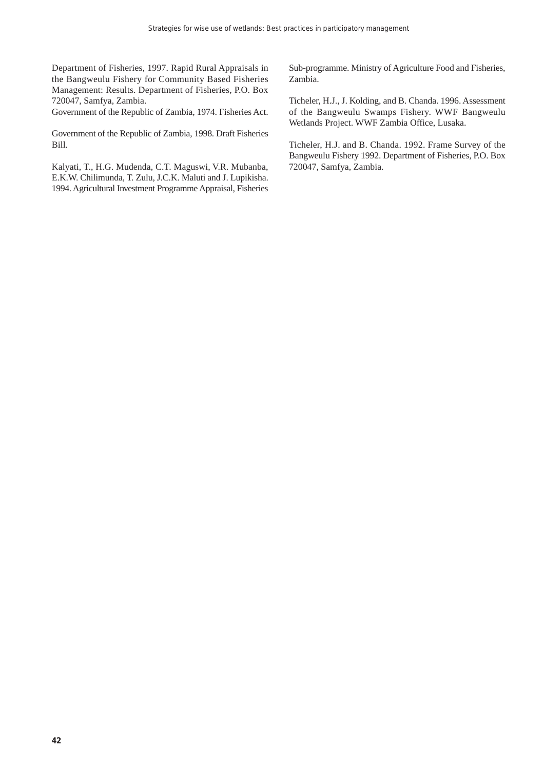Department of Fisheries, 1997. Rapid Rural Appraisals in the Bangweulu Fishery for Community Based Fisheries Management: Results. Department of Fisheries, P.O. Box 720047, Samfya, Zambia.

Government of the Republic of Zambia, 1974. Fisheries Act.

Government of the Republic of Zambia, 1998. Draft Fisheries Bill.

Kalyati, T., H.G. Mudenda, C.T. Maguswi, V.R. Mubanba, E.K.W. Chilimunda, T. Zulu, J.C.K. Maluti and J. Lupikisha. 1994. Agricultural Investment Programme Appraisal, Fisheries Sub-programme. Ministry of Agriculture Food and Fisheries, Zambia.

Ticheler, H.J., J. Kolding, and B. Chanda. 1996. Assessment of the Bangweulu Swamps Fishery. WWF Bangweulu Wetlands Project. WWF Zambia Office, Lusaka.

Ticheler, H.J. and B. Chanda. 1992. Frame Survey of the Bangweulu Fishery 1992. Department of Fisheries, P.O. Box 720047, Samfya, Zambia.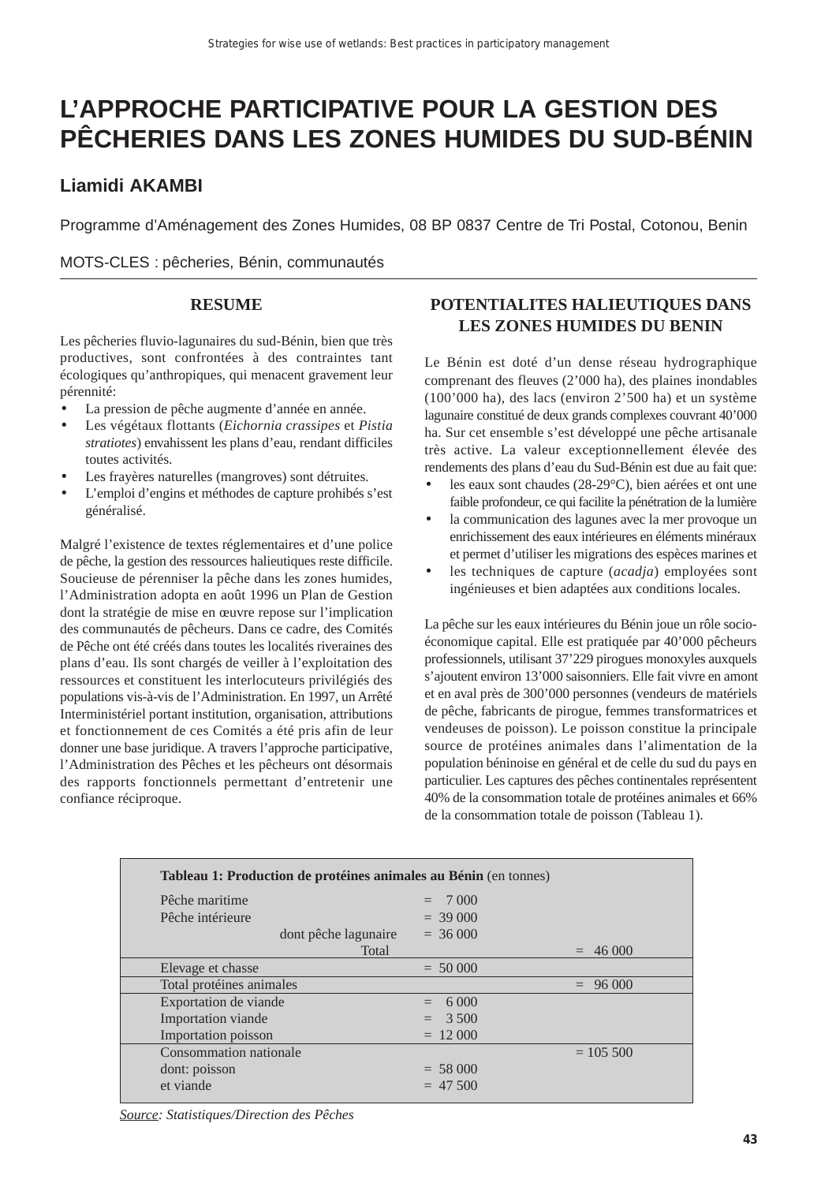# L'APPROCHE PARTICIPATIVE POUR LA GESTION DES PÊCHERIES DANS LES ZONES HUMIDES DU SUD-BÉNIN

**Liamidi AKAMBI**

Programme d'Aménagement des Zones Humides, 08 BP 0837 Centre de Tri Postal, Cotonou, Benin

MOTS-CLES : pêcheries, Bénin, communautés

## RESUME

Les pêcheries fluvio-lagunaires du sud-Bénin, bien que très productives, sont confrontées à des contraintes tant écologiques qu'anthropiques, qui menacent gravement leur pérennité:

- La pression de pêche augmente d'année en année.
- Les végétaux flottants (*Eichornia crassipes* et *Pistia stratiotes*) envahissent les plans d'eau, rendant difficiles toutes activités.
- Les frayères naturelles (mangroves) sont détruites.
- L'emploi d'engins et méthodes de capture prohibés s'est généralisé.

Malgré l'existence de textes réglementaires et d'une police de pêche, la gestion des ressources halieutiques reste difficile. Soucieuse de pérenniser la pêche dans les zones humides, l'Administration adopta en août 1996 un Plan de Gestion dont la stratégie de mise en œuvre repose sur l'implication des communautés de pêcheurs. Dans ce cadre, des Comités de Pêche ont été créés dans toutes les localités riveraines des plans d'eau. Ils sont chargés de veiller à l'exploitation des ressources et constituent les interlocuteurs privilégiés des populations vis-à-vis de l'Administration. En 1997, un Arrêté Interministériel portant institution, organisation, attributions et fonctionnement de ces Comités a été pris afin de leur donner une base juridique. A travers l'approche participative, l'Administration des Pêches et les pêcheurs ont désormais des rapports fonctionnels permettant d'entretenir une confiance réciproque.

## POTENTIALITES HALIEUTIQUES DANS LES ZONES HUMIDES DU BENIN

Le Bénin est doté d'un dense réseau hydrographique comprenant des fleuves (2'000 ha), des plaines inondables (100'000 ha), des lacs (environ 2'500 ha) et un système lagunaire constitué de deux grands complexes couvrant 40'000 ha. Sur cet ensemble s'est développé une pêche artisanale très active. La valeur exceptionnellement élevée des rendements des plans d'eau du Sud-Bénin est due au fait que:

- les eaux sont chaudes (28-29°C), bien aérées et ont une faible profondeur, ce qui facilite la pénétration de la lumière
- la communication des lagunes avec la mer provoque un enrichissement des eaux intérieures en éléments minéraux et permet d'utiliser les migrations des espèces marines et
- les techniques de capture (*acadja*) employées sont ingénieuses et bien adaptées aux conditions locales.

La pêche sur les eaux intérieures du Bénin joue un rôle socio-économique capital. Elle est pratiquée par 40'000 pêcheurs professionnels, utilisant 37'229 pirogues monoxyles auxquels s'ajoutent environ 13'000 saisonniers. Elle fait vivre en amont et en aval près de 300'000 personnes (vendeurs de matériels de pêche, fabricants de pirogue, femmes transformatrices et vendeuses de poisson). Le poisson constitue la principale source de protéines animales dans l'alimentation de la population béninoise en général et de celle du sud du pays en particulier. Les captures des pêches continentales représentent 40% de la consommation totale de protéines animales et 66% de la consommation totale de poisson (Tableau 1).

**Tableau 1: Production de protéines animales au Bénin** (en tonnes)

| | | |
|---|---|---|
| Pêche maritime | = 7 000 | |
| Pêche intérieure | = 39 000 | |
| dont pêche lagunaire | = 36 000 | |
| Total | | = 46 000 |
| Elevage et chasse | = 50 000 | |
| Total protéines animales | | = 96 000 |
| Exportation de viande | = 6 000 | |
| Importation viande | = 3 500 | |
| Importation poisson | = 12 000 | |
| Consommation nationale | | = 105 500 |
| dont: poisson | = 58 000 | |
| et viande | = 47 500 | |

*Source: Statistiques/Direction des Pêches*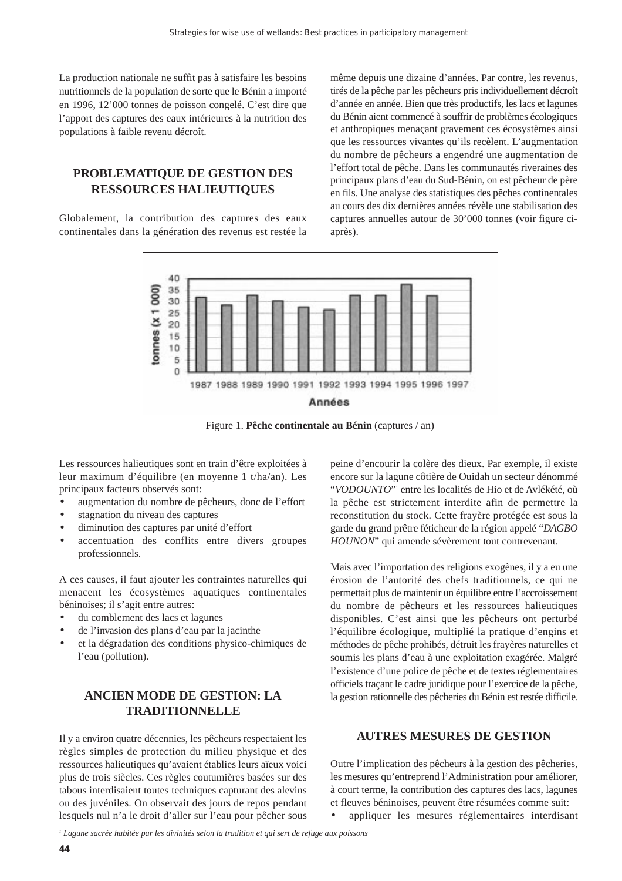La production nationale ne suffit pas à satisfaire les besoins nutritionnels de la population de sorte que le Bénin a importé en 1996, 12'000 tonnes de poisson congelé. C'est dire que l'apport des captures des eaux intérieures à la nutrition des populations à faible revenu décroît.

## PROBLEMATIQUE DE GESTION DES RESSOURCES HALIEUTIQUES

Globalement, la contribution des captures des eaux continentales dans la génération des revenus est restée la même depuis une dizaine d'années. Par contre, les revenus, tirés de la pêche par les pêcheurs pris individuellement décroît d'année en année. Bien que très productifs, les lacs et lagunes du Bénin aient commencé à souffrir de problèmes écologiques et anthropiques menaçant gravement ces écosystèmes ainsi que les ressources vivantes qu'ils recèlent. L'augmentation du nombre de pêcheurs a engendré une augmentation de l'effort total de pêche. Dans les communautés riveraines des principaux plans d'eau du Sud-Bénin, on est pêcheur de père en fils. Une analyse des statistiques des pêches continentales au cours des dix dernières années révèle une stabilisation des captures annuelles autour de 30'000 tonnes (voir figure ci-après).

Figure 1. **Pêche continentale au Bénin** (captures / an)

Les ressources halieutiques sont en train d'être exploitées à leur maximum d'équilibre (en moyenne 1 t/ha/an). Les principaux facteurs observés sont:

- augmentation du nombre de pêcheurs, donc de l'effort
- stagnation du niveau des captures
- diminution des captures par unité d'effort
- accentuation des conflits entre divers groupes professionnels.

A ces causes, il faut ajouter les contraintes naturelles qui menacent les écosystèmes aquatiques continentales béninoises; il s'agit entre autres:

- du comblement des lacs et lagunes
- de l'invasion des plans d'eau par la jacinthe
- et la dégradation des conditions physico-chimiques de l'eau (pollution).

## ANCIEN MODE DE GESTION: LA TRADITIONNELLE

Il y a environ quatre décennies, les pêcheurs respectaient les règles simples de protection du milieu physique et des ressources halieutiques qu'avaient établies leurs aïeux voici plus de trois siècles. Ces règles coutumières basées sur des tabous interdisaient toutes techniques capturant des alevins ou des juvéniles. On observait des jours de repos pendant lesquels nul n'a le droit d'aller sur l'eau pour pêcher sous peine d'encourir la colère des dieux. Par exemple, il existe encore sur la lagune côtière de Ouidah un secteur dénommé "*VODOUNTO*"[1] entre les localités de Hio et de Avlékété, où la pêche est strictement interdite afin de permettre la reconstitution du stock. Cette frayère protégée est sous la garde du grand prêtre féticheur de la région appelé "*DAGBO HOUNON*" qui amende sévèrement tout contrevenant.

Mais avec l'importation des religions exogènes, il y a eu une érosion de l'autorité des chefs traditionnels, ce qui ne permettait plus de maintenir un équilibre entre l'accroissement du nombre de pêcheurs et les ressources halieutiques disponibles. C'est ainsi que les pêcheurs ont perturbé l'équilibre écologique, multiplié la pratique d'engins et méthodes de pêche prohibés, détruit les frayères naturelles et soumis les plans d'eau à une exploitation exagérée. Malgré l'existence d'une police de pêche et de textes réglementaires officiels traçant le cadre juridique pour l'exercice de la pêche, la gestion rationnelle des pêcheries du Bénin est restée difficile.

## AUTRES MESURES DE GESTION

Outre l'implication des pêcheurs à la gestion des pêcheries, les mesures qu'entreprend l'Administration pour améliorer, à court terme, la contribution des captures des lacs, lagunes et fleuves béninoises, peuvent être résumées comme suit:

- appliquer les mesures réglementaires interdisant

[1] *Lagune sacrée habitée par les divinités selon la tradition et qui sert de refuge aux poissons*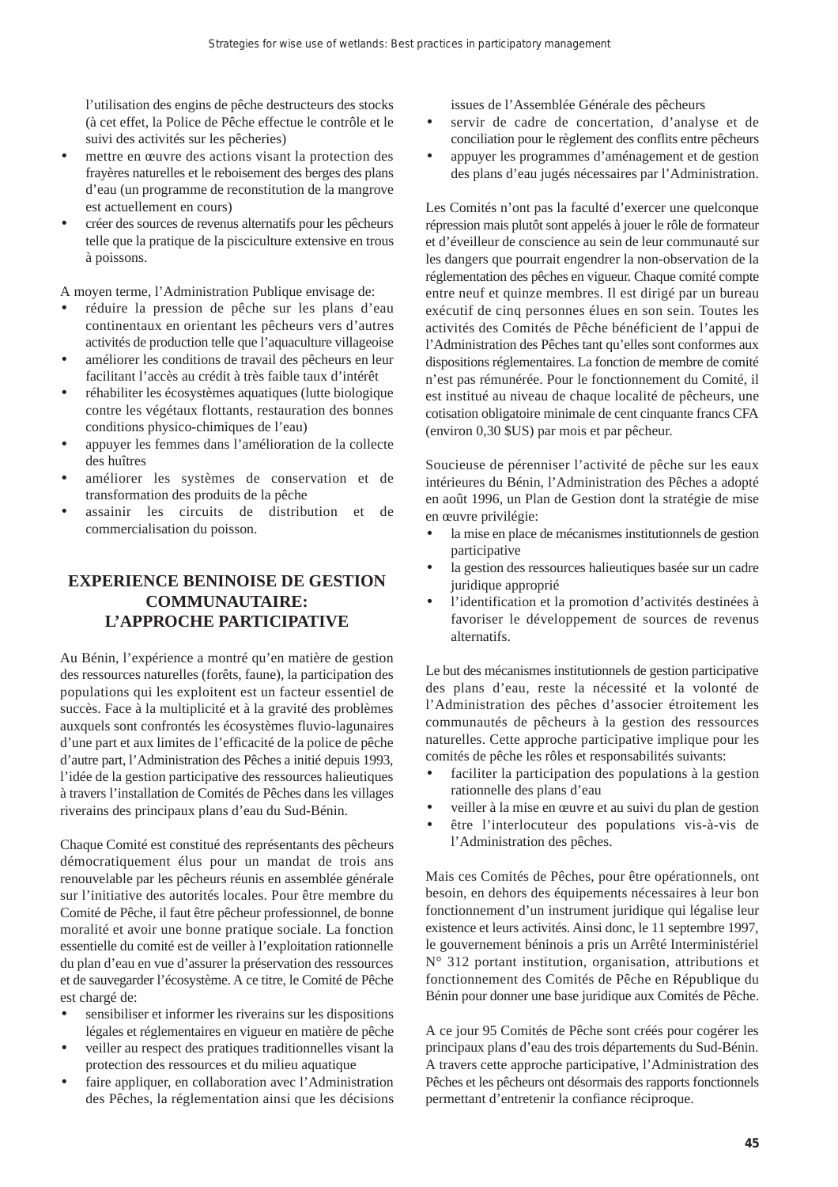l'utilisation des engins de pêche destructeurs des stocks (à cet effet, la Police de Pêche effectue le contrôle et le suivi des activités sur les pêcheries)

- mettre en œuvre des actions visant la protection des frayères naturelles et le reboisement des berges des plans d'eau (un programme de reconstitution de la mangrove est actuellement en cours)
- créer des sources de revenus alternatifs pour les pêcheurs telle que la pratique de la pisciculture extensive en trous à poissons.

A moyen terme, l'Administration Publique envisage de:

- réduire la pression de pêche sur les plans d'eau continentaux en orientant les pêcheurs vers d'autres activités de production telle que l'aquaculture villageoise
- améliorer les conditions de travail des pêcheurs en leur facilitant l'accès au crédit à très faible taux d'intérêt
- réhabiliter les écosystèmes aquatiques (lutte biologique contre les végétaux flottants, restauration des bonnes conditions physico-chimiques de l'eau)
- appuyer les femmes dans l'amélioration de la collecte des huîtres
- améliorer les systèmes de conservation et de transformation des produits de la pêche
- assainir les circuits de distribution et de commercialisation du poisson.

## EXPERIENCE BENINOISE DE GESTION COMMUNAUTAIRE: L'APPROCHE PARTICIPATIVE

Au Bénin, l'expérience a montré qu'en matière de gestion des ressources naturelles (forêts, faune), la participation des populations qui les exploitent est un facteur essentiel de succès. Face à la multiplicité et à la gravité des problèmes auxquels sont confrontés les écosystèmes fluvio-lagunaires d'une part et aux limites de l'efficacité de la police de pêche d'autre part, l'Administration des Pêches a initié depuis 1993, l'idée de la gestion participative des ressources halieutiques à travers l'installation de Comités de Pêches dans les villages riverains des principaux plans d'eau du Sud-Bénin.

Chaque Comité est constitué des représentants des pêcheurs démocratiquement élus pour un mandat de trois ans renouvelable par les pêcheurs réunis en assemblée générale sur l'initiative des autorités locales. Pour être membre du Comité de Pêche, il faut être pêcheur professionnel, de bonne moralité et avoir une bonne pratique sociale. La fonction essentielle du comité est de veiller à l'exploitation rationnelle du plan d'eau en vue d'assurer la préservation des ressources et de sauvegarder l'écosystème. A ce titre, le Comité de Pêche est chargé de:

- sensibiliser et informer les riverains sur les dispositions légales et réglementaires en vigueur en matière de pêche
- veiller au respect des pratiques traditionnelles visant la protection des ressources et du milieu aquatique
- faire appliquer, en collaboration avec l'Administration des Pêches, la réglementation ainsi que les décisions issues de l'Assemblée Générale des pêcheurs
- servir de cadre de concertation, d'analyse et de conciliation pour le règlement des conflits entre pêcheurs
- appuyer les programmes d'aménagement et de gestion des plans d'eau jugés nécessaires par l'Administration.

Les Comités n'ont pas la faculté d'exercer une quelconque répression mais plutôt sont appelés à jouer le rôle de formateur et d'éveilleur de conscience au sein de leur communauté sur les dangers que pourrait engendrer la non-observation de la réglementation des pêches en vigueur. Chaque comité compte entre neuf et quinze membres. Il est dirigé par un bureau exécutif de cinq personnes élues en son sein. Toutes les activités des Comités de Pêche bénéficient de l'appui de l'Administration des Pêches tant qu'elles sont conformes aux dispositions réglementaires. La fonction de membre de comité n'est pas rémunérée. Pour le fonctionnement du Comité, il est institué au niveau de chaque localité de pêcheurs, une cotisation obligatoire minimale de cent cinquante francs CFA (environ 0,30 $US) par mois et par pêcheur.

Soucieuse de pérenniser l'activité de pêche sur les eaux intérieures du Bénin, l'Administration des Pêches a adopté en août 1996, un Plan de Gestion dont la stratégie de mise en œuvre privilégie:

- la mise en place de mécanismes institutionnels de gestion participative
- la gestion des ressources halieutiques basée sur un cadre juridique approprié
- l'identification et la promotion d'activités destinées à favoriser le développement de sources de revenus alternatifs.

Le but des mécanismes institutionnels de gestion participative des plans d'eau, reste la nécessité et la volonté de l'Administration des pêches d'associer étroitement les communautés de pêcheurs à la gestion des ressources naturelles. Cette approche participative implique pour les comités de pêche les rôles et responsabilités suivants:

- faciliter la participation des populations à la gestion rationnelle des plans d'eau
- veiller à la mise en œuvre et au suivi du plan de gestion
- être l'interlocuteur des populations vis-à-vis de l'Administration des pêches.

Mais ces Comités de Pêches, pour être opérationnels, ont besoin, en dehors des équipements nécessaires à leur bon fonctionnement d'un instrument juridique qui légalise leur existence et leurs activités. Ainsi donc, le 11 septembre 1997, le gouvernement béninois a pris un Arrêté Interministériel N° 312 portant institution, organisation, attributions et fonctionnement des Comités de Pêche en République du Bénin pour donner une base juridique aux Comités de Pêche.

A ce jour 95 Comités de Pêche sont créés pour cogérer les principaux plans d'eau des trois départements du Sud-Bénin. A travers cette approche participative, l'Administration des Pêches et les pêcheurs ont désormais des rapports fonctionnels permettant d'entretenir la confiance réciproque.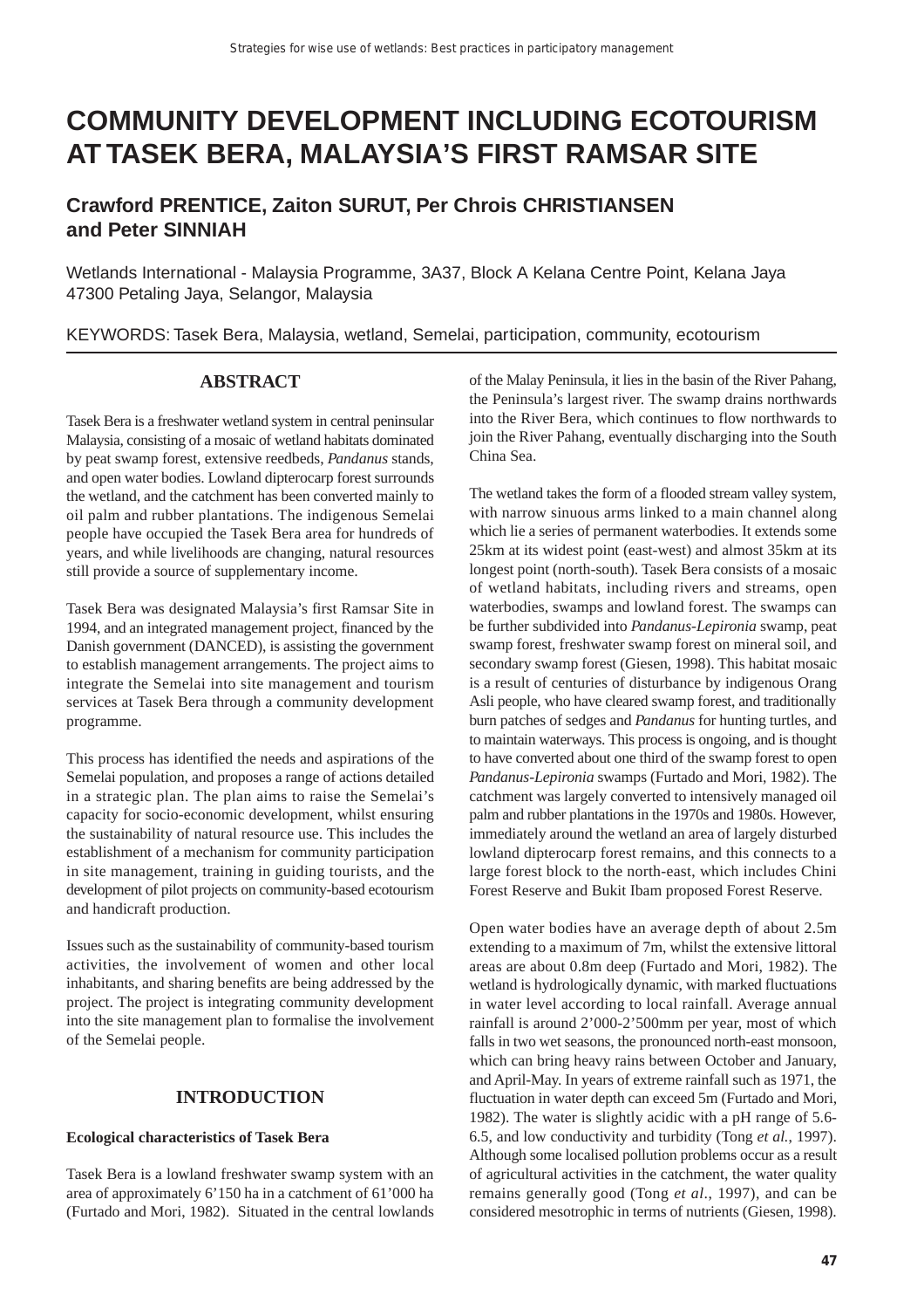# COMMUNITY DEVELOPMENT INCLUDING ECOTOURISM AT TASEK BERA, MALAYSIA'S FIRST RAMSAR SITE

## Crawford PRENTICE, Zaiton SURUT, Per Chrois CHRISTIANSEN and Peter SINNIAH

Wetlands International - Malaysia Programme, 3A37, Block A Kelana Centre Point, Kelana Jaya 47300 Petaling Jaya, Selangor, Malaysia

KEYWORDS: Tasek Bera, Malaysia, wetland, Semelai, participation, community, ecotourism

### ABSTRACT

Tasek Bera is a freshwater wetland system in central peninsular Malaysia, consisting of a mosaic of wetland habitats dominated by peat swamp forest, extensive reedbeds, *Pandanus* stands, and open water bodies. Lowland dipterocarp forest surrounds the wetland, and the catchment has been converted mainly to oil palm and rubber plantations. The indigenous Semelai people have occupied the Tasek Bera area for hundreds of years, and while livelihoods are changing, natural resources still provide a source of supplementary income.

Tasek Bera was designated Malaysia's first Ramsar Site in 1994, and an integrated management project, financed by the Danish government (DANCED), is assisting the government to establish management arrangements. The project aims to integrate the Semelai into site management and tourism services at Tasek Bera through a community development programme.

This process has identified the needs and aspirations of the Semelai population, and proposes a range of actions detailed in a strategic plan. The plan aims to raise the Semelai's capacity for socio-economic development, whilst ensuring the sustainability of natural resource use. This includes the establishment of a mechanism for community participation in site management, training in guiding tourists, and the development of pilot projects on community-based ecotourism and handicraft production.

Issues such as the sustainability of community-based tourism activities, the involvement of women and other local inhabitants, and sharing benefits are being addressed by the project. The project is integrating community development into the site management plan to formalise the involvement of the Semelai people.

### INTRODUCTION

#### Ecological characteristics of Tasek Bera

Tasek Bera is a lowland freshwater swamp system with an area of approximately 6'150 ha in a catchment of 61'000 ha (Furtado and Mori, 1982). Situated in the central lowlands of the Malay Peninsula, it lies in the basin of the River Pahang, the Peninsula's largest river. The swamp drains northwards into the River Bera, which continues to flow northwards to join the River Pahang, eventually discharging into the South China Sea.

The wetland takes the form of a flooded stream valley system, with narrow sinuous arms linked to a main channel along which lie a series of permanent waterbodies. It extends some 25km at its widest point (east-west) and almost 35km at its longest point (north-south). Tasek Bera consists of a mosaic of wetland habitats, including rivers and streams, open waterbodies, swamps and lowland forest. The swamps can be further subdivided into *Pandanus-Lepironia* swamp, peat swamp forest, freshwater swamp forest on mineral soil, and secondary swamp forest (Giesen, 1998). This habitat mosaic is a result of centuries of disturbance by indigenous Orang Asli people, who have cleared swamp forest, and traditionally burn patches of sedges and *Pandanus* for hunting turtles, and to maintain waterways. This process is ongoing, and it is thought to have converted about one third of the swamp forest to open *Pandanus-Lepironia* swamps (Furtado and Mori, 1982). The catchment was largely converted to intensively managed oil palm and rubber plantations in the 1970s and 1980s. However, immediately around the wetland an area of largely disturbed lowland dipterocarp forest remains, and this connects to a large forest block to the north-east, which includes Chini Forest Reserve and Bukit Ibam proposed Forest Reserve.

Open water bodies have an average depth of about 2.5m extending to a maximum of 7m, whilst the extensive littoral areas are about 0.8m deep (Furtado and Mori, 1982). The wetland is hydrologically dynamic, with marked fluctuations in water level according to local rainfall. Average annual rainfall is around 2'000-2'500mm per year, most of which falls in two wet seasons, the pronounced north-east monsoon, which can bring heavy rains between October and January, and April-May. In years of extreme rainfall such as 1971, the fluctuation in water depth can exceed 5m (Furtado and Mori, 1982). The water is slightly acidic with a pH range of 5.6-6.5, and low conductivity and turbidity (Tong *et al.*, 1997). Although some localised pollution problems occur as a result of agricultural activities in the catchment, the water quality remains generally good (Tong *et al*., 1997), and can be considered mesotrophic in terms of nutrients (Giesen, 1998).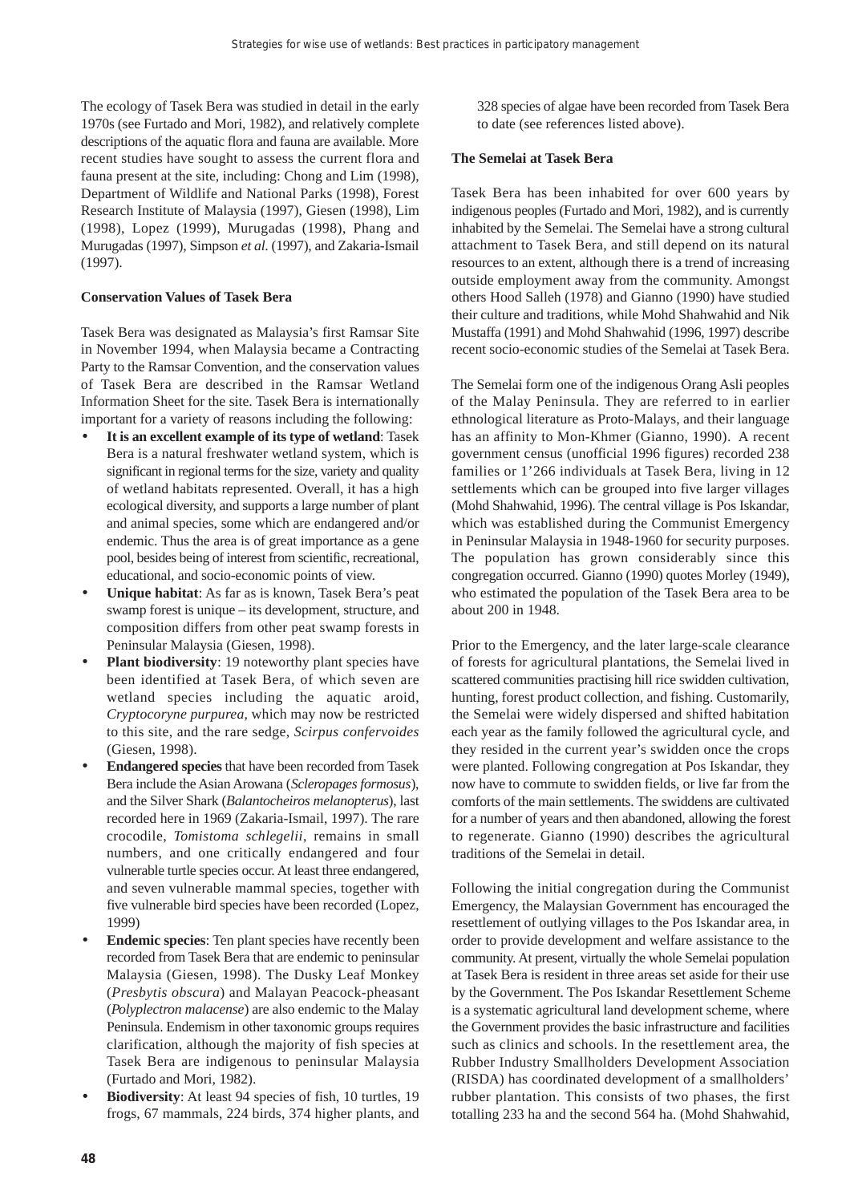The ecology of Tasek Bera was studied in detail in the early 1970s (see Furtado and Mori, 1982), and relatively complete descriptions of the aquatic flora and fauna are available. More recent studies have sought to assess the current flora and fauna present at the site, including: Chong and Lim (1998), Department of Wildlife and National Parks (1998), Forest Research Institute of Malaysia (1997), Giesen (1998), Lim (1998), Lopez (1999), Murugadas (1998), Phang and Murugadas (1997), Simpson *et al*. (1997), and Zakaria-Ismail (1997).

**Conservation Values of Tasek Bera**

Tasek Bera was designated as Malaysia's first Ramsar Site in November 1994, when Malaysia became a Contracting Party to the Ramsar Convention, and the conservation values of Tasek Bera are described in the Ramsar Wetland Information Sheet for the site. Tasek Bera is internationally important for a variety of reasons including the following:

- **It is an excellent example of its type of wetland**: Tasek Bera is a natural freshwater wetland system, which is significant in regional terms for the size, variety and quality of wetland habitats represented. Overall, it has a high ecological diversity, and supports a large number of plant and animal species, some which are endangered and/or endemic. Thus the area is of great importance as a gene pool, besides being of interest from scientific, recreational, educational, and socio-economic points of view.
- **Unique habitat**: As far as is known, Tasek Bera's peat swamp forest is unique – its development, structure, and composition differs from other peat swamp forests in Peninsular Malaysia (Giesen, 1998).
- **Plant biodiversity**: 19 noteworthy plant species have been identified at Tasek Bera, of which seven are wetland species including the aquatic aroid, *Cryptocoryne purpurea*, which may now be restricted to this site, and the rare sedge, *Scirpus confervoides* (Giesen, 1998).
- **Endangered species** that have been recorded from Tasek Bera include the Asian Arowana (*Scleropages formosus*), and the Silver Shark (*Balantocheiros melanopterus*), last recorded here in 1969 (Zakaria-Ismail, 1997). The rare crocodile, *Tomistoma schlegelii*, remains in small numbers, and one critically endangered and four vulnerable turtle species occur. At least three endangered, and seven vulnerable mammal species, together with five vulnerable bird species have been recorded (Lopez, 1999)
- **Endemic species**: Ten plant species have recently been recorded from Tasek Bera that are endemic to peninsular Malaysia (Giesen, 1998). The Dusky Leaf Monkey (*Presbytis obscura*) and Malayan Peacock-pheasant (*Polyplectron malacense*) are also endemic to the Malay Peninsula. Endemism in other taxonomic groups requires clarification, although the majority of fish species at Tasek Bera are indigenous to peninsular Malaysia (Furtado and Mori, 1982).
- **Biodiversity**: At least 94 species of fish, 10 turtles, 19 frogs, 67 mammals, 224 birds, 374 higher plants, and 328 species of algae have been recorded from Tasek Bera to date (see references listed above).

**The Semelai at Tasek Bera**

Tasek Bera has been inhabited for over 600 years by indigenous peoples (Furtado and Mori, 1982), and is currently inhabited by the Semelai. The Semelai have a strong cultural attachment to Tasek Bera, and still depend on its natural resources to an extent, although there is a trend of increasing outside employment away from the community. Amongst others Hood Salleh (1978) and Gianno (1990) have studied their culture and traditions, while Mohd Shahwahid and Nik Mustaffa (1991) and Mohd Shahwahid (1996, 1997) describe recent socio-economic studies of the Semelai at Tasek Bera.

The Semelai form one of the indigenous Orang Asli peoples of the Malay Peninsula. They are referred to in earlier ethnological literature as Proto-Malays, and their language has an affinity to Mon-Khmer (Gianno, 1990). A recent government census (unofficial 1996 figures) recorded 238 families or 1'266 individuals at Tasek Bera, living in 12 settlements which can be grouped into five larger villages (Mohd Shahwahid, 1996). The central village is Pos Iskandar, which was established during the Communist Emergency in Peninsular Malaysia in 1948-1960 for security purposes. The population has grown considerably since this congregation occurred. Gianno (1990) quotes Morley (1949), who estimated the population of the Tasek Bera area to be about 200 in 1948.

Prior to the Emergency, and the later large-scale clearance of forests for agricultural plantations, the Semelai lived in scattered communities practising hill rice swidden cultivation, hunting, forest product collection, and fishing. Customarily, the Semelai were widely dispersed and shifted habitation each year as the family followed the agricultural cycle, and they resided in the current year's swidden once the crops were planted. Following congregation at Pos Iskandar, they now have to commute to swidden fields, or live far from the comforts of the main settlements. The swiddens are cultivated for a number of years and then abandoned, allowing the forest to regenerate. Gianno (1990) describes the agricultural traditions of the Semelai in detail.

Following the initial congregation during the Communist Emergency, the Malaysian Government has encouraged the resettlement of outlying villages to the Pos Iskandar area, in order to provide development and welfare assistance to the community. At present, virtually the whole Semelai population at Tasek Bera is resident in three areas set aside for their use by the Government. The Pos Iskandar Resettlement Scheme is a systematic agricultural land development scheme, where the Government provides the basic infrastructure and facilities such as clinics and schools. In the resettlement area, the Rubber Industry Smallholders Development Association (RISDA) has coordinated development of a smallholders' rubber plantation. This consists of two phases, the first totalling 233 ha and the second 564 ha. (Mohd Shahwahid,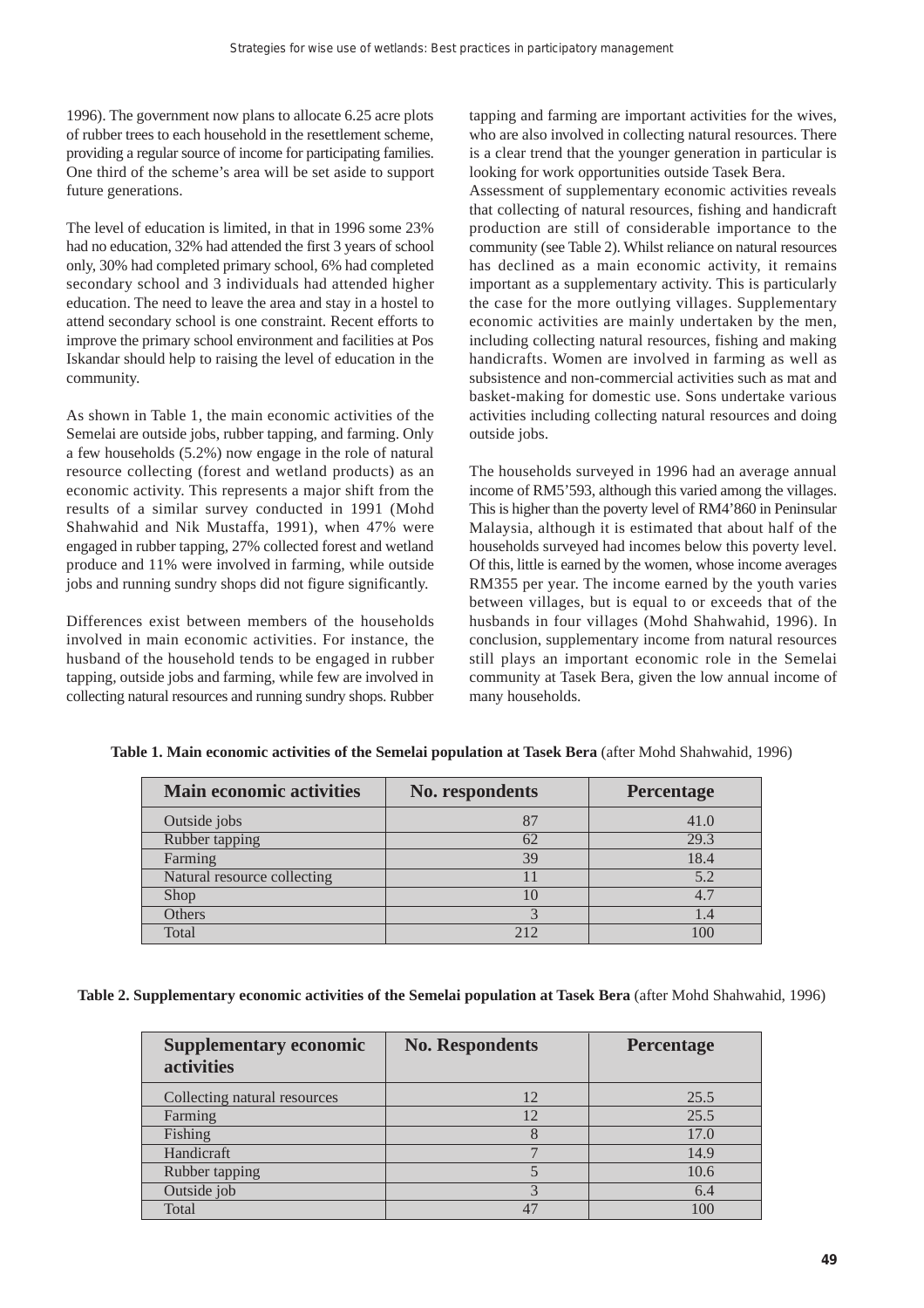1996). The government now plans to allocate 6.25 acre plots of rubber trees to each household in the resettlement scheme, providing a regular source of income for participating families. One third of the scheme's area will be set aside to support future generations.

The level of education is limited, in that in 1996 some 23% had no education, 32% had attended the first 3 years of school only, 30% had completed primary school, 6% had completed secondary school and 3 individuals had attended higher education. The need to leave the area and stay in a hostel to attend secondary school is one constraint. Recent efforts to improve the primary school environment and facilities at Pos Iskandar should help to raising the level of education in the community.

As shown in Table 1, the main economic activities of the Semelai are outside jobs, rubber tapping, and farming. Only a few households (5.2%) now engage in the role of natural resource collecting (forest and wetland products) as an economic activity. This represents a major shift from the results of a similar survey conducted in 1991 (Mohd Shahwahid and Nik Mustaffa, 1991), when 47% were engaged in rubber tapping, 27% collected forest and wetland produce and 11% were involved in farming, while outside jobs and running sundry shops did not figure significantly.

Differences exist between members of the households involved in main economic activities. For instance, the husband of the household tends to be engaged in rubber tapping, outside jobs and farming, while few are involved in collecting natural resources and running sundry shops. Rubber tapping and farming are important activities for the wives, who are also involved in collecting natural resources. There is a clear trend that the younger generation in particular is looking for work opportunities outside Tasek Bera.

Assessment of supplementary economic activities reveals that collecting of natural resources, fishing and handicraft production are still of considerable importance to the community (see Table 2). Whilst reliance on natural resources has declined as a main economic activity, it remains important as a supplementary activity. This is particularly the case for the more outlying villages. Supplementary economic activities are mainly undertaken by the men, including collecting natural resources, fishing and making handicrafts. Women are involved in farming as well as subsistence and non-commercial activities such as mat and basket-making for domestic use. Sons undertake various activities including collecting natural resources and doing outside jobs.

The households surveyed in 1996 had an average annual income of RM5'593, although this varied among the villages. This is higher than the poverty level of RM4'860 in Peninsular Malaysia, although it is estimated that about half of the households surveyed had incomes below this poverty level. Of this, little is earned by the women, whose income averages RM355 per year. The income earned by the youth varies between villages, but is equal to or exceeds that of the husbands in four villages (Mohd Shahwahid, 1996). In conclusion, supplementary income from natural resources still plays an important economic role in the Semelai community at Tasek Bera, given the low annual income of many households.

**Table 1. Main economic activities of the Semelai population at Tasek Bera** (after Mohd Shahwahid, 1996)

| Main economic activities | No. respondents | Percentage |
|---|---|---|
| Outside jobs | 87 | 41.0 |
| Rubber tapping | 62 | 29.3 |
| Farming | 39 | 18.4 |
| Natural resource collecting | 11 | 5.2 |
| Shop | 10 | 4.7 |
| Others | 3 | 1.4 |
| Total | 212 | 100 |

**Table 2. Supplementary economic activities of the Semelai population at Tasek Bera** (after Mohd Shahwahid, 1996)

| Supplementary economic activities | No. Respondents | Percentage |
|---|---|---|
| Collecting natural resources | 12 | 25.5 |
| Farming | 12 | 25.5 |
| Fishing | 8 | 17.0 |
| Handicraft | 7 | 14.9 |
| Rubber tapping | 5 | 10.6 |
| Outside job | 3 | 6.4 |
| Total | 47 | 100 |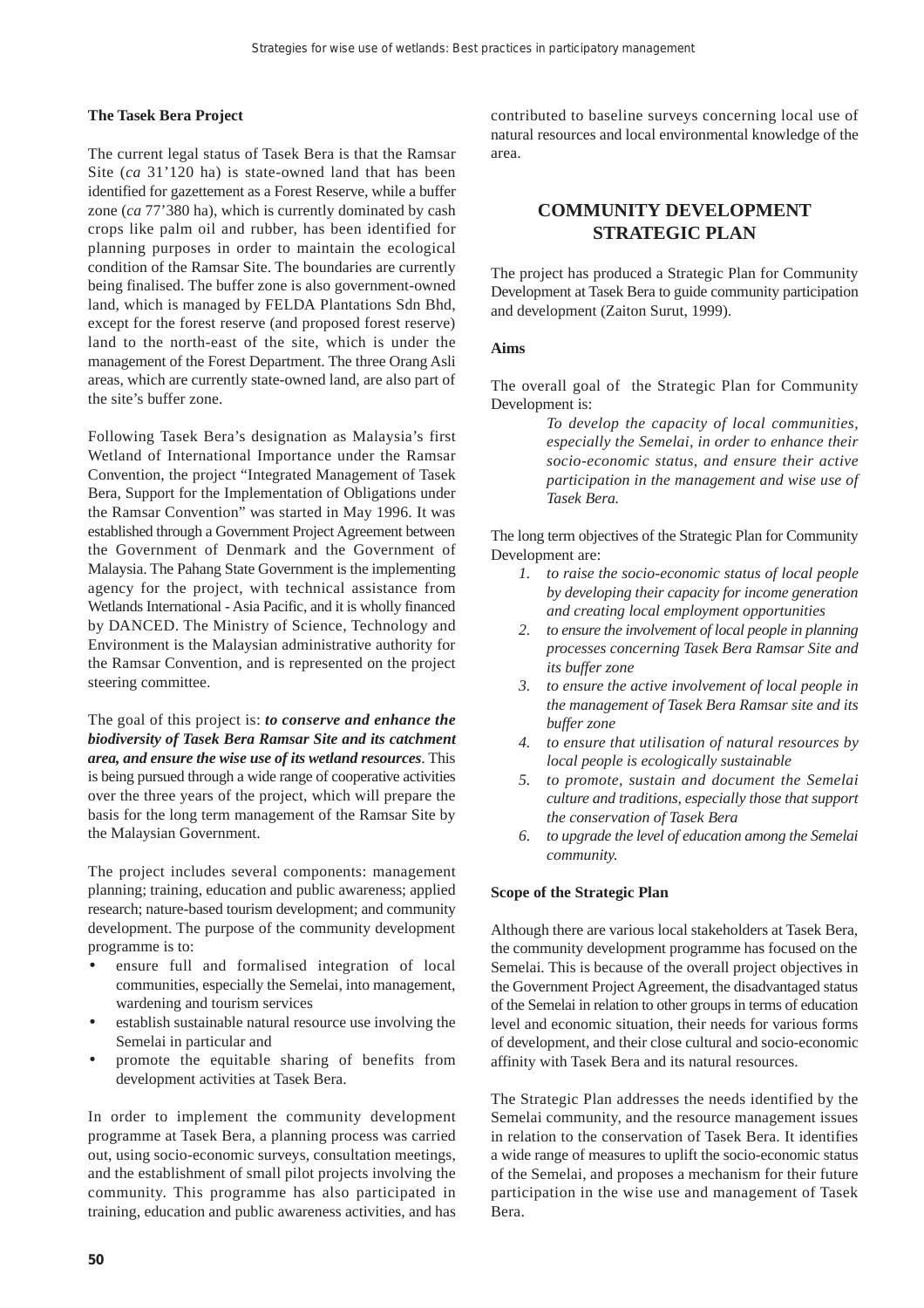**The Tasek Bera Project**

The current legal status of Tasek Bera is that the Ramsar Site (*ca* 31'120 ha) is state-owned land that has been identified for gazettement as a Forest Reserve, while a buffer zone (*ca* 77'380 ha), which is currently dominated by cash crops like palm oil and rubber, has been identified for planning purposes in order to maintain the ecological condition of the Ramsar Site. The boundaries are currently being finalised. The buffer zone is also government-owned land, which is managed by FELDA Plantations Sdn Bhd, except for the forest reserve (and proposed forest reserve) land to the north-east of the site, which is under the management of the Forest Department. The three Orang Asli areas, which are currently state-owned land, are also part of the site's buffer zone.

Following Tasek Bera's designation as Malaysia's first Wetland of International Importance under the Ramsar Convention, the project "Integrated Management of Tasek Bera, Support for the Implementation of Obligations under the Ramsar Convention" was started in May 1996. It was established through a Government Project Agreement between the Government of Denmark and the Government of Malaysia. The Pahang State Government is the implementing agency for the project, with technical assistance from Wetlands International - Asia Pacific, and it is wholly financed by DANCED. The Ministry of Science, Technology and Environment is the Malaysian administrative authority for the Ramsar Convention, and is represented on the project steering committee.

The goal of this project is: ***to conserve and enhance the biodiversity of Tasek Bera Ramsar Site and its catchment area, and ensure the wise use of its wetland resources***. This is being pursued through a wide range of cooperative activities over the three years of the project, which will prepare the basis for the long term management of the Ramsar Site by the Malaysian Government.

The project includes several components: management planning; training, education and public awareness; applied research; nature-based tourism development; and community development. The purpose of the community development programme is to:

- ensure full and formalised integration of local communities, especially the Semelai, into management, wardening and tourism services
- establish sustainable natural resource use involving the Semelai in particular and
- promote the equitable sharing of benefits from development activities at Tasek Bera.

In order to implement the community development programme at Tasek Bera, a planning process was carried out, using socio-economic surveys, consultation meetings, and the establishment of small pilot projects involving the community. This programme has also participated in training, education and public awareness activities, and has contributed to baseline surveys concerning local use of natural resources and local environmental knowledge of the area.

## COMMUNITY DEVELOPMENT STRATEGIC PLAN

The project has produced a Strategic Plan for Community Development at Tasek Bera to guide community participation and development (Zaiton Surut, 1999).

**Aims**

The overall goal of the Strategic Plan for Community Development is:

> *To develop the capacity of local communities, especially the Semelai, in order to enhance their socio-economic status, and ensure their active participation in the management and wise use of Tasek Bera.*

The long term objectives of the Strategic Plan for Community Development are:

1. *to raise the socio-economic status of local people by developing their capacity for income generation and creating local employment opportunities*
2. *to ensure the involvement of local people in planning processes concerning Tasek Bera Ramsar Site and its buffer zone*
3. *to ensure the active involvement of local people in the management of Tasek Bera Ramsar site and its buffer zone*
4. *to ensure that utilisation of natural resources by local people is ecologically sustainable*
5. *to promote, sustain and document the Semelai culture and traditions, especially those that support the conservation of Tasek Bera*
6. *to upgrade the level of education among the Semelai community.*

**Scope of the Strategic Plan**

Although there are various local stakeholders at Tasek Bera, the community development programme has focused on the Semelai. This is because of the overall project objectives in the Government Project Agreement, the disadvantaged status of the Semelai in relation to other groups in terms of education level and economic situation, their needs for various forms of development, and their close cultural and socio-economic affinity with Tasek Bera and its natural resources.

The Strategic Plan addresses the needs identified by the Semelai community, and the resource management issues in relation to the conservation of Tasek Bera. It identifies a wide range of measures to uplift the socio-economic status of the Semelai, and proposes a mechanism for their future participation in the wise use and management of Tasek Bera.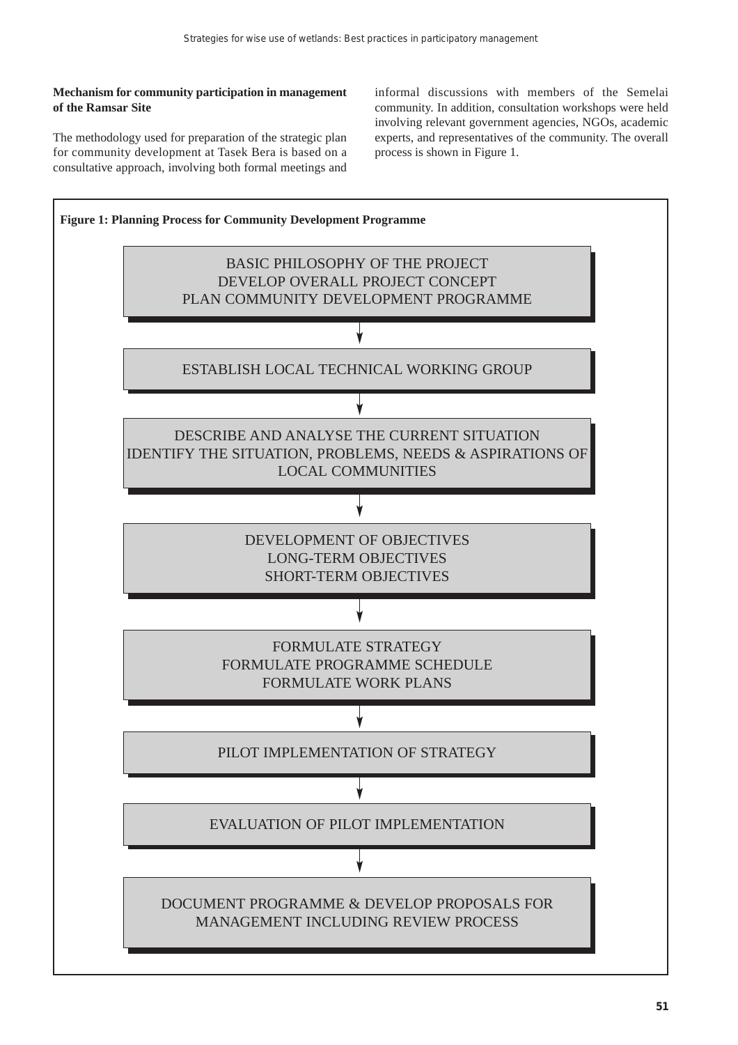**Mechanism for community participation in management of the Ramsar Site**

The methodology used for preparation of the strategic plan for community development at Tasek Bera is based on a consultative approach, involving both formal meetings and informal discussions with members of the Semelai community. In addition, consultation workshops were held involving relevant government agencies, NGOs, academic experts, and representatives of the community. The overall process is shown in Figure 1.

**Figure 1: Planning Process for Community Development Programme**

BASIC PHILOSOPHY OF THE PROJECT
DEVELOP OVERALL PROJECT CONCEPT
PLAN COMMUNITY DEVELOPMENT PROGRAMME

↓

ESTABLISH LOCAL TECHNICAL WORKING GROUP

↓

DESCRIBE AND ANALYSE THE CURRENT SITUATION
IDENTIFY THE SITUATION, PROBLEMS, NEEDS & ASPIRATIONS OF LOCAL COMMUNITIES

↓

DEVELOPMENT OF OBJECTIVES
LONG-TERM OBJECTIVES
SHORT-TERM OBJECTIVES

↓

FORMULATE STRATEGY
FORMULATE PROGRAMME SCHEDULE
FORMULATE WORK PLANS

↓

PILOT IMPLEMENTATION OF STRATEGY

↓

EVALUATION OF PILOT IMPLEMENTATION

↓

DOCUMENT PROGRAMME & DEVELOP PROPOSALS FOR MANAGEMENT INCLUDING REVIEW PROCESS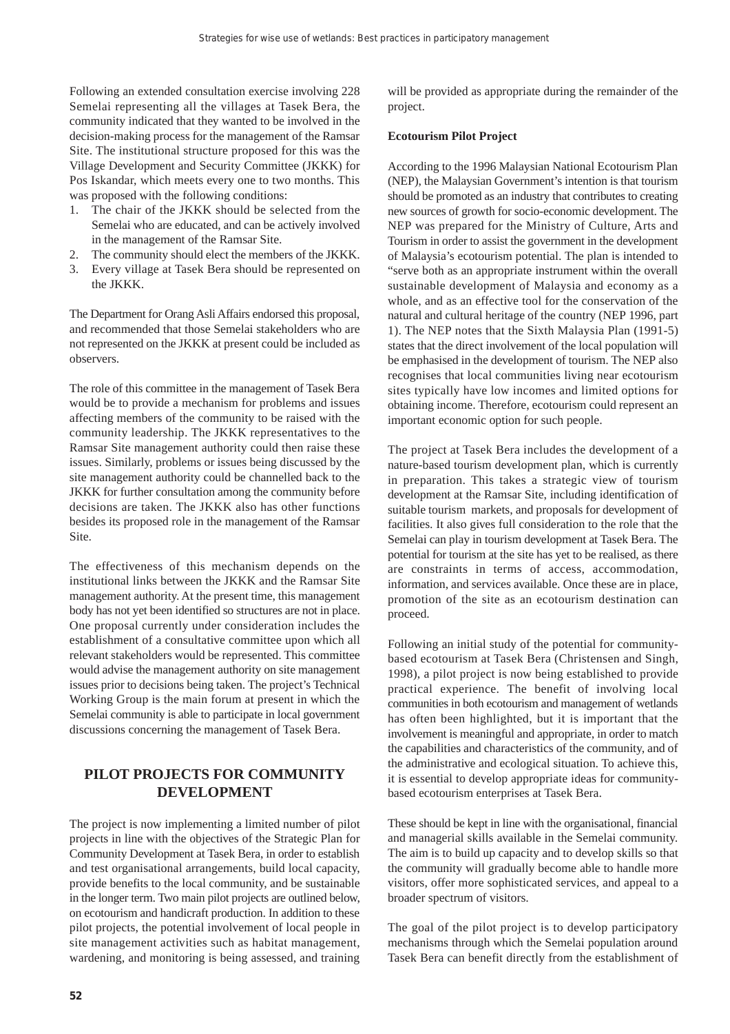Following an extended consultation exercise involving 228 Semelai representing all the villages at Tasek Bera, the community indicated that they wanted to be involved in the decision-making process for the management of the Ramsar Site. The institutional structure proposed for this was the Village Development and Security Committee (JKKK) for Pos Iskandar, which meets every one to two months. This was proposed with the following conditions:

1. The chair of the JKKK should be selected from the Semelai who are educated, and can be actively involved in the management of the Ramsar Site.
2. The community should elect the members of the JKKK.
3. Every village at Tasek Bera should be represented on the JKKK.

The Department for Orang Asli Affairs endorsed this proposal, and recommended that those Semelai stakeholders who are not represented on the JKKK at present could be included as observers.

The role of this committee in the management of Tasek Bera would be to provide a mechanism for problems and issues affecting members of the community to be raised with the community leadership. The JKKK representatives to the Ramsar Site management authority could then raise these issues. Similarly, problems or issues being discussed by the site management authority could be channelled back to the JKKK for further consultation among the community before decisions are taken. The JKKK also has other functions besides its proposed role in the management of the Ramsar Site.

The effectiveness of this mechanism depends on the institutional links between the JKKK and the Ramsar Site management authority. At the present time, this management body has not yet been identified so structures are not in place. One proposal currently under consideration includes the establishment of a consultative committee upon which all relevant stakeholders would be represented. This committee would advise the management authority on site management issues prior to decisions being taken. The project's Technical Working Group is the main forum at present in which the Semelai community is able to participate in local government discussions concerning the management of Tasek Bera.

## PILOT PROJECTS FOR COMMUNITY DEVELOPMENT

The project is now implementing a limited number of pilot projects in line with the objectives of the Strategic Plan for Community Development at Tasek Bera, in order to establish and test organisational arrangements, build local capacity, provide benefits to the local community, and be sustainable in the longer term. Two main pilot projects are outlined below, on ecotourism and handicraft production. In addition to these pilot projects, the potential involvement of local people in site management activities such as habitat management, wardening, and monitoring is being assessed, and training will be provided as appropriate during the remainder of the project.

**Ecotourism Pilot Project**

According to the 1996 Malaysian National Ecotourism Plan (NEP), the Malaysian Government's intention is that tourism should be promoted as an industry that contributes to creating new sources of growth for socio-economic development. The NEP was prepared for the Ministry of Culture, Arts and Tourism in order to assist the government in the development of Malaysia's ecotourism potential. The plan is intended to "serve both as an appropriate instrument within the overall sustainable development of Malaysia and economy as a whole, and as an effective tool for the conservation of the natural and cultural heritage of the country (NEP 1996, part 1). The NEP notes that the Sixth Malaysia Plan (1991-5) states that the direct involvement of the local population will be emphasised in the development of tourism. The NEP also recognises that local communities living near ecotourism sites typically have low incomes and limited options for obtaining income. Therefore, ecotourism could represent an important economic option for such people.

The project at Tasek Bera includes the development of a nature-based tourism development plan, which is currently in preparation. This takes a strategic view of tourism development at the Ramsar Site, including identification of suitable tourism markets, and proposals for development of facilities. It also gives full consideration to the role that the Semelai can play in tourism development at Tasek Bera. The potential for tourism at the site has yet to be realised, as there are constraints in terms of access, accommodation, information, and services available. Once these are in place, promotion of the site as an ecotourism destination can proceed.

Following an initial study of the potential for community-based ecotourism at Tasek Bera (Christensen and Singh, 1998), a pilot project is now being established to provide practical experience. The benefit of involving local communities in both ecotourism and management of wetlands has often been highlighted, but it is important that the involvement is meaningful and appropriate, in order to match the capabilities and characteristics of the community, and of the administrative and ecological situation. To achieve this, it is essential to develop appropriate ideas for community-based ecotourism enterprises at Tasek Bera.

These should be kept in line with the organisational, financial and managerial skills available in the Semelai community. The aim is to build up capacity and to develop skills so that the community will gradually become able to handle more visitors, offer more sophisticated services, and appeal to a broader spectrum of visitors.

The goal of the pilot project is to develop participatory mechanisms through which the Semelai population around Tasek Bera can benefit directly from the establishment of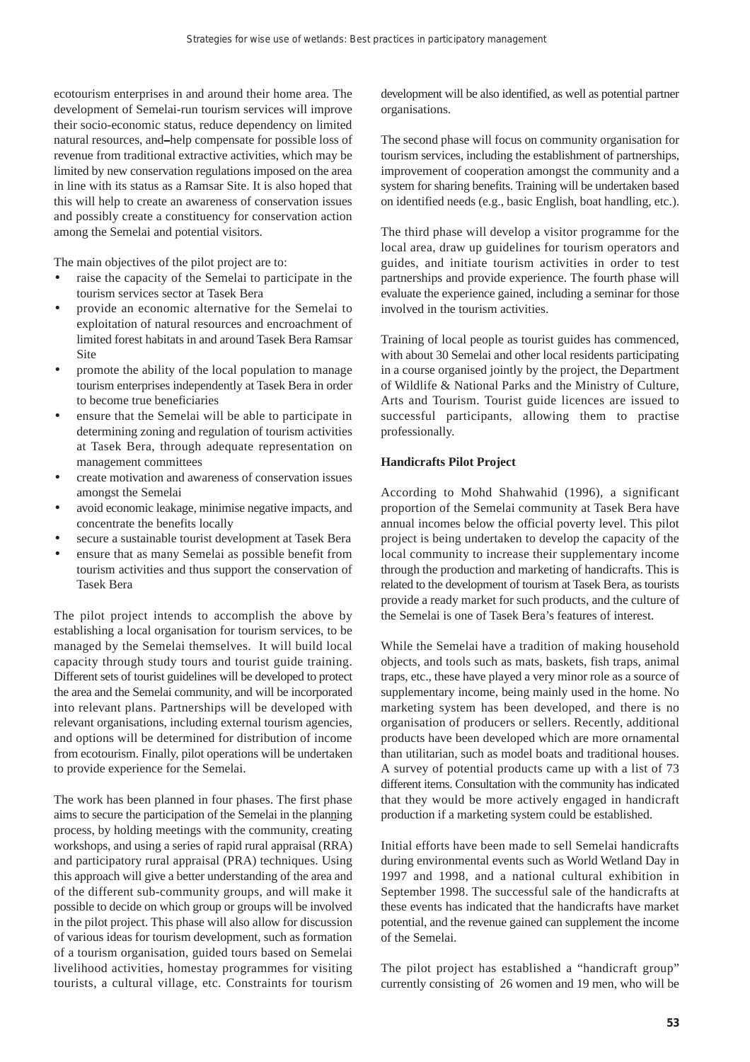ecotourism enterprises in and around their home area. The development of Semelai-run tourism services will improve their socio-economic status, reduce dependency on limited natural resources, and help compensate for possible loss of revenue from traditional extractive activities, which may be limited by new conservation regulations imposed on the area in line with its status as a Ramsar Site. It is also hoped that this will help to create an awareness of conservation issues and possibly create a constituency for conservation action among the Semelai and potential visitors.

The main objectives of the pilot project are to:

- raise the capacity of the Semelai to participate in the tourism services sector at Tasek Bera
- provide an economic alternative for the Semelai to exploitation of natural resources and encroachment of limited forest habitats in and around Tasek Bera Ramsar Site
- promote the ability of the local population to manage tourism enterprises independently at Tasek Bera in order to become true beneficiaries
- ensure that the Semelai will be able to participate in determining zoning and regulation of tourism activities at Tasek Bera, through adequate representation on management committees
- create motivation and awareness of conservation issues amongst the Semelai
- avoid economic leakage, minimise negative impacts, and concentrate the benefits locally
- secure a sustainable tourist development at Tasek Bera
- ensure that as many Semelai as possible benefit from tourism activities and thus support the conservation of Tasek Bera

The pilot project intends to accomplish the above by establishing a local organisation for tourism services, to be managed by the Semelai themselves. It will build local capacity through study tours and tourist guide training. Different sets of tourist guidelines will be developed to protect the area and the Semelai community, and will be incorporated into relevant plans. Partnerships will be developed with relevant organisations, including external tourism agencies, and options will be determined for distribution of income from ecotourism. Finally, pilot operations will be undertaken to provide experience for the Semelai.

The work has been planned in four phases. The first phase aims to secure the participation of the Semelai in the planning process, by holding meetings with the community, creating workshops, and using a series of rapid rural appraisal (RRA) and participatory rural appraisal (PRA) techniques. Using this approach will give a better understanding of the area and of the different sub-community groups, and will make it possible to decide on which group or groups will be involved in the pilot project. This phase will also allow for discussion of various ideas for tourism development, such as formation of a tourism organisation, guided tours based on Semelai livelihood activities, homestay programmes for visiting tourists, a cultural village, etc. Constraints for tourism development will be also identified, as well as potential partner organisations.

The second phase will focus on community organisation for tourism services, including the establishment of partnerships, improvement of cooperation amongst the community and a system for sharing benefits. Training will be undertaken based on identified needs (e.g., basic English, boat handling, etc.).

The third phase will develop a visitor programme for the local area, draw up guidelines for tourism operators and guides, and initiate tourism activities in order to test partnerships and provide experience. The fourth phase will evaluate the experience gained, including a seminar for those involved in the tourism activities.

Training of local people as tourist guides has commenced, with about 30 Semelai and other local residents participating in a course organised jointly by the project, the Department of Wildlife & National Parks and the Ministry of Culture, Arts and Tourism. Tourist guide licences are issued to successful participants, allowing them to practise professionally.

**Handicrafts Pilot Project**

According to Mohd Shahwahid (1996), a significant proportion of the Semelai community at Tasek Bera have annual incomes below the official poverty level. This pilot project is being undertaken to develop the capacity of the local community to increase their supplementary income through the production and marketing of handicrafts. This is related to the development of tourism at Tasek Bera, as tourists provide a ready market for such products, and the culture of the Semelai is one of Tasek Bera's features of interest.

While the Semelai have a tradition of making household objects, and tools such as mats, baskets, fish traps, animal traps, etc., these have played a very minor role as a source of supplementary income, being mainly used in the home. No marketing system has been developed, and there is no organisation of producers or sellers. Recently, additional products have been developed which are more ornamental than utilitarian, such as model boats and traditional houses. A survey of potential products came up with a list of 73 different items. Consultation with the community has indicated that they would be more actively engaged in handicraft production if a marketing system could be established.

Initial efforts have been made to sell Semelai handicrafts during environmental events such as World Wetland Day in 1997 and 1998, and a national cultural exhibition in September 1998. The successful sale of the handicrafts at these events has indicated that the handicrafts have market potential, and the revenue gained can supplement the income of the Semelai.

The pilot project has established a "handicraft group" currently consisting of 26 women and 19 men, who will be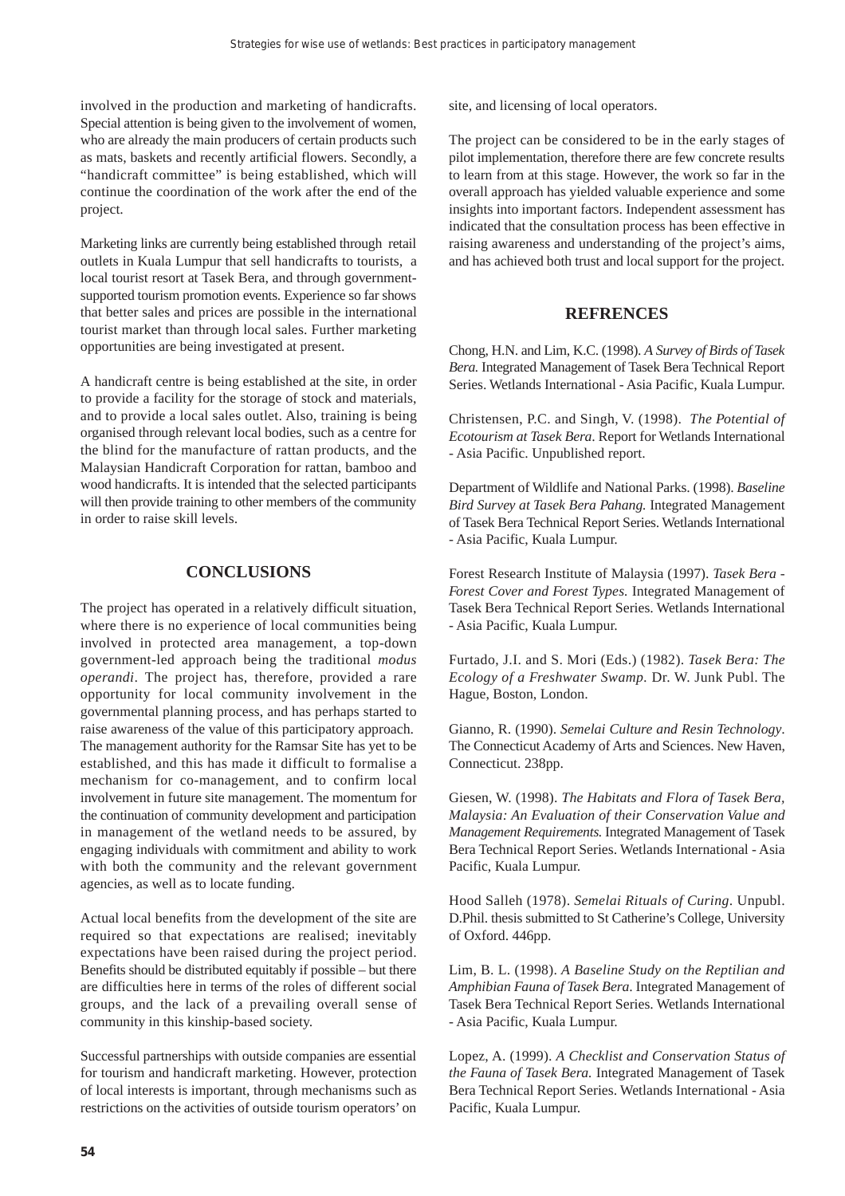involved in the production and marketing of handicrafts. Special attention is being given to the involvement of women, who are already the main producers of certain products such as mats, baskets and recently artificial flowers. Secondly, a "handicraft committee" is being established, which will continue the coordination of the work after the end of the project.

Marketing links are currently being established through retail outlets in Kuala Lumpur that sell handicrafts to tourists, a local tourist resort at Tasek Bera, and through government-supported tourism promotion events. Experience so far shows that better sales and prices are possible in the international tourist market than through local sales. Further marketing opportunities are being investigated at present.

A handicraft centre is being established at the site, in order to provide a facility for the storage of stock and materials, and to provide a local sales outlet. Also, training is being organised through relevant local bodies, such as a centre for the blind for the manufacture of rattan products, and the Malaysian Handicraft Corporation for rattan, bamboo and wood handicrafts. It is intended that the selected participants will then provide training to other members of the community in order to raise skill levels.

## CONCLUSIONS

The project has operated in a relatively difficult situation, where there is no experience of local communities being involved in protected area management, a top-down government-led approach being the traditional *modus operandi*. The project has, therefore, provided a rare opportunity for local community involvement in the governmental planning process, and has perhaps started to raise awareness of the value of this participatory approach. The management authority for the Ramsar Site has yet to be established, and this has made it difficult to formalise a mechanism for co-management, and to confirm local involvement in future site management. The momentum for the continuation of community development and participation in management of the wetland needs to be assured, by engaging individuals with commitment and ability to work with both the community and the relevant government agencies, as well as to locate funding.

Actual local benefits from the development of the site are required so that expectations are realised; inevitably expectations have been raised during the project period. Benefits should be distributed equitably if possible – but there are difficulties here in terms of the roles of different social groups, and the lack of a prevailing overall sense of community in this kinship-based society.

Successful partnerships with outside companies are essential for tourism and handicraft marketing. However, protection of local interests is important, through mechanisms such as restrictions on the activities of outside tourism operators' on site, and licensing of local operators.

The project can be considered to be in the early stages of pilot implementation, therefore there are few concrete results to learn from at this stage. However, the work so far in the overall approach has yielded valuable experience and some insights into important factors. Independent assessment has indicated that the consultation process has been effective in raising awareness and understanding of the project's aims, and has achieved both trust and local support for the project.

## REFRENCES

Chong, H.N. and Lim, K.C. (1998). *A Survey of Birds of Tasek Bera.* Integrated Management of Tasek Bera Technical Report Series. Wetlands International - Asia Pacific, Kuala Lumpur.

Christensen, P.C. and Singh, V. (1998). *The Potential of Ecotourism at Tasek Bera*. Report for Wetlands International - Asia Pacific. Unpublished report.

Department of Wildlife and National Parks. (1998). *Baseline Bird Survey at Tasek Bera Pahang.* Integrated Management of Tasek Bera Technical Report Series. Wetlands International - Asia Pacific, Kuala Lumpur.

Forest Research Institute of Malaysia (1997). *Tasek Bera - Forest Cover and Forest Types.* Integrated Management of Tasek Bera Technical Report Series. Wetlands International - Asia Pacific, Kuala Lumpur.

Furtado, J.I. and S. Mori (Eds.) (1982). *Tasek Bera: The Ecology of a Freshwater Swamp.* Dr. W. Junk Publ. The Hague, Boston, London.

Gianno, R. (1990). *Semelai Culture and Resin Technology*. The Connecticut Academy of Arts and Sciences. New Haven, Connecticut. 238pp.

Giesen, W. (1998). *The Habitats and Flora of Tasek Bera, Malaysia: An Evaluation of their Conservation Value and Management Requirements.* Integrated Management of Tasek Bera Technical Report Series. Wetlands International - Asia Pacific, Kuala Lumpur.

Hood Salleh (1978). *Semelai Rituals of Curing*. Unpubl. D.Phil. thesis submitted to St Catherine's College, University of Oxford. 446pp.

Lim, B. L. (1998). *A Baseline Study on the Reptilian and Amphibian Fauna of Tasek Bera*. Integrated Management of Tasek Bera Technical Report Series. Wetlands International - Asia Pacific, Kuala Lumpur.

Lopez, A. (1999). *A Checklist and Conservation Status of the Fauna of Tasek Bera.* Integrated Management of Tasek Bera Technical Report Series. Wetlands International - Asia Pacific, Kuala Lumpur.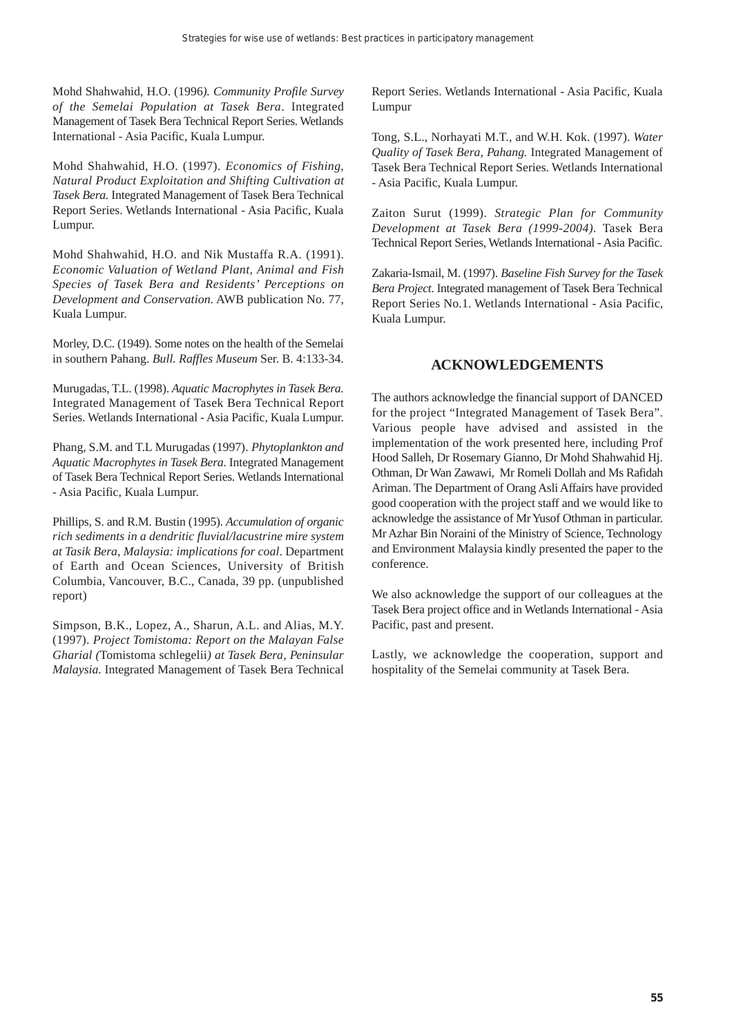Mohd Shahwahid, H.O. (1996*). Community Profile Survey of the Semelai Population at Tasek Bera*. Integrated Management of Tasek Bera Technical Report Series. Wetlands International - Asia Pacific, Kuala Lumpur.

Mohd Shahwahid, H.O. (1997). *Economics of Fishing, Natural Product Exploitation and Shifting Cultivation at Tasek Bera.* Integrated Management of Tasek Bera Technical Report Series. Wetlands International - Asia Pacific, Kuala Lumpur.

Mohd Shahwahid, H.O. and Nik Mustaffa R.A. (1991). *Economic Valuation of Wetland Plant, Animal and Fish Species of Tasek Bera and Residents' Perceptions on Development and Conservation*. AWB publication No. 77, Kuala Lumpur.

Morley, D.C. (1949). Some notes on the health of the Semelai in southern Pahang. *Bull. Raffles Museum* Ser. B. 4:133-34.

Murugadas, T.L. (1998). *Aquatic Macrophytes in Tasek Bera.* Integrated Management of Tasek Bera Technical Report Series. Wetlands International - Asia Pacific, Kuala Lumpur.

Phang, S.M. and T.L Murugadas (1997). *Phytoplankton and Aquatic Macrophytes in Tasek Bera.* Integrated Management of Tasek Bera Technical Report Series. Wetlands International - Asia Pacific, Kuala Lumpur.

Phillips, S. and R.M. Bustin (1995). *Accumulation of organic rich sediments in a dendritic fluvial/lacustrine mire system at Tasik Bera, Malaysia: implications for coal*. Department of Earth and Ocean Sciences, University of British Columbia, Vancouver, B.C., Canada, 39 pp. (unpublished report)

Simpson, B.K., Lopez, A., Sharun, A.L. and Alias, M.Y. (1997). *Project Tomistoma: Report on the Malayan False Gharial (*Tomistoma schlegelii*) at Tasek Bera, Peninsular Malaysia.* Integrated Management of Tasek Bera Technical Report Series. Wetlands International - Asia Pacific, Kuala Lumpur

Tong, S.L., Norhayati M.T., and W.H. Kok. (1997). *Water Quality of Tasek Bera, Pahang.* Integrated Management of Tasek Bera Technical Report Series. Wetlands International - Asia Pacific, Kuala Lumpur.

Zaiton Surut (1999). *Strategic Plan for Community Development at Tasek Bera (1999-2004)*. Tasek Bera Technical Report Series, Wetlands International - Asia Pacific.

Zakaria-Ismail, M. (1997). *Baseline Fish Survey for the Tasek Bera Project*. Integrated management of Tasek Bera Technical Report Series No.1. Wetlands International - Asia Pacific, Kuala Lumpur.

## ACKNOWLEDGEMENTS

The authors acknowledge the financial support of DANCED for the project "Integrated Management of Tasek Bera". Various people have advised and assisted in the implementation of the work presented here, including Prof Hood Salleh, Dr Rosemary Gianno, Dr Mohd Shahwahid Hj. Othman, Dr Wan Zawawi, Mr Romeli Dollah and Ms Rafidah Ariman. The Department of Orang Asli Affairs have provided good cooperation with the project staff and we would like to acknowledge the assistance of Mr Yusof Othman in particular. Mr Azhar Bin Noraini of the Ministry of Science, Technology and Environment Malaysia kindly presented the paper to the conference.

We also acknowledge the support of our colleagues at the Tasek Bera project office and in Wetlands International - Asia Pacific, past and present.

Lastly, we acknowledge the cooperation, support and hospitality of the Semelai community at Tasek Bera.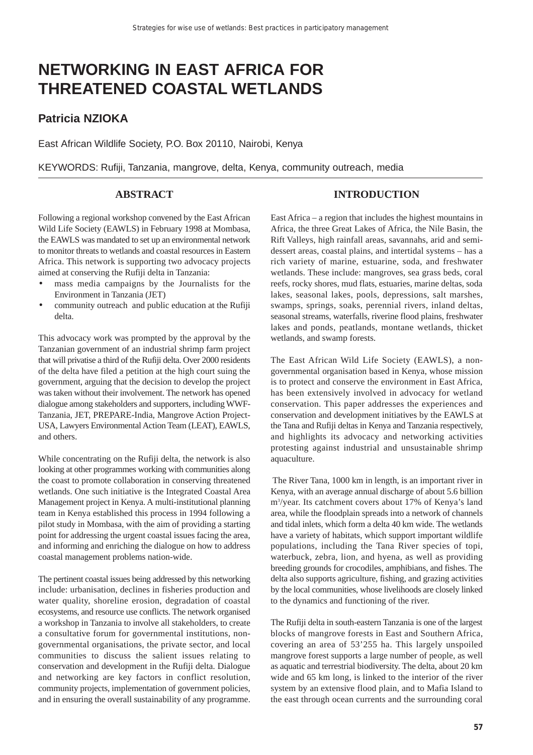# NETWORKING IN EAST AFRICA FOR THREATENED COASTAL WETLANDS

## Patricia NZIOKA

East African Wildlife Society, P.O. Box 20110, Nairobi, Kenya

KEYWORDS: Rufiji, Tanzania, mangrove, delta, Kenya, community outreach, media

---

## ABSTRACT

Following a regional workshop convened by the East African Wild Life Society (EAWLS) in February 1998 at Mombasa, the EAWLS was mandated to set up an environmental network to monitor threats to wetlands and coastal resources in Eastern Africa. This network is supporting two advocacy projects aimed at conserving the Rufiji delta in Tanzania:

- mass media campaigns by the Journalists for the Environment in Tanzania (JET)
- community outreach and public education at the Rufiji delta.

This advocacy work was prompted by the approval by the Tanzanian government of an industrial shrimp farm project that will privatise a third of the Rufiji delta. Over 2000 residents of the delta have filed a petition at the high court suing the government, arguing that the decision to develop the project was taken without their involvement. The network has opened dialogue among stakeholders and supporters, including WWF-Tanzania, JET, PREPARE-India, Mangrove Action Project-USA, Lawyers Environmental Action Team (LEAT), EAWLS, and others.

While concentrating on the Rufiji delta, the network is also looking at other programmes working with communities along the coast to promote collaboration in conserving threatened wetlands. One such initiative is the Integrated Coastal Area Management project in Kenya. A multi-institutional planning team in Kenya established this process in 1994 following a pilot study in Mombasa, with the aim of providing a starting point for addressing the urgent coastal issues facing the area, and informing and enriching the dialogue on how to address coastal management problems nation-wide.

The pertinent coastal issues being addressed by this networking include: urbanisation, declines in fisheries production and water quality, shoreline erosion, degradation of coastal ecosystems, and resource use conflicts. The network organised a workshop in Tanzania to involve all stakeholders, to create a consultative forum for governmental institutions, non-governmental organisations, the private sector, and local communities to discuss the salient issues relating to conservation and development in the Rufiji delta. Dialogue and networking are key factors in conflict resolution, community projects, implementation of government policies, and in ensuring the overall sustainability of any programme.

## INTRODUCTION

East Africa – a region that includes the highest mountains in Africa, the three Great Lakes of Africa, the Nile Basin, the Rift Valleys, high rainfall areas, savannahs, arid and semi-dessert areas, coastal plains, and intertidal systems – has a rich variety of marine, estuarine, soda, and freshwater wetlands. These include: mangroves, sea grass beds, coral reefs, rocky shores, mud flats, estuaries, marine deltas, soda lakes, seasonal lakes, pools, depressions, salt marshes, swamps, springs, soaks, perennial rivers, inland deltas, seasonal streams, waterfalls, riverine flood plains, freshwater lakes and ponds, peatlands, montane wetlands, thicket wetlands, and swamp forests.

The East African Wild Life Society (EAWLS), a non-governmental organisation based in Kenya, whose mission is to protect and conserve the environment in East Africa, has been extensively involved in advocacy for wetland conservation. This paper addresses the experiences and conservation and development initiatives by the EAWLS at the Tana and Rufiji deltas in Kenya and Tanzania respectively, and highlights its advocacy and networking activities protesting against industrial and unsustainable shrimp aquaculture.

The River Tana, 1000 km in length, is an important river in Kenya, with an average annual discharge of about 5.6 billion $m^3$/year. Its catchment covers about 17% of Kenya's land area, while the floodplain spreads into a network of channels and tidal inlets, which form a delta 40 km wide. The wetlands have a variety of habitats, which support important wildlife populations, including the Tana River species of topi, waterbuck, zebra, lion, and hyena, as well as providing breeding grounds for crocodiles, amphibians, and fishes. The delta also supports agriculture, fishing, and grazing activities by the local communities, whose livelihoods are closely linked to the dynamics and functioning of the river.

The Rufiji delta in south-eastern Tanzania is one of the largest blocks of mangrove forests in East and Southern Africa, covering an area of 53'255 ha. This largely unspoiled mangrove forest supports a large number of people, as well as aquatic and terrestrial biodiversity. The delta, about 20 km wide and 65 km long, is linked to the interior of the river system by an extensive flood plain, and to Mafia Island to the east through ocean currents and the surrounding coral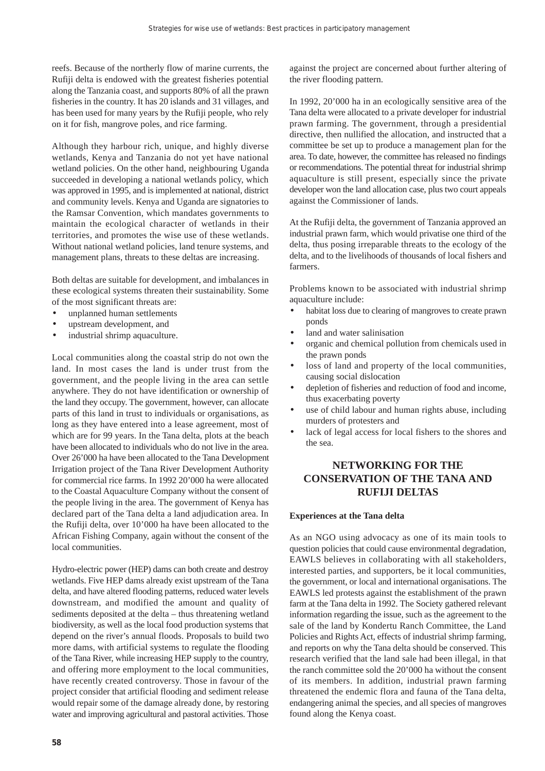reefs. Because of the northerly flow of marine currents, the Rufiji delta is endowed with the greatest fisheries potential along the Tanzania coast, and supports 80% of all the prawn fisheries in the country. It has 20 islands and 31 villages, and has been used for many years by the Rufiji people, who rely on it for fish, mangrove poles, and rice farming.

Although they harbour rich, unique, and highly diverse wetlands, Kenya and Tanzania do not yet have national wetland policies. On the other hand, neighbouring Uganda succeeded in developing a national wetlands policy, which was approved in 1995, and is implemented at national, district and community levels. Kenya and Uganda are signatories to the Ramsar Convention, which mandates governments to maintain the ecological character of wetlands in their territories, and promotes the wise use of these wetlands. Without national wetland policies, land tenure systems, and management plans, threats to these deltas are increasing.

Both deltas are suitable for development, and imbalances in these ecological systems threaten their sustainability. Some of the most significant threats are:

- unplanned human settlements
- upstream development, and
- industrial shrimp aquaculture.

Local communities along the coastal strip do not own the land. In most cases the land is under trust from the government, and the people living in the area can settle anywhere. They do not have identification or ownership of the land they occupy. The government, however, can allocate parts of this land in trust to individuals or organisations, as long as they have entered into a lease agreement, most of which are for 99 years. In the Tana delta, plots at the beach have been allocated to individuals who do not live in the area. Over 26'000 ha have been allocated to the Tana Development Irrigation project of the Tana River Development Authority for commercial rice farms. In 1992 20'000 ha were allocated to the Coastal Aquaculture Company without the consent of the people living in the area. The government of Kenya has declared part of the Tana delta a land adjudication area. In the Rufiji delta, over 10'000 ha have been allocated to the African Fishing Company, again without the consent of the local communities.

Hydro-electric power (HEP) dams can both create and destroy wetlands. Five HEP dams already exist upstream of the Tana delta, and have altered flooding patterns, reduced water levels downstream, and modified the amount and quality of sediments deposited at the delta – thus threatening wetland biodiversity, as well as the local food production systems that depend on the river's annual floods. Proposals to build two more dams, with artificial systems to regulate the flooding of the Tana River, while increasing HEP supply to the country, and offering more employment to the local communities, have recently created controversy. Those in favour of the project consider that artificial flooding and sediment release would repair some of the damage already done, by restoring water and improving agricultural and pastoral activities. Those against the project are concerned about further altering of the river flooding pattern.

In 1992, 20'000 ha in an ecologically sensitive area of the Tana delta were allocated to a private developer for industrial prawn farming. The government, through a presidential directive, then nullified the allocation, and instructed that a committee be set up to produce a management plan for the area. To date, however, the committee has released no findings or recommendations. The potential threat for industrial shrimp aquaculture is still present, especially since the private developer won the land allocation case, plus two court appeals against the Commissioner of lands.

At the Rufiji delta, the government of Tanzania approved an industrial prawn farm, which would privatise one third of the delta, thus posing irreparable threats to the ecology of the delta, and to the livelihoods of thousands of local fishers and farmers.

Problems known to be associated with industrial shrimp aquaculture include:

- habitat loss due to clearing of mangroves to create prawn ponds
- land and water salinisation
- organic and chemical pollution from chemicals used in the prawn ponds
- loss of land and property of the local communities, causing social dislocation
- depletion of fisheries and reduction of food and income, thus exacerbating poverty
- use of child labour and human rights abuse, including murders of protesters and
- lack of legal access for local fishers to the shores and the sea.

## NETWORKING FOR THE CONSERVATION OF THE TANA AND RUFIJI DELTAS

### Experiences at the Tana delta

As an NGO using advocacy as one of its main tools to question policies that could cause environmental degradation, EAWLS believes in collaborating with all stakeholders, interested parties, and supporters, be it local communities, the government, or local and international organisations. The EAWLS led protests against the establishment of the prawn farm at the Tana delta in 1992. The Society gathered relevant information regarding the issue, such as the agreement to the sale of the land by Kondertu Ranch Committee, the Land Policies and Rights Act, effects of industrial shrimp farming, and reports on why the Tana delta should be conserved. This research verified that the land sale had been illegal, in that the ranch committee sold the 20'000 ha without the consent of its members. In addition, industrial prawn farming threatened the endemic flora and fauna of the Tana delta, endangering animal the species, and all species of mangroves found along the Kenya coast.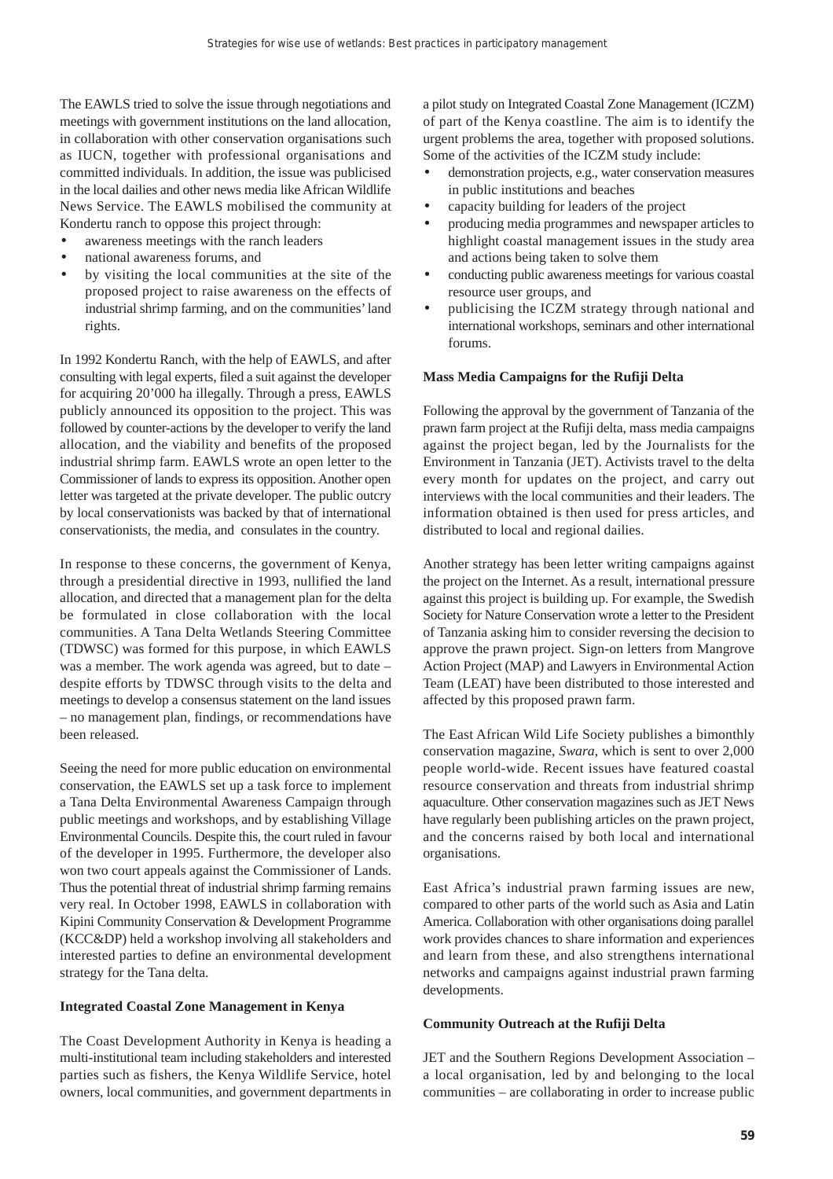The EAWLS tried to solve the issue through negotiations and meetings with government institutions on the land allocation, in collaboration with other conservation organisations such as IUCN, together with professional organisations and committed individuals. In addition, the issue was publicised in the local dailies and other news media like African Wildlife News Service. The EAWLS mobilised the community at Kondertu ranch to oppose this project through:

- awareness meetings with the ranch leaders
- national awareness forums, and
- by visiting the local communities at the site of the proposed project to raise awareness on the effects of industrial shrimp farming, and on the communities' land rights.

In 1992 Kondertu Ranch, with the help of EAWLS, and after consulting with legal experts, filed a suit against the developer for acquiring 20'000 ha illegally. Through a press, EAWLS publicly announced its opposition to the project. This was followed by counter-actions by the developer to verify the land allocation, and the viability and benefits of the proposed industrial shrimp farm. EAWLS wrote an open letter to the Commissioner of lands to express its opposition. Another open letter was targeted at the private developer. The public outcry by local conservationists was backed by that of international conservationists, the media, and consulates in the country.

In response to these concerns, the government of Kenya, through a presidential directive in 1993, nullified the land allocation, and directed that a management plan for the delta be formulated in close collaboration with the local communities. A Tana Delta Wetlands Steering Committee (TDWSC) was formed for this purpose, in which EAWLS was a member. The work agenda was agreed, but to date – despite efforts by TDWSC through visits to the delta and meetings to develop a consensus statement on the land issues – no management plan, findings, or recommendations have been released.

Seeing the need for more public education on environmental conservation, the EAWLS set up a task force to implement a Tana Delta Environmental Awareness Campaign through public meetings and workshops, and by establishing Village Environmental Councils. Despite this, the court ruled in favour of the developer in 1995. Furthermore, the developer also won two court appeals against the Commissioner of Lands. Thus the potential threat of industrial shrimp farming remains very real. In October 1998, EAWLS in collaboration with Kipini Community Conservation & Development Programme (KCC&DP) held a workshop involving all stakeholders and interested parties to define an environmental development strategy for the Tana delta.

**Integrated Coastal Zone Management in Kenya**

The Coast Development Authority in Kenya is heading a multi-institutional team including stakeholders and interested parties such as fishers, the Kenya Wildlife Service, hotel owners, local communities, and government departments in a pilot study on Integrated Coastal Zone Management (ICZM) of part of the Kenya coastline. The aim is to identify the urgent problems the area, together with proposed solutions. Some of the activities of the ICZM study include:

- demonstration projects, e.g., water conservation measures in public institutions and beaches
- capacity building for leaders of the project
- producing media programmes and newspaper articles to highlight coastal management issues in the study area and actions being taken to solve them
- conducting public awareness meetings for various coastal resource user groups, and
- publicising the ICZM strategy through national and international workshops, seminars and other international forums.

**Mass Media Campaigns for the Rufiji Delta**

Following the approval by the government of Tanzania of the prawn farm project at the Rufiji delta, mass media campaigns against the project began, led by the Journalists for the Environment in Tanzania (JET). Activists travel to the delta every month for updates on the project, and carry out interviews with the local communities and their leaders. The information obtained is then used for press articles, and distributed to local and regional dailies.

Another strategy has been letter writing campaigns against the project on the Internet. As a result, international pressure against this project is building up. For example, the Swedish Society for Nature Conservation wrote a letter to the President of Tanzania asking him to consider reversing the decision to approve the prawn project. Sign-on letters from Mangrove Action Project (MAP) and Lawyers in Environmental Action Team (LEAT) have been distributed to those interested and affected by this proposed prawn farm.

The East African Wild Life Society publishes a bimonthly conservation magazine, *Swara*, which is sent to over 2,000 people world-wide. Recent issues have featured coastal resource conservation and threats from industrial shrimp aquaculture. Other conservation magazines such as JET News have regularly been publishing articles on the prawn project, and the concerns raised by both local and international organisations.

East Africa's industrial prawn farming issues are new, compared to other parts of the world such as Asia and Latin America. Collaboration with other organisations doing parallel work provides chances to share information and experiences and learn from these, and also strengthens international networks and campaigns against industrial prawn farming developments.

**Community Outreach at the Rufiji Delta**

JET and the Southern Regions Development Association – a local organisation, led by and belonging to the local communities – are collaborating in order to increase public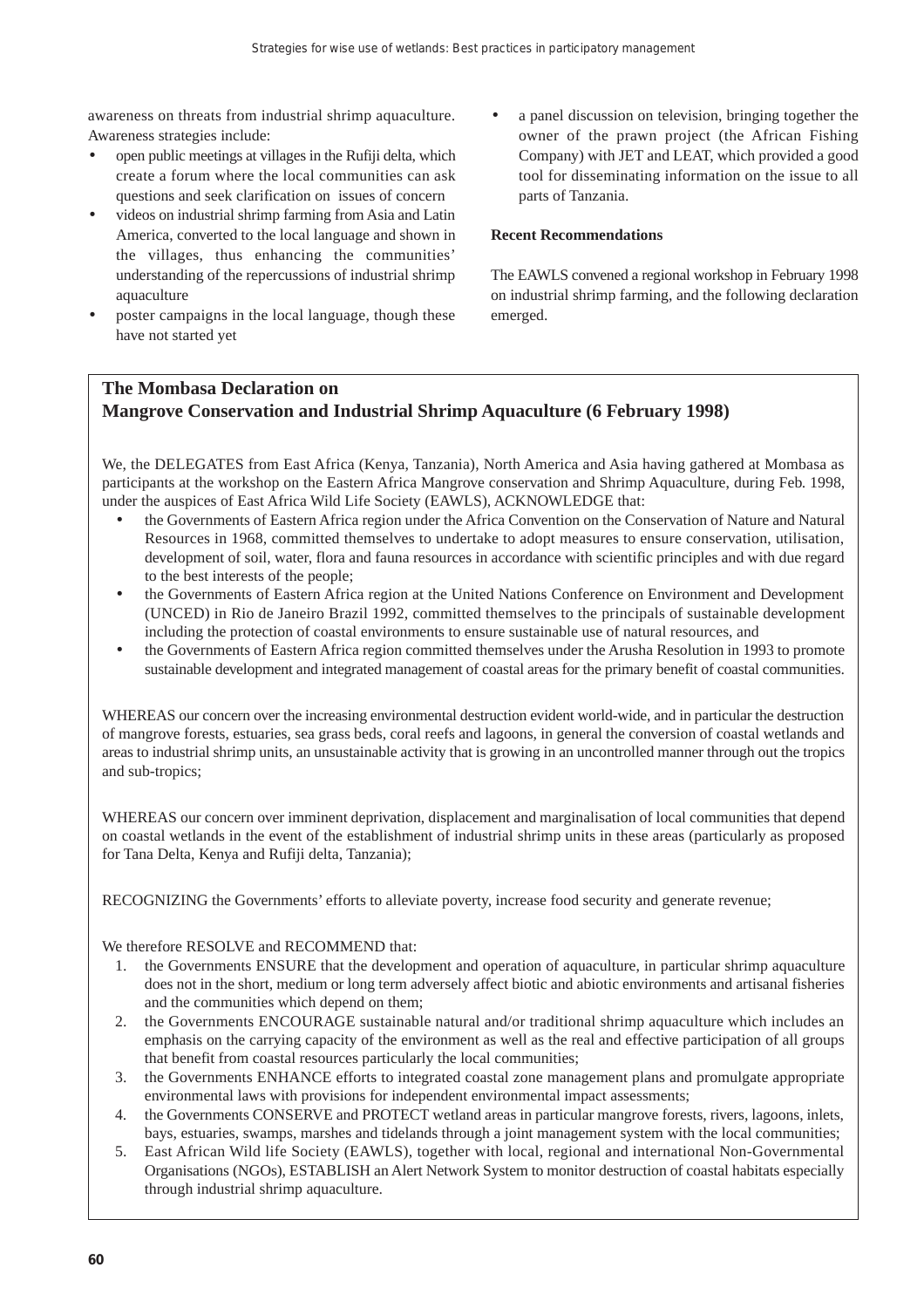awareness on threats from industrial shrimp aquaculture. Awareness strategies include:

- open public meetings at villages in the Rufiji delta, which create a forum where the local communities can ask questions and seek clarification on issues of concern
- videos on industrial shrimp farming from Asia and Latin America, converted to the local language and shown in the villages, thus enhancing the communities' understanding of the repercussions of industrial shrimp aquaculture
- poster campaigns in the local language, though these have not started yet
- a panel discussion on television, bringing together the owner of the prawn project (the African Fishing Company) with JET and LEAT, which provided a good tool for disseminating information on the issue to all parts of Tanzania.

**Recent Recommendations**

The EAWLS convened a regional workshop in February 1998 on industrial shrimp farming, and the following declaration emerged.

**The Mombasa Declaration on Mangrove Conservation and Industrial Shrimp Aquaculture (6 February 1998)**

We, the DELEGATES from East Africa (Kenya, Tanzania), North America and Asia having gathered at Mombasa as participants at the workshop on the Eastern Africa Mangrove conservation and Shrimp Aquaculture, during Feb. 1998, under the auspices of East Africa Wild Life Society (EAWLS), ACKNOWLEDGE that:

- the Governments of Eastern Africa region under the Africa Convention on the Conservation of Nature and Natural Resources in 1968, committed themselves to undertake to adopt measures to ensure conservation, utilisation, development of soil, water, flora and fauna resources in accordance with scientific principles and with due regard to the best interests of the people;
- the Governments of Eastern Africa region at the United Nations Conference on Environment and Development (UNCED) in Rio de Janeiro Brazil 1992, committed themselves to the principals of sustainable development including the protection of coastal environments to ensure sustainable use of natural resources, and
- the Governments of Eastern Africa region committed themselves under the Arusha Resolution in 1993 to promote sustainable development and integrated management of coastal areas for the primary benefit of coastal communities.

WHEREAS our concern over the increasing environmental destruction evident world-wide, and in particular the destruction of mangrove forests, estuaries, sea grass beds, coral reefs and lagoons, in general the conversion of coastal wetlands and areas to industrial shrimp units, an unsustainable activity that is growing in an uncontrolled manner through out the tropics and sub-tropics;

WHEREAS our concern over imminent deprivation, displacement and marginalisation of local communities that depend on coastal wetlands in the event of the establishment of industrial shrimp units in these areas (particularly as proposed for Tana Delta, Kenya and Rufiji delta, Tanzania);

RECOGNIZING the Governments' efforts to alleviate poverty, increase food security and generate revenue;

We therefore RESOLVE and RECOMMEND that:

1. the Governments ENSURE that the development and operation of aquaculture, in particular shrimp aquaculture does not in the short, medium or long term adversely affect biotic and abiotic environments and artisanal fisheries and the communities which depend on them;
2. the Governments ENCOURAGE sustainable natural and/or traditional shrimp aquaculture which includes an emphasis on the carrying capacity of the environment as well as the real and effective participation of all groups that benefit from coastal resources particularly the local communities;
3. the Governments ENHANCE efforts to integrated coastal zone management plans and promulgate appropriate environmental laws with provisions for independent environmental impact assessments;
4. the Governments CONSERVE and PROTECT wetland areas in particular mangrove forests, rivers, lagoons, inlets, bays, estuaries, swamps, marshes and tidelands through a joint management system with the local communities;
5. East African Wild life Society (EAWLS), together with local, regional and international Non-Governmental Organisations (NGOs), ESTABLISH an Alert Network System to monitor destruction of coastal habitats especially through industrial shrimp aquaculture.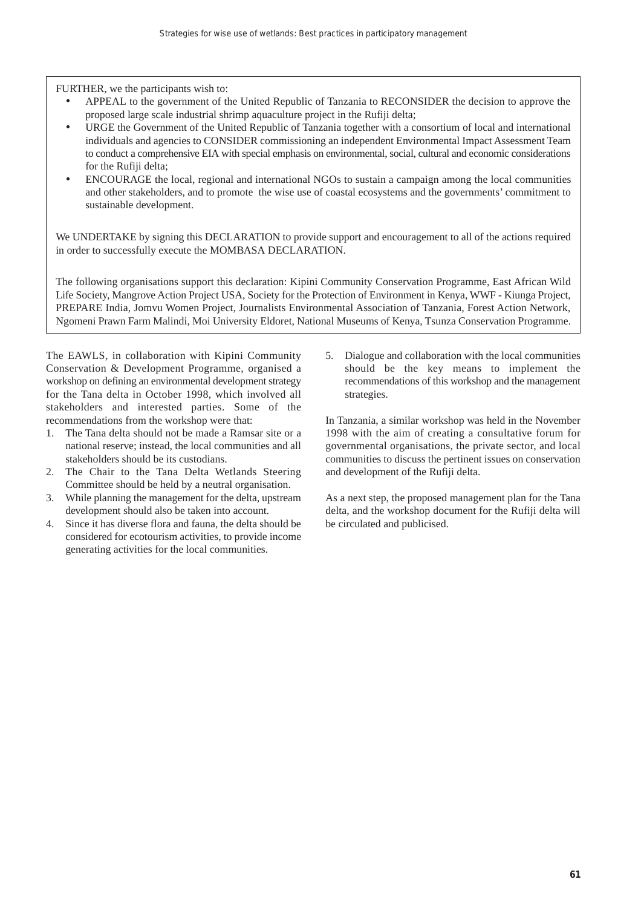FURTHER, we the participants wish to:

- APPEAL to the government of the United Republic of Tanzania to RECONSIDER the decision to approve the proposed large scale industrial shrimp aquaculture project in the Rufiji delta;
- URGE the Government of the United Republic of Tanzania together with a consortium of local and international individuals and agencies to CONSIDER commissioning an independent Environmental Impact Assessment Team to conduct a comprehensive EIA with special emphasis on environmental, social, cultural and economic considerations for the Rufiji delta;
- ENCOURAGE the local, regional and international NGOs to sustain a campaign among the local communities and other stakeholders, and to promote the wise use of coastal ecosystems and the governments' commitment to sustainable development.

We UNDERTAKE by signing this DECLARATION to provide support and encouragement to all of the actions required in order to successfully execute the MOMBASA DECLARATION.

The following organisations support this declaration: Kipini Community Conservation Programme, East African Wild Life Society, Mangrove Action Project USA, Society for the Protection of Environment in Kenya, WWF - Kiunga Project, PREPARE India, Jomvu Women Project, Journalists Environmental Association of Tanzania, Forest Action Network, Ngomeni Prawn Farm Malindi, Moi University Eldoret, National Museums of Kenya, Tsunza Conservation Programme.

The EAWLS, in collaboration with Kipini Community Conservation & Development Programme, organised a workshop on defining an environmental development strategy for the Tana delta in October 1998, which involved all stakeholders and interested parties. Some of the recommendations from the workshop were that:

1. The Tana delta should not be made a Ramsar site or a national reserve; instead, the local communities and all stakeholders should be its custodians.
2. The Chair to the Tana Delta Wetlands Steering Committee should be held by a neutral organisation.
3. While planning the management for the delta, upstream development should also be taken into account.
4. Since it has diverse flora and fauna, the delta should be considered for ecotourism activities, to provide income generating activities for the local communities.
5. Dialogue and collaboration with the local communities should be the key means to implement the recommendations of this workshop and the management strategies.

In Tanzania, a similar workshop was held in the November 1998 with the aim of creating a consultative forum for governmental organisations, the private sector, and local communities to discuss the pertinent issues on conservation and development of the Rufiji delta.

As a next step, the proposed management plan for the Tana delta, and the workshop document for the Rufiji delta will be circulated and publicised.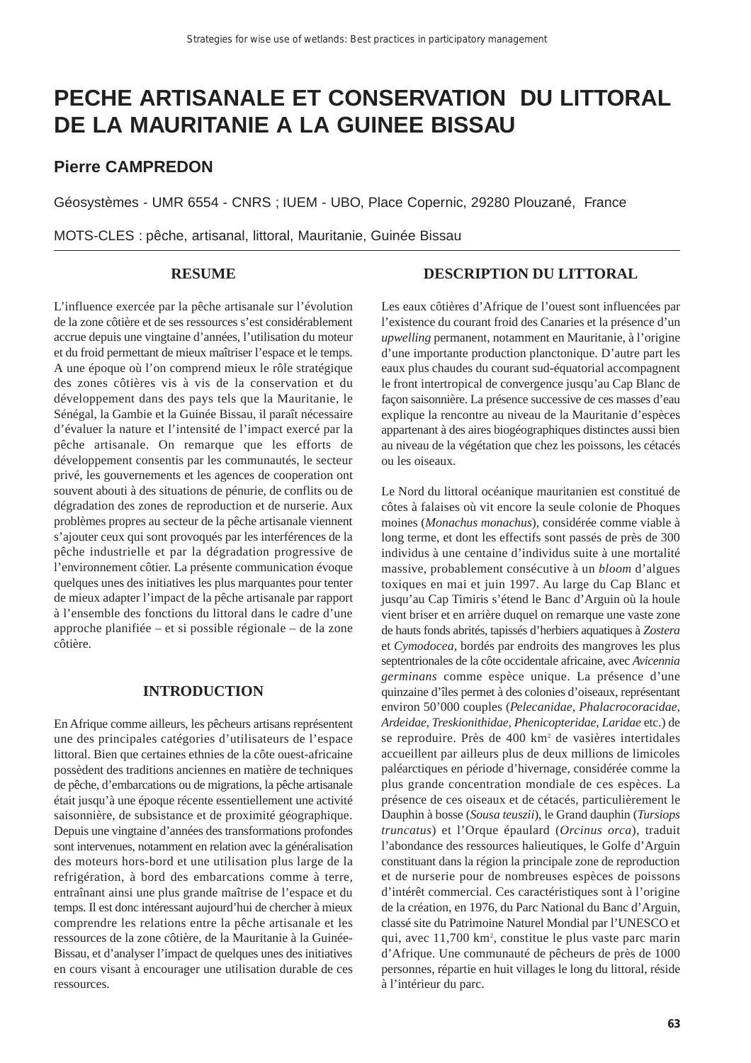# PECHE ARTISANALE ET CONSERVATION DU LITTORAL DE LA MAURITANIE A LA GUINEE BISSAU

## Pierre CAMPREDON

Géosystèmes - UMR 6554 - CNRS ; IUEM - UBO, Place Copernic, 29280 Plouzané, France

MOTS-CLES : pêche, artisanal, littoral, Mauritanie, Guinée Bissau

### RESUME

L'influence exercée par la pêche artisanale sur l'évolution de la zone côtière et de ses ressources s'est considérablement accrue depuis une vingtaine d'années, l'utilisation du moteur et du froid permettant de mieux maîtriser l'espace et le temps. A une époque où l'on comprend mieux le rôle stratégique des zones côtières vis à vis de la conservation et du développement dans des pays tels que la Mauritanie, le Sénégal, la Gambie et la Guinée Bissau, il paraît nécessaire d'évaluer la nature et l'intensité de l'impact exercé par la pêche artisanale. On remarque que les efforts de développement consentis par les communautés, le secteur privé, les gouvernements et les agences de cooperation ont souvent abouti à des situations de pénurie, de conflits ou de dégradation des zones de reproduction et de nurserie. Aux problèmes propres au secteur de la pêche artisanale viennent s'ajouter ceux qui sont provoqués par les interférences de la pêche industrielle et par la dégradation progressive de l'environnement côtier. La présente communication évoque quelques unes des initiatives les plus marquantes pour tenter de mieux adapter l'impact de la pêche artisanale par rapport à l'ensemble des fonctions du littoral dans le cadre d'une approche planifiée – et si possible régionale – de la zone côtière.

### INTRODUCTION

En Afrique comme ailleurs, les pêcheurs artisans représentent une des principales catégories d'utilisateurs de l'espace littoral. Bien que certaines ethnies de la côte ouest-africaine possèdent des traditions anciennes en matière de techniques de pêche, d'embarcations ou de migrations, la pêche artisanale était jusqu'à une époque récente essentiellement une activité saisonnière, de subsistance et de proximité géographique. Depuis une vingtaine d'années des transformations profondes sont intervenues, notamment en relation avec la généralisation des moteurs hors-bord et une utilisation plus large de la refrigération, à bord des embarcations comme à terre, entraînant ainsi une plus grande maîtrise de l'espace et du temps. Il est donc intéressant aujourd'hui de chercher à mieux comprendre les relations entre la pêche artisanale et les ressources de la zone côtière, de la Mauritanie à la Guinée-Bissau, et d'analyser l'impact de quelques unes des initiatives en cours visant à encourager une utilisation durable de ces ressources.

### DESCRIPTION DU LITTORAL

Les eaux côtières d'Afrique de l'ouest sont influencées par l'existence du courant froid des Canaries et la présence d'un *upwelling* permanent, notamment en Mauritanie, à l'origine d'une importante production planctonique. D'autre part les eaux plus chaudes du courant sud-équatorial accompagnent le front intertropical de convergence jusqu'au Cap Blanc de façon saisonnière. La présence successive de ces masses d'eau explique la rencontre au niveau de la Mauritanie d'espèces appartenant à des aires biogéographiques distinctes aussi bien au niveau de la végétation que chez les poissons, les cétacés ou les oiseaux.

Le Nord du littoral océanique mauritanien est constitué de côtes à falaises où vit encore la seule colonie de Phoques moines (*Monachus monachus*), considérée comme viable à long terme, et dont les effectifs sont passés de près de 300 individus à une centaine d'individus suite à une mortalité massive, probablement consécutive à un *bloom* d'algues toxiques en mai et juin 1997. Au large du Cap Blanc et jusqu'au Cap Timiris s'étend le Banc d'Arguin où la houle vient briser et en arrière duquel on remarque une vaste zone de hauts fonds abrités, tapissés d'herbiers aquatiques à *Zostera* et *Cymodocea*, bordés par endroits des mangroves les plus septentrionales de la côte occidentale africaine, avec *Avicennia germinans* comme espèce unique. La présence d'une quinzaine d'îles permet à des colonies d'oiseaux, représentant environ 50'000 couples (*Pelecanidae, Phalacrocoracidae, Ardeidae, Treskionithidae, Phenicopteridae, Laridae* etc.) de se reproduire. Près de 400 km$^2$ de vasières intertidales accueillent par ailleurs plus de deux millions de limicoles paléarctiques en période d'hivernage, considérée comme la plus grande concentration mondiale de ces espèces. La présence de ces oiseaux et de cétacés, particulièrement le Dauphin à bosse (*Sousa teuszii*), le Grand dauphin (*Tursiops truncatus*) et l'Orque épaulard (*Orcinus orca*), traduit l'abondance des ressources halieutiques, le Golfe d'Arguin constituant dans la région la principale zone de reproduction et de nurserie pour de nombreuses espèces de poissons d'intérêt commercial. Ces caractéristiques sont à l'origine de la création, en 1976, du Parc National du Banc d'Arguin, classé site du Patrimoine Naturel Mondial par l'UNESCO et qui, avec 11,700 km$^2$, constitue le plus vaste parc marin d'Afrique. Une communauté de pêcheurs de près de 1000 personnes, répartie en huit villages le long du littoral, réside à l'intérieur du parc.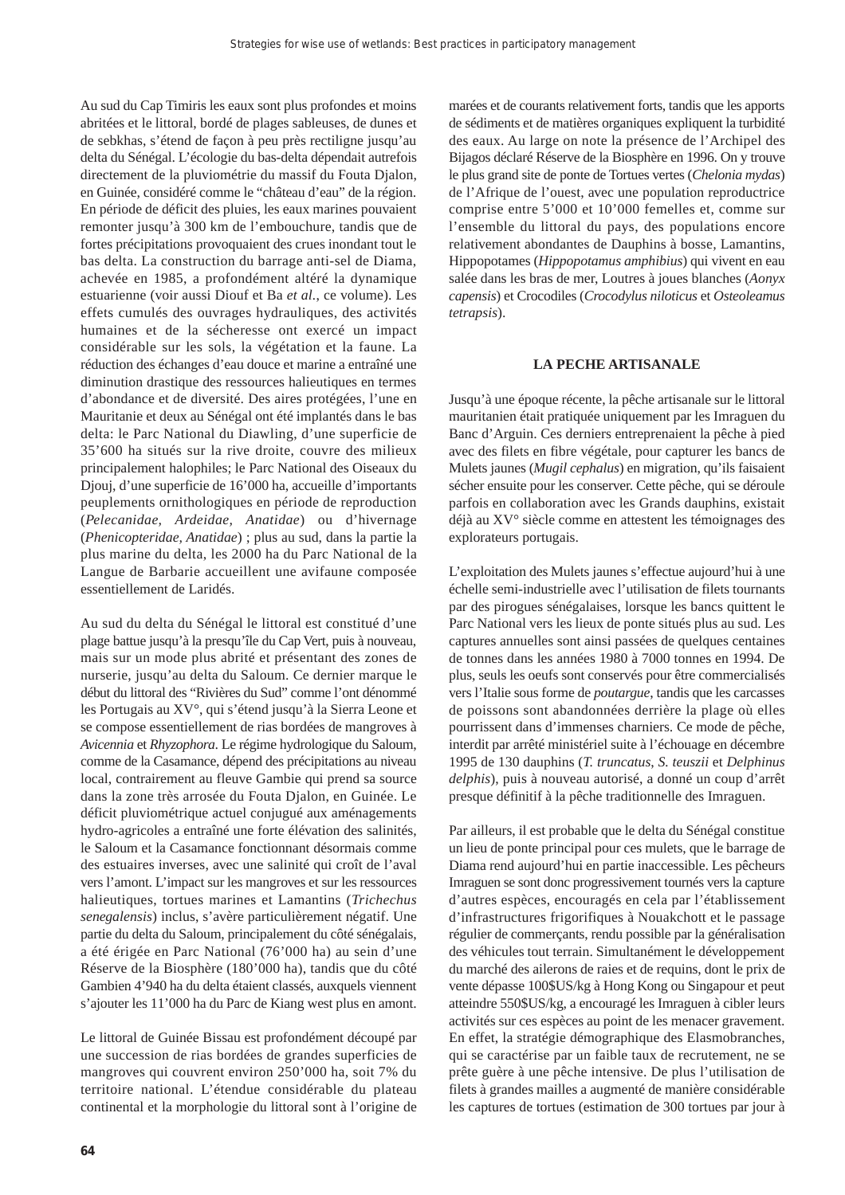Au sud du Cap Timiris les eaux sont plus profondes et moins abritées et le littoral, bordé de plages sableuses, de dunes et de sebkhas, s'étend de façon à peu près rectiligne jusqu'au delta du Sénégal. L'écologie du bas-delta dépendait autrefois directement de la pluviométrie du massif du Fouta Djalon, en Guinée, considéré comme le "château d'eau" de la région. En période de déficit des pluies, les eaux marines pouvaient remonter jusqu'à 300 km de l'embouchure, tandis que de fortes précipitations provoquaient des crues inondant tout le bas delta. La construction du barrage anti-sel de Diama, achevée en 1985, a profondément altéré la dynamique estuarienne (voir aussi Diouf et Ba *et al.*, ce volume). Les effets cumulés des ouvrages hydrauliques, des activités humaines et de la sécheresse ont exercé un impact considérable sur les sols, la végétation et la faune. La réduction des échanges d'eau douce et marine a entraîné une diminution drastique des ressources halieutiques en termes d'abondance et de diversité. Des aires protégées, l'une en Mauritanie et deux au Sénégal ont été implantés dans le bas delta: le Parc National du Diawling, d'une superficie de 35'600 ha situés sur la rive droite, couvre des milieux principalement halophiles; le Parc National des Oiseaux du Djouj, d'une superficie de 16'000 ha, accueille d'importants peuplements ornithologiques en période de reproduction (*Pelecanidae, Ardeidae, Anatidae*) ou d'hivernage (*Phenicopteridae, Anatidae*) ; plus au sud, dans la partie la plus marine du delta, les 2000 ha du Parc National de la Langue de Barbarie accueillent une avifaune composée essentiellement de Laridés.

Au sud du delta du Sénégal le littoral est constitué d'une plage battue jusqu'à la presqu'île du Cap Vert, puis à nouveau, mais sur un mode plus abrité et présentant des zones de nurserie, jusqu'au delta du Saloum. Ce dernier marque le début du littoral des "Rivières du Sud" comme l'ont dénommé les Portugais au XV°, qui s'étend jusqu'à la Sierra Leone et se compose essentiellement de rias bordées de mangroves à *Avicennia* et *Rhyzophora*. Le régime hydrologique du Saloum, comme de la Casamance, dépend des précipitations au niveau local, contrairement au fleuve Gambie qui prend sa source dans la zone très arrosée du Fouta Djalon, en Guinée. Le déficit pluviométrique actuel conjugué aux aménagements hydro-agricoles a entraîné une forte élévation des salinités, le Saloum et la Casamance fonctionnant désormais comme des estuaires inverses, avec une salinité qui croît de l'aval vers l'amont. L'impact sur les mangroves et sur les ressources halieutiques, tortues marines et Lamantins (*Trichechus senegalensis*) inclus, s'avère particulièrement négatif. Une partie du delta du Saloum, principalement du côté sénégalais, a été érigée en Parc National (76'000 ha) au sein d'une Réserve de la Biosphère (180'000 ha), tandis que du côté Gambien 4'940 ha du delta étaient classés, auxquels viennent s'ajouter les 11'000 ha du Parc de Kiang west plus en amont.

Le littoral de Guinée Bissau est profondément découpé par une succession de rias bordées de grandes superficies de mangroves qui couvrent environ 250'000 ha, soit 7% du territoire national. L'étendue considérable du plateau continental et la morphologie du littoral sont à l'origine de marées et de courants relativement forts, tandis que les apports de sédiments et de matières organiques expliquent la turbidité des eaux. Au large on note la présence de l'Archipel des Bijagos déclaré Réserve de la Biosphère en 1996. On y trouve le plus grand site de ponte de Tortues vertes (*Chelonia mydas*) de l'Afrique de l'ouest, avec une population reproductrice comprise entre 5'000 et 10'000 femelles et, comme sur l'ensemble du littoral du pays, des populations encore relativement abondantes de Dauphins à bosse, Lamantins, Hippopotames (*Hippopotamus amphibius*) qui vivent en eau salée dans les bras de mer, Loutres à joues blanches (*Aonyx capensis*) et Crocodiles (*Crocodylus niloticus* et *Osteoleamus tetrapsis*).

## LA PECHE ARTISANALE

Jusqu'à une époque récente, la pêche artisanale sur le littoral mauritanien était pratiquée uniquement par les Imraguen du Banc d'Arguin. Ces derniers entreprenaient la pêche à pied avec des filets en fibre végétale, pour capturer les bancs de Mulets jaunes (*Mugil cephalus*) en migration, qu'ils faisaient sécher ensuite pour les conserver. Cette pêche, qui se déroule parfois en collaboration avec les Grands dauphins, existait déjà au XV° siècle comme en attestent les témoignages des explorateurs portugais.

L'exploitation des Mulets jaunes s'effectue aujourd'hui à une échelle semi-industrielle avec l'utilisation de filets tournants par des pirogues sénégalaises, lorsque les bancs quittent le Parc National vers les lieux de ponte situés plus au sud. Les captures annuelles sont ainsi passées de quelques centaines de tonnes dans les années 1980 à 7000 tonnes en 1994. De plus, seuls les oeufs sont conservés pour être commercialisés vers l'Italie sous forme de *poutargue*, tandis que les carcasses de poissons sont abandonnées derrière la plage où elles pourrissent dans d'immenses charniers. Ce mode de pêche, interdit par arrêté ministériel suite à l'échouage en décembre 1995 de 130 dauphins (*T. truncatus*, *S. teuszii* et *Delphinus delphis*), puis à nouveau autorisé, a donné un coup d'arrêt presque définitif à la pêche traditionnelle des Imraguen.

Par ailleurs, il est probable que le delta du Sénégal constitue un lieu de ponte principal pour ces mulets, que le barrage de Diama rend aujourd'hui en partie inaccessible. Les pêcheurs Imraguen se sont donc progressivement tournés vers la capture d'autres espèces, encouragés en cela par l'établissement d'infrastructures frigorifiques à Nouakchott et le passage régulier de commerçants, rendu possible par la généralisation des véhicules tout terrain. Simultanément le développement du marché des ailerons de raies et de requins, dont le prix de vente dépasse 100$US/kg à Hong Kong ou Singapour et peut atteindre 550$US/kg, a encouragé les Imraguen à cibler leurs activités sur ces espèces au point de les menacer gravement. En effet, la stratégie démographique des Elasmobranches, qui se caractérise par un faible taux de recrutement, ne se prête guère à une pêche intensive. De plus l'utilisation de filets à grandes mailles a augmenté de manière considérable les captures de tortues (estimation de 300 tortues par jour à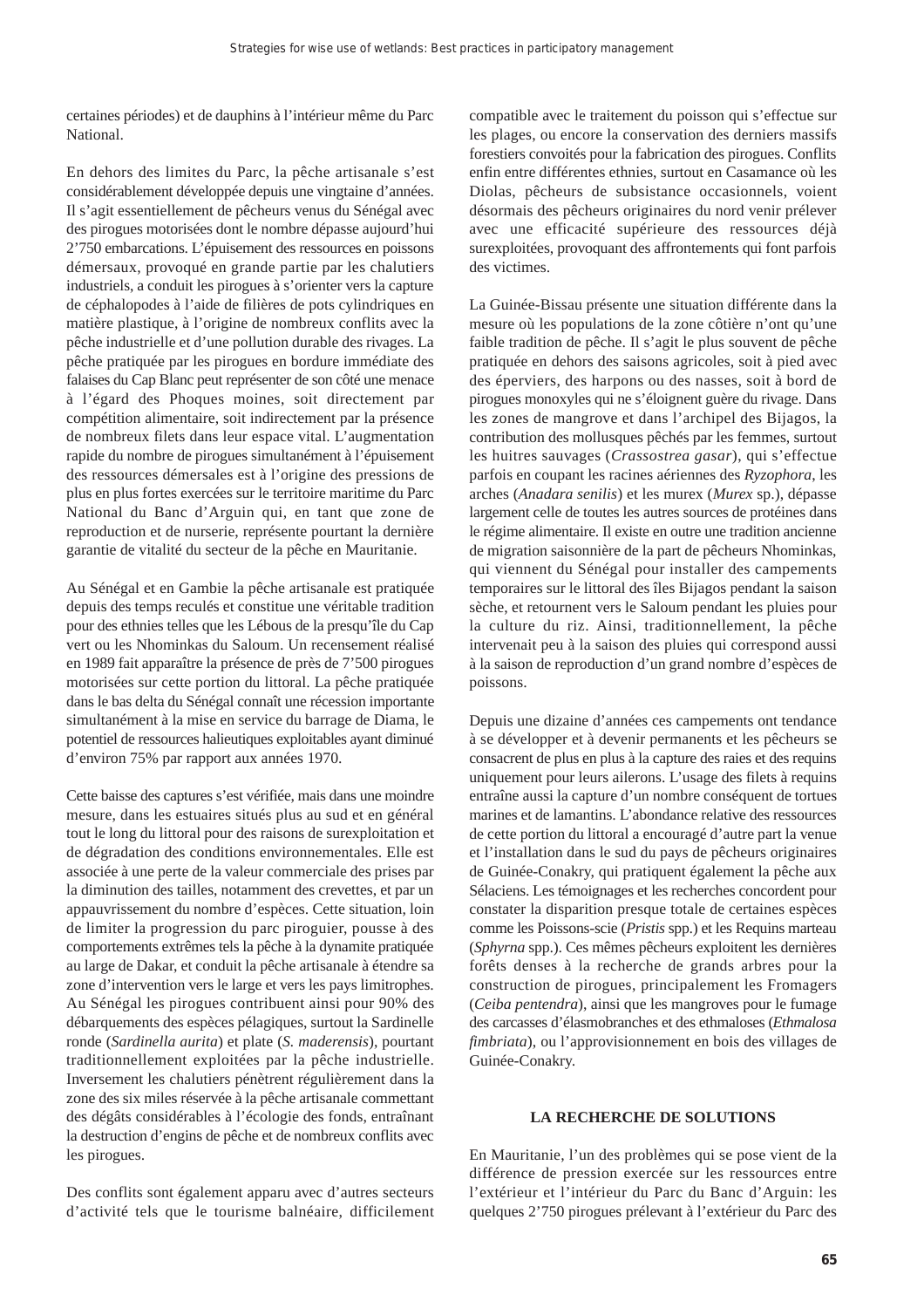certaines périodes) et de dauphins à l'intérieur même du Parc National.

En dehors des limites du Parc, la pêche artisanale s'est considérablement développée depuis une vingtaine d'années. Il s'agit essentiellement de pêcheurs venus du Sénégal avec des pirogues motorisées dont le nombre dépasse aujourd'hui 2'750 embarcations. L'épuisement des ressources en poissons démersaux, provoqué en grande partie par les chalutiers industriels, a conduit les pirogues à s'orienter vers la capture de céphalopodes à l'aide de filières de pots cylindriques en matière plastique, à l'origine de nombreux conflits avec la pêche industrielle et d'une pollution durable des rivages. La pêche pratiquée par les pirogues en bordure immédiate des falaises du Cap Blanc peut représenter de son côté une menace à l'égard des Phoques moines, soit directement par compétition alimentaire, soit indirectement par la présence de nombreux filets dans leur espace vital. L'augmentation rapide du nombre de pirogues simultanément à l'épuisement des ressources démersales est à l'origine des pressions de plus en plus fortes exercées sur le territoire maritime du Parc National du Banc d'Arguin qui, en tant que zone de reproduction et de nurserie, représente pourtant la dernière garantie de vitalité du secteur de la pêche en Mauritanie.

Au Sénégal et en Gambie la pêche artisanale est pratiquée depuis des temps reculés et constitue une véritable tradition pour des ethnies telles que les Lébous de la presqu'île du Cap vert ou les Nhominkas du Saloum. Un recensement réalisé en 1989 fait apparaître la présence de près de 7'500 pirogues motorisées sur cette portion du littoral. La pêche pratiquée dans le bas delta du Sénégal connaît une récession importante simultanément à la mise en service du barrage de Diama, le potentiel de ressources halieutiques exploitables ayant diminué d'environ 75% par rapport aux années 1970.

Cette baisse des captures s'est vérifiée, mais dans une moindre mesure, dans les estuaires situés plus au sud et en général tout le long du littoral pour des raisons de surexploitation et de dégradation des conditions environnementales. Elle est associée à une perte de la valeur commerciale des prises par la diminution des tailles, notamment des crevettes, et par un appauvrissement du nombre d'espèces. Cette situation, loin de limiter la progression du parc piroguier, pousse à des comportements extrêmes tels la pêche à la dynamite pratiquée au large de Dakar, et conduit la pêche artisanale à étendre sa zone d'intervention vers le large et vers les pays limitrophes. Au Sénégal les pirogues contribuent ainsi pour 90% des débarquements des espèces pélagiques, surtout la Sardinelle ronde (*Sardinella aurita*) et plate (*S. maderensis*), pourtant traditionnellement exploitées par la pêche industrielle. Inversement les chalutiers pénètrent régulièrement dans la zone des six miles réservée à la pêche artisanale commettant des dégâts considérables à l'écologie des fonds, entraînant la destruction d'engins de pêche et de nombreux conflits avec les pirogues.

Des conflits sont également apparu avec d'autres secteurs d'activité tels que le tourisme balnéaire, difficilement compatible avec le traitement du poisson qui s'effectue sur les plages, ou encore la conservation des derniers massifs forestiers convoités pour la fabrication des pirogues. Conflits enfin entre différentes ethnies, surtout en Casamance où les Diolas, pêcheurs de subsistance occasionnels, voient désormais des pêcheurs originaires du nord venir prélever avec une efficacité supérieure des ressources déjà surexploitées, provoquant des affrontements qui font parfois des victimes.

La Guinée-Bissau présente une situation différente dans la mesure où les populations de la zone côtière n'ont qu'une faible tradition de pêche. Il s'agit le plus souvent de pêche pratiquée en dehors des saisons agricoles, soit à pied avec des éperviers, des harpons ou des nasses, soit à bord de pirogues monoxyles qui ne s'éloignent guère du rivage. Dans les zones de mangrove et dans l'archipel des Bijagos, la contribution des mollusques pêchés par les femmes, surtout les huitres sauvages (*Crassostrea gasar*), qui s'effectue parfois en coupant les racines aériennes des *Ryzophora*, les arches (*Anadara senilis*) et les murex (*Murex* sp.), dépasse largement celle de toutes les autres sources de protéines dans le régime alimentaire. Il existe en outre une tradition ancienne de migration saisonnière de la part de pêcheurs Nhominkas, qui viennent du Sénégal pour installer des campements temporaires sur le littoral des îles Bijagos pendant la saison sèche, et retournent vers le Saloum pendant les pluies pour la culture du riz. Ainsi, traditionnellement, la pêche intervenait peu à la saison des pluies qui correspond aussi à la saison de reproduction d'un grand nombre d'espèces de poissons.

Depuis une dizaine d'années ces campements ont tendance à se développer et à devenir permanents et les pêcheurs se consacrent de plus en plus à la capture des raies et des requins uniquement pour leurs ailerons. L'usage des filets à requins entraîne aussi la capture d'un nombre conséquent de tortues marines et de lamantins. L'abondance relative des ressources de cette portion du littoral a encouragé d'autre part la venue et l'installation dans le sud du pays de pêcheurs originaires de Guinée-Conakry, qui pratiquent également la pêche aux Sélaciens. Les témoignages et les recherches concordent pour constater la disparition presque totale de certaines espèces comme les Poissons-scie (*Pristis* spp.) et les Requins marteau (*Sphyrna* spp.). Ces mêmes pêcheurs exploitent les dernières forêts denses à la recherche de grands arbres pour la construction de pirogues, principalement les Fromagers (*Ceiba pentendra*), ainsi que les mangroves pour le fumage des carcasses d'élasmobranches et des ethmaloses (*Ethmalosa fimbriata*), ou l'approvisionnement en bois des villages de Guinée-Conakry.

## LA RECHERCHE DE SOLUTIONS

En Mauritanie, l'un des problèmes qui se pose vient de la différence de pression exercée sur les ressources entre l'extérieur et l'intérieur du Parc du Banc d'Arguin: les quelques 2'750 pirogues prélevant à l'extérieur du Parc des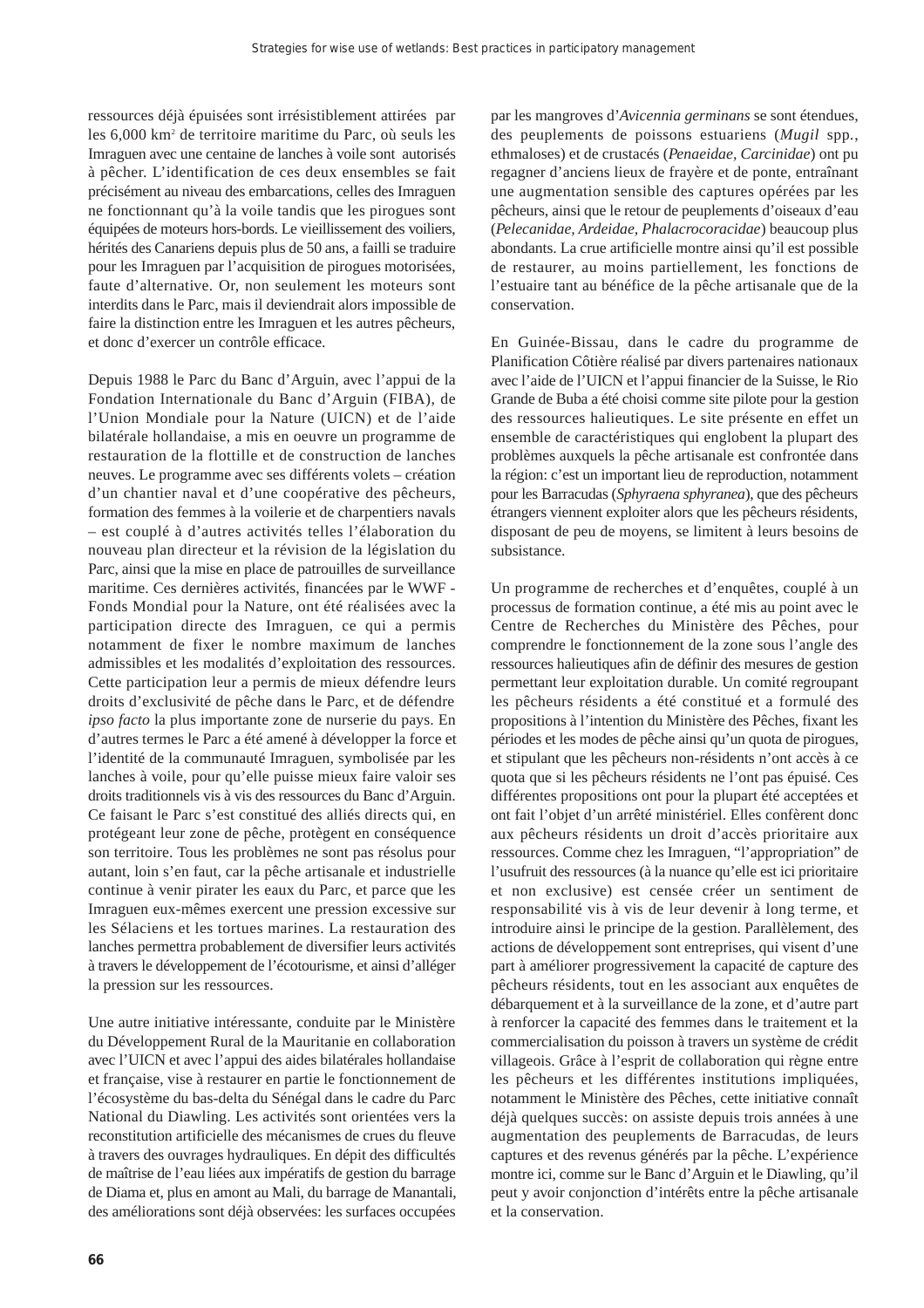ressources déjà épuisées sont irrésistiblement attirées par les 6,000 km$^2$ de territoire maritime du Parc, où seuls les Imraguen avec une centaine de lanches à voile sont autorisés à pêcher. L'identification de ces deux ensembles se fait précisément au niveau des embarcations, celles des Imraguen ne fonctionnant qu'à la voile tandis que les pirogues sont équipées de moteurs hors-bords. Le vieillissement des voiliers, hérités des Canariens depuis plus de 50 ans, a failli se traduire pour les Imraguen par l'acquisition de pirogues motorisées, faute d'alternative. Or, non seulement les moteurs sont interdits dans le Parc, mais il deviendrait alors impossible de faire la distinction entre les Imraguen et les autres pêcheurs, et donc d'exercer un contrôle efficace.

Depuis 1988 le Parc du Banc d'Arguin, avec l'appui de la Fondation Internationale du Banc d'Arguin (FIBA), de l'Union Mondiale pour la Nature (UICN) et de l'aide bilatérale hollandaise, a mis en oeuvre un programme de restauration de la flottille et de construction de lanches neuves. Le programme avec ses différents volets – création d'un chantier naval et d'une coopérative des pêcheurs, formation des femmes à la voilerie et de charpentiers navals – est couplé à d'autres activités telles l'élaboration du nouveau plan directeur et la révision de la législation du Parc, ainsi que la mise en place de patrouilles de surveillance maritime. Ces dernières activités, financées par le WWF - Fonds Mondial pour la Nature, ont été réalisées avec la participation directe des Imraguen, ce qui a permis notamment de fixer le nombre maximum de lanches admissibles et les modalités d'exploitation des ressources. Cette participation leur a permis de mieux défendre leurs droits d'exclusivité de pêche dans le Parc, et de défendre *ipso facto* la plus importante zone de nurserie du pays. En d'autres termes le Parc a été amené à développer la force et l'identité de la communauté Imraguen, symbolisée par les lanches à voile, pour qu'elle puisse mieux faire valoir ses droits traditionnels vis à vis des ressources du Banc d'Arguin. Ce faisant le Parc s'est constitué des alliés directs qui, en protégeant leur zone de pêche, protègent en conséquence son territoire. Tous les problèmes ne sont pas résolus pour autant, loin s'en faut, car la pêche artisanale et industrielle continue à venir pirater les eaux du Parc, et parce que les Imraguen eux-mêmes exercent une pression excessive sur les Sélaciens et les tortues marines. La restauration des lanches permettra probablement de diversifier leurs activités à travers le développement de l'écotourisme, et ainsi d'alléger la pression sur les ressources.

Une autre initiative intéressante, conduite par le Ministère du Développement Rural de la Mauritanie en collaboration avec l'UICN et avec l'appui des aides bilatérales hollandaise et française, vise à restaurer en partie le fonctionnement de l'écosystème du bas-delta du Sénégal dans le cadre du Parc National du Diawling. Les activités sont orientées vers la reconstitution artificielle des mécanismes de crues du fleuve à travers des ouvrages hydrauliques. En dépit des difficultés de maîtrise de l'eau liées aux impératifs de gestion du barrage de Diama et, plus en amont au Mali, du barrage de Manantali, des améliorations sont déjà observées: les surfaces occupées par les mangroves d'*Avicennia germinans* se sont étendues, des peuplements de poissons estuariens (*Mugil* spp., ethmaloses) et de crustacés (*Penaeidae, Carcinidae*) ont pu regagner d'anciens lieux de frayère et de ponte, entraînant une augmentation sensible des captures opérées par les pêcheurs, ainsi que le retour de peuplements d'oiseaux d'eau (*Pelecanidae, Ardeidae, Phalacrocoracidae*) beaucoup plus abondants. La crue artificielle montre ainsi qu'il est possible de restaurer, au moins partiellement, les fonctions de l'estuaire tant au bénéfice de la pêche artisanale que de la conservation.

En Guinée-Bissau, dans le cadre du programme de Planification Côtière réalisé par divers partenaires nationaux avec l'aide de l'UICN et l'appui financier de la Suisse, le Rio Grande de Buba a été choisi comme site pilote pour la gestion des ressources halieutiques. Le site présente en effet un ensemble de caractéristiques qui englobent la plupart des problèmes auxquels la pêche artisanale est confrontée dans la région: c'est un important lieu de reproduction, notamment pour les Barracudas (*Sphyraena sphyranea*), que des pêcheurs étrangers viennent exploiter alors que les pêcheurs résidents, disposant de peu de moyens, se limitent à leurs besoins de subsistance.

Un programme de recherches et d'enquêtes, couplé à un processus de formation continue, a été mis au point avec le Centre de Recherches du Ministère des Pêches, pour comprendre le fonctionnement de la zone sous l'angle des ressources halieutiques afin de définir des mesures de gestion permettant leur exploitation durable. Un comité regroupant les pêcheurs résidents a été constitué et a formulé des propositions à l'intention du Ministère des Pêches, fixant les périodes et les modes de pêche ainsi qu'un quota de pirogues, et stipulant que les pêcheurs non-résidents n'ont accès à ce quota que si les pêcheurs résidents ne l'ont pas épuisé. Ces différentes propositions ont pour la plupart été acceptées et ont fait l'objet d'un arrêté ministériel. Elles confèrent donc aux pêcheurs résidents un droit d'accès prioritaire aux ressources. Comme chez les Imraguen, "l'appropriation" de l'usufruit des ressources (à la nuance qu'elle est ici prioritaire et non exclusive) est censée créer un sentiment de responsabilité vis à vis de leur devenir à long terme, et introduire ainsi le principe de la gestion. Parallèlement, des actions de développement sont entreprises, qui visent d'une part à améliorer progressivement la capacité de capture des pêcheurs résidents, tout en les associant aux enquêtes de débarquement et à la surveillance de la zone, et d'autre part à renforcer la capacité des femmes dans le traitement et la commercialisation du poisson à travers un système de crédit villageois. Grâce à l'esprit de collaboration qui règne entre les pêcheurs et les différentes institutions impliquées, notamment le Ministère des Pêches, cette initiative connaît déjà quelques succès: on assiste depuis trois années à une augmentation des peuplements de Barracudas, de leurs captures et des revenus générés par la pêche. L'expérience montre ici, comme sur le Banc d'Arguin et le Diawling, qu'il peut y avoir conjonction d'intérêts entre la pêche artisanale et la conservation.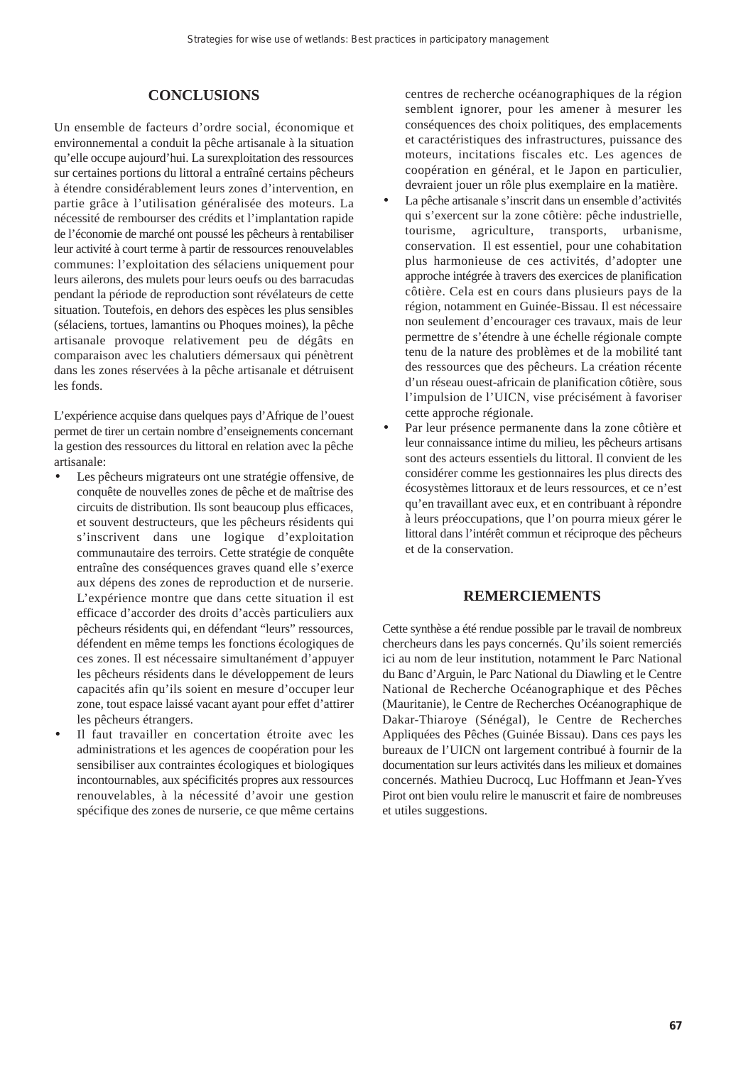## CONCLUSIONS

Un ensemble de facteurs d'ordre social, économique et environnemental a conduit la pêche artisanale à la situation qu'elle occupe aujourd'hui. La surexploitation des ressources sur certaines portions du littoral a entraîné certains pêcheurs à étendre considérablement leurs zones d'intervention, en partie grâce à l'utilisation généralisée des moteurs. La nécessité de rembourser des crédits et l'implantation rapide de l'économie de marché ont poussé les pêcheurs à rentabiliser leur activité à court terme à partir de ressources renouvelables communes: l'exploitation des sélaciens uniquement pour leurs ailerons, des mulets pour leurs oeufs ou des barracudas pendant la période de reproduction sont révélateurs de cette situation. Toutefois, en dehors des espèces les plus sensibles (sélaciens, tortues, lamantins ou Phoques moines), la pêche artisanale provoque relativement peu de dégâts en comparaison avec les chalutiers démersaux qui pénètrent dans les zones réservées à la pêche artisanale et détruisent les fonds.

L'expérience acquise dans quelques pays d'Afrique de l'ouest permet de tirer un certain nombre d'enseignements concernant la gestion des ressources du littoral en relation avec la pêche artisanale:

- Les pêcheurs migrateurs ont une stratégie offensive, de conquête de nouvelles zones de pêche et de maîtrise des circuits de distribution. Ils sont beaucoup plus efficaces, et souvent destructeurs, que les pêcheurs résidents qui s'inscrivent dans une logique d'exploitation communautaire des terroirs. Cette stratégie de conquête entraîne des conséquences graves quand elle s'exerce aux dépens des zones de reproduction et de nurserie. L'expérience montre que dans cette situation il est efficace d'accorder des droits d'accès particuliers aux pêcheurs résidents qui, en défendant "leurs" ressources, défendent en même temps les fonctions écologiques de ces zones. Il est nécessaire simultanément d'appuyer les pêcheurs résidents dans le développement de leurs capacités afin qu'ils soient en mesure d'occuper leur zone, tout espace laissé vacant ayant pour effet d'attirer les pêcheurs étrangers.
- Il faut travailler en concertation étroite avec les administrations et les agences de coopération pour les sensibiliser aux contraintes écologiques et biologiques incontournables, aux spécificités propres aux ressources renouvelables, à la nécessité d'avoir une gestion spécifique des zones de nurserie, ce que même certains centres de recherche océanographiques de la région semblent ignorer, pour les amener à mesurer les conséquences des choix politiques, des emplacements et caractéristiques des infrastructures, puissance des moteurs, incitations fiscales etc. Les agences de coopération en général, et le Japon en particulier, devraient jouer un rôle plus exemplaire en la matière.
- La pêche artisanale s'inscrit dans un ensemble d'activités qui s'exercent sur la zone côtière: pêche industrielle, tourisme, agriculture, transports, urbanisme, conservation. Il est essentiel, pour une cohabitation plus harmonieuse de ces activités, d'adopter une approche intégrée à travers des exercices de planification côtière. Cela est en cours dans plusieurs pays de la région, notamment en Guinée-Bissau. Il est nécessaire non seulement d'encourager ces travaux, mais de leur permettre de s'étendre à une échelle régionale compte tenu de la nature des problèmes et de la mobilité tant des ressources que des pêcheurs. La création récente d'un réseau ouest-africain de planification côtière, sous l'impulsion de l'UICN, vise précisément à favoriser cette approche régionale.
- Par leur présence permanente dans la zone côtière et leur connaissance intime du milieu, les pêcheurs artisans sont des acteurs essentiels du littoral. Il convient de les considérer comme les gestionnaires les plus directs des écosystèmes littoraux et de leurs ressources, et ce n'est qu'en travaillant avec eux, et en contribuant à répondre à leurs préoccupations, que l'on pourra mieux gérer le littoral dans l'intérêt commun et réciproque des pêcheurs et de la conservation.

## REMERCIEMENTS

Cette synthèse a été rendue possible par le travail de nombreux chercheurs dans les pays concernés. Qu'ils soient remerciés ici au nom de leur institution, notamment le Parc National du Banc d'Arguin, le Parc National du Diawling et le Centre National de Recherche Océanographique et des Pêches (Mauritanie), le Centre de Recherches Océanographique de Dakar-Thiaroye (Sénégal), le Centre de Recherches Appliquées des Pêches (Guinée Bissau). Dans ces pays les bureaux de l'UICN ont largement contribué à fournir de la documentation sur leurs activités dans les milieux et domaines concernés. Mathieu Ducrocq, Luc Hoffmann et Jean-Yves Pirot ont bien voulu relire le manuscrit et faire de nombreuses et utiles suggestions.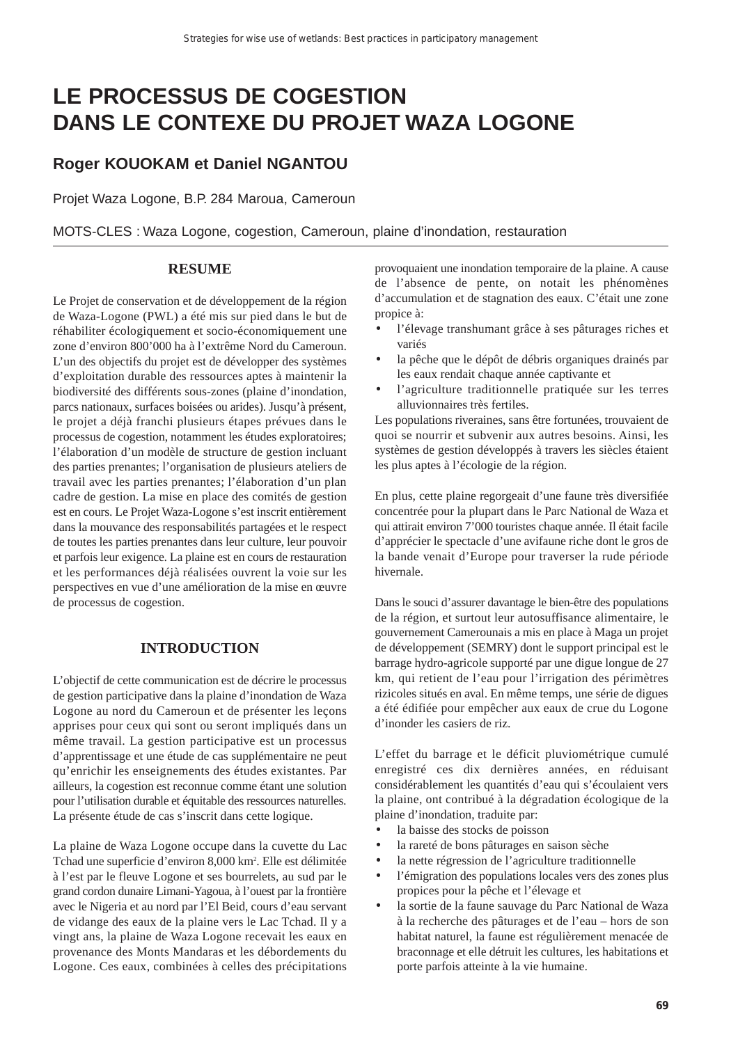# LE PROCESSUS DE COGESTION DANS LE CONTEXE DU PROJET WAZA LOGONE

**Roger KOUOKAM et Daniel NGANTOU**

Projet Waza Logone, B.P. 284 Maroua, Cameroun

MOTS-CLES : Waza Logone, cogestion, Cameroun, plaine d'inondation, restauration

## RESUME

Le Projet de conservation et de développement de la région de Waza-Logone (PWL) a été mis sur pied dans le but de réhabiliter écologiquement et socio-économiquement une zone d'environ 800'000 ha à l'extrême Nord du Cameroun. L'un des objectifs du projet est de développer des systèmes d'exploitation durable des ressources aptes à maintenir la biodiversité des différents sous-zones (plaine d'inondation, parcs nationaux, surfaces boisées ou arides). Jusqu'à présent, le projet a déjà franchi plusieurs étapes prévues dans le processus de cogestion, notamment les études exploratoires; l'élaboration d'un modèle de structure de gestion incluant des parties prenantes; l'organisation de plusieurs ateliers de travail avec les parties prenantes; l'élaboration d'un plan cadre de gestion. La mise en place des comités de gestion est en cours. Le Projet Waza-Logone s'est inscrit entièrement dans la mouvance des responsabilités partagées et le respect de toutes les parties prenantes dans leur culture, leur pouvoir et parfois leur exigence. La plaine est en cours de restauration et les performances déjà réalisées ouvrent la voie sur les perspectives en vue d'une amélioration de la mise en œuvre de processus de cogestion.

## INTRODUCTION

L'objectif de cette communication est de décrire le processus de gestion participative dans la plaine d'inondation de Waza Logone au nord du Cameroun et de présenter les leçons apprises pour ceux qui sont ou seront impliqués dans un même travail. La gestion participative est un processus d'apprentissage et une étude de cas supplémentaire ne peut qu'enrichir les enseignements des études existantes. Par ailleurs, la cogestion est reconnue comme étant une solution pour l'utilisation durable et équitable des ressources naturelles. La présente étude de cas s'inscrit dans cette logique.

La plaine de Waza Logone occupe dans la cuvette du Lac Tchad une superficie d'environ 8,000 km². Elle est délimitée à l'est par le fleuve Logone et ses bourrelets, au sud par le grand cordon dunaire Limani-Yagoua, à l'ouest par la frontière avec le Nigeria et au nord par l'El Beid, cours d'eau servant de vidange des eaux de la plaine vers le Lac Tchad. Il y a vingt ans, la plaine de Waza Logone recevait les eaux en provenance des Monts Mandaras et les débordements du Logone. Ces eaux, combinées à celles des précipitations provoquaient une inondation temporaire de la plaine. A cause de l'absence de pente, on notait les phénomènes d'accumulation et de stagnation des eaux. C'était une zone propice à:

- l'élevage transhumant grâce à ses pâturages riches et variés
- la pêche que le dépôt de débris organiques drainés par les eaux rendait chaque année captivante et
- l'agriculture traditionnelle pratiquée sur les terres alluvionnaires très fertiles.

Les populations riveraines, sans être fortunées, trouvaient de quoi se nourrir et subvenir aux autres besoins. Ainsi, les systèmes de gestion développés à travers les siècles étaient les plus aptes à l'écologie de la région.

En plus, cette plaine regorgeait d'une faune très diversifiée concentrée pour la plupart dans le Parc National de Waza et qui attirait environ 7'000 touristes chaque année. Il était facile d'apprécier le spectacle d'une avifaune riche dont le gros de la bande venait d'Europe pour traverser la rude période hivernale.

Dans le souci d'assurer davantage le bien-être des populations de la région, et surtout leur autosuffisance alimentaire, le gouvernement Camerounais a mis en place à Maga un projet de développement (SEMRY) dont le support principal est le barrage hydro-agricole supporté par une digue longue de 27 km, qui retient de l'eau pour l'irrigation des périmètres rizicoles situés en aval. En même temps, une série de digues a été édifiée pour empêcher aux eaux de crue du Logone d'inonder les casiers de riz.

L'effet du barrage et le déficit pluviométrique cumulé enregistré ces dix dernières années, en réduisant considérablement les quantités d'eau qui s'écoulaient vers la plaine, ont contribué à la dégradation écologique de la plaine d'inondation, traduite par:

- la baisse des stocks de poisson
- la rareté de bons pâturages en saison sèche
- la nette régression de l'agriculture traditionnelle
- l'émigration des populations locales vers des zones plus propices pour la pêche et l'élevage et
- la sortie de la faune sauvage du Parc National de Waza à la recherche des pâturages et de l'eau – hors de son habitat naturel, la faune est régulièrement menacée de braconnage et elle détruit les cultures, les habitations et porte parfois atteinte à la vie humaine.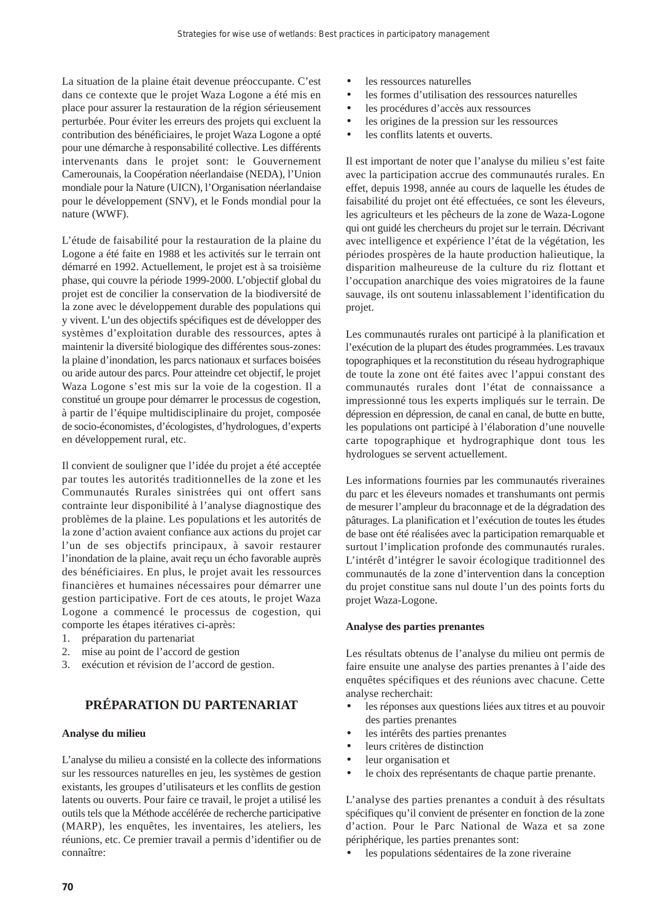La situation de la plaine était devenue préoccupante. C'est dans ce contexte que le projet Waza Logone a été mis en place pour assurer la restauration de la région sérieusement perturbée. Pour éviter les erreurs des projets qui excluent la contribution des bénéficiaires, le projet Waza Logone a opté pour une démarche à responsabilité collective. Les différents intervenants dans le projet sont: le Gouvernement Camerounais, la Coopération néerlandaise (NEDA), l'Union mondiale pour la Nature (UICN), l'Organisation néerlandaise pour le développement (SNV), et le Fonds mondial pour la nature (WWF).

L'étude de faisabilité pour la restauration de la plaine du Logone a été faite en 1988 et les activités sur le terrain ont démarré en 1992. Actuellement, le projet est à sa troisième phase, qui couvre la période 1999-2000. L'objectif global du projet est de concilier la conservation de la biodiversité de la zone avec le développement durable des populations qui y vivent. L'un des objectifs spécifiques est de développer des systèmes d'exploitation durable des ressources, aptes à maintenir la diversité biologique des différentes sous-zones: la plaine d'inondation, les parcs nationaux et surfaces boisées ou aride autour des parcs. Pour atteindre cet objectif, le projet Waza Logone s'est mis sur la voie de la cogestion. Il a constitué un groupe pour démarrer le processus de cogestion, à partir de l'équipe multidisciplinaire du projet, composée de socio-économistes, d'écologistes, d'hydrologues, d'experts en développement rural, etc.

Il convient de souligner que l'idée du projet a été acceptée par toutes les autorités traditionnelles de la zone et les Communautés Rurales sinistrées qui ont offert sans contrainte leur disponibilité à l'analyse diagnostique des problèmes de la plaine. Les populations et les autorités de la zone d'action avaient confiance aux actions du projet car l'un de ses objectifs principaux, à savoir restaurer l'inondation de la plaine, avait reçu un écho favorable auprès des bénéficiaires. En plus, le projet avait les ressources financières et humaines nécessaires pour démarrer une gestion participative. Fort de ces atouts, le projet Waza Logone a commencé le processus de cogestion, qui comporte les étapes itératives ci-après:

1. préparation du partenariat
2. mise au point de l'accord de gestion
3. exécution et révision de l'accord de gestion.

## PRÉPARATION DU PARTENARIAT

### Analyse du milieu

L'analyse du milieu a consisté en la collecte des informations sur les ressources naturelles en jeu, les systèmes de gestion existants, les groupes d'utilisateurs et les conflits de gestion latents ou ouverts. Pour faire ce travail, le projet a utilisé les outils tels que la Méthode accélérée de recherche participative (MARP), les enquêtes, les inventaires, les ateliers, les réunions, etc. Ce premier travail a permis d'identifier ou de connaître:

- les ressources naturelles
- les formes d'utilisation des ressources naturelles
- les procédures d'accès aux ressources
- les origines de la pression sur les ressources
- les conflits latents et ouverts.

Il est important de noter que l'analyse du milieu s'est faite avec la participation accrue des communautés rurales. En effet, depuis 1998, année au cours de laquelle les études de faisabilité du projet ont été effectuées, ce sont les éleveurs, les agriculteurs et les pêcheurs de la zone de Waza-Logone qui ont guidé les chercheurs du projet sur le terrain. Décrivant avec intelligence et expérience l'état de la végétation, les périodes prospères de la haute production halieutique, la disparition malheureuse de la culture du riz flottant et l'occupation anarchique des voies migratoires de la faune sauvage, ils ont soutenu inlassablement l'identification du projet.

Les communautés rurales ont participé à la planification et l'exécution de la plupart des études programmées. Les travaux topographiques et la reconstitution du réseau hydrographique de toute la zone ont été faites avec l'appui constant des communautés rurales dont l'état de connaissance a impressionné tous les experts impliqués sur le terrain. De dépression en dépression, de canal en canal, de butte en butte, les populations ont participé à l'élaboration d'une nouvelle carte topographique et hydrographique dont tous les hydrologues se servent actuellement.

Les informations fournies par les communautés riveraines du parc et les éleveurs nomades et transhumants ont permis de mesurer l'ampleur du braconnage et de la dégradation des pâturages. La planification et l'exécution de toutes les études de base ont été réalisées avec la participation remarquable et surtout l'implication profonde des communautés rurales. L'intérêt d'intégrer le savoir écologique traditionnel des communautés de la zone d'intervention dans la conception du projet constitue sans nul doute l'un des points forts du projet Waza-Logone.

### Analyse des parties prenantes

Les résultats obtenus de l'analyse du milieu ont permis de faire ensuite une analyse des parties prenantes à l'aide des enquêtes spécifiques et des réunions avec chacune. Cette analyse recherchait:

- les réponses aux questions liées aux titres et au pouvoir des parties prenantes
- les intérêts des parties prenantes
- leurs critères de distinction
- leur organisation et
- le choix des représentants de chaque partie prenante.

L'analyse des parties prenantes a conduit à des résultats spécifiques qu'il convient de présenter en fonction de la zone d'action. Pour le Parc National de Waza et sa zone périphérique, les parties prenantes sont:

- les populations sédentaires de la zone riveraine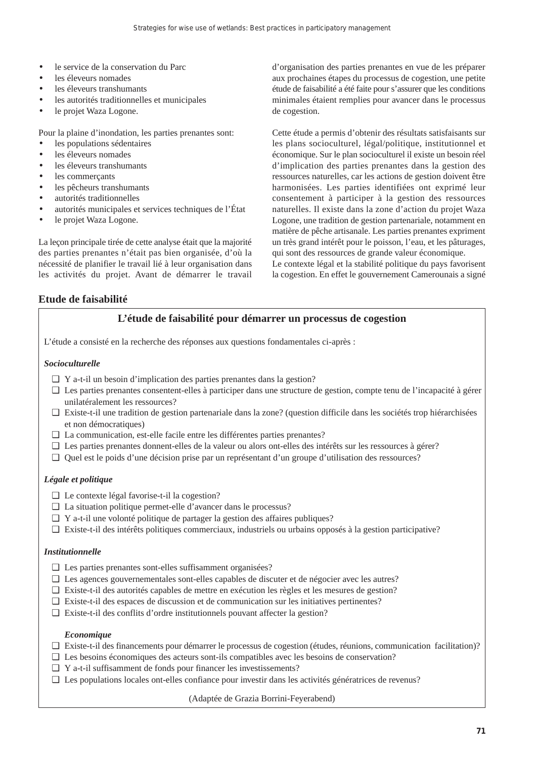- le service de la conservation du Parc
- les éleveurs nomades
- les éleveurs transhumants
- les autorités traditionnelles et municipales
- le projet Waza Logone.

Pour la plaine d'inondation, les parties prenantes sont:

- les populations sédentaires
- les éleveurs nomades
- les éleveurs transhumants
- les commerçants
- les pêcheurs transhumants
- autorités traditionnelles
- autorités municipales et services techniques de l'État
- le projet Waza Logone.

La leçon principale tirée de cette analyse était que la majorité des parties prenantes n'était pas bien organisée, d'où la nécessité de planifier le travail lié à leur organisation dans les activités du projet. Avant de démarrer le travail d'organisation des parties prenantes en vue de les préparer aux prochaines étapes du processus de cogestion, une petite étude de faisabilité a été faite pour s'assurer que les conditions minimales étaient remplies pour avancer dans le processus de cogestion.

Cette étude a permis d'obtenir des résultats satisfaisants sur les plans socioculturel, légal/politique, institutionnel et économique. Sur le plan socioculturel il existe un besoin réel d'implication des parties prenantes dans la gestion des ressources naturelles, car les actions de gestion doivent être harmonisées. Les parties identifiées ont exprimé leur consentement à participer à la gestion des ressources naturelles. Il existe dans la zone d'action du projet Waza Logone, une tradition de gestion partenariale, notamment en matière de pêche artisanale. Les parties prenantes expriment un très grand intérêt pour le poisson, l'eau, et les pâturages, qui sont des ressources de grande valeur économique.
Le contexte légal et la stabilité politique du pays favorisent la cogestion. En effet le gouvernement Camerounais a signé

### Etude de faisabilité

**L'étude de faisabilité pour démarrer un processus de cogestion**

L'étude a consisté en la recherche des réponses aux questions fondamentales ci-après :

***Socioculturelle***

- ❑ Y a-t-il un besoin d'implication des parties prenantes dans la gestion?
- ❑ Les parties prenantes consentent-elles à participer dans une structure de gestion, compte tenu de l'incapacité à gérer unilatéralement les ressources?
- ❑ Existe-t-il une tradition de gestion partenariale dans la zone? (question difficile dans les sociétés trop hiérarchisées et non démocratiques)
- ❑ La communication, est-elle facile entre les différentes parties prenantes?
- ❑ Les parties prenantes donnent-elles de la valeur ou alors ont-elles des intérêts sur les ressources à gérer?
- ❑ Quel est le poids d'une décision prise par un représentant d'un groupe d'utilisation des ressources?

***Légale et politique***

- ❑ Le contexte légal favorise-t-il la cogestion?
- ❑ La situation politique permet-elle d'avancer dans le processus?
- ❑ Y a-t-il une volonté politique de partager la gestion des affaires publiques?
- ❑ Existe-t-il des intérêts politiques commerciaux, industriels ou urbains opposés à la gestion participative?

***Institutionnelle***

- ❑ Les parties prenantes sont-elles suffisamment organisées?
- ❑ Les agences gouvernementales sont-elles capables de discuter et de négocier avec les autres?
- ❑ Existe-t-il des autorités capables de mettre en exécution les règles et les mesures de gestion?
- ❑ Existe-t-il des espaces de discussion et de communication sur les initiatives pertinentes?
- ❑ Existe-t-il des conflits d'ordre institutionnels pouvant affecter la gestion?

***Economique***

- ❑ Existe-t-il des financements pour démarrer le processus de cogestion (études, réunions, communication facilitation)?
- ❑ Les besoins économiques des acteurs sont-ils compatibles avec les besoins de conservation?
- ❑ Y a-t-il suffisamment de fonds pour financer les investissements?
- ❑ Les populations locales ont-elles confiance pour investir dans les activités génératrices de revenus?

(Adaptée de Grazia Borrini-Feyerabend)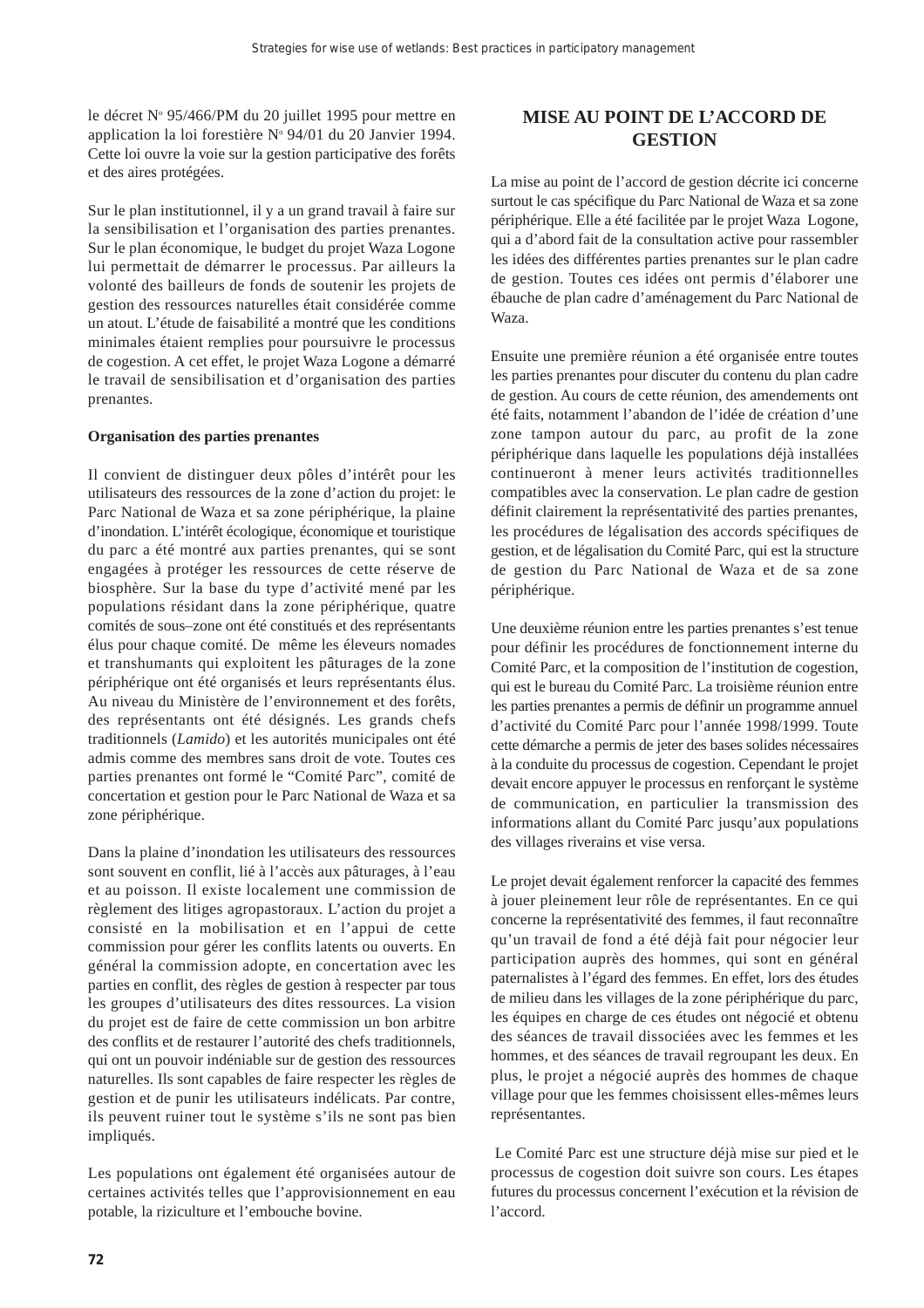le décret N° 95/466/PM du 20 juillet 1995 pour mettre en application la loi forestière N° 94/01 du 20 Janvier 1994. Cette loi ouvre la voie sur la gestion participative des forêts et des aires protégées.

Sur le plan institutionnel, il y a un grand travail à faire sur la sensibilisation et l'organisation des parties prenantes. Sur le plan économique, le budget du projet Waza Logone lui permettait de démarrer le processus. Par ailleurs la volonté des bailleurs de fonds de soutenir les projets de gestion des ressources naturelles était considérée comme un atout. L'étude de faisabilité a montré que les conditions minimales étaient remplies pour poursuivre le processus de cogestion. A cet effet, le projet Waza Logone a démarré le travail de sensibilisation et d'organisation des parties prenantes.

**Organisation des parties prenantes**

Il convient de distinguer deux pôles d'intérêt pour les utilisateurs des ressources de la zone d'action du projet: le Parc National de Waza et sa zone périphérique, la plaine d'inondation. L'intérêt écologique, économique et touristique du parc a été montré aux parties prenantes, qui se sont engagées à protéger les ressources de cette réserve de biosphère. Sur la base du type d'activité mené par les populations résidant dans la zone périphérique, quatre comités de sous–zone ont été constitués et des représentants élus pour chaque comité. De même les éleveurs nomades et transhumants qui exploitent les pâturages de la zone périphérique ont été organisés et leurs représentants élus. Au niveau du Ministère de l'environnement et des forêts, des représentants ont été désignés. Les grands chefs traditionnels (*Lamido*) et les autorités municipales ont été admis comme des membres sans droit de vote. Toutes ces parties prenantes ont formé le "Comité Parc", comité de concertation et gestion pour le Parc National de Waza et sa zone périphérique.

Dans la plaine d'inondation les utilisateurs des ressources sont souvent en conflit, lié à l'accès aux pâturages, à l'eau et au poisson. Il existe localement une commission de règlement des litiges agropastoraux. L'action du projet a consisté en la mobilisation et en l'appui de cette commission pour gérer les conflits latents ou ouverts. En général la commission adopte, en concertation avec les parties en conflit, des règles de gestion à respecter par tous les groupes d'utilisateurs des dites ressources. La vision du projet est de faire de cette commission un bon arbitre des conflits et de restaurer l'autorité des chefs traditionnels, qui ont un pouvoir indéniable sur de gestion des ressources naturelles. Ils sont capables de faire respecter les règles de gestion et de punir les utilisateurs indélicats. Par contre, ils peuvent ruiner tout le système s'ils ne sont pas bien impliqués.

Les populations ont également été organisées autour de certaines activités telles que l'approvisionnement en eau potable, la riziculture et l'embouche bovine.

## MISE AU POINT DE L'ACCORD DE GESTION

La mise au point de l'accord de gestion décrite ici concerne surtout le cas spécifique du Parc National de Waza et sa zone périphérique. Elle a été facilitée par le projet Waza Logone, qui a d'abord fait de la consultation active pour rassembler les idées des différentes parties prenantes sur le plan cadre de gestion. Toutes ces idées ont permis d'élaborer une ébauche de plan cadre d'aménagement du Parc National de Waza.

Ensuite une première réunion a été organisée entre toutes les parties prenantes pour discuter du contenu du plan cadre de gestion. Au cours de cette réunion, des amendements ont été faits, notamment l'abandon de l'idée de création d'une zone tampon autour du parc, au profit de la zone périphérique dans laquelle les populations déjà installées continueront à mener leurs activités traditionnelles compatibles avec la conservation. Le plan cadre de gestion définit clairement la représentativité des parties prenantes, les procédures de légalisation des accords spécifiques de gestion, et de légalisation du Comité Parc, qui est la structure de gestion du Parc National de Waza et de sa zone périphérique.

Une deuxième réunion entre les parties prenantes s'est tenue pour définir les procédures de fonctionnement interne du Comité Parc, et la composition de l'institution de cogestion, qui est le bureau du Comité Parc. La troisième réunion entre les parties prenantes a permis de définir un programme annuel d'activité du Comité Parc pour l'année 1998/1999. Toute cette démarche a permis de jeter des bases solides nécessaires à la conduite du processus de cogestion. Cependant le projet devait encore appuyer le processus en renforçant le système de communication, en particulier la transmission des informations allant du Comité Parc jusqu'aux populations des villages riverains et vise versa.

Le projet devait également renforcer la capacité des femmes à jouer pleinement leur rôle de représentantes. En ce qui concerne la représentativité des femmes, il faut reconnaître qu'un travail de fond a été déjà fait pour négocier leur participation auprès des hommes, qui sont en général paternalistes à l'égard des femmes. En effet, lors des études de milieu dans les villages de la zone périphérique du parc, les équipes en charge de ces études ont négocié et obtenu des séances de travail dissociées avec les femmes et les hommes, et des séances de travail regroupant les deux. En plus, le projet a négocié auprès des hommes de chaque village pour que les femmes choisissent elles-mêmes leurs représentantes.

Le Comité Parc est une structure déjà mise sur pied et le processus de cogestion doit suivre son cours. Les étapes futures du processus concernent l'exécution et la révision de l'accord.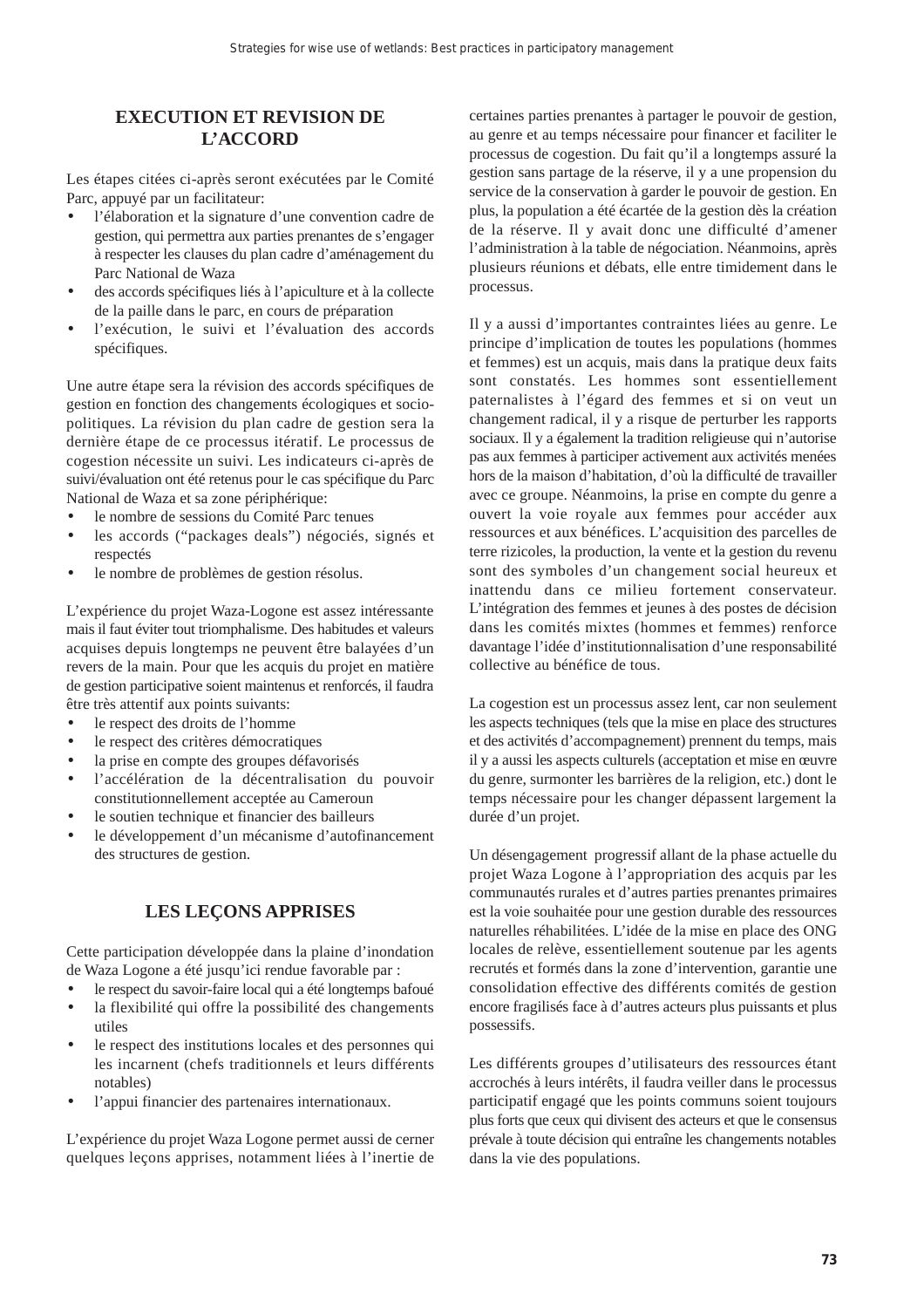## EXECUTION ET REVISION DE L'ACCORD

Les étapes citées ci-après seront exécutées par le Comité Parc, appuyé par un facilitateur:

- l'élaboration et la signature d'une convention cadre de gestion, qui permettra aux parties prenantes de s'engager à respecter les clauses du plan cadre d'aménagement du Parc National de Waza
- des accords spécifiques liés à l'apiculture et à la collecte de la paille dans le parc, en cours de préparation
- l'exécution, le suivi et l'évaluation des accords spécifiques.

Une autre étape sera la révision des accords spécifiques de gestion en fonction des changements écologiques et socio-politiques. La révision du plan cadre de gestion sera la dernière étape de ce processus itératif. Le processus de cogestion nécessite un suivi. Les indicateurs ci-après de suivi/évaluation ont été retenus pour le cas spécifique du Parc National de Waza et sa zone périphérique:

- le nombre de sessions du Comité Parc tenues
- les accords ("packages deals") négociés, signés et respectés
- le nombre de problèmes de gestion résolus.

L'expérience du projet Waza-Logone est assez intéressante mais il faut éviter tout triomphalisme. Des habitudes et valeurs acquises depuis longtemps ne peuvent être balayées d'un revers de la main. Pour que les acquis du projet en matière de gestion participative soient maintenus et renforcés, il faudra être très attentif aux points suivants:

- le respect des droits de l'homme
- le respect des critères démocratiques
- la prise en compte des groupes défavorisés
- l'accélération de la décentralisation du pouvoir constitutionnellement acceptée au Cameroun
- le soutien technique et financier des bailleurs
- le développement d'un mécanisme d'autofinancement des structures de gestion.

## LES LEÇONS APPRISES

Cette participation développée dans la plaine d'inondation de Waza Logone a été jusqu'ici rendue favorable par :

- le respect du savoir-faire local qui a été longtemps bafoué
- la flexibilité qui offre la possibilité des changements utiles
- le respect des institutions locales et des personnes qui les incarnent (chefs traditionnels et leurs différents notables)
- l'appui financier des partenaires internationaux.

L'expérience du projet Waza Logone permet aussi de cerner quelques leçons apprises, notamment liées à l'inertie de certaines parties prenantes à partager le pouvoir de gestion, au genre et au temps nécessaire pour financer et faciliter le processus de cogestion. Du fait qu'il a longtemps assuré la gestion sans partage de la réserve, il y a une propension du service de la conservation à garder le pouvoir de gestion. En plus, la population a été écartée de la gestion dès la création de la réserve. Il y avait donc une difficulté d'amener l'administration à la table de négociation. Néanmoins, après plusieurs réunions et débats, elle entre timidement dans le processus.

Il y a aussi d'importantes contraintes liées au genre. Le principe d'implication de toutes les populations (hommes et femmes) est un acquis, mais dans la pratique deux faits sont constatés. Les hommes sont essentiellement paternalistes à l'égard des femmes et si on veut un changement radical, il y a risque de perturber les rapports sociaux. Il y a également la tradition religieuse qui n'autorise pas aux femmes à participer activement aux activités menées hors de la maison d'habitation, d'où la difficulté de travailler avec ce groupe. Néanmoins, la prise en compte du genre a ouvert la voie royale aux femmes pour accéder aux ressources et aux bénéfices. L'acquisition des parcelles de terre rizicoles, la production, la vente et la gestion du revenu sont des symboles d'un changement social heureux et inattendu dans ce milieu fortement conservateur. L'intégration des femmes et jeunes à des postes de décision dans les comités mixtes (hommes et femmes) renforce davantage l'idée d'institutionnalisation d'une responsabilité collective au bénéfice de tous.

La cogestion est un processus assez lent, car non seulement les aspects techniques (tels que la mise en place des structures et des activités d'accompagnement) prennent du temps, mais il y a aussi les aspects culturels (acceptation et mise en œuvre du genre, surmonter les barrières de la religion, etc.) dont le temps nécessaire pour les changer dépassent largement la durée d'un projet.

Un désengagement progressif allant de la phase actuelle du projet Waza Logone à l'appropriation des acquis par les communautés rurales et d'autres parties prenantes primaires est la voie souhaitée pour une gestion durable des ressources naturelles réhabilitées. L'idée de la mise en place des ONG locales de relève, essentiellement soutenue par les agents recrutés et formés dans la zone d'intervention, garantie une consolidation effective des différents comités de gestion encore fragilisés face à d'autres acteurs plus puissants et plus possessifs.

Les différents groupes d'utilisateurs des ressources étant accrochés à leurs intérêts, il faudra veiller dans le processus participatif engagé que les points communs soient toujours plus forts que ceux qui divisent des acteurs et que le consensus prévale à toute décision qui entraîne les changements notables dans la vie des populations.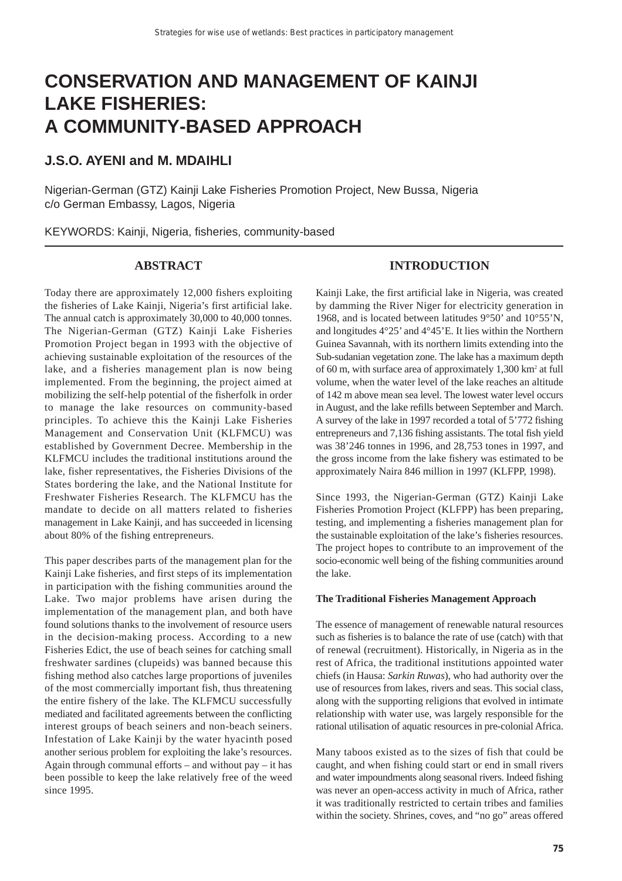# CONSERVATION AND MANAGEMENT OF KAINJI LAKE FISHERIES: A COMMUNITY-BASED APPROACH

## J.S.O. AYENI and M. MDAIHLI

Nigerian-German (GTZ) Kainji Lake Fisheries Promotion Project, New Bussa, Nigeria
c/o German Embassy, Lagos, Nigeria

KEYWORDS: Kainji, Nigeria, fisheries, community-based

## ABSTRACT

Today there are approximately 12,000 fishers exploiting the fisheries of Lake Kainji, Nigeria's first artificial lake. The annual catch is approximately 30,000 to 40,000 tonnes. The Nigerian-German (GTZ) Kainji Lake Fisheries Promotion Project began in 1993 with the objective of achieving sustainable exploitation of the resources of the lake, and a fisheries management plan is now being implemented. From the beginning, the project aimed at mobilizing the self-help potential of the fisherfolk in order to manage the lake resources on community-based principles. To achieve this the Kainji Lake Fisheries Management and Conservation Unit (KLFMCU) was established by Government Decree. Membership in the KLFMCU includes the traditional institutions around the lake, fisher representatives, the Fisheries Divisions of the States bordering the lake, and the National Institute for Freshwater Fisheries Research. The KLFMCU has the mandate to decide on all matters related to fisheries management in Lake Kainji, and has succeeded in licensing about 80% of the fishing entrepreneurs.

This paper describes parts of the management plan for the Kainji Lake fisheries, and first steps of its implementation in participation with the fishing communities around the Lake. Two major problems have arisen during the implementation of the management plan, and both have found solutions thanks to the involvement of resource users in the decision-making process. According to a new Fisheries Edict, the use of beach seines for catching small freshwater sardines (clupeids) was banned because this fishing method also catches large proportions of juveniles of the most commercially important fish, thus threatening the entire fishery of the lake. The KLFMCU successfully mediated and facilitated agreements between the conflicting interest groups of beach seiners and non-beach seiners. Infestation of Lake Kainji by the water hyacinth posed another serious problem for exploiting the lake's resources. Again through communal efforts – and without pay – it has been possible to keep the lake relatively free of the weed since 1995.

## INTRODUCTION

Kainji Lake, the first artificial lake in Nigeria, was created by damming the River Niger for electricity generation in 1968, and is located between latitudes 9°50' and 10°55'N, and longitudes 4°25' and 4°45'E. It lies within the Northern Guinea Savannah, with its northern limits extending into the Sub-sudanian vegetation zone. The lake has a maximum depth of 60 m, with surface area of approximately 1,300 km$^2$ at full volume, when the water level of the lake reaches an altitude of 142 m above mean sea level. The lowest water level occurs in August, and the lake refills between September and March. A survey of the lake in 1997 recorded a total of 5'772 fishing entrepreneurs and 7,136 fishing assistants. The total fish yield was 38'246 tonnes in 1996, and 28,753 tones in 1997, and the gross income from the lake fishery was estimated to be approximately Naira 846 million in 1997 (KLFPP, 1998).

Since 1993, the Nigerian-German (GTZ) Kainji Lake Fisheries Promotion Project (KLFPP) has been preparing, testing, and implementing a fisheries management plan for the sustainable exploitation of the lake's fisheries resources. The project hopes to contribute to an improvement of the socio-economic well being of the fishing communities around the lake.

### The Traditional Fisheries Management Approach

The essence of management of renewable natural resources such as fisheries is to balance the rate of use (catch) with that of renewal (recruitment). Historically, in Nigeria as in the rest of Africa, the traditional institutions appointed water chiefs (in Hausa: *Sarkin Ruwas*), who had authority over the use of resources from lakes, rivers and seas. This social class, along with the supporting religions that evolved in intimate relationship with water use, was largely responsible for the rational utilisation of aquatic resources in pre-colonial Africa.

Many taboos existed as to the sizes of fish that could be caught, and when fishing could start or end in small rivers and water impoundments along seasonal rivers. Indeed fishing was never an open-access activity in much of Africa, rather it was traditionally restricted to certain tribes and families within the society. Shrines, coves, and "no go" areas offered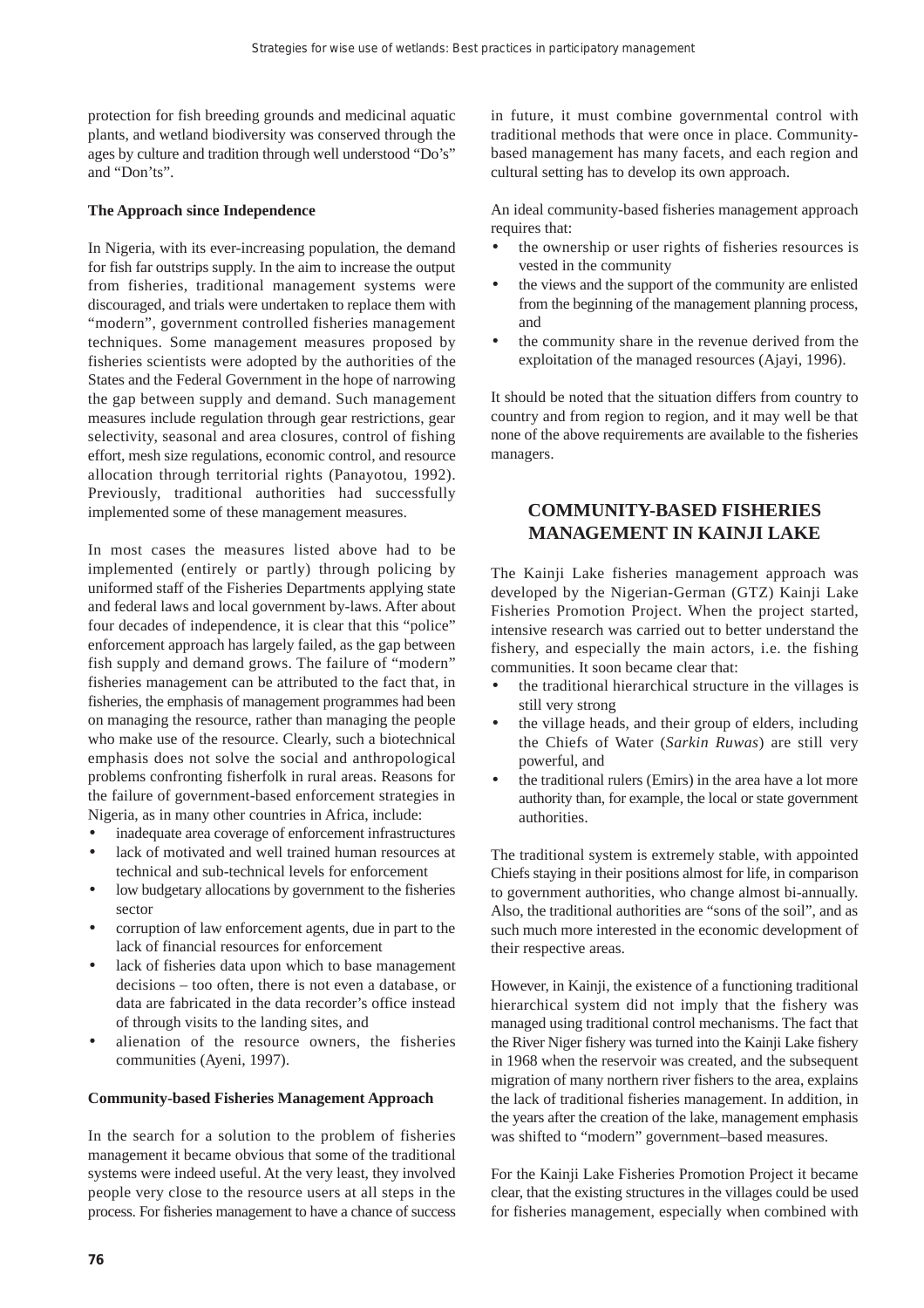protection for fish breeding grounds and medicinal aquatic plants, and wetland biodiversity was conserved through the ages by culture and tradition through well understood "Do's" and "Don'ts".

**The Approach since Independence**

In Nigeria, with its ever-increasing population, the demand for fish far outstrips supply. In the aim to increase the output from fisheries, traditional management systems were discouraged, and trials were undertaken to replace them with "modern", government controlled fisheries management techniques. Some management measures proposed by fisheries scientists were adopted by the authorities of the States and the Federal Government in the hope of narrowing the gap between supply and demand. Such management measures include regulation through gear restrictions, gear selectivity, seasonal and area closures, control of fishing effort, mesh size regulations, economic control, and resource allocation through territorial rights (Panayotou, 1992). Previously, traditional authorities had successfully implemented some of these management measures.

In most cases the measures listed above had to be implemented (entirely or partly) through policing by uniformed staff of the Fisheries Departments applying state and federal laws and local government by-laws. After about four decades of independence, it is clear that this "police" enforcement approach has largely failed, as the gap between fish supply and demand grows. The failure of "modern" fisheries management can be attributed to the fact that, in fisheries, the emphasis of management programmes had been on managing the resource, rather than managing the people who make use of the resource. Clearly, such a biotechnical emphasis does not solve the social and anthropological problems confronting fisherfolk in rural areas. Reasons for the failure of government-based enforcement strategies in Nigeria, as in many other countries in Africa, include:

- inadequate area coverage of enforcement infrastructures
- lack of motivated and well trained human resources at technical and sub-technical levels for enforcement
- low budgetary allocations by government to the fisheries sector
- corruption of law enforcement agents, due in part to the lack of financial resources for enforcement
- lack of fisheries data upon which to base management decisions – too often, there is not even a database, or data are fabricated in the data recorder's office instead of through visits to the landing sites, and
- alienation of the resource owners, the fisheries communities (Ayeni, 1997).

**Community-based Fisheries Management Approach**

In the search for a solution to the problem of fisheries management it became obvious that some of the traditional systems were indeed useful. At the very least, they involved people very close to the resource users at all steps in the process. For fisheries management to have a chance of success in future, it must combine governmental control with traditional methods that were once in place. Community-based management has many facets, and each region and cultural setting has to develop its own approach.

An ideal community-based fisheries management approach requires that:

- the ownership or user rights of fisheries resources is vested in the community
- the views and the support of the community are enlisted from the beginning of the management planning process, and
- the community share in the revenue derived from the exploitation of the managed resources (Ajayi, 1996).

It should be noted that the situation differs from country to country and from region to region, and it may well be that none of the above requirements are available to the fisheries managers.

## COMMUNITY-BASED FISHERIES MANAGEMENT IN KAINJI LAKE

The Kainji Lake fisheries management approach was developed by the Nigerian-German (GTZ) Kainji Lake Fisheries Promotion Project. When the project started, intensive research was carried out to better understand the fishery, and especially the main actors, i.e. the fishing communities. It soon became clear that:

- the traditional hierarchical structure in the villages is still very strong
- the village heads, and their group of elders, including the Chiefs of Water (*Sarkin Ruwas*) are still very powerful, and
- the traditional rulers (Emirs) in the area have a lot more authority than, for example, the local or state government authorities.

The traditional system is extremely stable, with appointed Chiefs staying in their positions almost for life, in comparison to government authorities, who change almost bi-annually. Also, the traditional authorities are "sons of the soil", and as such much more interested in the economic development of their respective areas.

However, in Kainji, the existence of a functioning traditional hierarchical system did not imply that the fishery was managed using traditional control mechanisms. The fact that the River Niger fishery was turned into the Kainji Lake fishery in 1968 when the reservoir was created, and the subsequent migration of many northern river fishers to the area, explains the lack of traditional fisheries management. In addition, in the years after the creation of the lake, management emphasis was shifted to "modern" government–based measures.

For the Kainji Lake Fisheries Promotion Project it became clear, that the existing structures in the villages could be used for fisheries management, especially when combined with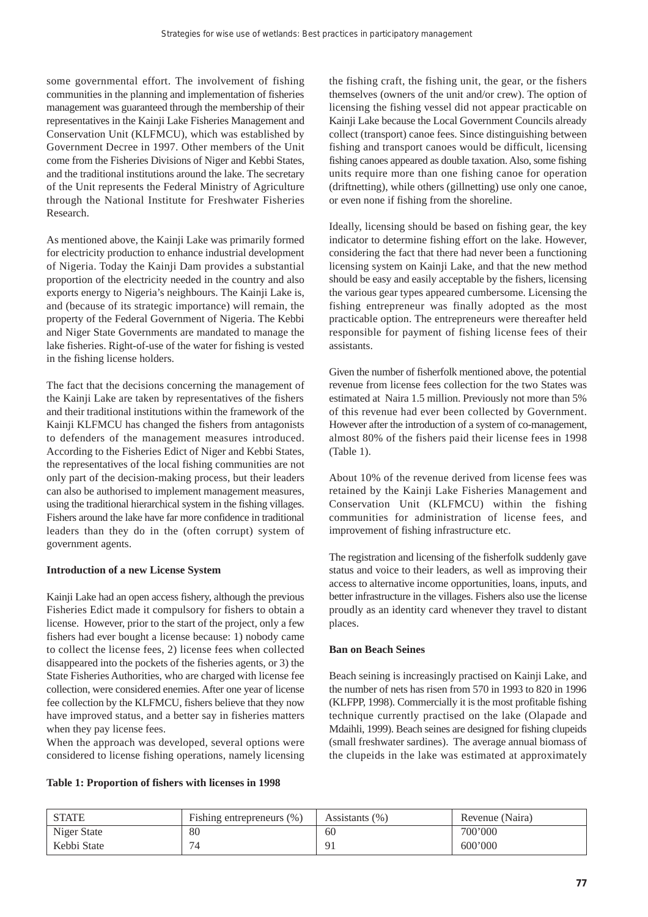some governmental effort. The involvement of fishing communities in the planning and implementation of fisheries management was guaranteed through the membership of their representatives in the Kainji Lake Fisheries Management and Conservation Unit (KLFMCU), which was established by Government Decree in 1997. Other members of the Unit come from the Fisheries Divisions of Niger and Kebbi States, and the traditional institutions around the lake. The secretary of the Unit represents the Federal Ministry of Agriculture through the National Institute for Freshwater Fisheries Research.

As mentioned above, the Kainji Lake was primarily formed for electricity production to enhance industrial development of Nigeria. Today the Kainji Dam provides a substantial proportion of the electricity needed in the country and also exports energy to Nigeria's neighbours. The Kainji Lake is, and (because of its strategic importance) will remain, the property of the Federal Government of Nigeria. The Kebbi and Niger State Governments are mandated to manage the lake fisheries. Right-of-use of the water for fishing is vested in the fishing license holders.

The fact that the decisions concerning the management of the Kainji Lake are taken by representatives of the fishers and their traditional institutions within the framework of the Kainji KLFMCU has changed the fishers from antagonists to defenders of the management measures introduced. According to the Fisheries Edict of Niger and Kebbi States, the representatives of the local fishing communities are not only part of the decision-making process, but their leaders can also be authorised to implement management measures, using the traditional hierarchical system in the fishing villages. Fishers around the lake have far more confidence in traditional leaders than they do in the (often corrupt) system of government agents.

**Introduction of a new License System**

Kainji Lake had an open access fishery, although the previous Fisheries Edict made it compulsory for fishers to obtain a license. However, prior to the start of the project, only a few fishers had ever bought a license because: 1) nobody came to collect the license fees, 2) license fees when collected disappeared into the pockets of the fisheries agents, or 3) the State Fisheries Authorities, who are charged with license fee collection, were considered enemies. After one year of license fee collection by the KLFMCU, fishers believe that they now have improved status, and a better say in fisheries matters when they pay license fees.

When the approach was developed, several options were considered to license fishing operations, namely licensing the fishing craft, the fishing unit, the gear, or the fishers themselves (owners of the unit and/or crew). The option of licensing the fishing vessel did not appear practicable on Kainji Lake because the Local Government Councils already collect (transport) canoe fees. Since distinguishing between fishing and transport canoes would be difficult, licensing fishing canoes appeared as double taxation. Also, some fishing units require more than one fishing canoe for operation (driftnetting), while others (gillnetting) use only one canoe, or even none if fishing from the shoreline.

Ideally, licensing should be based on fishing gear, the key indicator to determine fishing effort on the lake. However, considering the fact that there had never been a functioning licensing system on Kainji Lake, and that the new method should be easy and easily acceptable by the fishers, licensing the various gear types appeared cumbersome. Licensing the fishing entrepreneur was finally adopted as the most practicable option. The entrepreneurs were thereafter held responsible for payment of fishing license fees of their assistants.

Given the number of fisherfolk mentioned above, the potential revenue from license fees collection for the two States was estimated at Naira 1.5 million. Previously not more than 5% of this revenue had ever been collected by Government. However after the introduction of a system of co-management, almost 80% of the fishers paid their license fees in 1998 (Table 1).

About 10% of the revenue derived from license fees was retained by the Kainji Lake Fisheries Management and Conservation Unit (KLFMCU) within the fishing communities for administration of license fees, and improvement of fishing infrastructure etc.

The registration and licensing of the fisherfolk suddenly gave status and voice to their leaders, as well as improving their access to alternative income opportunities, loans, inputs, and better infrastructure in the villages. Fishers also use the license proudly as an identity card whenever they travel to distant places.

**Ban on Beach Seines**

Beach seining is increasingly practised on Kainji Lake, and the number of nets has risen from 570 in 1993 to 820 in 1996 (KLFPP, 1998). Commercially it is the most profitable fishing technique currently practised on the lake (Olapade and Mdaihli, 1999). Beach seines are designed for fishing clupeids (small freshwater sardines). The average annual biomass of the clupeids in the lake was estimated at approximately

**Table 1: Proportion of fishers with licenses in 1998**

| STATE | Fishing entrepreneurs (%) | Assistants (%) | Revenue (Naira) |
|---|---|---|---|
| Niger State | 80 | 60 | 700'000 |
| Kebbi State | 74 | 91 | 600'000 |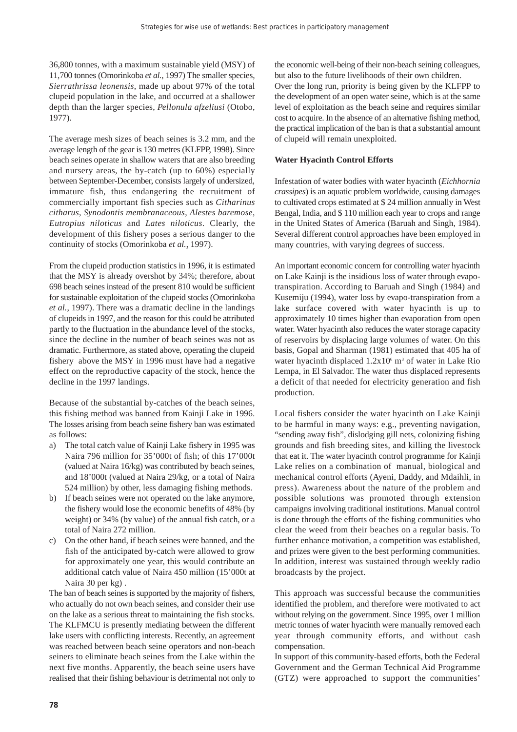36,800 tonnes, with a maximum sustainable yield (MSY) of 11,700 tonnes (Omorinkoba *et al.*, 1997) The smaller species, *Sierrathrissa leonensis*, made up about 97% of the total clupeid population in the lake, and occurred at a shallower depth than the larger species, *Pellonula afzeliusi* (Otobo, 1977).

The average mesh sizes of beach seines is 3.2 mm, and the average length of the gear is 130 metres (KLFPP, 1998). Since beach seines operate in shallow waters that are also breeding and nursery areas, the by-catch (up to 60%) especially between September-December, consists largely of undersized, immature fish, thus endangering the recruitment of commercially important fish species such as *Citharinus citharus*, *Synodontis membranaceous*, *Alestes baremose*, *Eutropius niloticus* and *Lates niloticus*. Clearly, the development of this fishery poses a serious danger to the continuity of stocks (Omorinkoba *et al.*, 1997).

From the clupeid production statistics in 1996, it is estimated that the MSY is already overshot by 34%; therefore, about 698 beach seines instead of the present 810 would be sufficient for sustainable exploitation of the clupeid stocks (Omorinkoba *et al.*, 1997). There was a dramatic decline in the landings of clupeids in 1997, and the reason for this could be attributed partly to the fluctuation in the abundance level of the stocks, since the decline in the number of beach seines was not as dramatic. Furthermore, as stated above, operating the clupeid fishery above the MSY in 1996 must have had a negative effect on the reproductive capacity of the stock, hence the decline in the 1997 landings.

Because of the substantial by-catches of the beach seines, this fishing method was banned from Kainji Lake in 1996. The losses arising from beach seine fishery ban was estimated as follows:

a) The total catch value of Kainji Lake fishery in 1995 was Naira 796 million for 35'000t of fish; of this 17'000t (valued at Naira 16/kg) was contributed by beach seines, and 18'000t (valued at Naira 29/kg, or a total of Naira 524 million) by other, less damaging fishing methods.
b) If beach seines were not operated on the lake anymore, the fishery would lose the economic benefits of 48% (by weight) or 34% (by value) of the annual fish catch, or a total of Naira 272 million.
c) On the other hand, if beach seines were banned, and the fish of the anticipated by-catch were allowed to grow for approximately one year, this would contribute an additional catch value of Naira 450 million (15'000t at Naira 30 per kg) .

The ban of beach seines is supported by the majority of fishers, who actually do not own beach seines, and consider their use on the lake as a serious threat to maintaining the fish stocks. The KLFMCU is presently mediating between the different lake users with conflicting interests. Recently, an agreement was reached between beach seine operators and non-beach seiners to eliminate beach seines from the Lake within the next five months. Apparently, the beach seine users have realised that their fishing behaviour is detrimental not only to the economic well-being of their non-beach seining colleagues, but also to the future livelihoods of their own children.

Over the long run, priority is being given by the KLFPP to the development of an open water seine, which is at the same level of exploitation as the beach seine and requires similar cost to acquire. In the absence of an alternative fishing method, the practical implication of the ban is that a substantial amount of clupeid will remain unexploited.

**Water Hyacinth Control Efforts**

Infestation of water bodies with water hyacinth (*Eichhornia crassipes*) is an aquatic problem worldwide, causing damages to cultivated crops estimated at $ 24 million annually in West Bengal, India, and $ 110 million each year to crops and range in the United States of America (Baruah and Singh, 1984). Several different control approaches have been employed in many countries, with varying degrees of success.

An important economic concern for controlling water hyacinth on Lake Kainji is the insidious loss of water through evapo-transpiration. According to Baruah and Singh (1984) and Kusemiju (1994), water loss by evapo-transpiration from a lake surface covered with water hyacinth is up to approximately 10 times higher than evaporation from open water. Water hyacinth also reduces the water storage capacity of reservoirs by displacing large volumes of water. On this basis, Gopal and Sharman (1981) estimated that 405 ha of water hyacinth displaced $1.2x10^6$ $m^3$ of water in Lake Rio Lempa, in El Salvador. The water thus displaced represents a deficit of that needed for electricity generation and fish production.

Local fishers consider the water hyacinth on Lake Kainji to be harmful in many ways: e.g., preventing navigation, "sending away fish", dislodging gill nets, colonizing fishing grounds and fish breeding sites, and killing the livestock that eat it. The water hyacinth control programme for Kainji Lake relies on a combination of manual, biological and mechanical control efforts (Ayeni, Daddy, and Mdaihli, in press). Awareness about the nature of the problem and possible solutions was promoted through extension campaigns involving traditional institutions. Manual control is done through the efforts of the fishing communities who clear the weed from their beaches on a regular basis. To further enhance motivation, a competition was established, and prizes were given to the best performing communities. In addition, interest was sustained through weekly radio broadcasts by the project.

This approach was successful because the communities identified the problem, and therefore were motivated to act without relying on the government. Since 1995, over 1 million metric tonnes of water hyacinth were manually removed each year through community efforts, and without cash compensation.

In support of this community-based efforts, both the Federal Government and the German Technical Aid Programme (GTZ) were approached to support the communities'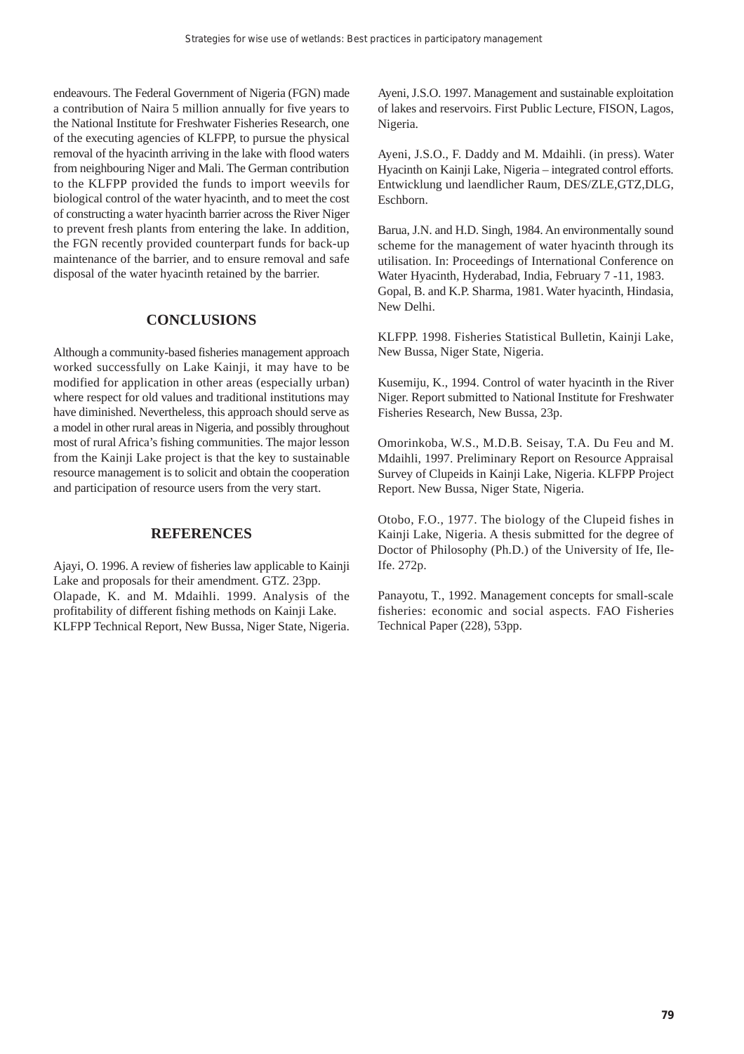endeavours. The Federal Government of Nigeria (FGN) made a contribution of Naira 5 million annually for five years to the National Institute for Freshwater Fisheries Research, one of the executing agencies of KLFPP, to pursue the physical removal of the hyacinth arriving in the lake with flood waters from neighbouring Niger and Mali. The German contribution to the KLFPP provided the funds to import weevils for biological control of the water hyacinth, and to meet the cost of constructing a water hyacinth barrier across the River Niger to prevent fresh plants from entering the lake. In addition, the FGN recently provided counterpart funds for back-up maintenance of the barrier, and to ensure removal and safe disposal of the water hyacinth retained by the barrier.

## CONCLUSIONS

Although a community-based fisheries management approach worked successfully on Lake Kainji, it may have to be modified for application in other areas (especially urban) where respect for old values and traditional institutions may have diminished. Nevertheless, this approach should serve as a model in other rural areas in Nigeria, and possibly throughout most of rural Africa's fishing communities. The major lesson from the Kainji Lake project is that the key to sustainable resource management is to solicit and obtain the cooperation and participation of resource users from the very start.

## REFERENCES

Ajayi, O. 1996. A review of fisheries law applicable to Kainji Lake and proposals for their amendment. GTZ. 23pp.

Olapade, K. and M. Mdaihli. 1999. Analysis of the profitability of different fishing methods on Kainji Lake. KLFPP Technical Report, New Bussa, Niger State, Nigeria.

Ayeni, J.S.O. 1997. Management and sustainable exploitation of lakes and reservoirs. First Public Lecture, FISON, Lagos, Nigeria.

Ayeni, J.S.O., F. Daddy and M. Mdaihli. (in press). Water Hyacinth on Kainji Lake, Nigeria – integrated control efforts. Entwicklung und laendlicher Raum, DES/ZLE,GTZ,DLG, Eschborn.

Barua, J.N. and H.D. Singh, 1984. An environmentally sound scheme for the management of water hyacinth through its utilisation. In: Proceedings of International Conference on Water Hyacinth, Hyderabad, India, February 7 -11, 1983.

Gopal, B. and K.P. Sharma, 1981. Water hyacinth, Hindasia, New Delhi.

KLFPP. 1998. Fisheries Statistical Bulletin, Kainji Lake, New Bussa, Niger State, Nigeria.

Kusemiju, K., 1994. Control of water hyacinth in the River Niger. Report submitted to National Institute for Freshwater Fisheries Research, New Bussa, 23p.

Omorinkoba, W.S., M.D.B. Seisay, T.A. Du Feu and M. Mdaihli, 1997. Preliminary Report on Resource Appraisal Survey of Clupeids in Kainji Lake, Nigeria. KLFPP Project Report. New Bussa, Niger State, Nigeria.

Otobo, F.O., 1977. The biology of the Clupeid fishes in Kainji Lake, Nigeria. A thesis submitted for the degree of Doctor of Philosophy (Ph.D.) of the University of Ife, Ile-Ife. 272p.

Panayotu, T., 1992. Management concepts for small-scale fisheries: economic and social aspects. FAO Fisheries Technical Paper (228), 53pp.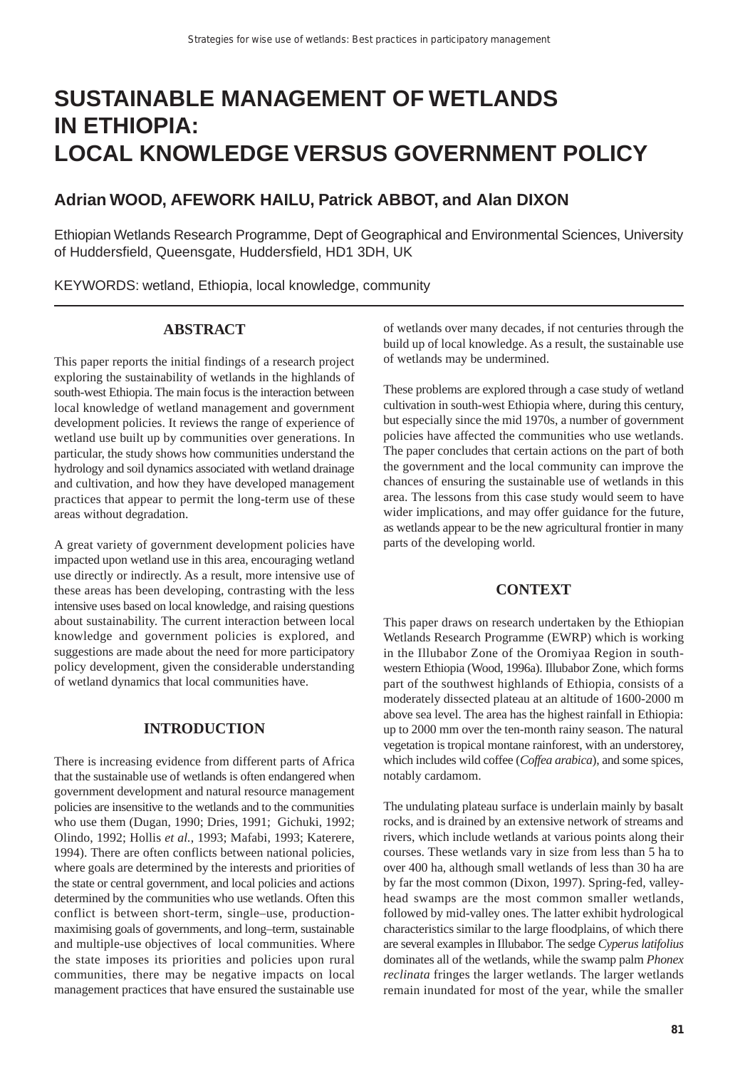// This is a comment in the markdown? No.

# SUSTAINABLE MANAGEMENT OF WETLANDS IN ETHIOPIA: LOCAL KNOWLEDGE VERSUS GOVERNMENT POLICY

## Adrian WOOD, AFEWORK HAILU, Patrick ABBOT, and Alan DIXON

Ethiopian Wetlands Research Programme, Dept of Geographical and Environmental Sciences, University of Huddersfield, Queensgate, Huddersfield, HD1 3DH, UK

KEYWORDS: wetland, Ethiopia, local knowledge, community

### ABSTRACT

This paper reports the initial findings of a research project exploring the sustainability of wetlands in the highlands of south-west Ethiopia. The main focus is the interaction between local knowledge of wetland management and government development policies. It reviews the range of experience of wetland use built up by communities over generations. In particular, the study shows how communities understand the hydrology and soil dynamics associated with wetland drainage and cultivation, and how they have developed management practices that appear to permit the long-term use of these areas without degradation.

A great variety of government development policies have impacted upon wetland use in this area, encouraging wetland use directly or indirectly. As a result, more intensive use of these areas has been developing, contrasting with the less intensive uses based on local knowledge, and raising questions about sustainability. The current interaction between local knowledge and government policies is explored, and suggestions are made about the need for more participatory policy development, given the considerable understanding of wetland dynamics that local communities have.

### INTRODUCTION

There is increasing evidence from different parts of Africa that the sustainable use of wetlands is often endangered when government development and natural resource management policies are insensitive to the wetlands and to the communities who use them (Dugan, 1990; Dries, 1991; Gichuki, 1992; Olindo, 1992; Hollis *et al.*, 1993; Mafabi, 1993; Katerere, 1994). There are often conflicts between national policies, where goals are determined by the interests and priorities of the state or central government, and local policies and actions determined by the communities who use wetlands. Often this conflict is between short-term, single–use, production-maximising goals of governments, and long–term, sustainable and multiple-use objectives of local communities. Where the state imposes its priorities and policies upon rural communities, there may be negative impacts on local management practices that have ensured the sustainable use of wetlands over many decades, if not centuries through the build up of local knowledge. As a result, the sustainable use of wetlands may be undermined.

These problems are explored through a case study of wetland cultivation in south-west Ethiopia where, during this century, but especially since the mid 1970s, a number of government policies have affected the communities who use wetlands. The paper concludes that certain actions on the part of both the government and the local community can improve the chances of ensuring the sustainable use of wetlands in this area. The lessons from this case study would seem to have wider implications, and may offer guidance for the future, as wetlands appear to be the new agricultural frontier in many parts of the developing world.

### CONTEXT

This paper draws on research undertaken by the Ethiopian Wetlands Research Programme (EWRP) which is working in the Illubabor Zone of the Oromiyaa Region in south-western Ethiopia (Wood, 1996a). Illubabor Zone, which forms part of the southwest highlands of Ethiopia, consists of a moderately dissected plateau at an altitude of 1600-2000 m above sea level. The area has the highest rainfall in Ethiopia: up to 2000 mm over the ten-month rainy season. The natural vegetation is tropical montane rainforest, with an understorey, which includes wild coffee (*Coffea arabica*), and some spices, notably cardamom.

The undulating plateau surface is underlain mainly by basalt rocks, and is drained by an extensive network of streams and rivers, which include wetlands at various points along their courses. These wetlands vary in size from less than 5 ha to over 400 ha, although small wetlands of less than 30 ha are by far the most common (Dixon, 1997). Spring-fed, valley-head swamps are the most common smaller wetlands, followed by mid-valley ones. The latter exhibit hydrological characteristics similar to the large floodplains, of which there are several examples in Illubabor. The sedge *Cyperus latifolius* dominates all of the wetlands, while the swamp palm *Phonex reclinata* fringes the larger wetlands. The larger wetlands remain inundated for most of the year, while the smaller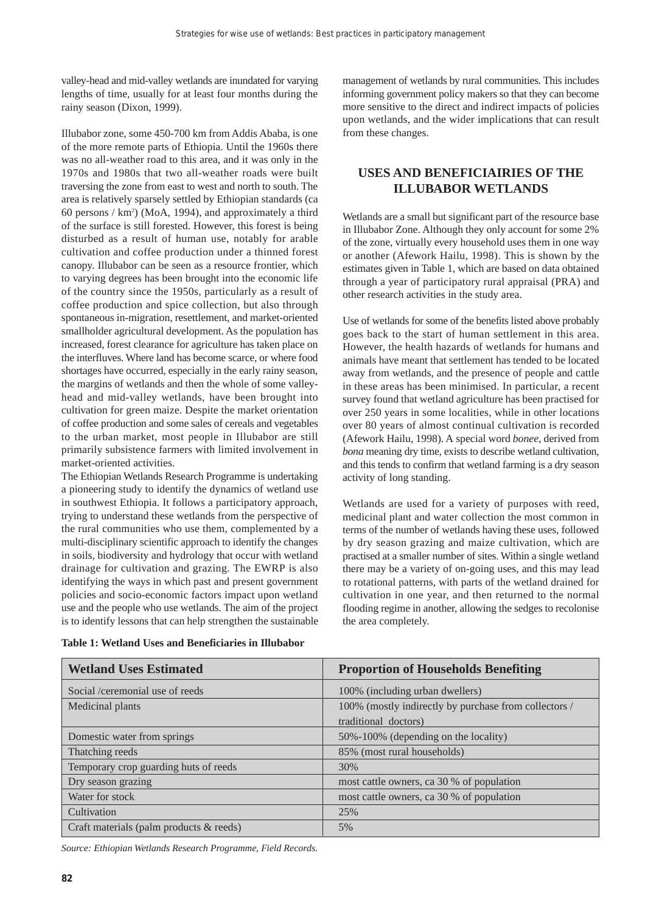valley-head and mid-valley wetlands are inundated for varying lengths of time, usually for at least four months during the rainy season (Dixon, 1999).

Illubabor zone, some 450-700 km from Addis Ababa, is one of the more remote parts of Ethiopia. Until the 1960s there was no all-weather road to this area, and it was only in the 1970s and 1980s that two all-weather roads were built traversing the zone from east to west and north to south. The area is relatively sparsely settled by Ethiopian standards (ca 60 persons / $km^2$) (MoA, 1994), and approximately a third of the surface is still forested. However, this forest is being disturbed as a result of human use, notably for arable cultivation and coffee production under a thinned forest canopy. Illubabor can be seen as a resource frontier, which to varying degrees has been brought into the economic life of the country since the 1950s, particularly as a result of coffee production and spice collection, but also through spontaneous in-migration, resettlement, and market-oriented smallholder agricultural development. As the population has increased, forest clearance for agriculture has taken place on the interfluves. Where land has become scarce, or where food shortages have occurred, especially in the early rainy season, the margins of wetlands and then the whole of some valley-head and mid-valley wetlands, have been brought into cultivation for green maize. Despite the market orientation of coffee production and some sales of cereals and vegetables to the urban market, most people in Illubabor are still primarily subsistence farmers with limited involvement in market-oriented activities.

The Ethiopian Wetlands Research Programme is undertaking a pioneering study to identify the dynamics of wetland use in southwest Ethiopia. It follows a participatory approach, trying to understand these wetlands from the perspective of the rural communities who use them, complemented by a multi-disciplinary scientific approach to identify the changes in soils, biodiversity and hydrology that occur with wetland drainage for cultivation and grazing. The EWRP is also identifying the ways in which past and present government policies and socio-economic factors impact upon wetland use and the people who use wetlands. The aim of the project is to identify lessons that can help strengthen the sustainable management of wetlands by rural communities. This includes informing government policy makers so that they can become more sensitive to the direct and indirect impacts of policies upon wetlands, and the wider implications that can result from these changes.

## USES AND BENEFICIAIRIES OF THE ILLUBABOR WETLANDS

Wetlands are a small but significant part of the resource base in Illubabor Zone. Although they only account for some 2% of the zone, virtually every household uses them in one way or another (Afework Hailu, 1998). This is shown by the estimates given in Table 1, which are based on data obtained through a year of participatory rural appraisal (PRA) and other research activities in the study area.

Use of wetlands for some of the benefits listed above probably goes back to the start of human settlement in this area. However, the health hazards of wetlands for humans and animals have meant that settlement has tended to be located away from wetlands, and the presence of people and cattle in these areas has been minimised. In particular, a recent survey found that wetland agriculture has been practised for over 250 years in some localities, while in other locations over 80 years of almost continual cultivation is recorded (Afework Hailu, 1998). A special word *bonee*, derived from *bona* meaning dry time, exists to describe wetland cultivation, and this tends to confirm that wetland farming is a dry season activity of long standing.

Wetlands are used for a variety of purposes with reed, medicinal plant and water collection the most common in terms of the number of wetlands having these uses, followed by dry season grazing and maize cultivation, which are practised at a smaller number of sites. Within a single wetland there may be a variety of on-going uses, and this may lead to rotational patterns, with parts of the wetland drained for cultivation in one year, and then returned to the normal flooding regime in another, allowing the sedges to recolonise the area completely.

**Table 1: Wetland Uses and Beneficiaries in Illubabor**

| Wetland Uses Estimated | Proportion of Households Benefiting |
|---|---|
| Social /ceremonial use of reeds | 100% (including urban dwellers) |
| Medicinal plants | 100% (mostly indirectly by purchase from collectors / traditional doctors) |
| Domestic water from springs | 50%-100% (depending on the locality) |
| Thatching reeds | 85% (most rural households) |
| Temporary crop guarding huts of reeds | 30% |
| Dry season grazing | most cattle owners, ca 30 % of population |
| Water for stock | most cattle owners, ca 30 % of population |
| Cultivation | 25% |
| Craft materials (palm products & reeds) | 5% |

*Source: Ethiopian Wetlands Research Programme, Field Records.*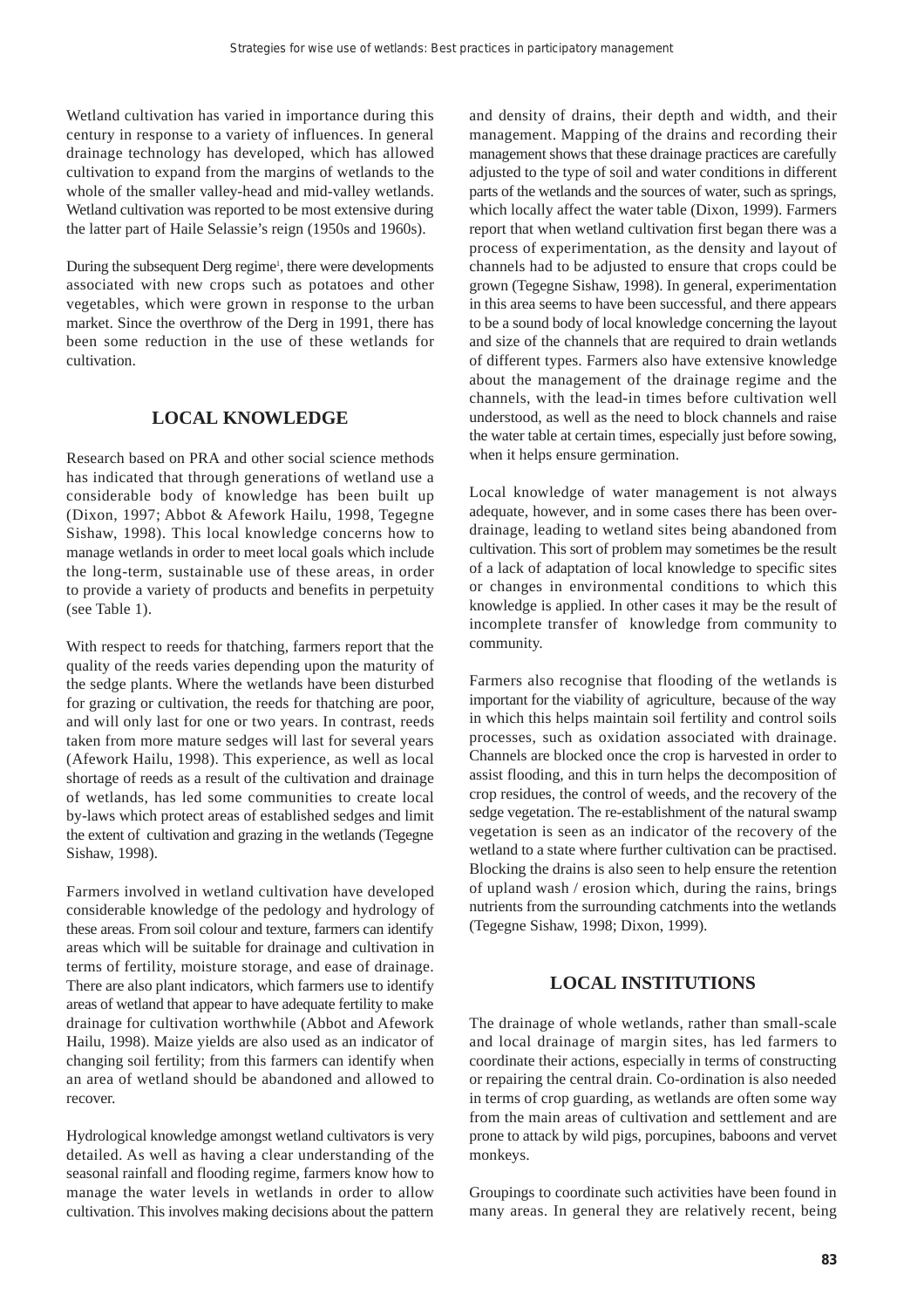Wetland cultivation has varied in importance during this century in response to a variety of influences. In general drainage technology has developed, which has allowed cultivation to expand from the margins of wetlands to the whole of the smaller valley-head and mid-valley wetlands. Wetland cultivation was reported to be most extensive during the latter part of Haile Selassie's reign (1950s and 1960s).

During the subsequent Derg regime[1], there were developments associated with new crops such as potatoes and other vegetables, which were grown in response to the urban market. Since the overthrow of the Derg in 1991, there has been some reduction in the use of these wetlands for cultivation.

## LOCAL KNOWLEDGE

Research based on PRA and other social science methods has indicated that through generations of wetland use a considerable body of knowledge has been built up (Dixon, 1997; Abbot & Afework Hailu, 1998, Tegegne Sishaw, 1998). This local knowledge concerns how to manage wetlands in order to meet local goals which include the long-term, sustainable use of these areas, in order to provide a variety of products and benefits in perpetuity (see Table 1).

With respect to reeds for thatching, farmers report that the quality of the reeds varies depending upon the maturity of the sedge plants. Where the wetlands have been disturbed for grazing or cultivation, the reeds for thatching are poor, and will only last for one or two years. In contrast, reeds taken from more mature sedges will last for several years (Afework Hailu, 1998). This experience, as well as local shortage of reeds as a result of the cultivation and drainage of wetlands, has led some communities to create local by-laws which protect areas of established sedges and limit the extent of cultivation and grazing in the wetlands (Tegegne Sishaw, 1998).

Farmers involved in wetland cultivation have developed considerable knowledge of the pedology and hydrology of these areas. From soil colour and texture, farmers can identify areas which will be suitable for drainage and cultivation in terms of fertility, moisture storage, and ease of drainage. There are also plant indicators, which farmers use to identify areas of wetland that appear to have adequate fertility to make drainage for cultivation worthwhile (Abbot and Afework Hailu, 1998). Maize yields are also used as an indicator of changing soil fertility; from this farmers can identify when an area of wetland should be abandoned and allowed to recover.

Hydrological knowledge amongst wetland cultivators is very detailed. As well as having a clear understanding of the seasonal rainfall and flooding regime, farmers know how to manage the water levels in wetlands in order to allow cultivation. This involves making decisions about the pattern and density of drains, their depth and width, and their management. Mapping of the drains and recording their management shows that these drainage practices are carefully adjusted to the type of soil and water conditions in different parts of the wetlands and the sources of water, such as springs, which locally affect the water table (Dixon, 1999). Farmers report that when wetland cultivation first began there was a process of experimentation, as the density and layout of channels had to be adjusted to ensure that crops could be grown (Tegegne Sishaw, 1998). In general, experimentation in this area seems to have been successful, and there appears to be a sound body of local knowledge concerning the layout and size of the channels that are required to drain wetlands of different types. Farmers also have extensive knowledge about the management of the drainage regime and the channels, with the lead-in times before cultivation well understood, as well as the need to block channels and raise the water table at certain times, especially just before sowing, when it helps ensure germination.

Local knowledge of water management is not always adequate, however, and in some cases there has been over-drainage, leading to wetland sites being abandoned from cultivation. This sort of problem may sometimes be the result of a lack of adaptation of local knowledge to specific sites or changes in environmental conditions to which this knowledge is applied. In other cases it may be the result of incomplete transfer of knowledge from community to community.

Farmers also recognise that flooding of the wetlands is important for the viability of agriculture, because of the way in which this helps maintain soil fertility and control soils processes, such as oxidation associated with drainage. Channels are blocked once the crop is harvested in order to assist flooding, and this in turn helps the decomposition of crop residues, the control of weeds, and the recovery of the sedge vegetation. The re-establishment of the natural swamp vegetation is seen as an indicator of the recovery of the wetland to a state where further cultivation can be practised. Blocking the drains is also seen to help ensure the retention of upland wash / erosion which, during the rains, brings nutrients from the surrounding catchments into the wetlands (Tegegne Sishaw, 1998; Dixon, 1999).

## LOCAL INSTITUTIONS

The drainage of whole wetlands, rather than small-scale and local drainage of margin sites, has led farmers to coordinate their actions, especially in terms of constructing or repairing the central drain. Co-ordination is also needed in terms of crop guarding, as wetlands are often some way from the main areas of cultivation and settlement and are prone to attack by wild pigs, porcupines, baboons and vervet monkeys.

Groupings to coordinate such activities have been found in many areas. In general they are relatively recent, being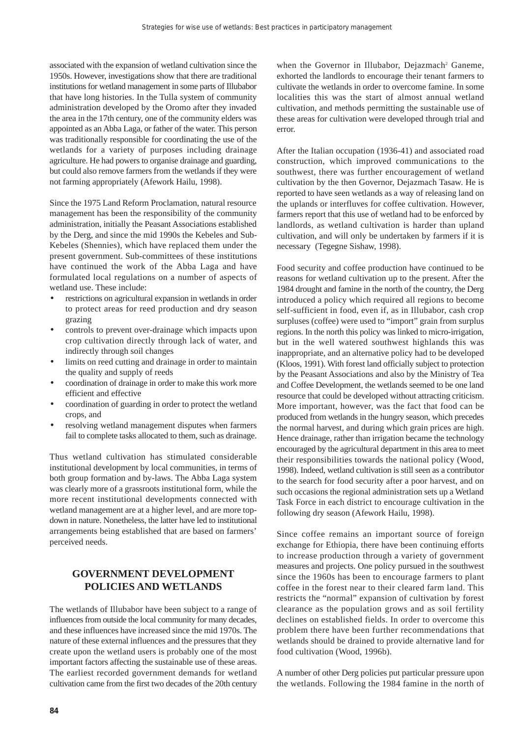associated with the expansion of wetland cultivation since the 1950s. However, investigations show that there are traditional institutions for wetland management in some parts of Illubabor that have long histories. In the Tulla system of community administration developed by the Oromo after they invaded the area in the 17th century, one of the community elders was appointed as an Abba Laga, or father of the water. This person was traditionally responsible for coordinating the use of the wetlands for a variety of purposes including drainage agriculture. He had powers to organise drainage and guarding, but could also remove farmers from the wetlands if they were not farming appropriately (Afework Hailu, 1998).

Since the 1975 Land Reform Proclamation, natural resource management has been the responsibility of the community administration, initially the Peasant Associations established by the Derg, and since the mid 1990s the Kebeles and Sub-Kebeles (Shennies), which have replaced them under the present government. Sub-committees of these institutions have continued the work of the Abba Laga and have formulated local regulations on a number of aspects of wetland use. These include:

- restrictions on agricultural expansion in wetlands in order to protect areas for reed production and dry season grazing
- controls to prevent over-drainage which impacts upon crop cultivation directly through lack of water, and indirectly through soil changes
- limits on reed cutting and drainage in order to maintain the quality and supply of reeds
- coordination of drainage in order to make this work more efficient and effective
- coordination of guarding in order to protect the wetland crops, and
- resolving wetland management disputes when farmers fail to complete tasks allocated to them, such as drainage.

Thus wetland cultivation has stimulated considerable institutional development by local communities, in terms of both group formation and by-laws. The Abba Laga system was clearly more of a grassroots institutional form, while the more recent institutional developments connected with wetland management are at a higher level, and are more top-down in nature. Nonetheless, the latter have led to institutional arrangements being established that are based on farmers' perceived needs.

## GOVERNMENT DEVELOPMENT POLICIES AND WETLANDS

The wetlands of Illubabor have been subject to a range of influences from outside the local community for many decades, and these influences have increased since the mid 1970s. The nature of these external influences and the pressures that they create upon the wetland users is probably one of the most important factors affecting the sustainable use of these areas. The earliest recorded government demands for wetland cultivation came from the first two decades of the 20th century when the Governor in Illubabor, Dejazmach[2] Ganeme, exhorted the landlords to encourage their tenant farmers to cultivate the wetlands in order to overcome famine. In some localities this was the start of almost annual wetland cultivation, and methods permitting the sustainable use of these areas for cultivation were developed through trial and error.

After the Italian occupation (1936-41) and associated road construction, which improved communications to the southwest, there was further encouragement of wetland cultivation by the then Governor, Dejazmach Tasaw. He is reported to have seen wetlands as a way of releasing land on the uplands or interfluves for coffee cultivation. However, farmers report that this use of wetland had to be enforced by landlords, as wetland cultivation is harder than upland cultivation, and will only be undertaken by farmers if it is necessary (Tegegne Sishaw, 1998).

Food security and coffee production have continued to be reasons for wetland cultivation up to the present. After the 1984 drought and famine in the north of the country, the Derg introduced a policy which required all regions to become self-sufficient in food, even if, as in Illubabor, cash crop surpluses (coffee) were used to "import" grain from surplus regions. In the north this policy was linked to micro-irrigation, but in the well watered southwest highlands this was inappropriate, and an alternative policy had to be developed (Kloos, 1991). With forest land officially subject to protection by the Peasant Associations and also by the Ministry of Tea and Coffee Development, the wetlands seemed to be one land resource that could be developed without attracting criticism. More important, however, was the fact that food can be produced from wetlands in the hungry season, which precedes the normal harvest, and during which grain prices are high. Hence drainage, rather than irrigation became the technology encouraged by the agricultural department in this area to meet their responsibilities towards the national policy (Wood, 1998). Indeed, wetland cultivation is still seen as a contributor to the search for food security after a poor harvest, and on such occasions the regional administration sets up a Wetland Task Force in each district to encourage cultivation in the following dry season (Afework Hailu, 1998).

Since coffee remains an important source of foreign exchange for Ethiopia, there have been continuing efforts to increase production through a variety of government measures and projects. One policy pursued in the southwest since the 1960s has been to encourage farmers to plant coffee in the forest near to their cleared farm land. This restricts the "normal" expansion of cultivation by forest clearance as the population grows and as soil fertility declines on established fields. In order to overcome this problem there have been further recommendations that wetlands should be drained to provide alternative land for food cultivation (Wood, 1996b).

A number of other Derg policies put particular pressure upon the wetlands. Following the 1984 famine in the north of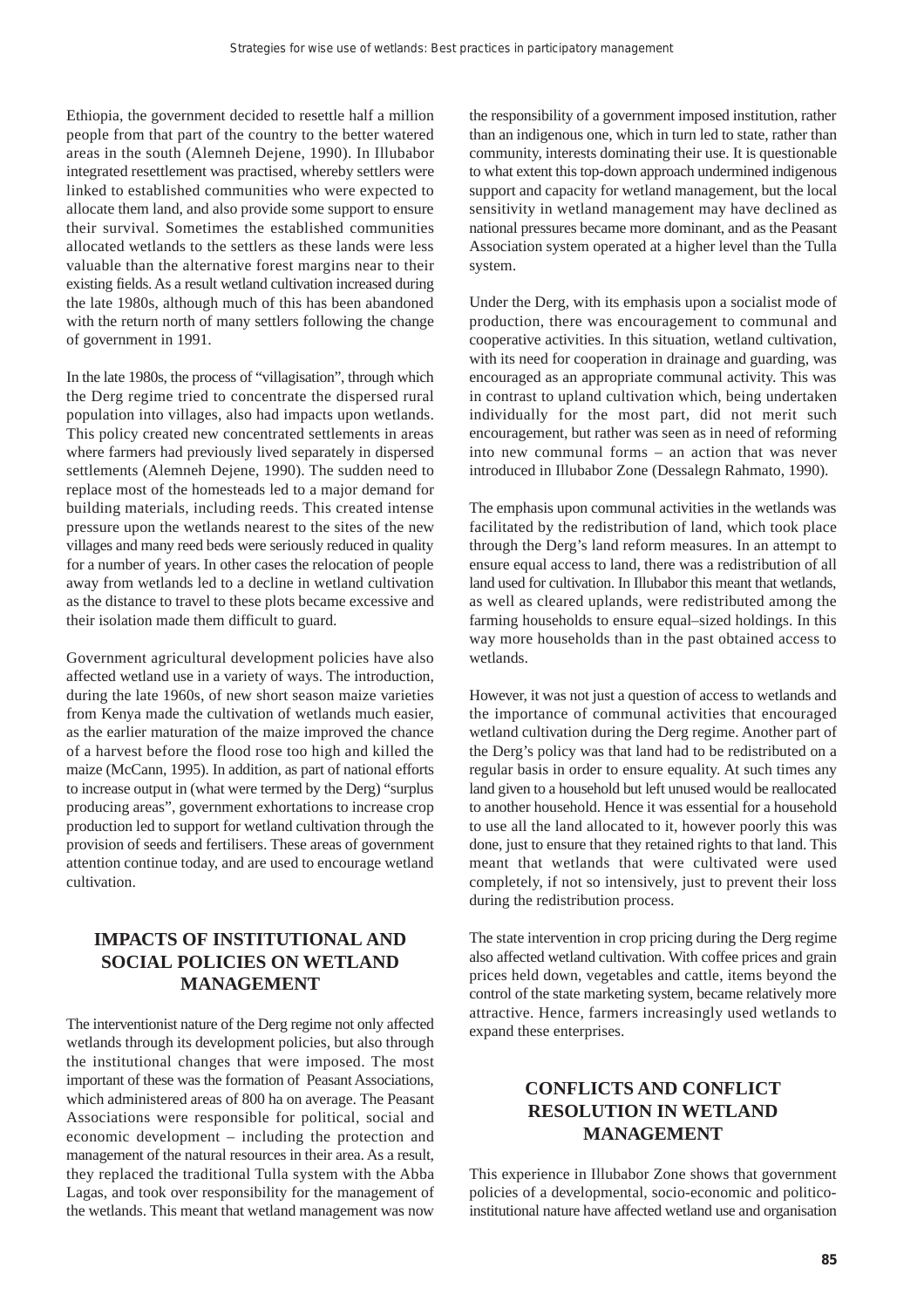Ethiopia, the government decided to resettle half a million people from that part of the country to the better watered areas in the south (Alemneh Dejene, 1990). In Illubabor integrated resettlement was practised, whereby settlers were linked to established communities who were expected to allocate them land, and also provide some support to ensure their survival. Sometimes the established communities allocated wetlands to the settlers as these lands were less valuable than the alternative forest margins near to their existing fields. As a result wetland cultivation increased during the late 1980s, although much of this has been abandoned with the return north of many settlers following the change of government in 1991.

In the late 1980s, the process of "villagisation", through which the Derg regime tried to concentrate the dispersed rural population into villages, also had impacts upon wetlands. This policy created new concentrated settlements in areas where farmers had previously lived separately in dispersed settlements (Alemneh Dejene, 1990). The sudden need to replace most of the homesteads led to a major demand for building materials, including reeds. This created intense pressure upon the wetlands nearest to the sites of the new villages and many reed beds were seriously reduced in quality for a number of years. In other cases the relocation of people away from wetlands led to a decline in wetland cultivation as the distance to travel to these plots became excessive and their isolation made them difficult to guard.

Government agricultural development policies have also affected wetland use in a variety of ways. The introduction, during the late 1960s, of new short season maize varieties from Kenya made the cultivation of wetlands much easier, as the earlier maturation of the maize improved the chance of a harvest before the flood rose too high and killed the maize (McCann, 1995). In addition, as part of national efforts to increase output in (what were termed by the Derg) "surplus producing areas", government exhortations to increase crop production led to support for wetland cultivation through the provision of seeds and fertilisers. These areas of government attention continue today, and are used to encourage wetland cultivation.

## IMPACTS OF INSTITUTIONAL AND SOCIAL POLICIES ON WETLAND MANAGEMENT

The interventionist nature of the Derg regime not only affected wetlands through its development policies, but also through the institutional changes that were imposed. The most important of these was the formation of Peasant Associations, which administered areas of 800 ha on average. The Peasant Associations were responsible for political, social and economic development – including the protection and management of the natural resources in their area. As a result, they replaced the traditional Tulla system with the Abba Lagas, and took over responsibility for the management of the wetlands. This meant that wetland management was now the responsibility of a government imposed institution, rather than an indigenous one, which in turn led to state, rather than community, interests dominating their use. It is questionable to what extent this top-down approach undermined indigenous support and capacity for wetland management, but the local sensitivity in wetland management may have declined as national pressures became more dominant, and as the Peasant Association system operated at a higher level than the Tulla system.

Under the Derg, with its emphasis upon a socialist mode of production, there was encouragement to communal and cooperative activities. In this situation, wetland cultivation, with its need for cooperation in drainage and guarding, was encouraged as an appropriate communal activity. This was in contrast to upland cultivation which, being undertaken individually for the most part, did not merit such encouragement, but rather was seen as in need of reforming into new communal forms – an action that was never introduced in Illubabor Zone (Dessalegn Rahmato, 1990).

The emphasis upon communal activities in the wetlands was facilitated by the redistribution of land, which took place through the Derg's land reform measures. In an attempt to ensure equal access to land, there was a redistribution of all land used for cultivation. In Illubabor this meant that wetlands, as well as cleared uplands, were redistributed among the farming households to ensure equal–sized holdings. In this way more households than in the past obtained access to wetlands.

However, it was not just a question of access to wetlands and the importance of communal activities that encouraged wetland cultivation during the Derg regime. Another part of the Derg's policy was that land had to be redistributed on a regular basis in order to ensure equality. At such times any land given to a household but left unused would be reallocated to another household. Hence it was essential for a household to use all the land allocated to it, however poorly this was done, just to ensure that they retained rights to that land. This meant that wetlands that were cultivated were used completely, if not so intensively, just to prevent their loss during the redistribution process.

The state intervention in crop pricing during the Derg regime also affected wetland cultivation. With coffee prices and grain prices held down, vegetables and cattle, items beyond the control of the state marketing system, became relatively more attractive. Hence, farmers increasingly used wetlands to expand these enterprises.

## CONFLICTS AND CONFLICT RESOLUTION IN WETLAND MANAGEMENT

This experience in Illubabor Zone shows that government policies of a developmental, socio-economic and politico-institutional nature have affected wetland use and organisation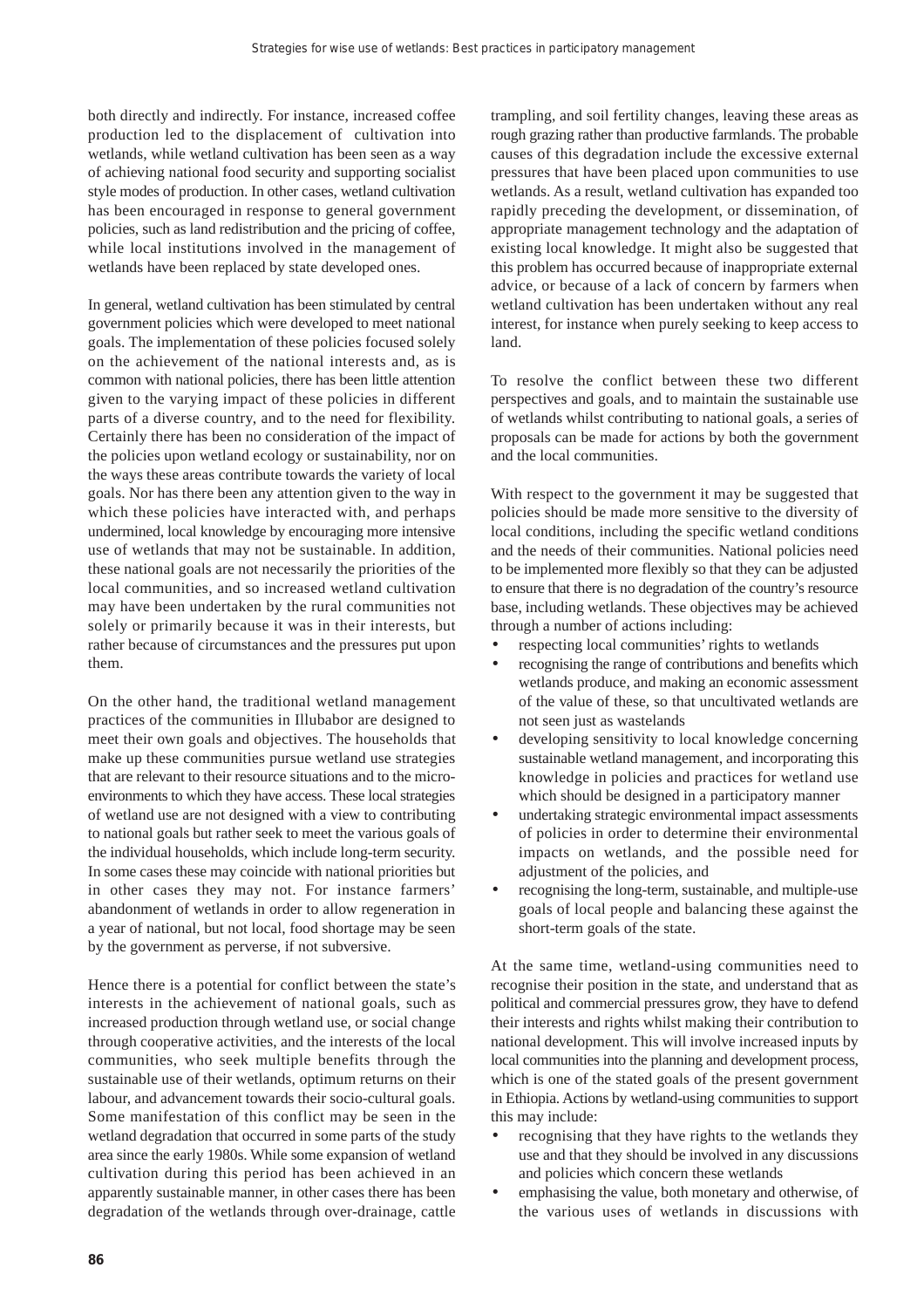both directly and indirectly. For instance, increased coffee production led to the displacement of cultivation into wetlands, while wetland cultivation has been seen as a way of achieving national food security and supporting socialist style modes of production. In other cases, wetland cultivation has been encouraged in response to general government policies, such as land redistribution and the pricing of coffee, while local institutions involved in the management of wetlands have been replaced by state developed ones.

In general, wetland cultivation has been stimulated by central government policies which were developed to meet national goals. The implementation of these policies focused solely on the achievement of the national interests and, as is common with national policies, there has been little attention given to the varying impact of these policies in different parts of a diverse country, and to the need for flexibility. Certainly there has been no consideration of the impact of the policies upon wetland ecology or sustainability, nor on the ways these areas contribute towards the variety of local goals. Nor has there been any attention given to the way in which these policies have interacted with, and perhaps undermined, local knowledge by encouraging more intensive use of wetlands that may not be sustainable. In addition, these national goals are not necessarily the priorities of the local communities, and so increased wetland cultivation may have been undertaken by the rural communities not solely or primarily because it was in their interests, but rather because of circumstances and the pressures put upon them.

On the other hand, the traditional wetland management practices of the communities in Illubabor are designed to meet their own goals and objectives. The households that make up these communities pursue wetland use strategies that are relevant to their resource situations and to the micro-environments to which they have access. These local strategies of wetland use are not designed with a view to contributing to national goals but rather seek to meet the various goals of the individual households, which include long-term security. In some cases these may coincide with national priorities but in other cases they may not. For instance farmers' abandonment of wetlands in order to allow regeneration in a year of national, but not local, food shortage may be seen by the government as perverse, if not subversive.

Hence there is a potential for conflict between the state's interests in the achievement of national goals, such as increased production through wetland use, or social change through cooperative activities, and the interests of the local communities, who seek multiple benefits through the sustainable use of their wetlands, optimum returns on their labour, and advancement towards their socio-cultural goals. Some manifestation of this conflict may be seen in the wetland degradation that occurred in some parts of the study area since the early 1980s. While some expansion of wetland cultivation during this period has been achieved in an apparently sustainable manner, in other cases there has been degradation of the wetlands through over-drainage, cattle trampling, and soil fertility changes, leaving these areas as rough grazing rather than productive farmlands. The probable causes of this degradation include the excessive external pressures that have been placed upon communities to use wetlands. As a result, wetland cultivation has expanded too rapidly preceding the development, or dissemination, of appropriate management technology and the adaptation of existing local knowledge. It might also be suggested that this problem has occurred because of inappropriate external advice, or because of a lack of concern by farmers when wetland cultivation has been undertaken without any real interest, for instance when purely seeking to keep access to land.

To resolve the conflict between these two different perspectives and goals, and to maintain the sustainable use of wetlands whilst contributing to national goals, a series of proposals can be made for actions by both the government and the local communities.

With respect to the government it may be suggested that policies should be made more sensitive to the diversity of local conditions, including the specific wetland conditions and the needs of their communities. National policies need to be implemented more flexibly so that they can be adjusted to ensure that there is no degradation of the country's resource base, including wetlands. These objectives may be achieved through a number of actions including:

- respecting local communities' rights to wetlands
- recognising the range of contributions and benefits which wetlands produce, and making an economic assessment of the value of these, so that uncultivated wetlands are not seen just as wastelands
- developing sensitivity to local knowledge concerning sustainable wetland management, and incorporating this knowledge in policies and practices for wetland use which should be designed in a participatory manner
- undertaking strategic environmental impact assessments of policies in order to determine their environmental impacts on wetlands, and the possible need for adjustment of the policies, and
- recognising the long-term, sustainable, and multiple-use goals of local people and balancing these against the short-term goals of the state.

At the same time, wetland-using communities need to recognise their position in the state, and understand that as political and commercial pressures grow, they have to defend their interests and rights whilst making their contribution to national development. This will involve increased inputs by local communities into the planning and development process, which is one of the stated goals of the present government in Ethiopia. Actions by wetland-using communities to support this may include:

- recognising that they have rights to the wetlands they use and that they should be involved in any discussions and policies which concern these wetlands
- emphasising the value, both monetary and otherwise, of the various uses of wetlands in discussions with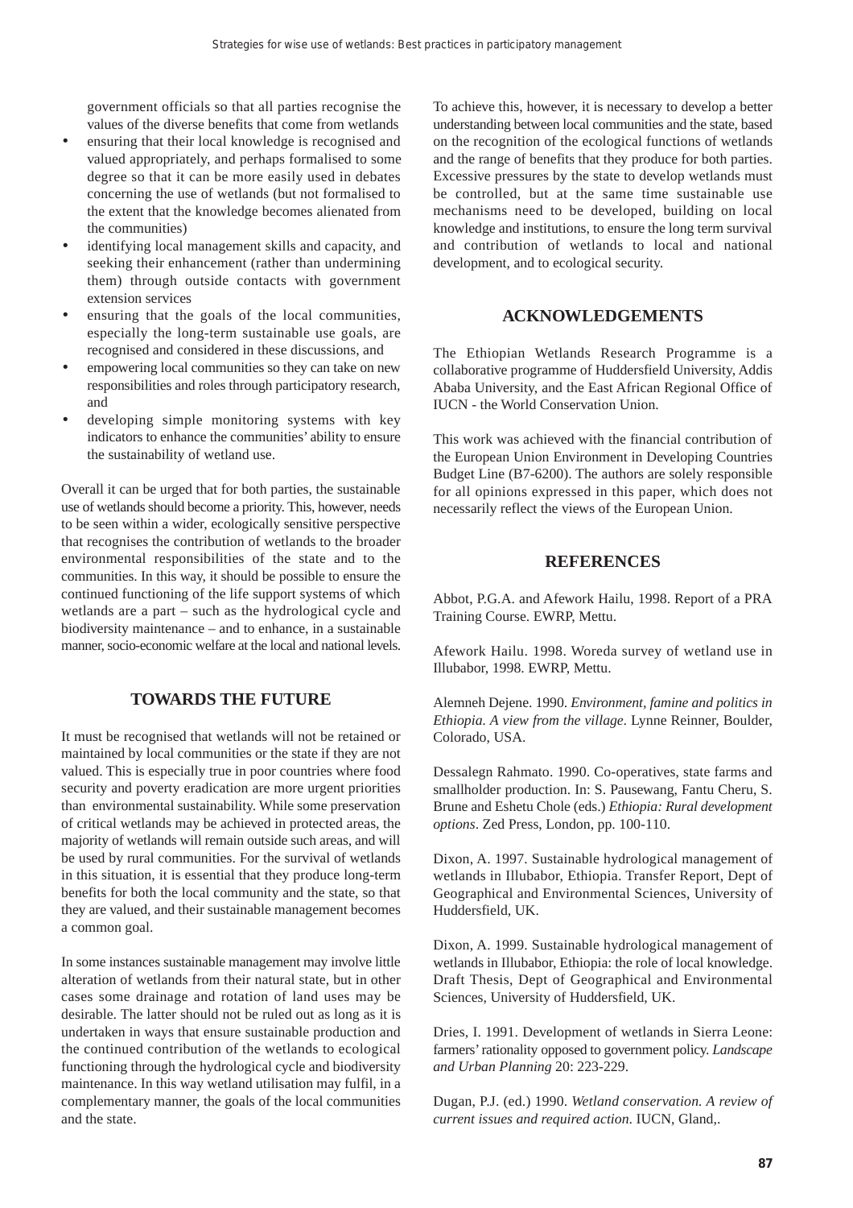government officials so that all parties recognise the values of the diverse benefits that come from wetlands

- ensuring that their local knowledge is recognised and valued appropriately, and perhaps formalised to some degree so that it can be more easily used in debates concerning the use of wetlands (but not formalised to the extent that the knowledge becomes alienated from the communities)
- identifying local management skills and capacity, and seeking their enhancement (rather than undermining them) through outside contacts with government extension services
- ensuring that the goals of the local communities, especially the long-term sustainable use goals, are recognised and considered in these discussions, and
- empowering local communities so they can take on new responsibilities and roles through participatory research, and
- developing simple monitoring systems with key indicators to enhance the communities' ability to ensure the sustainability of wetland use.

Overall it can be urged that for both parties, the sustainable use of wetlands should become a priority. This, however, needs to be seen within a wider, ecologically sensitive perspective that recognises the contribution of wetlands to the broader environmental responsibilities of the state and to the communities. In this way, it should be possible to ensure the continued functioning of the life support systems of which wetlands are a part – such as the hydrological cycle and biodiversity maintenance – and to enhance, in a sustainable manner, socio-economic welfare at the local and national levels.

## TOWARDS THE FUTURE

It must be recognised that wetlands will not be retained or maintained by local communities or the state if they are not valued. This is especially true in poor countries where food security and poverty eradication are more urgent priorities than environmental sustainability. While some preservation of critical wetlands may be achieved in protected areas, the majority of wetlands will remain outside such areas, and will be used by rural communities. For the survival of wetlands in this situation, it is essential that they produce long-term benefits for both the local community and the state, so that they are valued, and their sustainable management becomes a common goal.

In some instances sustainable management may involve little alteration of wetlands from their natural state, but in other cases some drainage and rotation of land uses may be desirable. The latter should not be ruled out as long as it is undertaken in ways that ensure sustainable production and the continued contribution of the wetlands to ecological functioning through the hydrological cycle and biodiversity maintenance. In this way wetland utilisation may fulfil, in a complementary manner, the goals of the local communities and the state.

To achieve this, however, it is necessary to develop a better understanding between local communities and the state, based on the recognition of the ecological functions of wetlands and the range of benefits that they produce for both parties. Excessive pressures by the state to develop wetlands must be controlled, but at the same time sustainable use mechanisms need to be developed, building on local knowledge and institutions, to ensure the long term survival and contribution of wetlands to local and national development, and to ecological security.

## ACKNOWLEDGEMENTS

The Ethiopian Wetlands Research Programme is a collaborative programme of Huddersfield University, Addis Ababa University, and the East African Regional Office of IUCN - the World Conservation Union.

This work was achieved with the financial contribution of the European Union Environment in Developing Countries Budget Line (B7-6200). The authors are solely responsible for all opinions expressed in this paper, which does not necessarily reflect the views of the European Union.

## REFERENCES

Abbot, P.G.A. and Afework Hailu, 1998. Report of a PRA Training Course. EWRP, Mettu.

Afework Hailu. 1998. Woreda survey of wetland use in Illubabor, 1998. EWRP, Mettu.

Alemneh Dejene. 1990. *Environment, famine and politics in Ethiopia. A view from the village*. Lynne Reinner, Boulder, Colorado, USA.

Dessalegn Rahmato. 1990. Co-operatives, state farms and smallholder production. In: S. Pausewang, Fantu Cheru, S. Brune and Eshetu Chole (eds.) *Ethiopia: Rural development options*. Zed Press, London, pp. 100-110.

Dixon, A. 1997. Sustainable hydrological management of wetlands in Illubabor, Ethiopia. Transfer Report, Dept of Geographical and Environmental Sciences, University of Huddersfield, UK.

Dixon, A. 1999. Sustainable hydrological management of wetlands in Illubabor, Ethiopia: the role of local knowledge. Draft Thesis, Dept of Geographical and Environmental Sciences, University of Huddersfield, UK.

Dries, I. 1991. Development of wetlands in Sierra Leone: farmers' rationality opposed to government policy. *Landscape and Urban Planning* 20: 223-229.

Dugan, P.J. (ed.) 1990. *Wetland conservation. A review of current issues and required action*. IUCN, Gland,.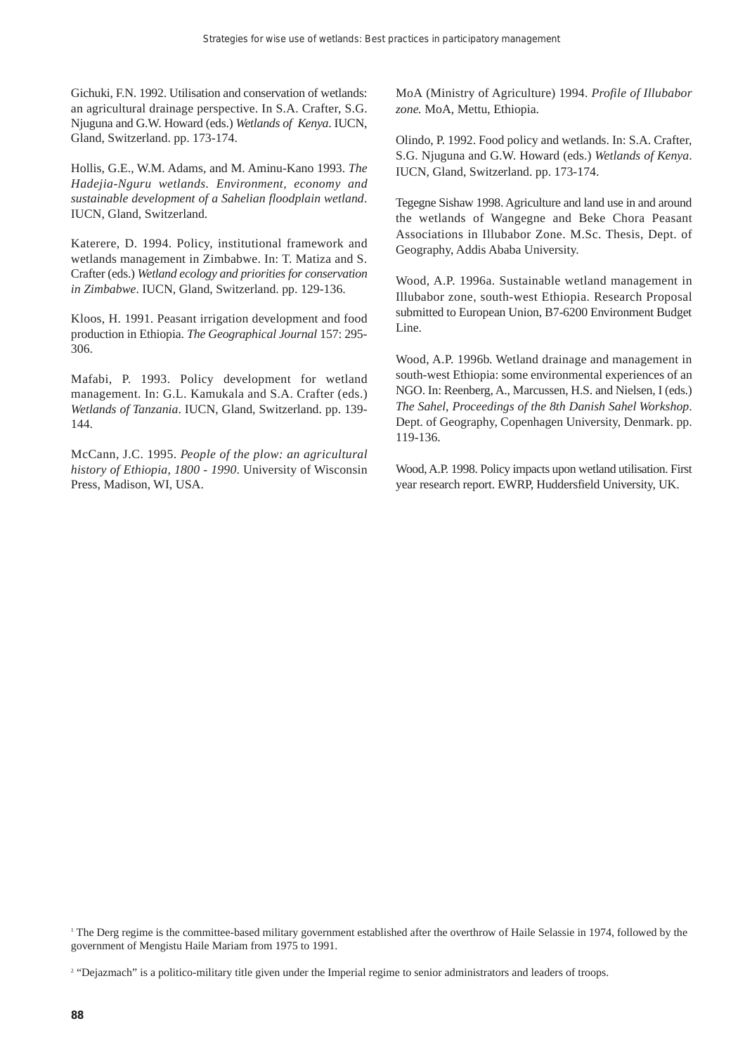Gichuki, F.N. 1992. Utilisation and conservation of wetlands: an agricultural drainage perspective. In S.A. Crafter, S.G. Njuguna and G.W. Howard (eds.) *Wetlands of Kenya*. IUCN, Gland, Switzerland. pp. 173-174.

Hollis, G.E., W.M. Adams, and M. Aminu-Kano 1993. *The Hadejia-Nguru wetlands. Environment, economy and sustainable development of a Sahelian floodplain wetland*. IUCN, Gland, Switzerland.

Katerere, D. 1994. Policy, institutional framework and wetlands management in Zimbabwe. In: T. Matiza and S. Crafter (eds.) *Wetland ecology and priorities for conservation in Zimbabwe*. IUCN, Gland, Switzerland. pp. 129-136.

Kloos, H. 1991. Peasant irrigation development and food production in Ethiopia. *The Geographical Journal* 157: 295-306.

Mafabi, P. 1993. Policy development for wetland management. In: G.L. Kamukala and S.A. Crafter (eds.) *Wetlands of Tanzania*. IUCN, Gland, Switzerland. pp. 139-144.

McCann, J.C. 1995. *People of the plow: an agricultural history of Ethiopia, 1800 - 1990*. University of Wisconsin Press, Madison, WI, USA.

MoA (Ministry of Agriculture) 1994. *Profile of Illubabor zone.* MoA, Mettu, Ethiopia.

Olindo, P. 1992. Food policy and wetlands. In: S.A. Crafter, S.G. Njuguna and G.W. Howard (eds.) *Wetlands of Kenya*. IUCN, Gland, Switzerland. pp. 173-174.

Tegegne Sishaw 1998. Agriculture and land use in and around the wetlands of Wangegne and Beke Chora Peasant Associations in Illubabor Zone. M.Sc. Thesis, Dept. of Geography, Addis Ababa University.

Wood, A.P. 1996a. Sustainable wetland management in Illubabor zone, south-west Ethiopia. Research Proposal submitted to European Union, B7-6200 Environment Budget Line.

Wood, A.P. 1996b. Wetland drainage and management in south-west Ethiopia: some environmental experiences of an NGO. In: Reenberg, A., Marcussen, H.S. and Nielsen, I (eds.) *The Sahel, Proceedings of the 8th Danish Sahel Workshop*. Dept. of Geography, Copenhagen University, Denmark. pp. 119-136.

Wood, A.P. 1998. Policy impacts upon wetland utilisation. First year research report. EWRP, Huddersfield University, UK.

---

[1] The Derg regime is the committee-based military government established after the overthrow of Haile Selassie in 1974, followed by the government of Mengistu Haile Mariam from 1975 to 1991.

[2] "Dejazmach" is a politico-military title given under the Imperial regime to senior administrators and leaders of troops.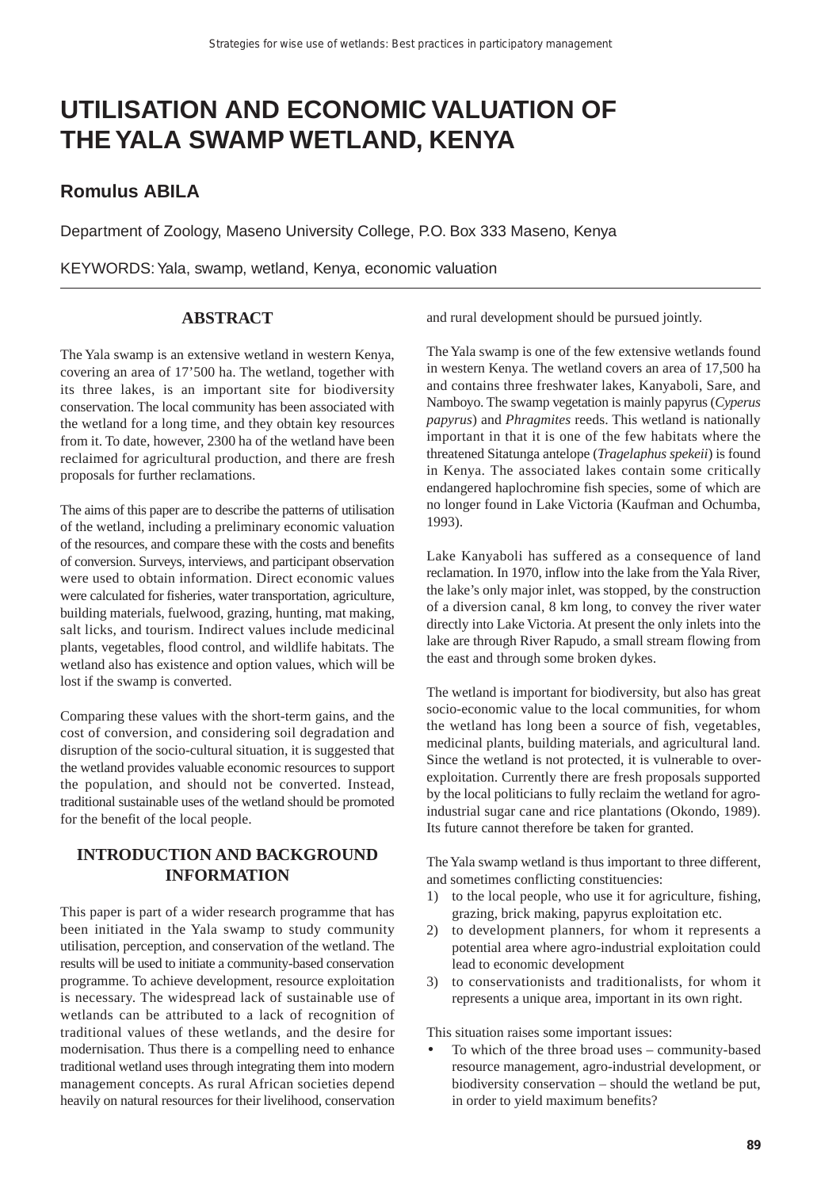# UTILISATION AND ECONOMIC VALUATION OF THE YALA SWAMP WETLAND, KENYA

## Romulus ABILA

Department of Zoology, Maseno University College, P.O. Box 333 Maseno, Kenya

KEYWORDS: Yala, swamp, wetland, Kenya, economic valuation

### ABSTRACT

The Yala swamp is an extensive wetland in western Kenya, covering an area of 17'500 ha. The wetland, together with its three lakes, is an important site for biodiversity conservation. The local community has been associated with the wetland for a long time, and they obtain key resources from it. To date, however, 2300 ha of the wetland have been reclaimed for agricultural production, and there are fresh proposals for further reclamations.

The aims of this paper are to describe the patterns of utilisation of the wetland, including a preliminary economic valuation of the resources, and compare these with the costs and benefits of conversion. Surveys, interviews, and participant observation were used to obtain information. Direct economic values were calculated for fisheries, water transportation, agriculture, building materials, fuelwood, grazing, hunting, mat making, salt licks, and tourism. Indirect values include medicinal plants, vegetables, flood control, and wildlife habitats. The wetland also has existence and option values, which will be lost if the swamp is converted.

Comparing these values with the short-term gains, and the cost of conversion, and considering soil degradation and disruption of the socio-cultural situation, it is suggested that the wetland provides valuable economic resources to support the population, and should not be converted. Instead, traditional sustainable uses of the wetland should be promoted for the benefit of the local people.

### INTRODUCTION AND BACKGROUND INFORMATION

This paper is part of a wider research programme that has been initiated in the Yala swamp to study community utilisation, perception, and conservation of the wetland. The results will be used to initiate a community-based conservation programme. To achieve development, resource exploitation is necessary. The widespread lack of sustainable use of wetlands can be attributed to a lack of recognition of traditional values of these wetlands, and the desire for modernisation. Thus there is a compelling need to enhance traditional wetland uses through integrating them into modern management concepts. As rural African societies depend heavily on natural resources for their livelihood, conservation and rural development should be pursued jointly.

The Yala swamp is one of the few extensive wetlands found in western Kenya. The wetland covers an area of 17,500 ha and contains three freshwater lakes, Kanyaboli, Sare, and Namboyo. The swamp vegetation is mainly papyrus (*Cyperus papyrus*) and *Phragmites* reeds. This wetland is nationally important in that it is one of the few habitats where the threatened Sitatunga antelope (*Tragelaphus spekeii*) is found in Kenya. The associated lakes contain some critically endangered haplochromine fish species, some of which are no longer found in Lake Victoria (Kaufman and Ochumba, 1993).

Lake Kanyaboli has suffered as a consequence of land reclamation. In 1970, inflow into the lake from the Yala River, the lake's only major inlet, was stopped, by the construction of a diversion canal, 8 km long, to convey the river water directly into Lake Victoria. At present the only inlets into the lake are through River Rapudo, a small stream flowing from the east and through some broken dykes.

The wetland is important for biodiversity, but also has great socio-economic value to the local communities, for whom the wetland has long been a source of fish, vegetables, medicinal plants, building materials, and agricultural land. Since the wetland is not protected, it is vulnerable to over-exploitation. Currently there are fresh proposals supported by the local politicians to fully reclaim the wetland for agro-industrial sugar cane and rice plantations (Okondo, 1989). Its future cannot therefore be taken for granted.

The Yala swamp wetland is thus important to three different, and sometimes conflicting constituencies:

1) to the local people, who use it for agriculture, fishing, grazing, brick making, papyrus exploitation etc.
2) to development planners, for whom it represents a potential area where agro-industrial exploitation could lead to economic development
3) to conservationists and traditionalists, for whom it represents a unique area, important in its own right.

This situation raises some important issues:

- To which of the three broad uses – community-based resource management, agro-industrial development, or biodiversity conservation – should the wetland be put, in order to yield maximum benefits?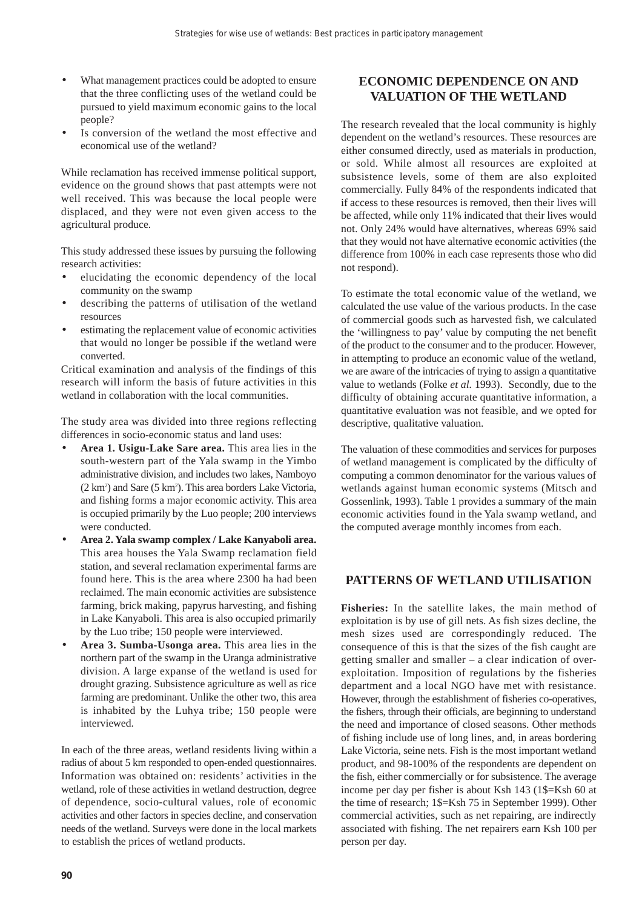- What management practices could be adopted to ensure that the three conflicting uses of the wetland could be pursued to yield maximum economic gains to the local people?
- Is conversion of the wetland the most effective and economical use of the wetland?

While reclamation has received immense political support, evidence on the ground shows that past attempts were not well received. This was because the local people were displaced, and they were not even given access to the agricultural produce.

This study addressed these issues by pursuing the following research activities:

- elucidating the economic dependency of the local community on the swamp
- describing the patterns of utilisation of the wetland resources
- estimating the replacement value of economic activities that would no longer be possible if the wetland were converted.

Critical examination and analysis of the findings of this research will inform the basis of future activities in this wetland in collaboration with the local communities.

The study area was divided into three regions reflecting differences in socio-economic status and land uses:

- **Area 1. Usigu-Lake Sare area.** This area lies in the south-western part of the Yala swamp in the Yimbo administrative division, and includes two lakes, Namboyo (2 $km^2$) and Sare (5 $km^2$). This area borders Lake Victoria, and fishing forms a major economic activity. This area is occupied primarily by the Luo people; 200 interviews were conducted.
- **Area 2. Yala swamp complex / Lake Kanyaboli area.** This area houses the Yala Swamp reclamation field station, and several reclamation experimental farms are found here. This is the area where 2300 ha had been reclaimed. The main economic activities are subsistence farming, brick making, papyrus harvesting, and fishing in Lake Kanyaboli. This area is also occupied primarily by the Luo tribe; 150 people were interviewed.
- **Area 3. Sumba-Usonga area.** This area lies in the northern part of the swamp in the Uranga administrative division. A large expanse of the wetland is used for drought grazing. Subsistence agriculture as well as rice farming are predominant. Unlike the other two, this area is inhabited by the Luhya tribe; 150 people were interviewed.

In each of the three areas, wetland residents living within a radius of about 5 km responded to open-ended questionnaires. Information was obtained on: residents' activities in the wetland, role of these activities in wetland destruction, degree of dependence, socio-cultural values, role of economic activities and other factors in species decline, and conservation needs of the wetland. Surveys were done in the local markets to establish the prices of wetland products.

## ECONOMIC DEPENDENCE ON AND VALUATION OF THE WETLAND

The research revealed that the local community is highly dependent on the wetland's resources. These resources are either consumed directly, used as materials in production, or sold. While almost all resources are exploited at subsistence levels, some of them are also exploited commercially. Fully 84% of the respondents indicated that if access to these resources is removed, then their lives will be affected, while only 11% indicated that their lives would not. Only 24% would have alternatives, whereas 69% said that they would not have alternative economic activities (the difference from 100% in each case represents those who did not respond).

To estimate the total economic value of the wetland, we calculated the use value of the various products. In the case of commercial goods such as harvested fish, we calculated the 'willingness to pay' value by computing the net benefit of the product to the consumer and to the producer. However, in attempting to produce an economic value of the wetland, we are aware of the intricacies of trying to assign a quantitative value to wetlands (Folke *et al.* 1993). Secondly, due to the difficulty of obtaining accurate quantitative information, a quantitative evaluation was not feasible, and we opted for descriptive, qualitative valuation.

The valuation of these commodities and services for purposes of wetland management is complicated by the difficulty of computing a common denominator for the various values of wetlands against human economic systems (Mitsch and Gossenlink, 1993). Table 1 provides a summary of the main economic activities found in the Yala swamp wetland, and the computed average monthly incomes from each.

## PATTERNS OF WETLAND UTILISATION

**Fisheries:** In the satellite lakes, the main method of exploitation is by use of gill nets. As fish sizes decline, the mesh sizes used are correspondingly reduced. The consequence of this is that the sizes of the fish caught are getting smaller and smaller – a clear indication of over-exploitation. Imposition of regulations by the fisheries department and a local NGO have met with resistance. However, through the establishment of fisheries co-operatives, the fishers, through their officials, are beginning to understand the need and importance of closed seasons. Other methods of fishing include use of long lines, and, in areas bordering Lake Victoria, seine nets. Fish is the most important wetland product, and 98-100% of the respondents are dependent on the fish, either commercially or for subsistence. The average income per day per fisher is about Ksh 143 (1$=Ksh 60 at the time of research; 1$=Ksh 75 in September 1999). Other commercial activities, such as net repairing, are indirectly associated with fishing. The net repairers earn Ksh 100 per person per day.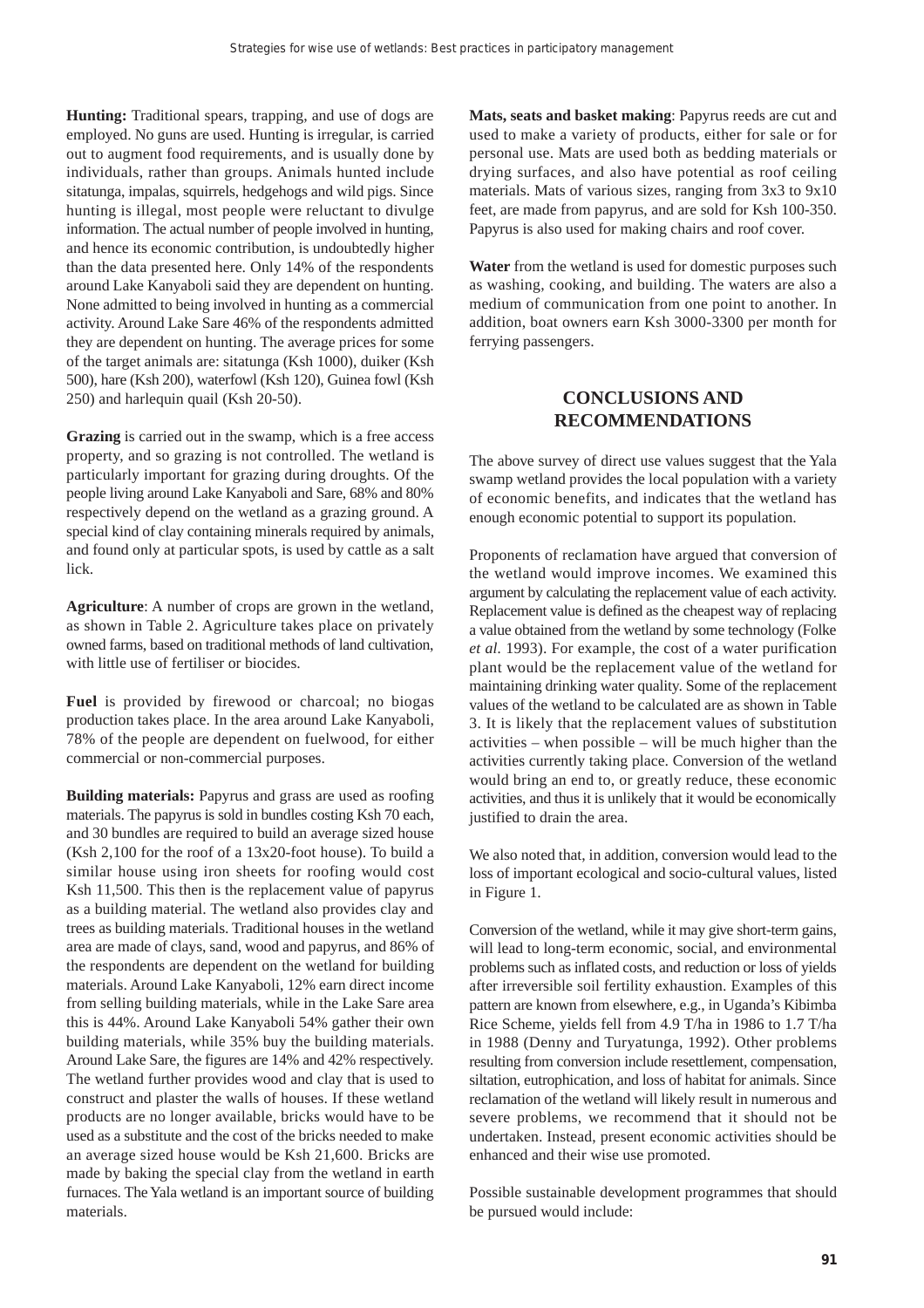**Hunting:** Traditional spears, trapping, and use of dogs are employed. No guns are used. Hunting is irregular, is carried out to augment food requirements, and is usually done by individuals, rather than groups. Animals hunted include sitatunga, impalas, squirrels, hedgehogs and wild pigs. Since hunting is illegal, most people were reluctant to divulge information. The actual number of people involved in hunting, and hence its economic contribution, is undoubtedly higher than the data presented here. Only 14% of the respondents around Lake Kanyaboli said they are dependent on hunting. None admitted to being involved in hunting as a commercial activity. Around Lake Sare 46% of the respondents admitted they are dependent on hunting. The average prices for some of the target animals are: sitatunga (Ksh 1000), duiker (Ksh 500), hare (Ksh 200), waterfowl (Ksh 120), Guinea fowl (Ksh 250) and harlequin quail (Ksh 20-50).

**Grazing** is carried out in the swamp, which is a free access property, and so grazing is not controlled. The wetland is particularly important for grazing during droughts. Of the people living around Lake Kanyaboli and Sare, 68% and 80% respectively depend on the wetland as a grazing ground. A special kind of clay containing minerals required by animals, and found only at particular spots, is used by cattle as a salt lick.

**Agriculture**: A number of crops are grown in the wetland, as shown in Table 2. Agriculture takes place on privately owned farms, based on traditional methods of land cultivation, with little use of fertiliser or biocides.

**Fuel** is provided by firewood or charcoal; no biogas production takes place. In the area around Lake Kanyaboli, 78% of the people are dependent on fuelwood, for either commercial or non-commercial purposes.

**Building materials:** Papyrus and grass are used as roofing materials. The papyrus is sold in bundles costing Ksh 70 each, and 30 bundles are required to build an average sized house (Ksh 2,100 for the roof of a 13x20-foot house). To build a similar house using iron sheets for roofing would cost Ksh 11,500. This then is the replacement value of papyrus as a building material. The wetland also provides clay and trees as building materials. Traditional houses in the wetland area are made of clays, sand, wood and papyrus, and 86% of the respondents are dependent on the wetland for building materials. Around Lake Kanyaboli, 12% earn direct income from selling building materials, while in the Lake Sare area this is 44%. Around Lake Kanyaboli 54% gather their own building materials, while 35% buy the building materials. Around Lake Sare, the figures are 14% and 42% respectively. The wetland further provides wood and clay that is used to construct and plaster the walls of houses. If these wetland products are no longer available, bricks would have to be used as a substitute and the cost of the bricks needed to make an average sized house would be Ksh 21,600. Bricks are made by baking the special clay from the wetland in earth furnaces. The Yala wetland is an important source of building materials.

**Mats, seats and basket making**: Papyrus reeds are cut and used to make a variety of products, either for sale or for personal use. Mats are used both as bedding materials or drying surfaces, and also have potential as roof ceiling materials. Mats of various sizes, ranging from 3x3 to 9x10 feet, are made from papyrus, and are sold for Ksh 100-350. Papyrus is also used for making chairs and roof cover.

**Water** from the wetland is used for domestic purposes such as washing, cooking, and building. The waters are also a medium of communication from one point to another. In addition, boat owners earn Ksh 3000-3300 per month for ferrying passengers.

## CONCLUSIONS AND RECOMMENDATIONS

The above survey of direct use values suggest that the Yala swamp wetland provides the local population with a variety of economic benefits, and indicates that the wetland has enough economic potential to support its population.

Proponents of reclamation have argued that conversion of the wetland would improve incomes. We examined this argument by calculating the replacement value of each activity. Replacement value is defined as the cheapest way of replacing a value obtained from the wetland by some technology (Folke *et al.* 1993). For example, the cost of a water purification plant would be the replacement value of the wetland for maintaining drinking water quality. Some of the replacement values of the wetland to be calculated are as shown in Table 3. It is likely that the replacement values of substitution activities – when possible – will be much higher than the activities currently taking place. Conversion of the wetland would bring an end to, or greatly reduce, these economic activities, and thus it is unlikely that it would be economically justified to drain the area.

We also noted that, in addition, conversion would lead to the loss of important ecological and socio-cultural values, listed in Figure 1.

Conversion of the wetland, while it may give short-term gains, will lead to long-term economic, social, and environmental problems such as inflated costs, and reduction or loss of yields after irreversible soil fertility exhaustion. Examples of this pattern are known from elsewhere, e.g., in Uganda's Kibimba Rice Scheme, yields fell from 4.9 T/ha in 1986 to 1.7 T/ha in 1988 (Denny and Turyatunga, 1992). Other problems resulting from conversion include resettlement, compensation, siltation, eutrophication, and loss of habitat for animals. Since reclamation of the wetland will likely result in numerous and severe problems, we recommend that it should not be undertaken. Instead, present economic activities should be enhanced and their wise use promoted.

Possible sustainable development programmes that should be pursued would include: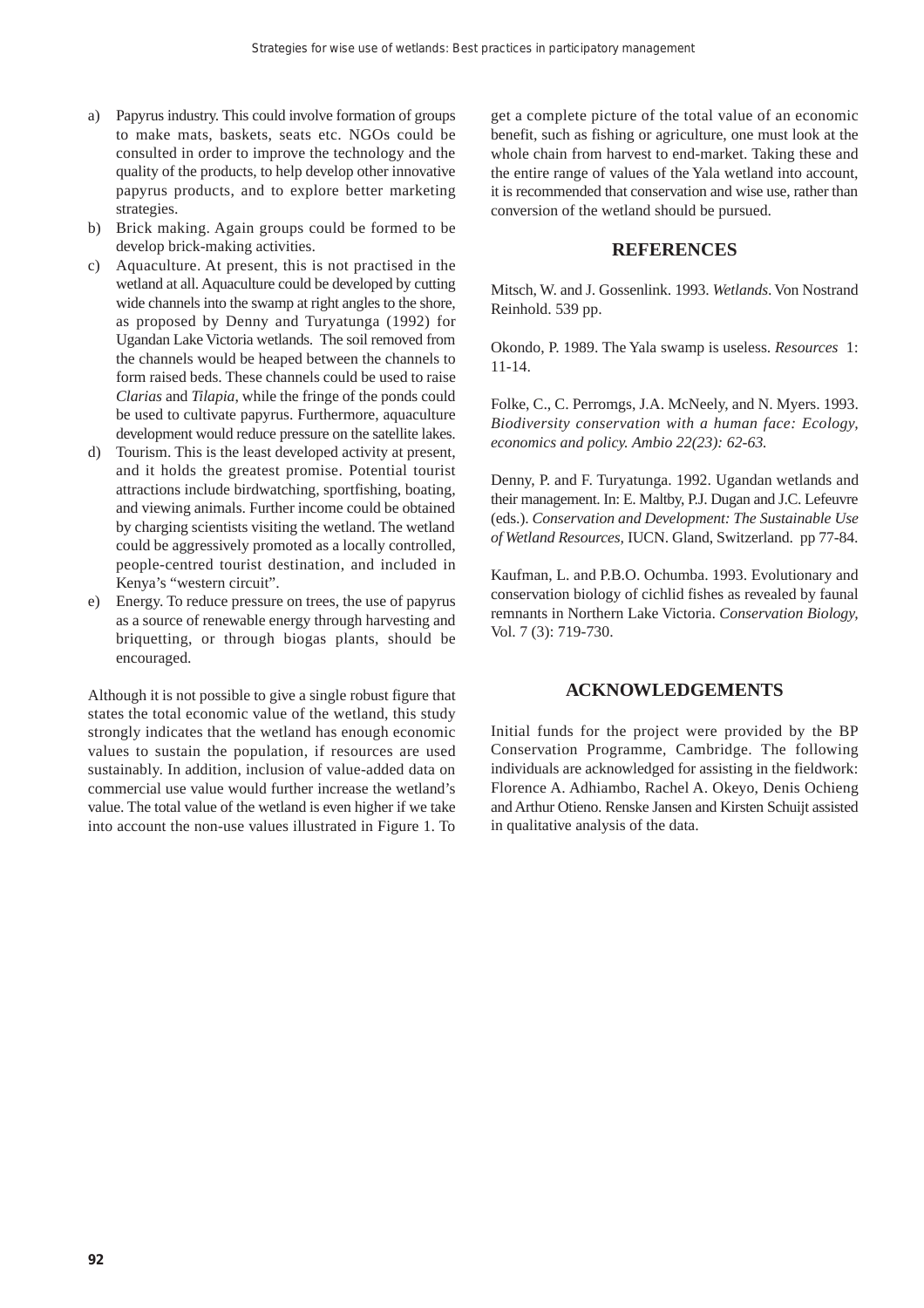a) Papyrus industry. This could involve formation of groups to make mats, baskets, seats etc. NGOs could be consulted in order to improve the technology and the quality of the products, to help develop other innovative papyrus products, and to explore better marketing strategies.
b) Brick making. Again groups could be formed to be develop brick-making activities.
c) Aquaculture. At present, this is not practised in the wetland at all. Aquaculture could be developed by cutting wide channels into the swamp at right angles to the shore, as proposed by Denny and Turyatunga (1992) for Ugandan Lake Victoria wetlands. The soil removed from the channels would be heaped between the channels to form raised beds. These channels could be used to raise *Clarias* and *Tilapia*, while the fringe of the ponds could be used to cultivate papyrus. Furthermore, aquaculture development would reduce pressure on the satellite lakes.
d) Tourism. This is the least developed activity at present, and it holds the greatest promise. Potential tourist attractions include birdwatching, sportfishing, boating, and viewing animals. Further income could be obtained by charging scientists visiting the wetland. The wetland could be aggressively promoted as a locally controlled, people-centred tourist destination, and included in Kenya's "western circuit".
e) Energy. To reduce pressure on trees, the use of papyrus as a source of renewable energy through harvesting and briquetting, or through biogas plants, should be encouraged.

Although it is not possible to give a single robust figure that states the total economic value of the wetland, this study strongly indicates that the wetland has enough economic values to sustain the population, if resources are used sustainably. In addition, inclusion of value-added data on commercial use value would further increase the wetland's value. The total value of the wetland is even higher if we take into account the non-use values illustrated in Figure 1. To get a complete picture of the total value of an economic benefit, such as fishing or agriculture, one must look at the whole chain from harvest to end-market. Taking these and the entire range of values of the Yala wetland into account, it is recommended that conservation and wise use, rather than conversion of the wetland should be pursued.

## REFERENCES

Mitsch, W. and J. Gossenlink. 1993. *Wetlands*. Von Nostrand Reinhold. 539 pp.

Okondo, P. 1989. The Yala swamp is useless. *Resources* 1: 11-14.

Folke, C., C. Perromgs, J.A. McNeely, and N. Myers. 1993. *Biodiversity conservation with a human face: Ecology, economics and policy. Ambio 22(23): 62-63.*

Denny, P. and F. Turyatunga. 1992. Ugandan wetlands and their management. In: E. Maltby, P.J. Dugan and J.C. Lefeuvre (eds.). *Conservation and Development: The Sustainable Use of Wetland Resources,* IUCN. Gland, Switzerland. pp 77-84.

Kaufman, L. and P.B.O. Ochumba. 1993. Evolutionary and conservation biology of cichlid fishes as revealed by faunal remnants in Northern Lake Victoria. *Conservation Biology,* Vol. 7 (3): 719-730.

## ACKNOWLEDGEMENTS

Initial funds for the project were provided by the BP Conservation Programme, Cambridge. The following individuals are acknowledged for assisting in the fieldwork: Florence A. Adhiambo, Rachel A. Okeyo, Denis Ochieng and Arthur Otieno. Renske Jansen and Kirsten Schuijt assisted in qualitative analysis of the data.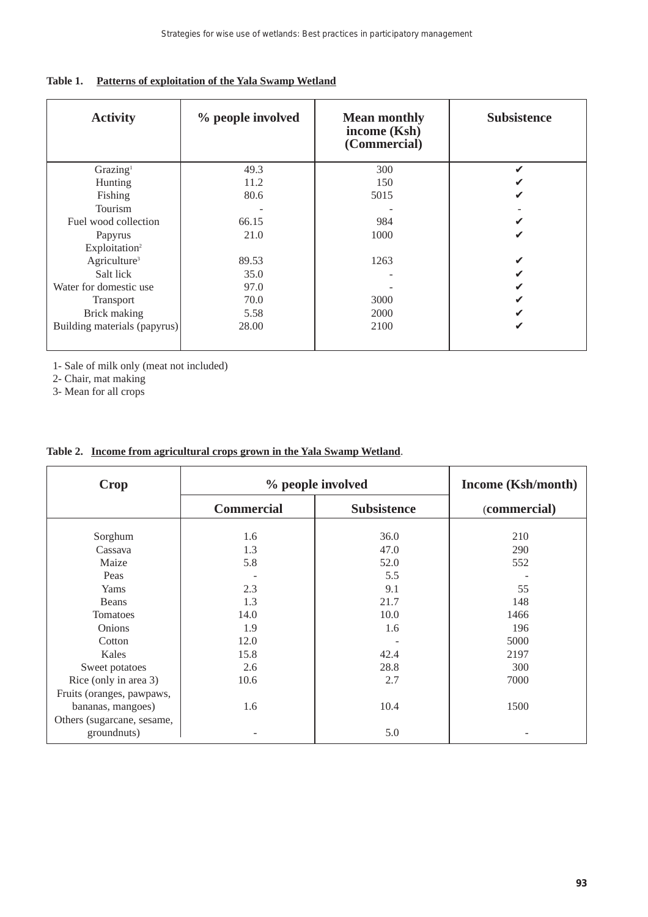**Table 1. Patterns of exploitation of the Yala Swamp Wetland**

| Activity | % people involved | Mean monthly income (Ksh) (Commercial) | Subsistence |
|---|---|---|---|
| Grazing[1] | 49.3 | 300 | ✔ |
| Hunting | 11.2 | 150 | ✔ |
| Fishing | 80.6 | 5015 | ✔ |
| Tourism | - | - | - |
| Fuel wood collection | 66.15 | 984 | ✔ |
| Papyrus Exploitation[2] | 21.0 | 1000 | ✔ |
| Agriculture[3] | 89.53 | 1263 | ✔ |
| Salt lick | 35.0 | - | ✔ |
| Water for domestic use | 97.0 | - | ✔ |
| Transport | 70.0 | 3000 | ✔ |
| Brick making | 5.58 | 2000 | ✔ |
| Building materials (papyrus) | 28.00 | 2100 | ✔ |

1- Sale of milk only (meat not included)
2- Chair, mat making
3- Mean for all crops

**Table 2. Income from agricultural crops grown in the Yala Swamp Wetland.**

| Crop | % people involved | | Income (Ksh/month) |
|---|---|---|---|
| | Commercial | Subsistence | (commercial) |
| Sorghum | 1.6 | 36.0 | 210 |
| Cassava | 1.3 | 47.0 | 290 |
| Maize | 5.8 | 52.0 | 552 |
| Peas | - | 5.5 | - |
| Yams | 2.3 | 9.1 | 55 |
| Beans | 1.3 | 21.7 | 148 |
| Tomatoes | 14.0 | 10.0 | 1466 |
| Onions | 1.9 | 1.6 | 196 |
| Cotton | 12.0 | - | 5000 |
| Kales | 15.8 | 42.4 | 2197 |
| Sweet potatoes | 2.6 | 28.8 | 300 |
| Rice (only in area 3) | 10.6 | 2.7 | 7000 |
| Fruits (oranges, pawpaws, bananas, mangoes) | 1.6 | 10.4 | 1500 |
| Others (sugarcane, sesame, groundnuts) | - | 5.0 | - |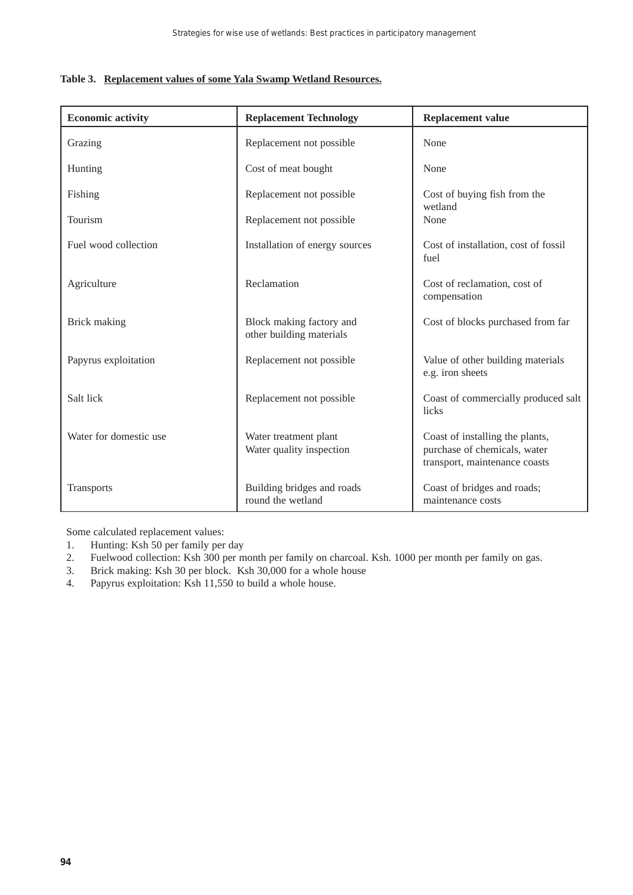**Table 3. Replacement values of some Yala Swamp Wetland Resources.**

| Economic activity | Replacement Technology | Replacement value |
|---|---|---|
| Grazing | Replacement not possible | None |
| Hunting | Cost of meat bought | None |
| Fishing | Replacement not possible | Cost of buying fish from the wetland |
| Tourism | Replacement not possible | None |
| Fuel wood collection | Installation of energy sources | Cost of installation, cost of fossil fuel |
| Agriculture | Reclamation | Cost of reclamation, cost of compensation |
| Brick making | Block making factory and other building materials | Cost of blocks purchased from far |
| Papyrus exploitation | Replacement not possible | Value of other building materials e.g. iron sheets |
| Salt lick | Replacement not possible | Coast of commercially produced salt licks |
| Water for domestic use | Water treatment plant<br>Water quality inspection | Coast of installing the plants, purchase of chemicals, water transport, maintenance coasts |
| Transports | Building bridges and roads round the wetland | Coast of bridges and roads; maintenance costs |

Some calculated replacement values:

1. Hunting: Ksh 50 per family per day
2. Fuelwood collection: Ksh 300 per month per family on charcoal. Ksh. 1000 per month per family on gas.
3. Brick making: Ksh 30 per block. Ksh 30,000 for a whole house
4. Papyrus exploitation: Ksh 11,550 to build a whole house.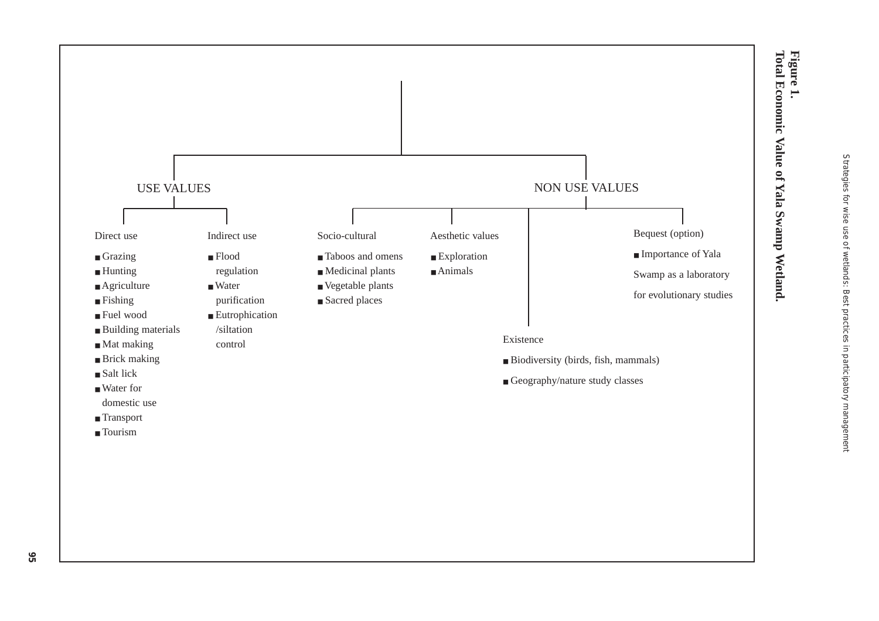**Figure 1.**
**Total Economic Value of Yala Swamp Wetland.**

- **USE VALUES**
  - **Direct use**
    - Grazing
    - Hunting
    - Agriculture
    - Fishing
    - Fuel wood
    - Building materials
    - Mat making
    - Brick making
    - Salt lick
    - Water for domestic use
    - Transport
    - Tourism
  - **Indirect use**
    - Flood regulation
    - Water purification
    - Eutrophication /siltation control
- **NON USE VALUES**
  - **Socio-cultural**
    - Taboos and omens
    - Medicinal plants
    - Vegetable plants
    - Sacred places
  - **Aesthetic values**
    - Exploration
    - Animals
  - **Existence**
    - Biodiversity (birds, fish, mammals)
    - Geography/nature study classes
  - **Bequest (option)**
    - Importance of Yala Swamp as a laboratory for evolutionary studies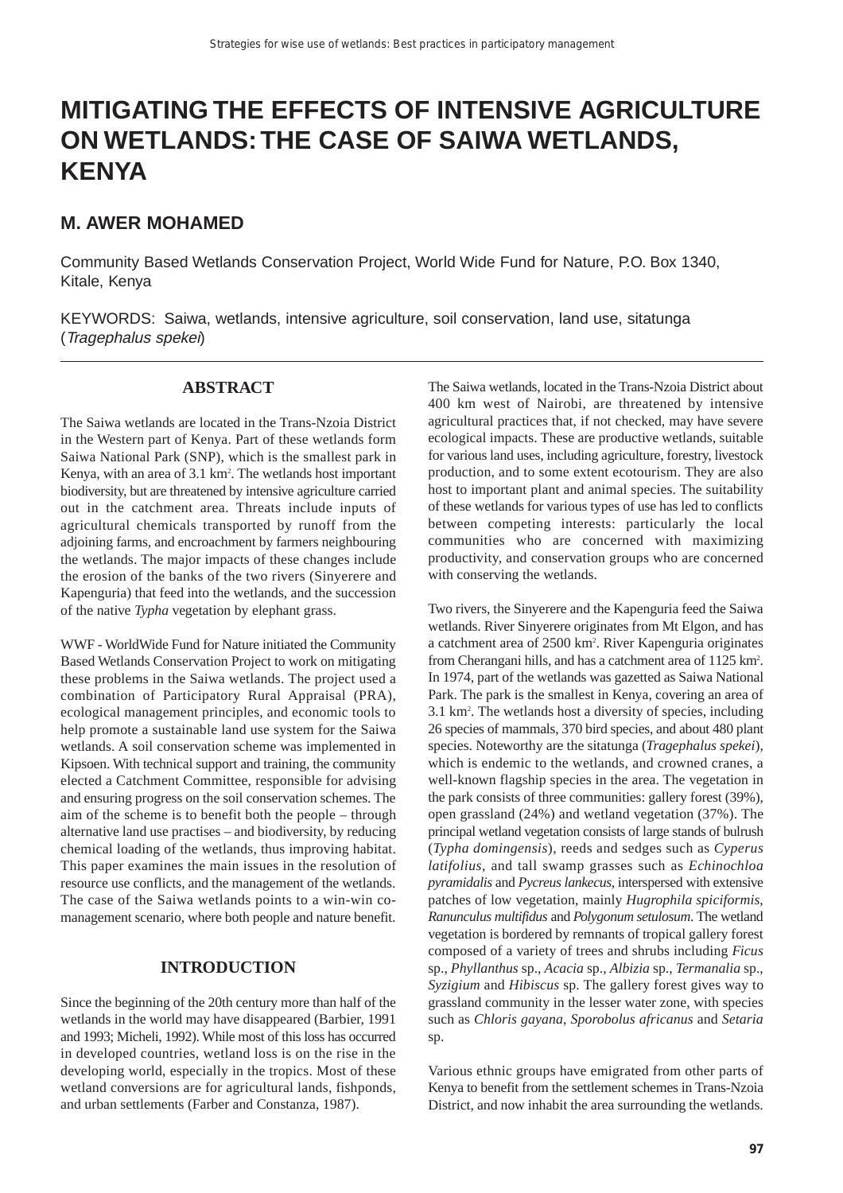// MITIGATING THE EFFECTS OF INTENSIVE AGRICULTURE ON WETLANDS: THE CASE OF SAIWA WETLANDS, KENYA

## M. AWER MOHAMED

Community Based Wetlands Conservation Project, World Wide Fund for Nature, P.O. Box 1340, Kitale, Kenya

KEYWORDS: Saiwa, wetlands, intensive agriculture, soil conservation, land use, sitatunga (*Tragephalus spekei*)

---

## ABSTRACT

The Saiwa wetlands are located in the Trans-Nzoia District in the Western part of Kenya. Part of these wetlands form Saiwa National Park (SNP), which is the smallest park in Kenya, with an area of 3.1 km$^2$. The wetlands host important biodiversity, but are threatened by intensive agriculture carried out in the catchment area. Threats include inputs of agricultural chemicals transported by runoff from the adjoining farms, and encroachment by farmers neighbouring the wetlands. The major impacts of these changes include the erosion of the banks of the two rivers (Sinyerere and Kapenguria) that feed into the wetlands, and the succession of the native *Typha* vegetation by elephant grass.

WWF - WorldWide Fund for Nature initiated the Community Based Wetlands Conservation Project to work on mitigating these problems in the Saiwa wetlands. The project used a combination of Participatory Rural Appraisal (PRA), ecological management principles, and economic tools to help promote a sustainable land use system for the Saiwa wetlands. A soil conservation scheme was implemented in Kipsoen. With technical support and training, the community elected a Catchment Committee, responsible for advising and ensuring progress on the soil conservation schemes. The aim of the scheme is to benefit both the people – through alternative land use practises – and biodiversity, by reducing chemical loading of the wetlands, thus improving habitat. This paper examines the main issues in the resolution of resource use conflicts, and the management of the wetlands. The case of the Saiwa wetlands points to a win-win co-management scenario, where both people and nature benefit.

## INTRODUCTION

Since the beginning of the 20th century more than half of the wetlands in the world may have disappeared (Barbier, 1991 and 1993; Micheli, 1992). While most of this loss has occurred in developed countries, wetland loss is on the rise in the developing world, especially in the tropics. Most of these wetland conversions are for agricultural lands, fishponds, and urban settlements (Farber and Constanza, 1987).

The Saiwa wetlands, located in the Trans-Nzoia District about 400 km west of Nairobi, are threatened by intensive agricultural practices that, if not checked, may have severe ecological impacts. These are productive wetlands, suitable for various land uses, including agriculture, forestry, livestock production, and to some extent ecotourism. They are also host to important plant and animal species. The suitability of these wetlands for various types of use has led to conflicts between competing interests: particularly the local communities who are concerned with maximizing productivity, and conservation groups who are concerned with conserving the wetlands.

Two rivers, the Sinyerere and the Kapenguria feed the Saiwa wetlands. River Sinyerere originates from Mt Elgon, and has a catchment area of 2500 km$^2$. River Kapenguria originates from Cherangani hills, and has a catchment area of 1125 km$^2$. In 1974, part of the wetlands was gazetted as Saiwa National Park. The park is the smallest in Kenya, covering an area of 3.1 km$^2$. The wetlands host a diversity of species, including 26 species of mammals, 370 bird species, and about 480 plant species. Noteworthy are the sitatunga (*Tragephalus spekei*), which is endemic to the wetlands, and crowned cranes, a well-known flagship species in the area. The vegetation in the park consists of three communities: gallery forest (39%), open grassland (24%) and wetland vegetation (37%). The principal wetland vegetation consists of large stands of bulrush (*Typha domingensis*), reeds and sedges such as *Cyperus latifolius*, and tall swamp grasses such as *Echinochloa pyramidalis* and *Pycreus lankecus*, interspersed with extensive patches of low vegetation, mainly *Hugrophila spiciformis*, *Ranunculus multifidus* and *Polygonum setulosum*. The wetland vegetation is bordered by remnants of tropical gallery forest composed of a variety of trees and shrubs including *Ficus* sp., *Phyllanthus* sp., *Acacia* sp., *Albizia* sp., *Termanalia* sp., *Syzigium* and *Hibiscus* sp. The gallery forest gives way to grassland community in the lesser water zone, with species such as *Chloris gayana*, *Sporobolus africanus* and *Setaria* sp.

Various ethnic groups have emigrated from other parts of Kenya to benefit from the settlement schemes in Trans-Nzoia District, and now inhabit the area surrounding the wetlands.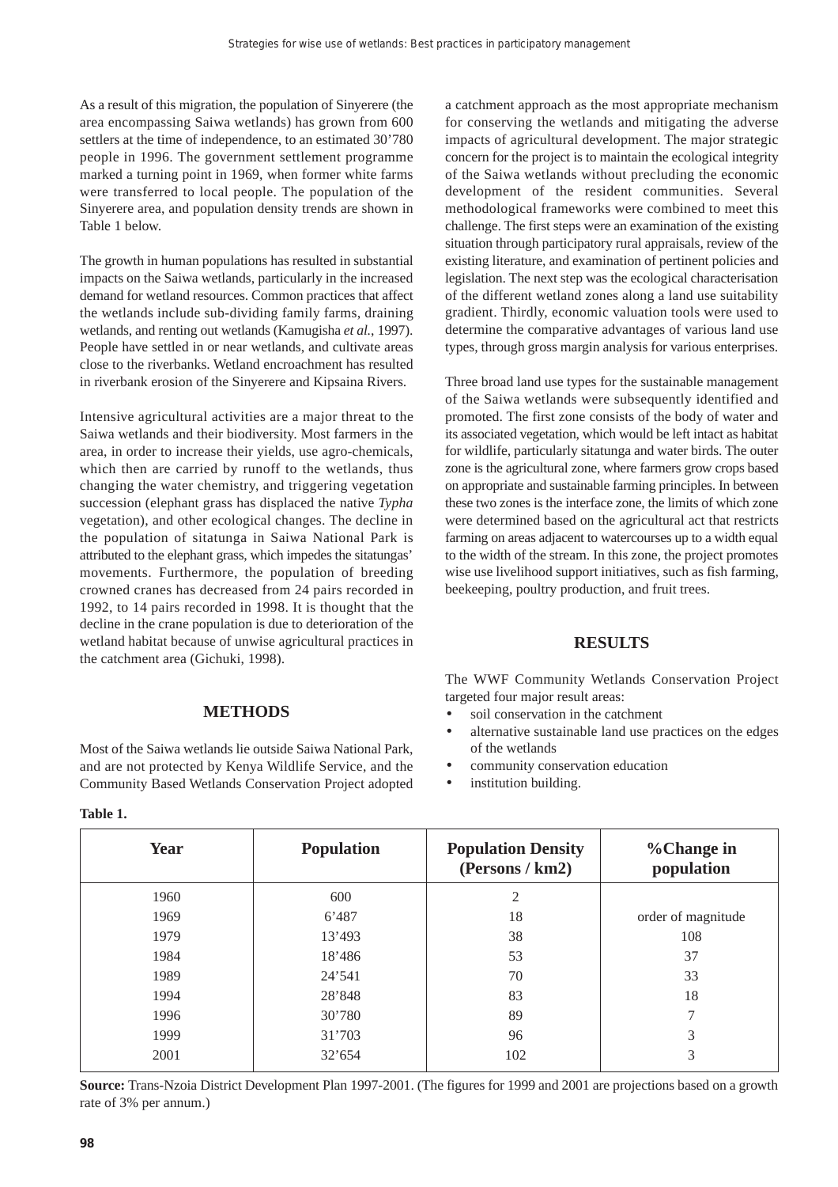As a result of this migration, the population of Sinyerere (the area encompassing Saiwa wetlands) has grown from 600 settlers at the time of independence, to an estimated 30'780 people in 1996. The government settlement programme marked a turning point in 1969, when former white farms were transferred to local people. The population of the Sinyerere area, and population density trends are shown in Table 1 below.

The growth in human populations has resulted in substantial impacts on the Saiwa wetlands, particularly in the increased demand for wetland resources. Common practices that affect the wetlands include sub-dividing family farms, draining wetlands, and renting out wetlands (Kamugisha *et al.*, 1997). People have settled in or near wetlands, and cultivate areas close to the riverbanks. Wetland encroachment has resulted in riverbank erosion of the Sinyerere and Kipsaina Rivers.

Intensive agricultural activities are a major threat to the Saiwa wetlands and their biodiversity. Most farmers in the area, in order to increase their yields, use agro-chemicals, which then are carried by runoff to the wetlands, thus changing the water chemistry, and triggering vegetation succession (elephant grass has displaced the native *Typha* vegetation), and other ecological changes. The decline in the population of sitatunga in Saiwa National Park is attributed to the elephant grass, which impedes the sitatungas' movements. Furthermore, the population of breeding crowned cranes has decreased from 24 pairs recorded in 1992, to 14 pairs recorded in 1998. It is thought that the decline in the crane population is due to deterioration of the wetland habitat because of unwise agricultural practices in the catchment area (Gichuki, 1998).

## METHODS

Most of the Saiwa wetlands lie outside Saiwa National Park, and are not protected by Kenya Wildlife Service, and the Community Based Wetlands Conservation Project adopted a catchment approach as the most appropriate mechanism for conserving the wetlands and mitigating the adverse impacts of agricultural development. The major strategic concern for the project is to maintain the ecological integrity of the Saiwa wetlands without precluding the economic development of the resident communities. Several methodological frameworks were combined to meet this challenge. The first steps were an examination of the existing situation through participatory rural appraisals, review of the existing literature, and examination of pertinent policies and legislation. The next step was the ecological characterisation of the different wetland zones along a land use suitability gradient. Thirdly, economic valuation tools were used to determine the comparative advantages of various land use types, through gross margin analysis for various enterprises.

Three broad land use types for the sustainable management of the Saiwa wetlands were subsequently identified and promoted. The first zone consists of the body of water and its associated vegetation, which would be left intact as habitat for wildlife, particularly sitatunga and water birds. The outer zone is the agricultural zone, where farmers grow crops based on appropriate and sustainable farming principles. In between these two zones is the interface zone, the limits of which zone were determined based on the agricultural act that restricts farming on areas adjacent to watercourses up to a width equal to the width of the stream. In this zone, the project promotes wise use livelihood support initiatives, such as fish farming, beekeeping, poultry production, and fruit trees.

## RESULTS

The WWF Community Wetlands Conservation Project targeted four major result areas:

- soil conservation in the catchment
- alternative sustainable land use practices on the edges of the wetlands
- community conservation education
- institution building.

**Table 1.**

| Year | Population | Population Density (Persons / km2) | %Change in population |
|---|---|---|---|
| 1960 | 600 | 2 | |
| 1969 | 6'487 | 18 | order of magnitude |
| 1979 | 13'493 | 38 | 108 |
| 1984 | 18'486 | 53 | 37 |
| 1989 | 24'541 | 70 | 33 |
| 1994 | 28'848 | 83 | 18 |
| 1996 | 30'780 | 89 | 7 |
| 1999 | 31'703 | 96 | 3 |
| 2001 | 32'654 | 102 | 3 |

**Source:** Trans-Nzoia District Development Plan 1997-2001. (The figures for 1999 and 2001 are projections based on a growth rate of 3% per annum.)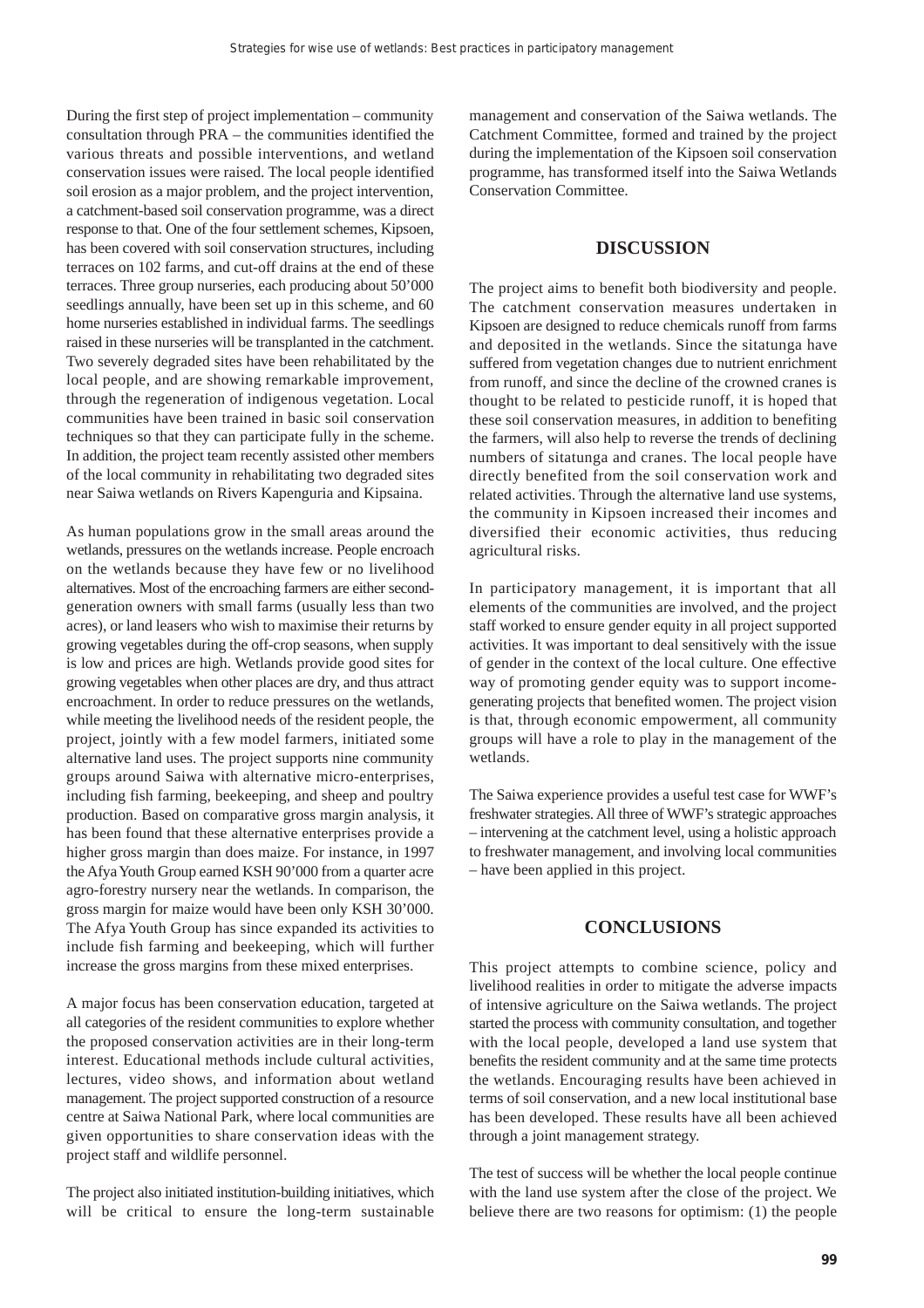During the first step of project implementation – community consultation through PRA – the communities identified the various threats and possible interventions, and wetland conservation issues were raised. The local people identified soil erosion as a major problem, and the project intervention, a catchment-based soil conservation programme, was a direct response to that. One of the four settlement schemes, Kipsoen, has been covered with soil conservation structures, including terraces on 102 farms, and cut-off drains at the end of these terraces. Three group nurseries, each producing about 50'000 seedlings annually, have been set up in this scheme, and 60 home nurseries established in individual farms. The seedlings raised in these nurseries will be transplanted in the catchment. Two severely degraded sites have been rehabilitated by the local people, and are showing remarkable improvement, through the regeneration of indigenous vegetation. Local communities have been trained in basic soil conservation techniques so that they can participate fully in the scheme. In addition, the project team recently assisted other members of the local community in rehabilitating two degraded sites near Saiwa wetlands on Rivers Kapenguria and Kipsaina.

As human populations grow in the small areas around the wetlands, pressures on the wetlands increase. People encroach on the wetlands because they have few or no livelihood alternatives. Most of the encroaching farmers are either second-generation owners with small farms (usually less than two acres), or land leasers who wish to maximise their returns by growing vegetables during the off-crop seasons, when supply is low and prices are high. Wetlands provide good sites for growing vegetables when other places are dry, and thus attract encroachment. In order to reduce pressures on the wetlands, while meeting the livelihood needs of the resident people, the project, jointly with a few model farmers, initiated some alternative land uses. The project supports nine community groups around Saiwa with alternative micro-enterprises, including fish farming, beekeeping, and sheep and poultry production. Based on comparative gross margin analysis, it has been found that these alternative enterprises provide a higher gross margin than does maize. For instance, in 1997 the Afya Youth Group earned KSH 90'000 from a quarter acre agro-forestry nursery near the wetlands. In comparison, the gross margin for maize would have been only KSH 30'000. The Afya Youth Group has since expanded its activities to include fish farming and beekeeping, which will further increase the gross margins from these mixed enterprises.

A major focus has been conservation education, targeted at all categories of the resident communities to explore whether the proposed conservation activities are in their long-term interest. Educational methods include cultural activities, lectures, video shows, and information about wetland management. The project supported construction of a resource centre at Saiwa National Park, where local communities are given opportunities to share conservation ideas with the project staff and wildlife personnel.

The project also initiated institution-building initiatives, which will be critical to ensure the long-term sustainable management and conservation of the Saiwa wetlands. The Catchment Committee, formed and trained by the project during the implementation of the Kipsoen soil conservation programme, has transformed itself into the Saiwa Wetlands Conservation Committee.

## DISCUSSION

The project aims to benefit both biodiversity and people. The catchment conservation measures undertaken in Kipsoen are designed to reduce chemicals runoff from farms and deposited in the wetlands. Since the sitatunga have suffered from vegetation changes due to nutrient enrichment from runoff, and since the decline of the crowned cranes is thought to be related to pesticide runoff, it is hoped that these soil conservation measures, in addition to benefiting the farmers, will also help to reverse the trends of declining numbers of sitatunga and cranes. The local people have directly benefited from the soil conservation work and related activities. Through the alternative land use systems, the community in Kipsoen increased their incomes and diversified their economic activities, thus reducing agricultural risks.

In participatory management, it is important that all elements of the communities are involved, and the project staff worked to ensure gender equity in all project supported activities. It was important to deal sensitively with the issue of gender in the context of the local culture. One effective way of promoting gender equity was to support income-generating projects that benefited women. The project vision is that, through economic empowerment, all community groups will have a role to play in the management of the wetlands.

The Saiwa experience provides a useful test case for WWF's freshwater strategies. All three of WWF's strategic approaches – intervening at the catchment level, using a holistic approach to freshwater management, and involving local communities – have been applied in this project.

## CONCLUSIONS

This project attempts to combine science, policy and livelihood realities in order to mitigate the adverse impacts of intensive agriculture on the Saiwa wetlands. The project started the process with community consultation, and together with the local people, developed a land use system that benefits the resident community and at the same time protects the wetlands. Encouraging results have been achieved in terms of soil conservation, and a new local institutional base has been developed. These results have all been achieved through a joint management strategy.

The test of success will be whether the local people continue with the land use system after the close of the project. We believe there are two reasons for optimism: (1) the people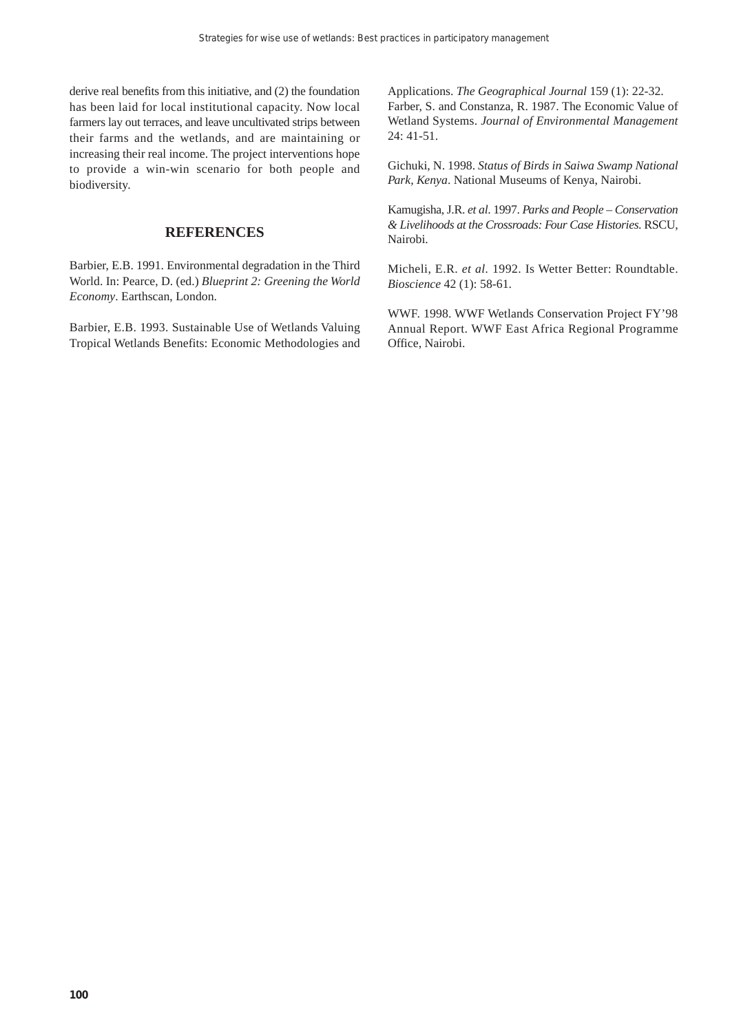derive real benefits from this initiative, and (2) the foundation has been laid for local institutional capacity. Now local farmers lay out terraces, and leave uncultivated strips between their farms and the wetlands, and are maintaining or increasing their real income. The project interventions hope to provide a win-win scenario for both people and biodiversity.

## REFERENCES

Barbier, E.B. 1991. Environmental degradation in the Third World. In: Pearce, D. (ed.) *Blueprint 2: Greening the World Economy*. Earthscan, London.

Barbier, E.B. 1993. Sustainable Use of Wetlands Valuing Tropical Wetlands Benefits: Economic Methodologies and Applications. *The Geographical Journal* 159 (1): 22-32.

Farber, S. and Constanza, R. 1987. The Economic Value of Wetland Systems. *Journal of Environmental Management* 24: 41-51.

Gichuki, N. 1998. *Status of Birds in Saiwa Swamp National Park, Kenya*. National Museums of Kenya, Nairobi.

Kamugisha, J.R. *et al*. 1997. *Parks and People – Conservation & Livelihoods at the Crossroads: Four Case Histories.* RSCU, Nairobi.

Micheli, E.R. *et al*. 1992. Is Wetter Better: Roundtable. *Bioscience* 42 (1): 58-61.

WWF. 1998. WWF Wetlands Conservation Project FY'98 Annual Report. WWF East Africa Regional Programme Office, Nairobi.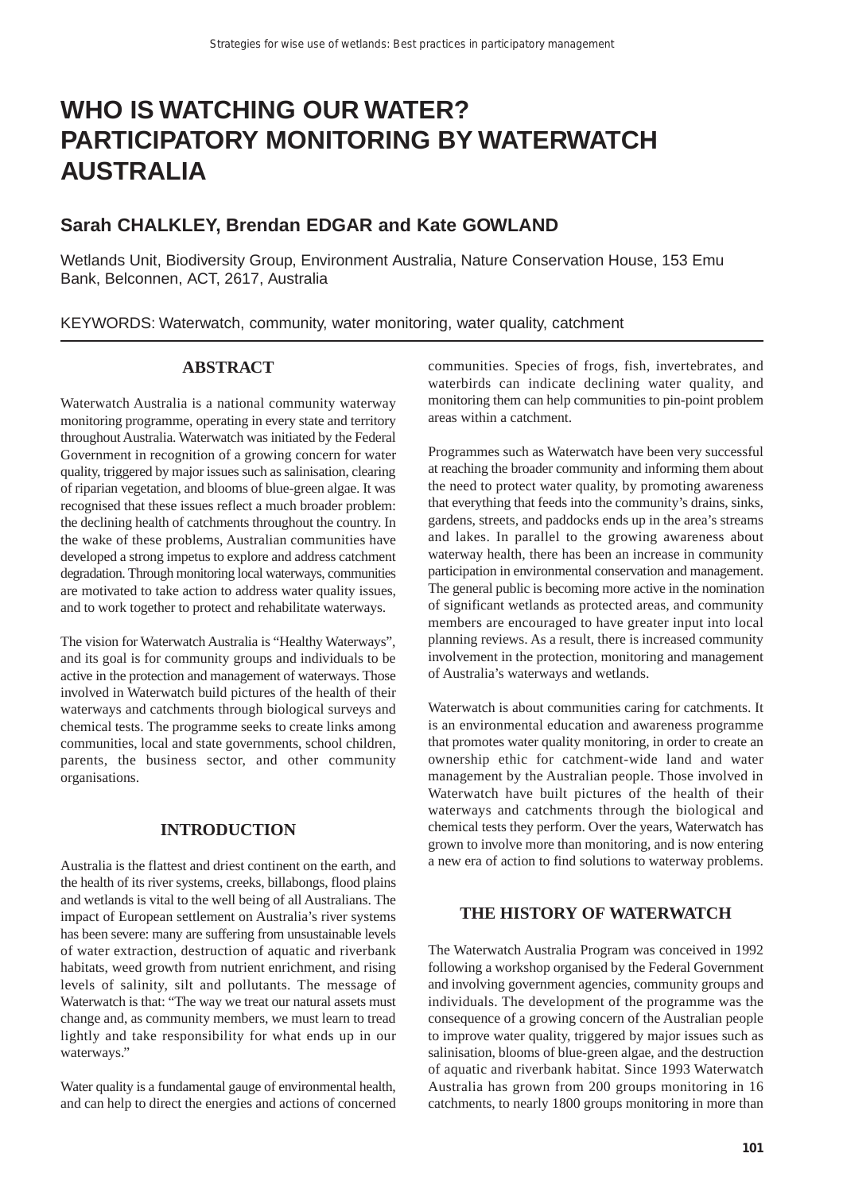# WHO IS WATCHING OUR WATER? PARTICIPATORY MONITORING BY WATERWATCH AUSTRALIA

## Sarah CHALKLEY, Brendan EDGAR and Kate GOWLAND

Wetlands Unit, Biodiversity Group, Environment Australia, Nature Conservation House, 153 Emu Bank, Belconnen, ACT, 2617, Australia

KEYWORDS: Waterwatch, community, water monitoring, water quality, catchment

### ABSTRACT

Waterwatch Australia is a national community waterway monitoring programme, operating in every state and territory throughout Australia. Waterwatch was initiated by the Federal Government in recognition of a growing concern for water quality, triggered by major issues such as salinisation, clearing of riparian vegetation, and blooms of blue-green algae. It was recognised that these issues reflect a much broader problem: the declining health of catchments throughout the country. In the wake of these problems, Australian communities have developed a strong impetus to explore and address catchment degradation. Through monitoring local waterways, communities are motivated to take action to address water quality issues, and to work together to protect and rehabilitate waterways.

The vision for Waterwatch Australia is "Healthy Waterways", and its goal is for community groups and individuals to be active in the protection and management of waterways. Those involved in Waterwatch build pictures of the health of their waterways and catchments through biological surveys and chemical tests. The programme seeks to create links among communities, local and state governments, school children, parents, the business sector, and other community organisations.

### INTRODUCTION

Australia is the flattest and driest continent on the earth, and the health of its river systems, creeks, billabongs, flood plains and wetlands is vital to the well being of all Australians. The impact of European settlement on Australia's river systems has been severe: many are suffering from unsustainable levels of water extraction, destruction of aquatic and riverbank habitats, weed growth from nutrient enrichment, and rising levels of salinity, silt and pollutants. The message of Waterwatch is that: "The way we treat our natural assets must change and, as community members, we must learn to tread lightly and take responsibility for what ends up in our waterways."

Water quality is a fundamental gauge of environmental health, and can help to direct the energies and actions of concerned communities. Species of frogs, fish, invertebrates, and waterbirds can indicate declining water quality, and monitoring them can help communities to pin-point problem areas within a catchment.

Programmes such as Waterwatch have been very successful at reaching the broader community and informing them about the need to protect water quality, by promoting awareness that everything that feeds into the community's drains, sinks, gardens, streets, and paddocks ends up in the area's streams and lakes. In parallel to the growing awareness about waterway health, there has been an increase in community participation in environmental conservation and management. The general public is becoming more active in the nomination of significant wetlands as protected areas, and community members are encouraged to have greater input into local planning reviews. As a result, there is increased community involvement in the protection, monitoring and management of Australia's waterways and wetlands.

Waterwatch is about communities caring for catchments. It is an environmental education and awareness programme that promotes water quality monitoring, in order to create an ownership ethic for catchment-wide land and water management by the Australian people. Those involved in Waterwatch have built pictures of the health of their waterways and catchments through the biological and chemical tests they perform. Over the years, Waterwatch has grown to involve more than monitoring, and is now entering a new era of action to find solutions to waterway problems.

### THE HISTORY OF WATERWATCH

The Waterwatch Australia Program was conceived in 1992 following a workshop organised by the Federal Government and involving government agencies, community groups and individuals. The development of the programme was the consequence of a growing concern of the Australian people to improve water quality, triggered by major issues such as salinisation, blooms of blue-green algae, and the destruction of aquatic and riverbank habitat. Since 1993 Waterwatch Australia has grown from 200 groups monitoring in 16 catchments, to nearly 1800 groups monitoring in more than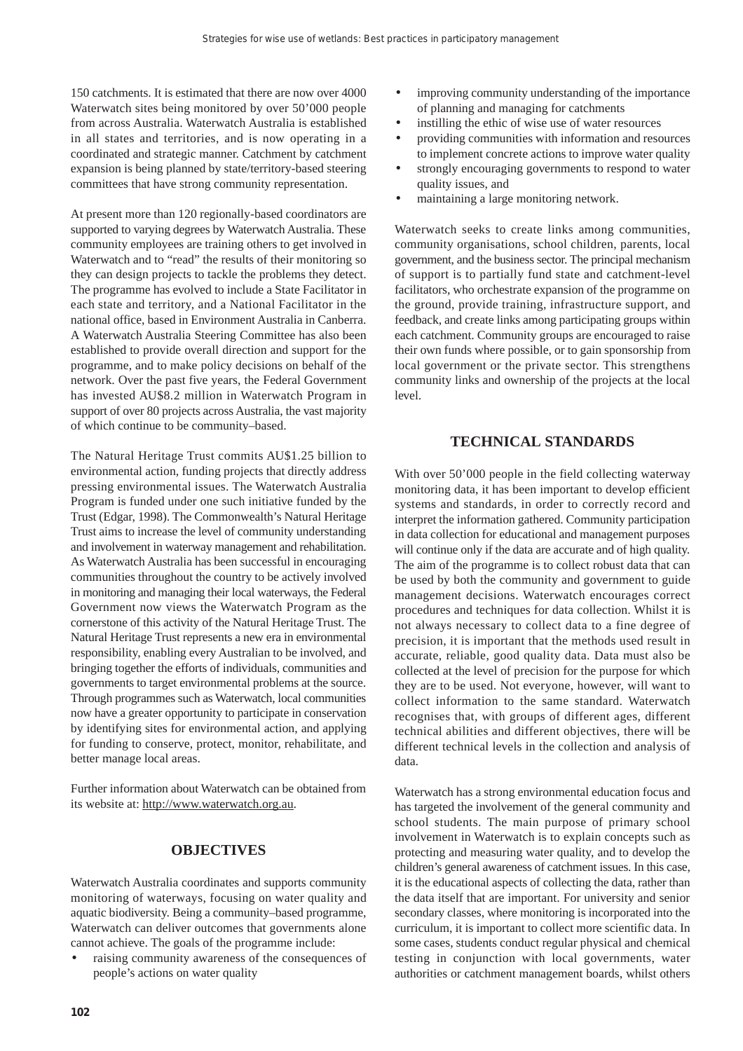150 catchments. It is estimated that there are now over 4000 Waterwatch sites being monitored by over 50'000 people from across Australia. Waterwatch Australia is established in all states and territories, and is now operating in a coordinated and strategic manner. Catchment by catchment expansion is being planned by state/territory-based steering committees that have strong community representation.

At present more than 120 regionally-based coordinators are supported to varying degrees by Waterwatch Australia. These community employees are training others to get involved in Waterwatch and to "read" the results of their monitoring so they can design projects to tackle the problems they detect. The programme has evolved to include a State Facilitator in each state and territory, and a National Facilitator in the national office, based in Environment Australia in Canberra. A Waterwatch Australia Steering Committee has also been established to provide overall direction and support for the programme, and to make policy decisions on behalf of the network. Over the past five years, the Federal Government has invested AU$8.2 million in Waterwatch Program in support of over 80 projects across Australia, the vast majority of which continue to be community–based.

The Natural Heritage Trust commits AU$1.25 billion to environmental action, funding projects that directly address pressing environmental issues. The Waterwatch Australia Program is funded under one such initiative funded by the Trust (Edgar, 1998). The Commonwealth's Natural Heritage Trust aims to increase the level of community understanding and involvement in waterway management and rehabilitation. As Waterwatch Australia has been successful in encouraging communities throughout the country to be actively involved in monitoring and managing their local waterways, the Federal Government now views the Waterwatch Program as the cornerstone of this activity of the Natural Heritage Trust. The Natural Heritage Trust represents a new era in environmental responsibility, enabling every Australian to be involved, and bringing together the efforts of individuals, communities and governments to target environmental problems at the source. Through programmes such as Waterwatch, local communities now have a greater opportunity to participate in conservation by identifying sites for environmental action, and applying for funding to conserve, protect, monitor, rehabilitate, and better manage local areas.

Further information about Waterwatch can be obtained from its website at: http://www.waterwatch.org.au.

## OBJECTIVES

Waterwatch Australia coordinates and supports community monitoring of waterways, focusing on water quality and aquatic biodiversity. Being a community–based programme, Waterwatch can deliver outcomes that governments alone cannot achieve. The goals of the programme include:

- raising community awareness of the consequences of people's actions on water quality
- improving community understanding of the importance of planning and managing for catchments
- instilling the ethic of wise use of water resources
- providing communities with information and resources to implement concrete actions to improve water quality
- strongly encouraging governments to respond to water quality issues, and
- maintaining a large monitoring network.

Waterwatch seeks to create links among communities, community organisations, school children, parents, local government, and the business sector. The principal mechanism of support is to partially fund state and catchment-level facilitators, who orchestrate expansion of the programme on the ground, provide training, infrastructure support, and feedback, and create links among participating groups within each catchment. Community groups are encouraged to raise their own funds where possible, or to gain sponsorship from local government or the private sector. This strengthens community links and ownership of the projects at the local level.

## TECHNICAL STANDARDS

With over 50'000 people in the field collecting waterway monitoring data, it has been important to develop efficient systems and standards, in order to correctly record and interpret the information gathered. Community participation in data collection for educational and management purposes will continue only if the data are accurate and of high quality. The aim of the programme is to collect robust data that can be used by both the community and government to guide management decisions. Waterwatch encourages correct procedures and techniques for data collection. Whilst it is not always necessary to collect data to a fine degree of precision, it is important that the methods used result in accurate, reliable, good quality data. Data must also be collected at the level of precision for the purpose for which they are to be used. Not everyone, however, will want to collect information to the same standard. Waterwatch recognises that, with groups of different ages, different technical abilities and different objectives, there will be different technical levels in the collection and analysis of data.

Waterwatch has a strong environmental education focus and has targeted the involvement of the general community and school students. The main purpose of primary school involvement in Waterwatch is to explain concepts such as protecting and measuring water quality, and to develop the children's general awareness of catchment issues. In this case, it is the educational aspects of collecting the data, rather than the data itself that are important. For university and senior secondary classes, where monitoring is incorporated into the curriculum, it is important to collect more scientific data. In some cases, students conduct regular physical and chemical testing in conjunction with local governments, water authorities or catchment management boards, whilst others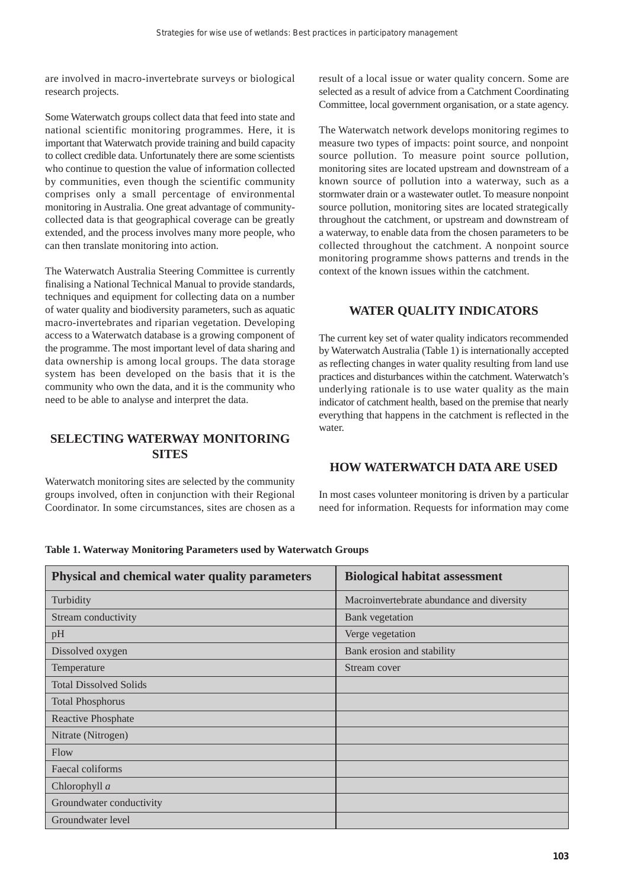are involved in macro-invertebrate surveys or biological research projects.

Some Waterwatch groups collect data that feed into state and national scientific monitoring programmes. Here, it is important that Waterwatch provide training and build capacity to collect credible data. Unfortunately there are some scientists who continue to question the value of information collected by communities, even though the scientific community comprises only a small percentage of environmental monitoring in Australia. One great advantage of community-collected data is that geographical coverage can be greatly extended, and the process involves many more people, who can then translate monitoring into action.

The Waterwatch Australia Steering Committee is currently finalising a National Technical Manual to provide standards, techniques and equipment for collecting data on a number of water quality and biodiversity parameters, such as aquatic macro-invertebrates and riparian vegetation. Developing access to a Waterwatch database is a growing component of the programme. The most important level of data sharing and data ownership is among local groups. The data storage system has been developed on the basis that it is the community who own the data, and it is the community who need to be able to analyse and interpret the data.

## SELECTING WATERWAY MONITORING SITES

Waterwatch monitoring sites are selected by the community groups involved, often in conjunction with their Regional Coordinator. In some circumstances, sites are chosen as a result of a local issue or water quality concern. Some are selected as a result of advice from a Catchment Coordinating Committee, local government organisation, or a state agency.

The Waterwatch network develops monitoring regimes to measure two types of impacts: point source, and nonpoint source pollution. To measure point source pollution, monitoring sites are located upstream and downstream of a known source of pollution into a waterway, such as a stormwater drain or a wastewater outlet. To measure nonpoint source pollution, monitoring sites are located strategically throughout the catchment, or upstream and downstream of a waterway, to enable data from the chosen parameters to be collected throughout the catchment. A nonpoint source monitoring programme shows patterns and trends in the context of the known issues within the catchment.

## WATER QUALITY INDICATORS

The current key set of water quality indicators recommended by Waterwatch Australia (Table 1) is internationally accepted as reflecting changes in water quality resulting from land use practices and disturbances within the catchment. Waterwatch's underlying rationale is to use water quality as the main indicator of catchment health, based on the premise that nearly everything that happens in the catchment is reflected in the water.

## HOW WATERWATCH DATA ARE USED

In most cases volunteer monitoring is driven by a particular need for information. Requests for information may come

**Table 1. Waterway Monitoring Parameters used by Waterwatch Groups**

| Physical and chemical water quality parameters | Biological habitat assessment |
|---|---|
| Turbidity | Macroinvertebrate abundance and diversity |
| Stream conductivity | Bank vegetation |
| pH | Verge vegetation |
| Dissolved oxygen | Bank erosion and stability |
| Temperature | Stream cover |
| Total Dissolved Solids | |
| Total Phosphorus | |
| Reactive Phosphate | |
| Nitrate (Nitrogen) | |
| Flow | |
| Faecal coliforms | |
| Chlorophyll *a* | |
| Groundwater conductivity | |
| Groundwater level | |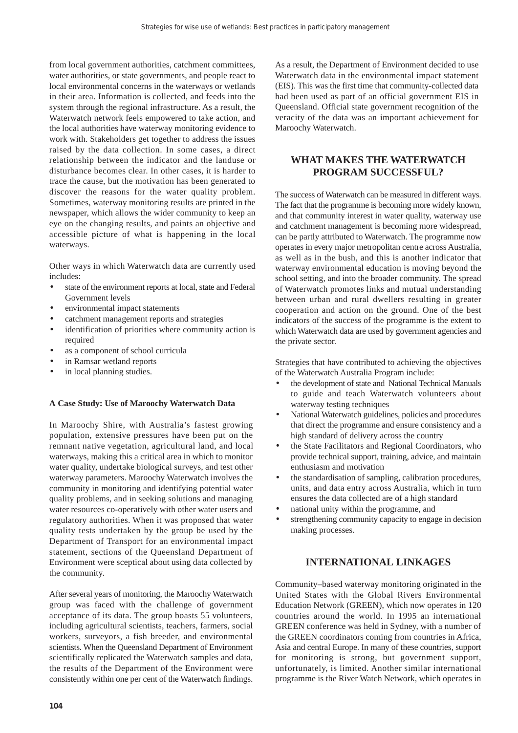from local government authorities, catchment committees, water authorities, or state governments, and people react to local environmental concerns in the waterways or wetlands in their area. Information is collected, and feeds into the system through the regional infrastructure. As a result, the Waterwatch network feels empowered to take action, and the local authorities have waterway monitoring evidence to work with. Stakeholders get together to address the issues raised by the data collection. In some cases, a direct relationship between the indicator and the landuse or disturbance becomes clear. In other cases, it is harder to trace the cause, but the motivation has been generated to discover the reasons for the water quality problem. Sometimes, waterway monitoring results are printed in the newspaper, which allows the wider community to keep an eye on the changing results, and paints an objective and accessible picture of what is happening in the local waterways.

Other ways in which Waterwatch data are currently used includes:

- state of the environment reports at local, state and Federal Government levels
- environmental impact statements
- catchment management reports and strategies
- identification of priorities where community action is required
- as a component of school curricula
- in Ramsar wetland reports
- in local planning studies.

**A Case Study: Use of Maroochy Waterwatch Data**

In Maroochy Shire, with Australia's fastest growing population, extensive pressures have been put on the remnant native vegetation, agricultural land, and local waterways, making this a critical area in which to monitor water quality, undertake biological surveys, and test other waterway parameters. Maroochy Waterwatch involves the community in monitoring and identifying potential water quality problems, and in seeking solutions and managing water resources co-operatively with other water users and regulatory authorities. When it was proposed that water quality tests undertaken by the group be used by the Department of Transport for an environmental impact statement, sections of the Queensland Department of Environment were sceptical about using data collected by the community.

After several years of monitoring, the Maroochy Waterwatch group was faced with the challenge of government acceptance of its data. The group boasts 55 volunteers, including agricultural scientists, teachers, farmers, social workers, surveyors, a fish breeder, and environmental scientists. When the Queensland Department of Environment scientifically replicated the Waterwatch samples and data, the results of the Department of the Environment were consistently within one per cent of the Waterwatch findings. As a result, the Department of Environment decided to use Waterwatch data in the environmental impact statement (EIS). This was the first time that community-collected data had been used as part of an official government EIS in Queensland. Official state government recognition of the veracity of the data was an important achievement for Maroochy Waterwatch.

## WHAT MAKES THE WATERWATCH PROGRAM SUCCESSFUL?

The success of Waterwatch can be measured in different ways. The fact that the programme is becoming more widely known, and that community interest in water quality, waterway use and catchment management is becoming more widespread, can be partly attributed to Waterwatch. The programme now operates in every major metropolitan centre across Australia, as well as in the bush, and this is another indicator that waterway environmental education is moving beyond the school setting, and into the broader community. The spread of Waterwatch promotes links and mutual understanding between urban and rural dwellers resulting in greater cooperation and action on the ground. One of the best indicators of the success of the programme is the extent to which Waterwatch data are used by government agencies and the private sector.

Strategies that have contributed to achieving the objectives of the Waterwatch Australia Program include:

- the development of state and National Technical Manuals to guide and teach Waterwatch volunteers about waterway testing techniques
- National Waterwatch guidelines, policies and procedures that direct the programme and ensure consistency and a high standard of delivery across the country
- the State Facilitators and Regional Coordinators, who provide technical support, training, advice, and maintain enthusiasm and motivation
- the standardisation of sampling, calibration procedures, units, and data entry across Australia, which in turn ensures the data collected are of a high standard
- national unity within the programme, and
- strengthening community capacity to engage in decision making processes.

## INTERNATIONAL LINKAGES

Community–based waterway monitoring originated in the United States with the Global Rivers Environmental Education Network (GREEN), which now operates in 120 countries around the world. In 1995 an international GREEN conference was held in Sydney, with a number of the GREEN coordinators coming from countries in Africa, Asia and central Europe. In many of these countries, support for monitoring is strong, but government support, unfortunately, is limited. Another similar international programme is the River Watch Network, which operates in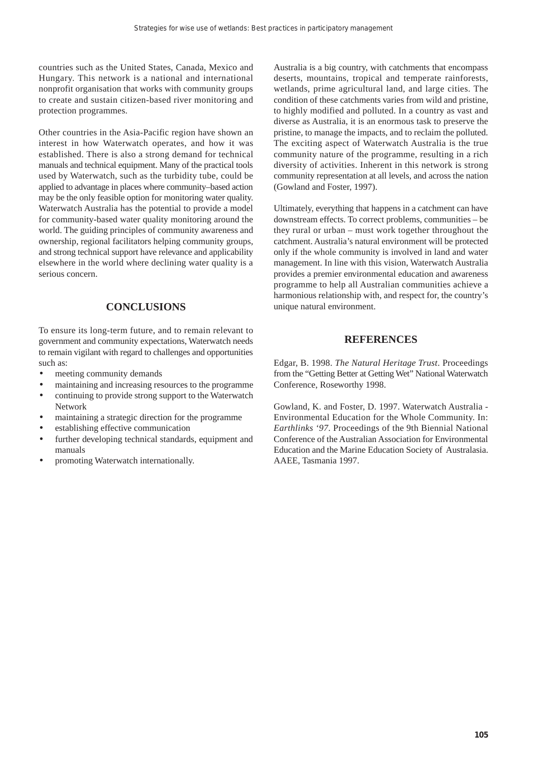countries such as the United States, Canada, Mexico and Hungary. This network is a national and international nonprofit organisation that works with community groups to create and sustain citizen-based river monitoring and protection programmes.

Other countries in the Asia-Pacific region have shown an interest in how Waterwatch operates, and how it was established. There is also a strong demand for technical manuals and technical equipment. Many of the practical tools used by Waterwatch, such as the turbidity tube, could be applied to advantage in places where community–based action may be the only feasible option for monitoring water quality. Waterwatch Australia has the potential to provide a model for community-based water quality monitoring around the world. The guiding principles of community awareness and ownership, regional facilitators helping community groups, and strong technical support have relevance and applicability elsewhere in the world where declining water quality is a serious concern.

## CONCLUSIONS

To ensure its long-term future, and to remain relevant to government and community expectations, Waterwatch needs to remain vigilant with regard to challenges and opportunities such as:

- meeting community demands
- maintaining and increasing resources to the programme
- continuing to provide strong support to the Waterwatch Network
- maintaining a strategic direction for the programme
- establishing effective communication
- further developing technical standards, equipment and manuals
- promoting Waterwatch internationally.

Australia is a big country, with catchments that encompass deserts, mountains, tropical and temperate rainforests, wetlands, prime agricultural land, and large cities. The condition of these catchments varies from wild and pristine, to highly modified and polluted. In a country as vast and diverse as Australia, it is an enormous task to preserve the pristine, to manage the impacts, and to reclaim the polluted. The exciting aspect of Waterwatch Australia is the true community nature of the programme, resulting in a rich diversity of activities. Inherent in this network is strong community representation at all levels, and across the nation (Gowland and Foster, 1997).

Ultimately, everything that happens in a catchment can have downstream effects. To correct problems, communities – be they rural or urban – must work together throughout the catchment. Australia's natural environment will be protected only if the whole community is involved in land and water management. In line with this vision, Waterwatch Australia provides a premier environmental education and awareness programme to help all Australian communities achieve a harmonious relationship with, and respect for, the country's unique natural environment.

## REFERENCES

Edgar, B. 1998. *The Natural Heritage Trust*. Proceedings from the "Getting Better at Getting Wet" National Waterwatch Conference, Roseworthy 1998.

Gowland, K. and Foster, D. 1997. Waterwatch Australia - Environmental Education for the Whole Community. In: *Earthlinks '97*. Proceedings of the 9th Biennial National Conference of the Australian Association for Environmental Education and the Marine Education Society of Australasia. AAEE, Tasmania 1997.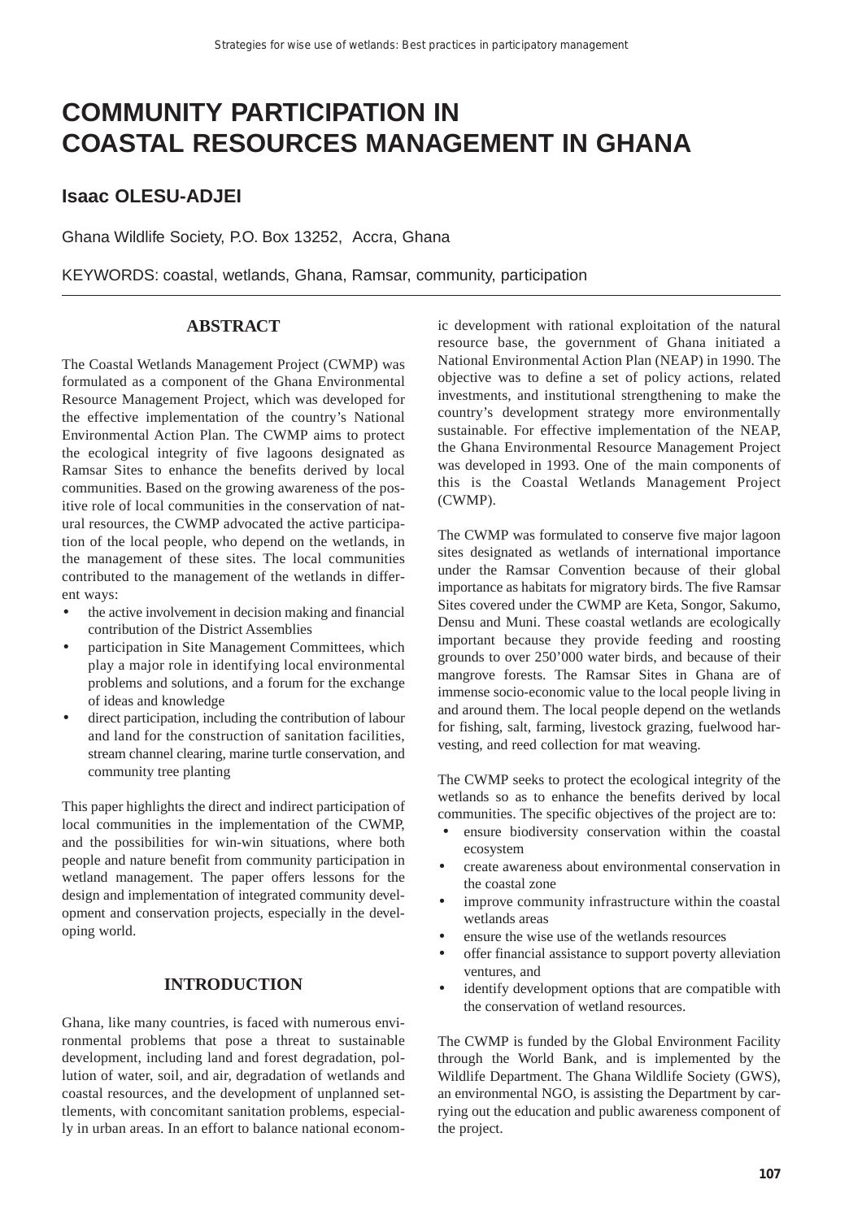# COMMUNITY PARTICIPATION IN COASTAL RESOURCES MANAGEMENT IN GHANA

## Isaac OLESU-ADJEI

Ghana Wildlife Society, P.O. Box 13252, Accra, Ghana

KEYWORDS: coastal, wetlands, Ghana, Ramsar, community, participation

### ABSTRACT

The Coastal Wetlands Management Project (CWMP) was formulated as a component of the Ghana Environmental Resource Management Project, which was developed for the effective implementation of the country's National Environmental Action Plan. The CWMP aims to protect the ecological integrity of five lagoons designated as Ramsar Sites to enhance the benefits derived by local communities. Based on the growing awareness of the positive role of local communities in the conservation of natural resources, the CWMP advocated the active participation of the local people, who depend on the wetlands, in the management of these sites. The local communities contributed to the management of the wetlands in different ways:

- the active involvement in decision making and financial contribution of the District Assemblies
- participation in Site Management Committees, which play a major role in identifying local environmental problems and solutions, and a forum for the exchange of ideas and knowledge
- direct participation, including the contribution of labour and land for the construction of sanitation facilities, stream channel clearing, marine turtle conservation, and community tree planting

This paper highlights the direct and indirect participation of local communities in the implementation of the CWMP, and the possibilities for win-win situations, where both people and nature benefit from community participation in wetland management. The paper offers lessons for the design and implementation of integrated community development and conservation projects, especially in the developing world.

### INTRODUCTION

Ghana, like many countries, is faced with numerous environmental problems that pose a threat to sustainable development, including land and forest degradation, pollution of water, soil, and air, degradation of wetlands and coastal resources, and the development of unplanned settlements, with concomitant sanitation problems, especially in urban areas. In an effort to balance national economic development with rational exploitation of the natural resource base, the government of Ghana initiated a National Environmental Action Plan (NEAP) in 1990. The objective was to define a set of policy actions, related investments, and institutional strengthening to make the country's development strategy more environmentally sustainable. For effective implementation of the NEAP, the Ghana Environmental Resource Management Project was developed in 1993. One of the main components of this is the Coastal Wetlands Management Project (CWMP).

The CWMP was formulated to conserve five major lagoon sites designated as wetlands of international importance under the Ramsar Convention because of their global importance as habitats for migratory birds. The five Ramsar Sites covered under the CWMP are Keta, Songor, Sakumo, Densu and Muni. These coastal wetlands are ecologically important because they provide feeding and roosting grounds to over 250'000 water birds, and because of their mangrove forests. The Ramsar Sites in Ghana are of immense socio-economic value to the local people living in and around them. The local people depend on the wetlands for fishing, salt, farming, livestock grazing, fuelwood harvesting, and reed collection for mat weaving.

The CWMP seeks to protect the ecological integrity of the wetlands so as to enhance the benefits derived by local communities. The specific objectives of the project are to:

- ensure biodiversity conservation within the coastal ecosystem
- create awareness about environmental conservation in the coastal zone
- improve community infrastructure within the coastal wetlands areas
- ensure the wise use of the wetlands resources
- offer financial assistance to support poverty alleviation ventures, and
- identify development options that are compatible with the conservation of wetland resources.

The CWMP is funded by the Global Environment Facility through the World Bank, and is implemented by the Wildlife Department. The Ghana Wildlife Society (GWS), an environmental NGO, is assisting the Department by carrying out the education and public awareness component of the project.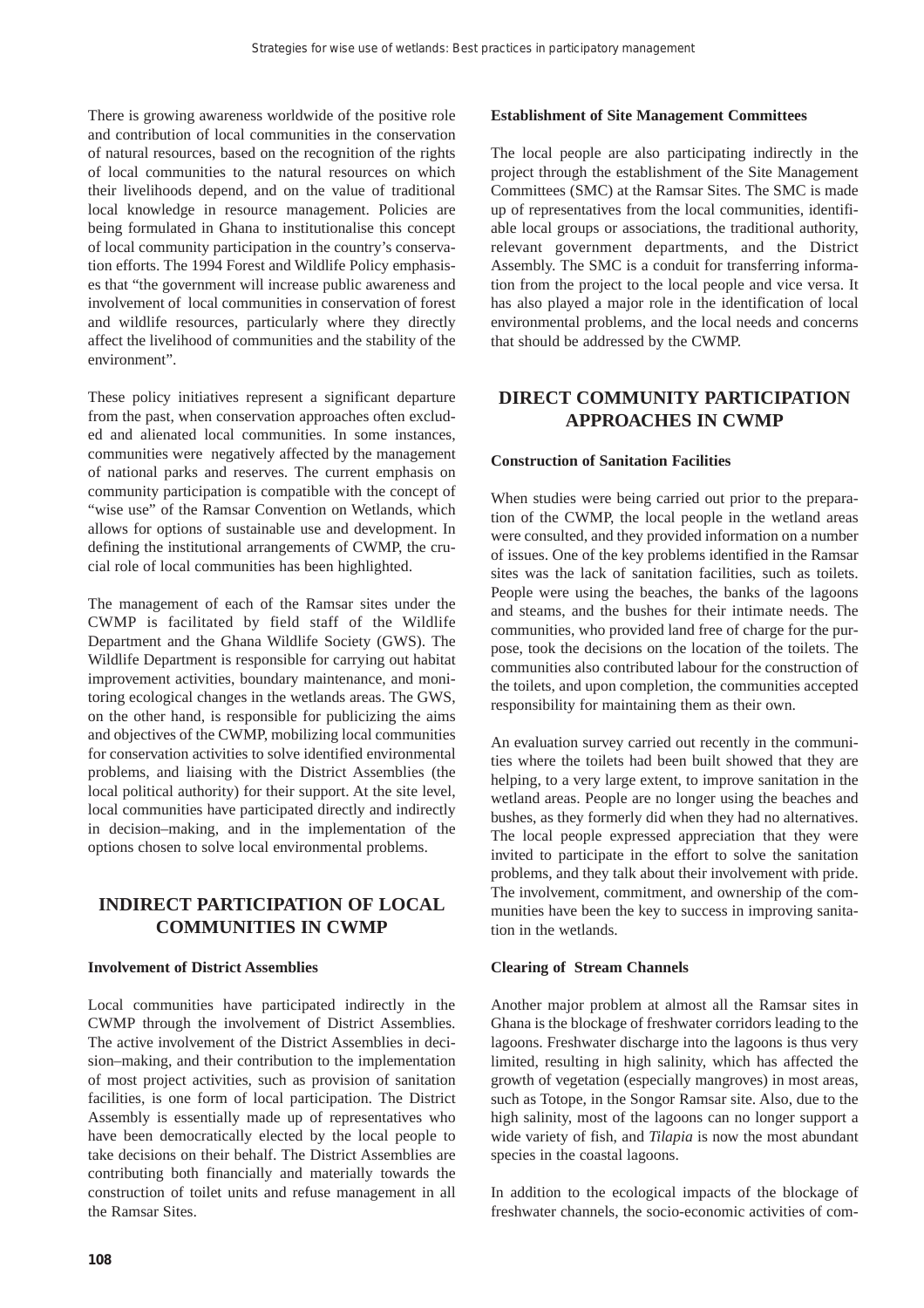There is growing awareness worldwide of the positive role and contribution of local communities in the conservation of natural resources, based on the recognition of the rights of local communities to the natural resources on which their livelihoods depend, and on the value of traditional local knowledge in resource management. Policies are being formulated in Ghana to institutionalise this concept of local community participation in the country's conservation efforts. The 1994 Forest and Wildlife Policy emphasises that "the government will increase public awareness and involvement of local communities in conservation of forest and wildlife resources, particularly where they directly affect the livelihood of communities and the stability of the environment".

These policy initiatives represent a significant departure from the past, when conservation approaches often excluded and alienated local communities. In some instances, communities were negatively affected by the management of national parks and reserves. The current emphasis on community participation is compatible with the concept of "wise use" of the Ramsar Convention on Wetlands, which allows for options of sustainable use and development. In defining the institutional arrangements of CWMP, the crucial role of local communities has been highlighted.

The management of each of the Ramsar sites under the CWMP is facilitated by field staff of the Wildlife Department and the Ghana Wildlife Society (GWS). The Wildlife Department is responsible for carrying out habitat improvement activities, boundary maintenance, and monitoring ecological changes in the wetlands areas. The GWS, on the other hand, is responsible for publicizing the aims and objectives of the CWMP, mobilizing local communities for conservation activities to solve identified environmental problems, and liaising with the District Assemblies (the local political authority) for their support. At the site level, local communities have participated directly and indirectly in decision–making, and in the implementation of the options chosen to solve local environmental problems.

## INDIRECT PARTICIPATION OF LOCAL COMMUNITIES IN CWMP

**Involvement of District Assemblies**

Local communities have participated indirectly in the CWMP through the involvement of District Assemblies. The active involvement of the District Assemblies in decision–making, and their contribution to the implementation of most project activities, such as provision of sanitation facilities, is one form of local participation. The District Assembly is essentially made up of representatives who have been democratically elected by the local people to take decisions on their behalf. The District Assemblies are contributing both financially and materially towards the construction of toilet units and refuse management in all the Ramsar Sites.

**Establishment of Site Management Committees**

The local people are also participating indirectly in the project through the establishment of the Site Management Committees (SMC) at the Ramsar Sites. The SMC is made up of representatives from the local communities, identifiable local groups or associations, the traditional authority, relevant government departments, and the District Assembly. The SMC is a conduit for transferring information from the project to the local people and vice versa. It has also played a major role in the identification of local environmental problems, and the local needs and concerns that should be addressed by the CWMP.

## DIRECT COMMUNITY PARTICIPATION APPROACHES IN CWMP

**Construction of Sanitation Facilities**

When studies were being carried out prior to the preparation of the CWMP, the local people in the wetland areas were consulted, and they provided information on a number of issues. One of the key problems identified in the Ramsar sites was the lack of sanitation facilities, such as toilets. People were using the beaches, the banks of the lagoons and steams, and the bushes for their intimate needs. The communities, who provided land free of charge for the purpose, took the decisions on the location of the toilets. The communities also contributed labour for the construction of the toilets, and upon completion, the communities accepted responsibility for maintaining them as their own.

An evaluation survey carried out recently in the communities where the toilets had been built showed that they are helping, to a very large extent, to improve sanitation in the wetland areas. People are no longer using the beaches and bushes, as they formerly did when they had no alternatives. The local people expressed appreciation that they were invited to participate in the effort to solve the sanitation problems, and they talk about their involvement with pride. The involvement, commitment, and ownership of the communities have been the key to success in improving sanitation in the wetlands.

**Clearing of Stream Channels**

Another major problem at almost all the Ramsar sites in Ghana is the blockage of freshwater corridors leading to the lagoons. Freshwater discharge into the lagoons is thus very limited, resulting in high salinity, which has affected the growth of vegetation (especially mangroves) in most areas, such as Totope, in the Songor Ramsar site. Also, due to the high salinity, most of the lagoons can no longer support a wide variety of fish, and *Tilapia* is now the most abundant species in the coastal lagoons.

In addition to the ecological impacts of the blockage of freshwater channels, the socio-economic activities of com-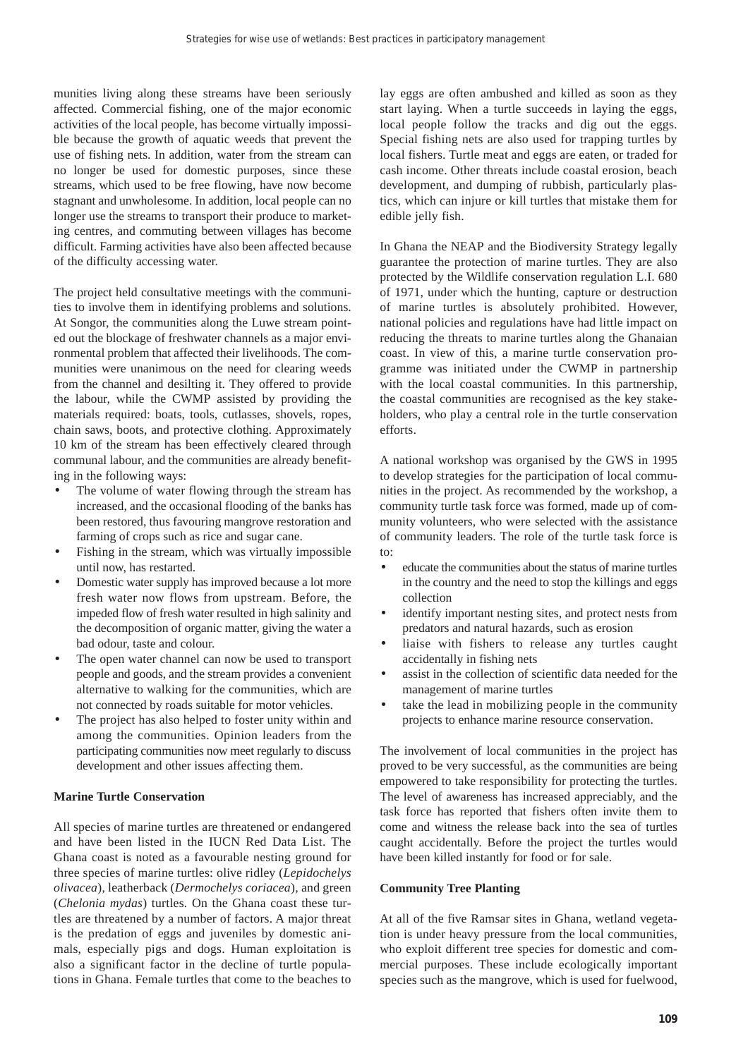munities living along these streams have been seriously affected. Commercial fishing, one of the major economic activities of the local people, has become virtually impossible because the growth of aquatic weeds that prevent the use of fishing nets. In addition, water from the stream can no longer be used for domestic purposes, since these streams, which used to be free flowing, have now become stagnant and unwholesome. In addition, local people can no longer use the streams to transport their produce to marketing centres, and commuting between villages has become difficult. Farming activities have also been affected because of the difficulty accessing water.

The project held consultative meetings with the communities to involve them in identifying problems and solutions. At Songor, the communities along the Luwe stream pointed out the blockage of freshwater channels as a major environmental problem that affected their livelihoods. The communities were unanimous on the need for clearing weeds from the channel and desilting it. They offered to provide the labour, while the CWMP assisted by providing the materials required: boats, tools, cutlasses, shovels, ropes, chain saws, boots, and protective clothing. Approximately 10 km of the stream has been effectively cleared through communal labour, and the communities are already benefiting in the following ways:

- The volume of water flowing through the stream has increased, and the occasional flooding of the banks has been restored, thus favouring mangrove restoration and farming of crops such as rice and sugar cane.
- Fishing in the stream, which was virtually impossible until now, has restarted.
- Domestic water supply has improved because a lot more fresh water now flows from upstream. Before, the impeded flow of fresh water resulted in high salinity and the decomposition of organic matter, giving the water a bad odour, taste and colour.
- The open water channel can now be used to transport people and goods, and the stream provides a convenient alternative to walking for the communities, which are not connected by roads suitable for motor vehicles.
- The project has also helped to foster unity within and among the communities. Opinion leaders from the participating communities now meet regularly to discuss development and other issues affecting them.

**Marine Turtle Conservation**

All species of marine turtles are threatened or endangered and have been listed in the IUCN Red Data List. The Ghana coast is noted as a favourable nesting ground for three species of marine turtles: olive ridley (*Lepidochelys olivacea*), leatherback (*Dermochelys coriacea*), and green (*Chelonia mydas*) turtles. On the Ghana coast these turtles are threatened by a number of factors. A major threat is the predation of eggs and juveniles by domestic animals, especially pigs and dogs. Human exploitation is also a significant factor in the decline of turtle populations in Ghana. Female turtles that come to the beaches to lay eggs are often ambushed and killed as soon as they start laying. When a turtle succeeds in laying the eggs, local people follow the tracks and dig out the eggs. Special fishing nets are also used for trapping turtles by local fishers. Turtle meat and eggs are eaten, or traded for cash income. Other threats include coastal erosion, beach development, and dumping of rubbish, particularly plastics, which can injure or kill turtles that mistake them for edible jelly fish.

In Ghana the NEAP and the Biodiversity Strategy legally guarantee the protection of marine turtles. They are also protected by the Wildlife conservation regulation L.I. 680 of 1971, under which the hunting, capture or destruction of marine turtles is absolutely prohibited. However, national policies and regulations have had little impact on reducing the threats to marine turtles along the Ghanaian coast. In view of this, a marine turtle conservation programme was initiated under the CWMP in partnership with the local coastal communities. In this partnership, the coastal communities are recognised as the key stakeholders, who play a central role in the turtle conservation efforts.

A national workshop was organised by the GWS in 1995 to develop strategies for the participation of local communities in the project. As recommended by the workshop, a community turtle task force was formed, made up of community volunteers, who were selected with the assistance of community leaders. The role of the turtle task force is to:

- educate the communities about the status of marine turtles in the country and the need to stop the killings and eggs collection
- identify important nesting sites, and protect nests from predators and natural hazards, such as erosion
- liaise with fishers to release any turtles caught accidentally in fishing nets
- assist in the collection of scientific data needed for the management of marine turtles
- take the lead in mobilizing people in the community projects to enhance marine resource conservation.

The involvement of local communities in the project has proved to be very successful, as the communities are being empowered to take responsibility for protecting the turtles. The level of awareness has increased appreciably, and the task force has reported that fishers often invite them to come and witness the release back into the sea of turtles caught accidentally. Before the project the turtles would have been killed instantly for food or for sale.

**Community Tree Planting**

At all of the five Ramsar sites in Ghana, wetland vegetation is under heavy pressure from the local communities, who exploit different tree species for domestic and commercial purposes. These include ecologically important species such as the mangrove, which is used for fuelwood,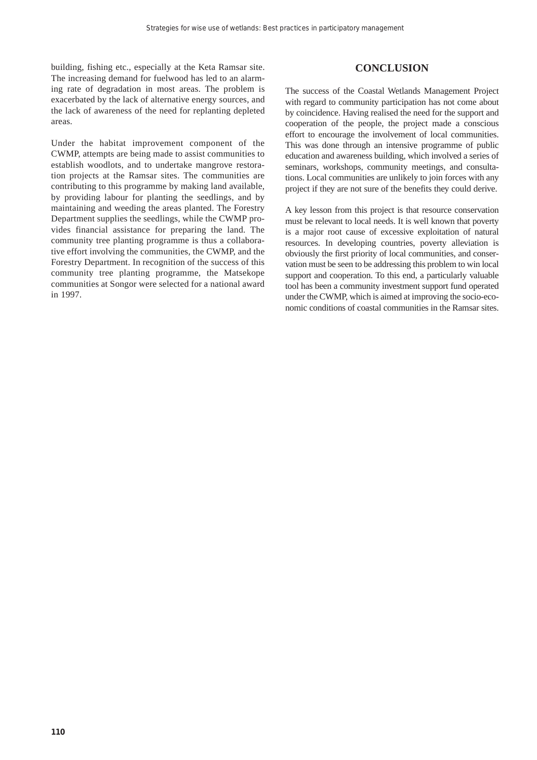building, fishing etc., especially at the Keta Ramsar site. The increasing demand for fuelwood has led to an alarming rate of degradation in most areas. The problem is exacerbated by the lack of alternative energy sources, and the lack of awareness of the need for replanting depleted areas.

Under the habitat improvement component of the CWMP, attempts are being made to assist communities to establish woodlots, and to undertake mangrove restoration projects at the Ramsar sites. The communities are contributing to this programme by making land available, by providing labour for planting the seedlings, and by maintaining and weeding the areas planted. The Forestry Department supplies the seedlings, while the CWMP provides financial assistance for preparing the land. The community tree planting programme is thus a collaborative effort involving the communities, the CWMP, and the Forestry Department. In recognition of the success of this community tree planting programme, the Matsekope communities at Songor were selected for a national award in 1997.

## CONCLUSION

The success of the Coastal Wetlands Management Project with regard to community participation has not come about by coincidence. Having realised the need for the support and cooperation of the people, the project made a conscious effort to encourage the involvement of local communities. This was done through an intensive programme of public education and awareness building, which involved a series of seminars, workshops, community meetings, and consultations. Local communities are unlikely to join forces with any project if they are not sure of the benefits they could derive.

A key lesson from this project is that resource conservation must be relevant to local needs. It is well known that poverty is a major root cause of excessive exploitation of natural resources. In developing countries, poverty alleviation is obviously the first priority of local communities, and conservation must be seen to be addressing this problem to win local support and cooperation. To this end, a particularly valuable tool has been a community investment support fund operated under the CWMP, which is aimed at improving the socio-economic conditions of coastal communities in the Ramsar sites.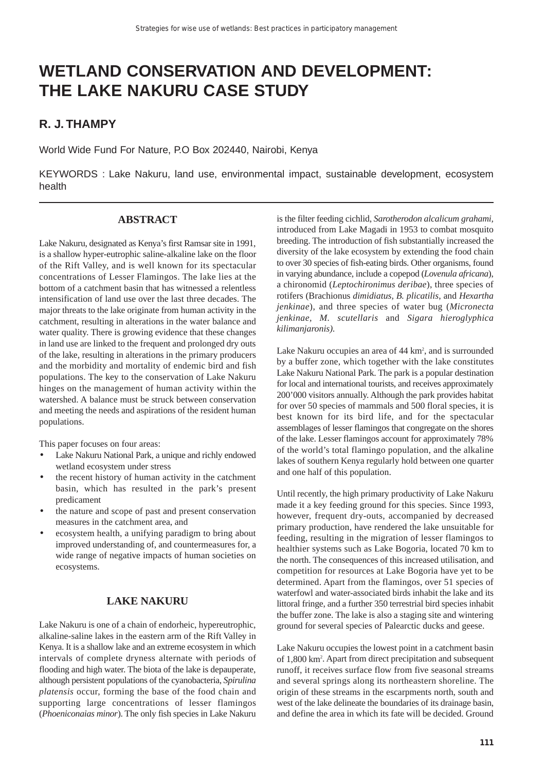# WETLAND CONSERVATION AND DEVELOPMENT: THE LAKE NAKURU CASE STUDY

## R. J. THAMPY

World Wide Fund For Nature, P.O Box 202440, Nairobi, Kenya

KEYWORDS : Lake Nakuru, land use, environmental impact, sustainable development, ecosystem health

---

### ABSTRACT

Lake Nakuru, designated as Kenya's first Ramsar site in 1991, is a shallow hyper-eutrophic saline-alkaline lake on the floor of the Rift Valley, and is well known for its spectacular concentrations of Lesser Flamingos. The lake lies at the bottom of a catchment basin that has witnessed a relentless intensification of land use over the last three decades. The major threats to the lake originate from human activity in the catchment, resulting in alterations in the water balance and water quality. There is growing evidence that these changes in land use are linked to the frequent and prolonged dry outs of the lake, resulting in alterations in the primary producers and the morbidity and mortality of endemic bird and fish populations. The key to the conservation of Lake Nakuru hinges on the management of human activity within the watershed. A balance must be struck between conservation and meeting the needs and aspirations of the resident human populations.

This paper focuses on four areas:

- Lake Nakuru National Park, a unique and richly endowed wetland ecosystem under stress
- the recent history of human activity in the catchment basin, which has resulted in the park's present predicament
- the nature and scope of past and present conservation measures in the catchment area, and
- ecosystem health, a unifying paradigm to bring about improved understanding of, and countermeasures for, a wide range of negative impacts of human societies on ecosystems.

### LAKE NAKURU

Lake Nakuru is one of a chain of endorheic, hypereutrophic, alkaline-saline lakes in the eastern arm of the Rift Valley in Kenya. It is a shallow lake and an extreme ecosystem in which intervals of complete dryness alternate with periods of flooding and high water. The biota of the lake is depauperate, although persistent populations of the cyanobacteria, *Spirulina platensis* occur, forming the base of the food chain and supporting large concentrations of lesser flamingos (*Phoeniconaias minor*). The only fish species in Lake Nakuru is the filter feeding cichlid, *Sarotherodon alcalicum grahami,* introduced from Lake Magadi in 1953 to combat mosquito breeding. The introduction of fish substantially increased the diversity of the lake ecosystem by extending the food chain to over 30 species of fish-eating birds. Other organisms, found in varying abundance, include a copepod (*Lovenula africana*), a chironomid (*Leptochironimus deribae*), three species of rotifers (Brachionus *dimidiatus, B. plicatilis*, and *Hexartha jenkinae*), and three species of water bug (*Micronecta jenkinae, M. scutellaris* and *Sigara hieroglyphica kilimanjaronis).*

Lake Nakuru occupies an area of 44 km$^2$, and is surrounded by a buffer zone, which together with the lake constitutes Lake Nakuru National Park. The park is a popular destination for local and international tourists, and receives approximately 200'000 visitors annually. Although the park provides habitat for over 50 species of mammals and 500 floral species, it is best known for its bird life, and for the spectacular assemblages of lesser flamingos that congregate on the shores of the lake. Lesser flamingos account for approximately 78% of the world's total flamingo population, and the alkaline lakes of southern Kenya regularly hold between one quarter and one half of this population.

Until recently, the high primary productivity of Lake Nakuru made it a key feeding ground for this species. Since 1993, however, frequent dry-outs, accompanied by decreased primary production, have rendered the lake unsuitable for feeding, resulting in the migration of lesser flamingos to healthier systems such as Lake Bogoria, located 70 km to the north. The consequences of this increased utilisation, and competition for resources at Lake Bogoria have yet to be determined. Apart from the flamingos, over 51 species of waterfowl and water-associated birds inhabit the lake and its littoral fringe, and a further 350 terrestrial bird species inhabit the buffer zone. The lake is also a staging site and wintering ground for several species of Palearctic ducks and geese.

Lake Nakuru occupies the lowest point in a catchment basin of 1,800 km$^2$. Apart from direct precipitation and subsequent runoff, it receives surface flow from five seasonal streams and several springs along its northeastern shoreline. The origin of these streams in the escarpments north, south and west of the lake delineate the boundaries of its drainage basin, and define the area in which its fate will be decided. Ground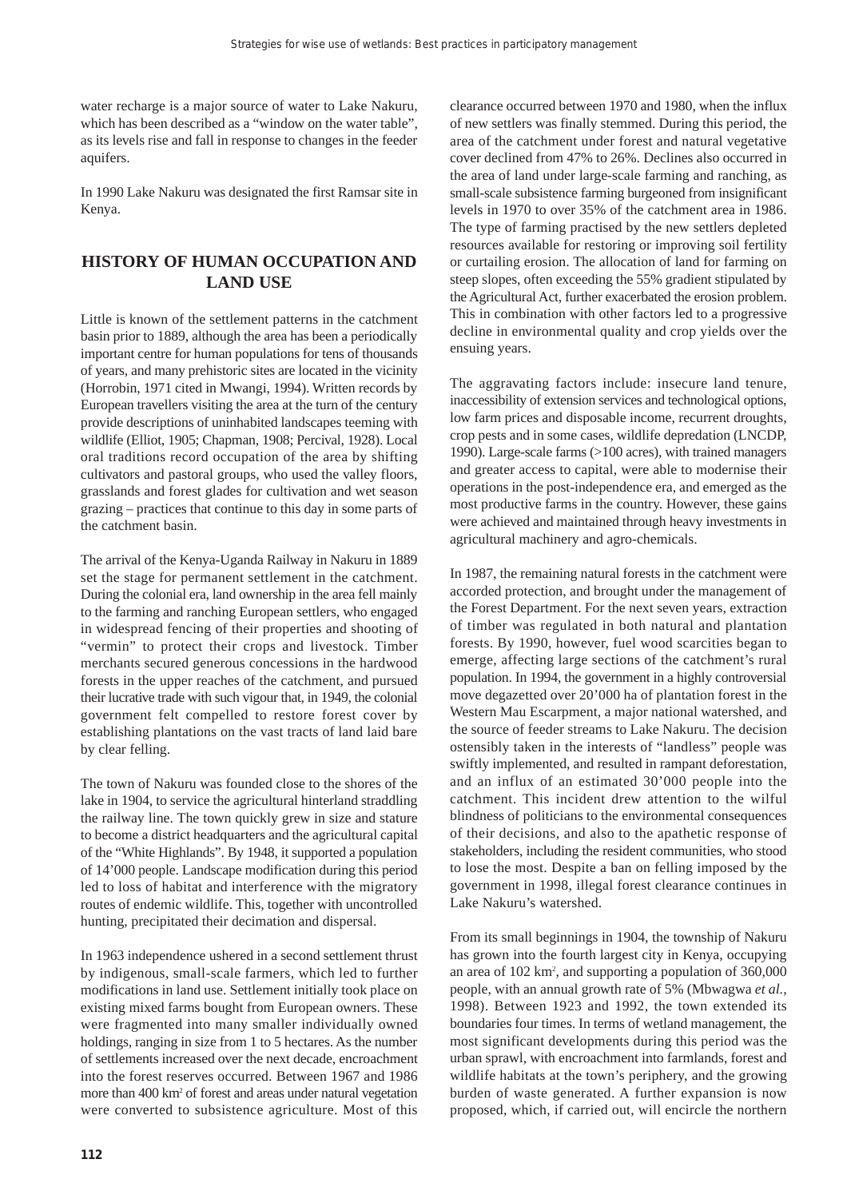water recharge is a major source of water to Lake Nakuru, which has been described as a "window on the water table", as its levels rise and fall in response to changes in the feeder aquifers.

In 1990 Lake Nakuru was designated the first Ramsar site in Kenya.

## HISTORY OF HUMAN OCCUPATION AND LAND USE

Little is known of the settlement patterns in the catchment basin prior to 1889, although the area has been a periodically important centre for human populations for tens of thousands of years, and many prehistoric sites are located in the vicinity (Horrobin, 1971 cited in Mwangi, 1994). Written records by European travellers visiting the area at the turn of the century provide descriptions of uninhabited landscapes teeming with wildlife (Elliot, 1905; Chapman, 1908; Percival, 1928). Local oral traditions record occupation of the area by shifting cultivators and pastoral groups, who used the valley floors, grasslands and forest glades for cultivation and wet season grazing – practices that continue to this day in some parts of the catchment basin.

The arrival of the Kenya-Uganda Railway in Nakuru in 1889 set the stage for permanent settlement in the catchment. During the colonial era, land ownership in the area fell mainly to the farming and ranching European settlers, who engaged in widespread fencing of their properties and shooting of "vermin" to protect their crops and livestock. Timber merchants secured generous concessions in the hardwood forests in the upper reaches of the catchment, and pursued their lucrative trade with such vigour that, in 1949, the colonial government felt compelled to restore forest cover by establishing plantations on the vast tracts of land laid bare by clear felling.

The town of Nakuru was founded close to the shores of the lake in 1904, to service the agricultural hinterland straddling the railway line. The town quickly grew in size and stature to become a district headquarters and the agricultural capital of the "White Highlands". By 1948, it supported a population of 14'000 people. Landscape modification during this period led to loss of habitat and interference with the migratory routes of endemic wildlife. This, together with uncontrolled hunting, precipitated their decimation and dispersal.

In 1963 independence ushered in a second settlement thrust by indigenous, small-scale farmers, which led to further modifications in land use. Settlement initially took place on existing mixed farms bought from European owners. These were fragmented into many smaller individually owned holdings, ranging in size from 1 to 5 hectares. As the number of settlements increased over the next decade, encroachment into the forest reserves occurred. Between 1967 and 1986 more than 400 km² of forest and areas under natural vegetation were converted to subsistence agriculture. Most of this clearance occurred between 1970 and 1980, when the influx of new settlers was finally stemmed. During this period, the area of the catchment under forest and natural vegetative cover declined from 47% to 26%. Declines also occurred in the area of land under large-scale farming and ranching, as small-scale subsistence farming burgeoned from insignificant levels in 1970 to over 35% of the catchment area in 1986. The type of farming practised by the new settlers depleted resources available for restoring or improving soil fertility or curtailing erosion. The allocation of land for farming on steep slopes, often exceeding the 55% gradient stipulated by the Agricultural Act, further exacerbated the erosion problem. This in combination with other factors led to a progressive decline in environmental quality and crop yields over the ensuing years.

The aggravating factors include: insecure land tenure, inaccessibility of extension services and technological options, low farm prices and disposable income, recurrent droughts, crop pests and in some cases, wildlife depredation (LNCDP, 1990). Large-scale farms (>100 acres), with trained managers and greater access to capital, were able to modernise their operations in the post-independence era, and emerged as the most productive farms in the country. However, these gains were achieved and maintained through heavy investments in agricultural machinery and agro-chemicals.

In 1987, the remaining natural forests in the catchment were accorded protection, and brought under the management of the Forest Department. For the next seven years, extraction of timber was regulated in both natural and plantation forests. By 1990, however, fuel wood scarcities began to emerge, affecting large sections of the catchment's rural population. In 1994, the government in a highly controversial move degazetted over 20'000 ha of plantation forest in the Western Mau Escarpment, a major national watershed, and the source of feeder streams to Lake Nakuru. The decision ostensibly taken in the interests of "landless" people was swiftly implemented, and resulted in rampant deforestation, and an influx of an estimated 30'000 people into the catchment. This incident drew attention to the wilful blindness of politicians to the environmental consequences of their decisions, and also to the apathetic response of stakeholders, including the resident communities, who stood to lose the most. Despite a ban on felling imposed by the government in 1998, illegal forest clearance continues in Lake Nakuru's watershed.

From its small beginnings in 1904, the township of Nakuru has grown into the fourth largest city in Kenya, occupying an area of 102 km², and supporting a population of 360,000 people, with an annual growth rate of 5% (Mbwagwa *et al.*, 1998). Between 1923 and 1992, the town extended its boundaries four times. In terms of wetland management, the most significant developments during this period was the urban sprawl, with encroachment into farmlands, forest and wildlife habitats at the town's periphery, and the growing burden of waste generated. A further expansion is now proposed, which, if carried out, will encircle the northern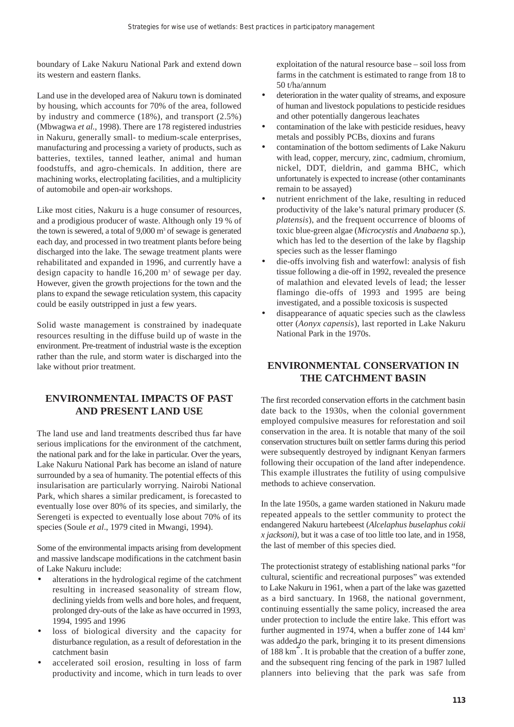boundary of Lake Nakuru National Park and extend down its western and eastern flanks.

Land use in the developed area of Nakuru town is dominated by housing, which accounts for 70% of the area, followed by industry and commerce (18%), and transport (2.5%) (Mbwagwa *et al.*, 1998). There are 178 registered industries in Nakuru, generally small- to medium-scale enterprises, manufacturing and processing a variety of products, such as batteries, textiles, tanned leather, animal and human foodstuffs, and agro-chemicals. In addition, there are machining works, electroplating facilities, and a multiplicity of automobile and open-air workshops.

Like most cities, Nakuru is a huge consumer of resources, and a prodigious producer of waste. Although only 19 % of the town is sewered, a total of 9,000 $m^3$ of sewage is generated each day, and processed in two treatment plants before being discharged into the lake. The sewage treatment plants were rehabilitated and expanded in 1996, and currently have a design capacity to handle 16,200 $m^3$ of sewage per day. However, given the growth projections for the town and the plans to expand the sewage reticulation system, this capacity could be easily outstripped in just a few years.

Solid waste management is constrained by inadequate resources resulting in the diffuse build up of waste in the environment. Pre-treatment of industrial waste is the exception rather than the rule, and storm water is discharged into the lake without prior treatment.

## ENVIRONMENTAL IMPACTS OF PAST AND PRESENT LAND USE

The land use and land treatments described thus far have serious implications for the environment of the catchment, the national park and for the lake in particular. Over the years, Lake Nakuru National Park has become an island of nature surrounded by a sea of humanity. The potential effects of this insularisation are particularly worrying. Nairobi National Park, which shares a similar predicament, is forecasted to eventually lose over 80% of its species, and similarly, the Serengeti is expected to eventually lose about 70% of its species (Soule *et al*., 1979 cited in Mwangi, 1994).

Some of the environmental impacts arising from development and massive landscape modifications in the catchment basin of Lake Nakuru include:

- alterations in the hydrological regime of the catchment resulting in increased seasonality of stream flow, declining yields from wells and bore holes, and frequent, prolonged dry-outs of the lake as have occurred in 1993, 1994, 1995 and 1996
- loss of biological diversity and the capacity for disturbance regulation, as a result of deforestation in the catchment basin
- accelerated soil erosion, resulting in loss of farm productivity and income, which in turn leads to over exploitation of the natural resource base – soil loss from farms in the catchment is estimated to range from 18 to 50 t/ha/annum
- deterioration in the water quality of streams, and exposure of human and livestock populations to pesticide residues and other potentially dangerous leachates
- contamination of the lake with pesticide residues, heavy metals and possibly PCBs, dioxins and furans
- contamination of the bottom sediments of Lake Nakuru with lead, copper, mercury, zinc, cadmium, chromium, nickel, DDT, dieldrin, and gamma BHC, which unfortunately is expected to increase (other contaminants remain to be assayed)
- nutrient enrichment of the lake, resulting in reduced productivity of the lake's natural primary producer (*S. platensis*), and the frequent occurrence of blooms of toxic blue-green algae (*Microcystis* and *Anabaena* sp.), which has led to the desertion of the lake by flagship species such as the lesser flamingo
- die-offs involving fish and waterfowl: analysis of fish tissue following a die-off in 1992, revealed the presence of malathion and elevated levels of lead; the lesser flamingo die-offs of 1993 and 1995 are being investigated, and a possible toxicosis is suspected
- disappearance of aquatic species such as the clawless otter (*Aonyx capensis*), last reported in Lake Nakuru National Park in the 1970s.

## ENVIRONMENTAL CONSERVATION IN THE CATCHMENT BASIN

The first recorded conservation efforts in the catchment basin date back to the 1930s, when the colonial government employed compulsive measures for reforestation and soil conservation in the area. It is notable that many of the soil conservation structures built on settler farms during this period were subsequently destroyed by indignant Kenyan farmers following their occupation of the land after independence. This example illustrates the futility of using compulsive methods to achieve conservation.

In the late 1950s, a game warden stationed in Nakuru made repeated appeals to the settler community to protect the endangered Nakuru hartebeest (*Alcelaphus buselaphus cokii x jacksoni)*, but it was a case of too little too late, and in 1958, the last of member of this species died.

The protectionist strategy of establishing national parks "for cultural, scientific and recreational purposes" was extended to Lake Nakuru in 1961, when a part of the lake was gazetted as a bird sanctuary. In 1968, the national government, continuing essentially the same policy, increased the area under protection to include the entire lake. This effort was further augmented in 1974, when a buffer zone of 144 $km^2$ was added to the park, bringing it to its present dimensions of 188 $km^2$. It is probable that the creation of a buffer zone, and the subsequent ring fencing of the park in 1987 lulled planners into believing that the park was safe from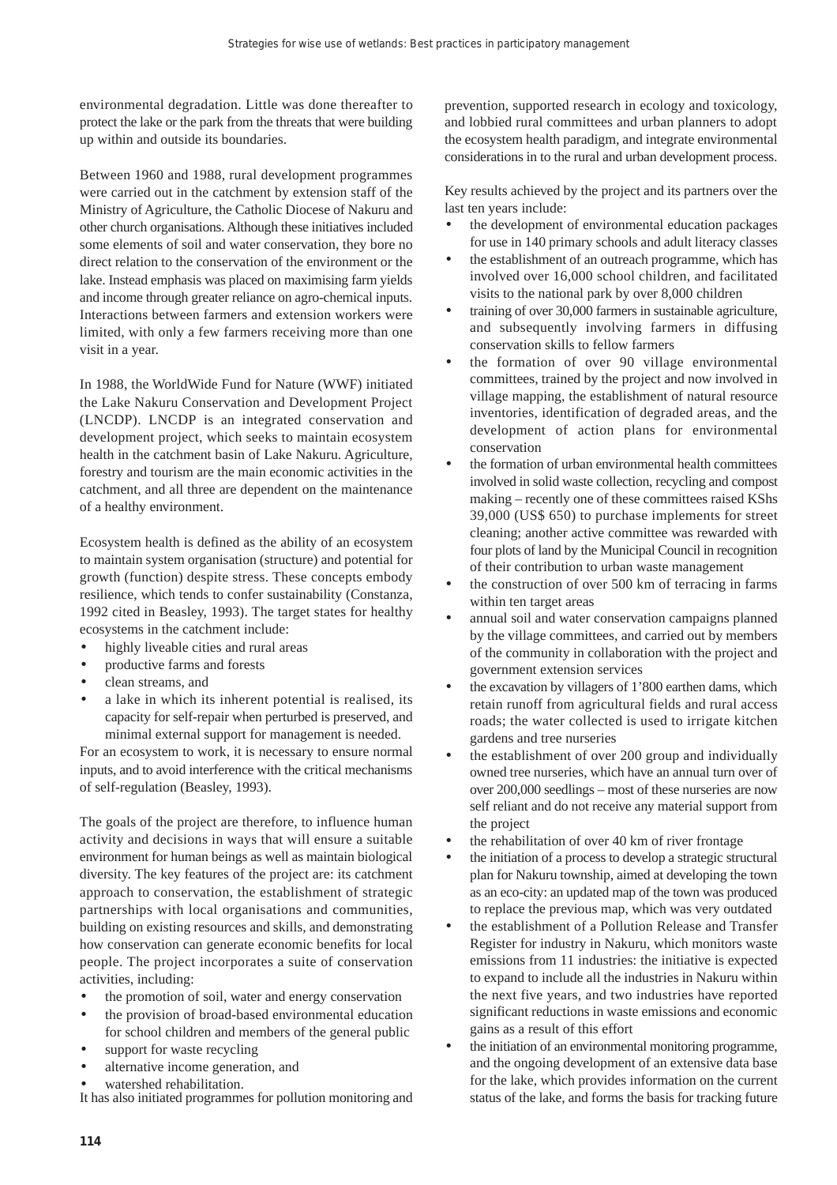environmental degradation. Little was done thereafter to protect the lake or the park from the threats that were building up within and outside its boundaries.

Between 1960 and 1988, rural development programmes were carried out in the catchment by extension staff of the Ministry of Agriculture, the Catholic Diocese of Nakuru and other church organisations. Although these initiatives included some elements of soil and water conservation, they bore no direct relation to the conservation of the environment or the lake. Instead emphasis was placed on maximising farm yields and income through greater reliance on agro-chemical inputs. Interactions between farmers and extension workers were limited, with only a few farmers receiving more than one visit in a year.

In 1988, the WorldWide Fund for Nature (WWF) initiated the Lake Nakuru Conservation and Development Project (LNCDP). LNCDP is an integrated conservation and development project, which seeks to maintain ecosystem health in the catchment basin of Lake Nakuru. Agriculture, forestry and tourism are the main economic activities in the catchment, and all three are dependent on the maintenance of a healthy environment.

Ecosystem health is defined as the ability of an ecosystem to maintain system organisation (structure) and potential for growth (function) despite stress. These concepts embody resilience, which tends to confer sustainability (Constanza, 1992 cited in Beasley, 1993). The target states for healthy ecosystems in the catchment include:

- highly liveable cities and rural areas
- productive farms and forests
- clean streams, and
- a lake in which its inherent potential is realised, its capacity for self-repair when perturbed is preserved, and minimal external support for management is needed.

For an ecosystem to work, it is necessary to ensure normal inputs, and to avoid interference with the critical mechanisms of self-regulation (Beasley, 1993).

The goals of the project are therefore, to influence human activity and decisions in ways that will ensure a suitable environment for human beings as well as maintain biological diversity. The key features of the project are: its catchment approach to conservation, the establishment of strategic partnerships with local organisations and communities, building on existing resources and skills, and demonstrating how conservation can generate economic benefits for local people. The project incorporates a suite of conservation activities, including:

- the promotion of soil, water and energy conservation
- the provision of broad-based environmental education for school children and members of the general public
- support for waste recycling
- alternative income generation, and
- watershed rehabilitation.

It has also initiated programmes for pollution monitoring and prevention, supported research in ecology and toxicology, and lobbied rural committees and urban planners to adopt the ecosystem health paradigm, and integrate environmental considerations in to the rural and urban development process.

Key results achieved by the project and its partners over the last ten years include:

- the development of environmental education packages for use in 140 primary schools and adult literacy classes
- the establishment of an outreach programme, which has involved over 16,000 school children, and facilitated visits to the national park by over 8,000 children
- training of over 30,000 farmers in sustainable agriculture, and subsequently involving farmers in diffusing conservation skills to fellow farmers
- the formation of over 90 village environmental committees, trained by the project and now involved in village mapping, the establishment of natural resource inventories, identification of degraded areas, and the development of action plans for environmental conservation
- the formation of urban environmental health committees involved in solid waste collection, recycling and compost making – recently one of these committees raised KShs 39,000 (US$ 650) to purchase implements for street cleaning; another active committee was rewarded with four plots of land by the Municipal Council in recognition of their contribution to urban waste management
- the construction of over 500 km of terracing in farms within ten target areas
- annual soil and water conservation campaigns planned by the village committees, and carried out by members of the community in collaboration with the project and government extension services
- the excavation by villagers of 1'800 earthen dams, which retain runoff from agricultural fields and rural access roads; the water collected is used to irrigate kitchen gardens and tree nurseries
- the establishment of over 200 group and individually owned tree nurseries, which have an annual turn over of over 200,000 seedlings – most of these nurseries are now self reliant and do not receive any material support from the project
- the rehabilitation of over 40 km of river frontage
- the initiation of a process to develop a strategic structural plan for Nakuru township, aimed at developing the town as an eco-city: an updated map of the town was produced to replace the previous map, which was very outdated
- the establishment of a Pollution Release and Transfer Register for industry in Nakuru, which monitors waste emissions from 11 industries: the initiative is expected to expand to include all the industries in Nakuru within the next five years, and two industries have reported significant reductions in waste emissions and economic gains as a result of this effort
- the initiation of an environmental monitoring programme, and the ongoing development of an extensive data base for the lake, which provides information on the current status of the lake, and forms the basis for tracking future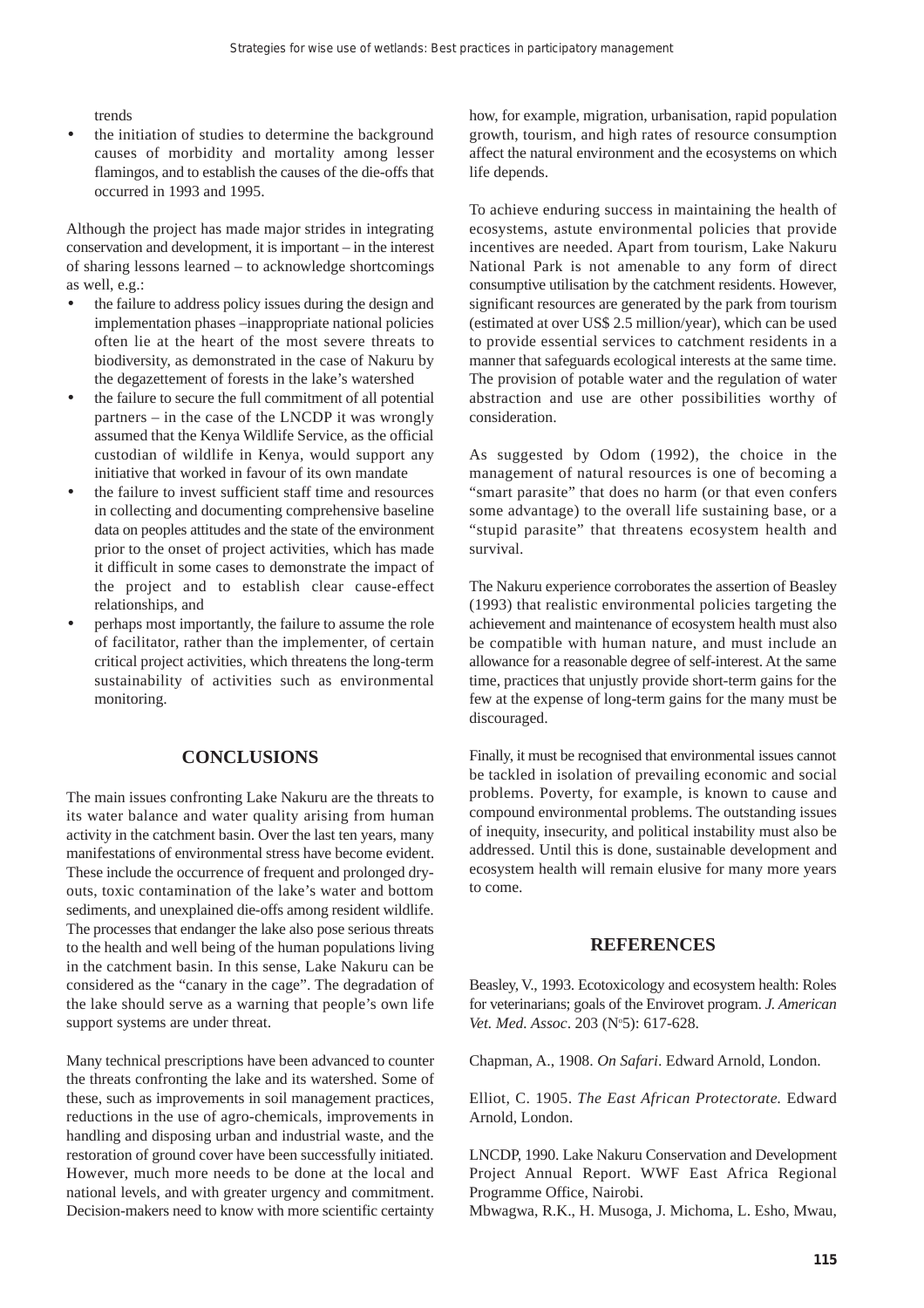trends

- the initiation of studies to determine the background causes of morbidity and mortality among lesser flamingos, and to establish the causes of the die-offs that occurred in 1993 and 1995.

Although the project has made major strides in integrating conservation and development, it is important – in the interest of sharing lessons learned – to acknowledge shortcomings as well, e.g.:

- the failure to address policy issues during the design and implementation phases –inappropriate national policies often lie at the heart of the most severe threats to biodiversity, as demonstrated in the case of Nakuru by the degazettement of forests in the lake's watershed
- the failure to secure the full commitment of all potential partners – in the case of the LNCDP it was wrongly assumed that the Kenya Wildlife Service, as the official custodian of wildlife in Kenya, would support any initiative that worked in favour of its own mandate
- the failure to invest sufficient staff time and resources in collecting and documenting comprehensive baseline data on peoples attitudes and the state of the environment prior to the onset of project activities, which has made it difficult in some cases to demonstrate the impact of the project and to establish clear cause-effect relationships, and
- perhaps most importantly, the failure to assume the role of facilitator, rather than the implementer, of certain critical project activities, which threatens the long-term sustainability of activities such as environmental monitoring.

## CONCLUSIONS

The main issues confronting Lake Nakuru are the threats to its water balance and water quality arising from human activity in the catchment basin. Over the last ten years, many manifestations of environmental stress have become evident. These include the occurrence of frequent and prolonged dry-outs, toxic contamination of the lake's water and bottom sediments, and unexplained die-offs among resident wildlife. The processes that endanger the lake also pose serious threats to the health and well being of the human populations living in the catchment basin. In this sense, Lake Nakuru can be considered as the "canary in the cage". The degradation of the lake should serve as a warning that people's own life support systems are under threat.

Many technical prescriptions have been advanced to counter the threats confronting the lake and its watershed. Some of these, such as improvements in soil management practices, reductions in the use of agro-chemicals, improvements in handling and disposing urban and industrial waste, and the restoration of ground cover have been successfully initiated. However, much more needs to be done at the local and national levels, and with greater urgency and commitment. Decision-makers need to know with more scientific certainty how, for example, migration, urbanisation, rapid population growth, tourism, and high rates of resource consumption affect the natural environment and the ecosystems on which life depends.

To achieve enduring success in maintaining the health of ecosystems, astute environmental policies that provide incentives are needed. Apart from tourism, Lake Nakuru National Park is not amenable to any form of direct consumptive utilisation by the catchment residents. However, significant resources are generated by the park from tourism (estimated at over US$ 2.5 million/year), which can be used to provide essential services to catchment residents in a manner that safeguards ecological interests at the same time. The provision of potable water and the regulation of water abstraction and use are other possibilities worthy of consideration.

As suggested by Odom (1992), the choice in the management of natural resources is one of becoming a "smart parasite" that does no harm (or that even confers some advantage) to the overall life sustaining base, or a "stupid parasite" that threatens ecosystem health and survival.

The Nakuru experience corroborates the assertion of Beasley (1993) that realistic environmental policies targeting the achievement and maintenance of ecosystem health must also be compatible with human nature, and must include an allowance for a reasonable degree of self-interest. At the same time, practices that unjustly provide short-term gains for the few at the expense of long-term gains for the many must be discouraged.

Finally, it must be recognised that environmental issues cannot be tackled in isolation of prevailing economic and social problems. Poverty, for example, is known to cause and compound environmental problems. The outstanding issues of inequity, insecurity, and political instability must also be addressed. Until this is done, sustainable development and ecosystem health will remain elusive for many more years to come.

## REFERENCES

Beasley, V., 1993. Ecotoxicology and ecosystem health: Roles for veterinarians; goals of the Envirovet program. *J. American Vet. Med. Assoc*. 203 (Nº5): 617-628.

Chapman, A., 1908. *On Safari*. Edward Arnold, London.

Elliot, C. 1905. *The East African Protectorate.* Edward Arnold, London.

LNCDP, 1990. Lake Nakuru Conservation and Development Project Annual Report. WWF East Africa Regional Programme Office, Nairobi.

Mbwagwa, R.K., H. Musoga, J. Michoma, L. Esho, Mwau,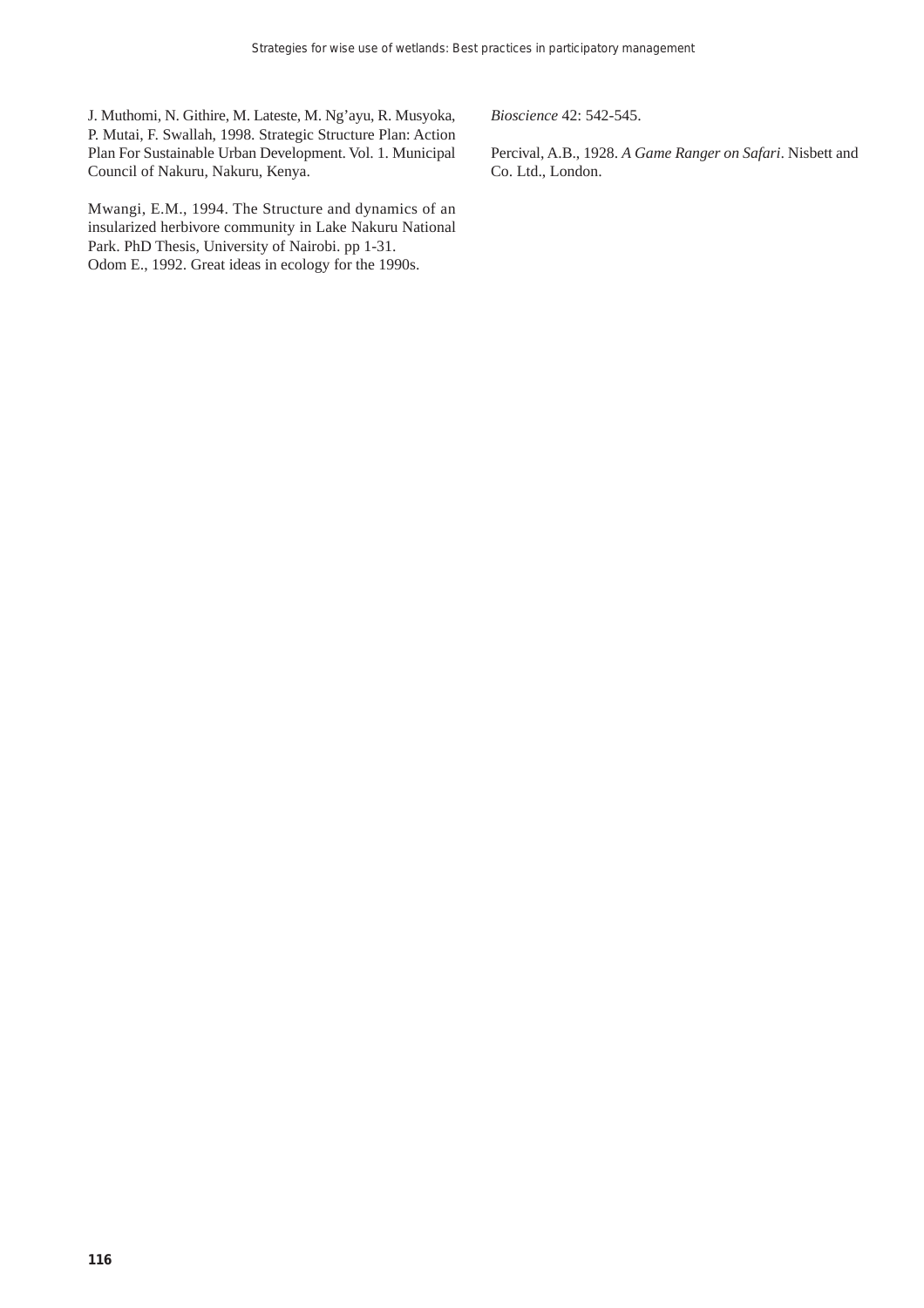J. Muthomi, N. Githire, M. Lateste, M. Ng'ayu, R. Musyoka, P. Mutai, F. Swallah, 1998. Strategic Structure Plan: Action Plan For Sustainable Urban Development. Vol. 1. Municipal Council of Nakuru, Nakuru, Kenya.

Mwangi, E.M., 1994. The Structure and dynamics of an insularized herbivore community in Lake Nakuru National Park. PhD Thesis, University of Nairobi. pp 1-31.

Odom E., 1992. Great ideas in ecology for the 1990s. *Bioscience* 42: 542-545.

Percival, A.B., 1928. *A Game Ranger on Safari*. Nisbett and Co. Ltd., London.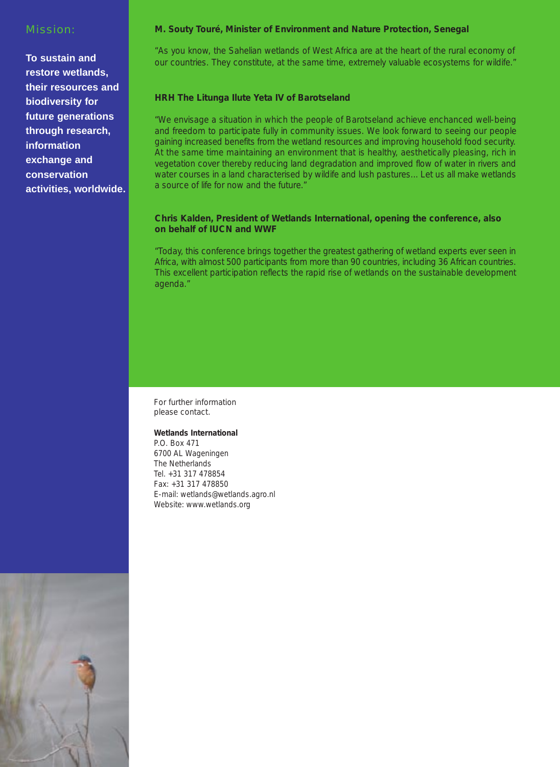## Mission:

**To sustain and restore wetlands, their resources and biodiversity for future generations through research, information exchange and conservation activities, worldwide.**

**M. Souty Touré, Minister of Environment and Nature Protection, Senegal**

"As you know, the Sahelian wetlands of West Africa are at the heart of the rural economy of our countries. They constitute, at the same time, extremely valuable ecosystems for wildlife."

**HRH The Litunga Ilute Yeta IV of Barotseland**

"We envisage a situation in which the people of Barotseland achieve enchanced well-being and freedom to participate fully in community issues. We look forward to seeing our people gaining increased benefits from the wetland resources and improving household food security. At the same time maintaining an environment that is healthy, aesthetically pleasing, rich in vegetation cover thereby reducing land degradation and improved flow of water in rivers and water courses in a land characterised by wildife and lush pastures... Let us all make wetlands a source of life for now and the future."

**Chris Kalden, President of Wetlands International, opening the conference, also on behalf of IUCN and WWF**

"Today, this conference brings together the greatest gathering of wetland experts ever seen in Africa, with almost 500 participants from more than 90 countries, including 36 African countries. This excellent participation reflects the rapid rise of wetlands on the sustainable development agenda."

For further information
please contact.

**Wetlands International**
P.O. Box 471
6700 AL Wageningen
The Netherlands
Tel. +31 317 478854
Fax: +31 317 478850
E-mail: wetlands@wetlands.agro.nl
Website: www.wetlands.org